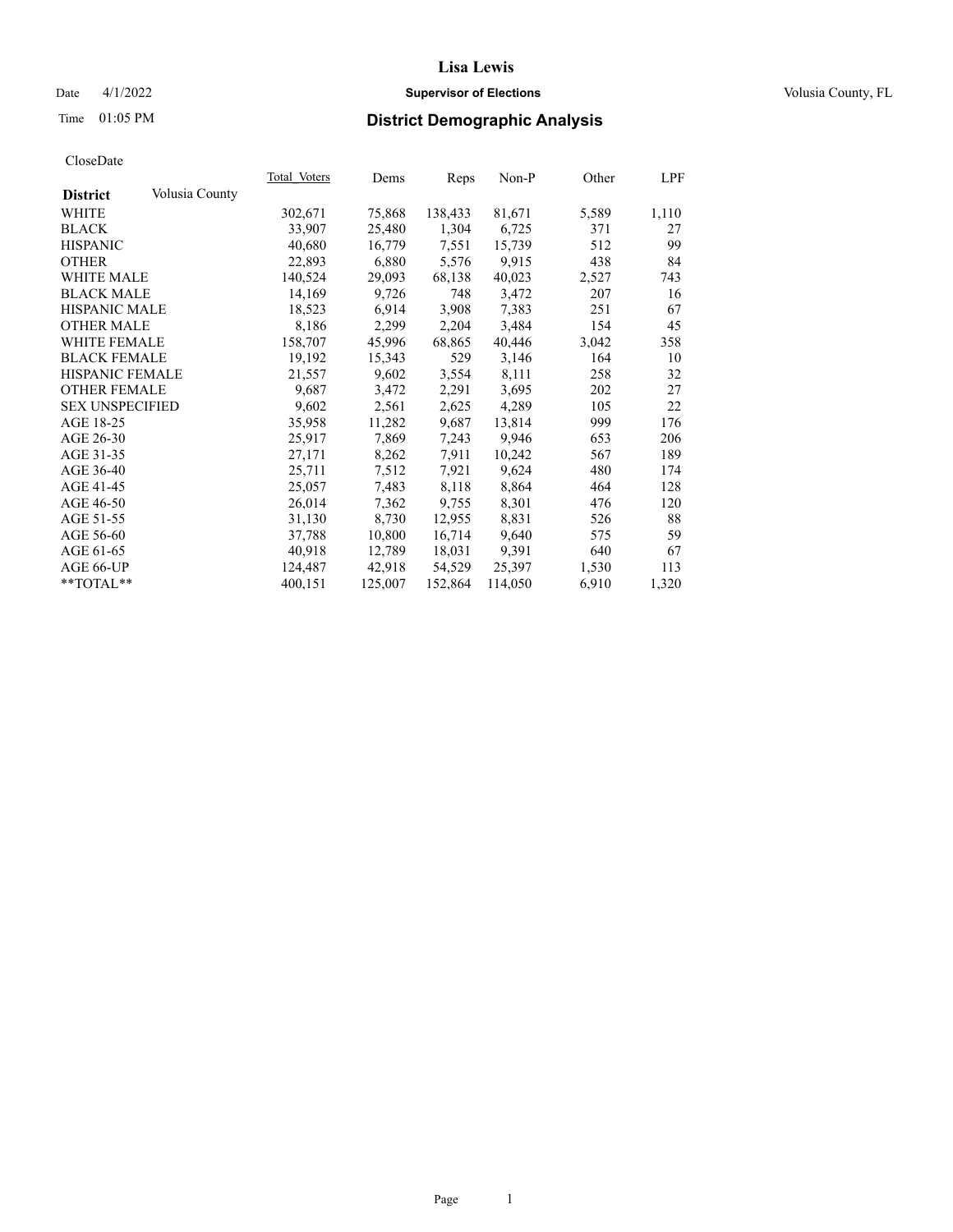# Lisa Lewis

Date 4/1/2022 **Supervisor of Elections** Volusia County, FL

Time 01:05 PM **District Demographic Analysis**

CloseDate

| **District** Volusia County | Total_Voters | Dems | Reps | Non-P | Other | LPF |
|---|---|---|---|---|---|---|
| WHITE | 302,671 | 75,868 | 138,433 | 81,671 | 5,589 | 1,110 |
| BLACK | 33,907 | 25,480 | 1,304 | 6,725 | 371 | 27 |
| HISPANIC | 40,680 | 16,779 | 7,551 | 15,739 | 512 | 99 |
| OTHER | 22,893 | 6,880 | 5,576 | 9,915 | 438 | 84 |
| WHITE MALE | 140,524 | 29,093 | 68,138 | 40,023 | 2,527 | 743 |
| BLACK MALE | 14,169 | 9,726 | 748 | 3,472 | 207 | 16 |
| HISPANIC MALE | 18,523 | 6,914 | 3,908 | 7,383 | 251 | 67 |
| OTHER MALE | 8,186 | 2,299 | 2,204 | 3,484 | 154 | 45 |
| WHITE FEMALE | 158,707 | 45,996 | 68,865 | 40,446 | 3,042 | 358 |
| BLACK FEMALE | 19,192 | 15,343 | 529 | 3,146 | 164 | 10 |
| HISPANIC FEMALE | 21,557 | 9,602 | 3,554 | 8,111 | 258 | 32 |
| OTHER FEMALE | 9,687 | 3,472 | 2,291 | 3,695 | 202 | 27 |
| SEX UNSPECIFIED | 9,602 | 2,561 | 2,625 | 4,289 | 105 | 22 |
| AGE 18-25 | 35,958 | 11,282 | 9,687 | 13,814 | 999 | 176 |
| AGE 26-30 | 25,917 | 7,869 | 7,243 | 9,946 | 653 | 206 |
| AGE 31-35 | 27,171 | 8,262 | 7,911 | 10,242 | 567 | 189 |
| AGE 36-40 | 25,711 | 7,512 | 7,921 | 9,624 | 480 | 174 |
| AGE 41-45 | 25,057 | 7,483 | 8,118 | 8,864 | 464 | 128 |
| AGE 46-50 | 26,014 | 7,362 | 9,755 | 8,301 | 476 | 120 |
| AGE 51-55 | 31,130 | 8,730 | 12,955 | 8,831 | 526 | 88 |
| AGE 56-60 | 37,788 | 10,800 | 16,714 | 9,640 | 575 | 59 |
| AGE 61-65 | 40,918 | 12,789 | 18,031 | 9,391 | 640 | 67 |
| AGE 66-UP | 124,487 | 42,918 | 54,529 | 25,397 | 1,530 | 113 |
| **TOTAL** | 400,151 | 125,007 | 152,864 | 114,050 | 6,910 | 1,320 |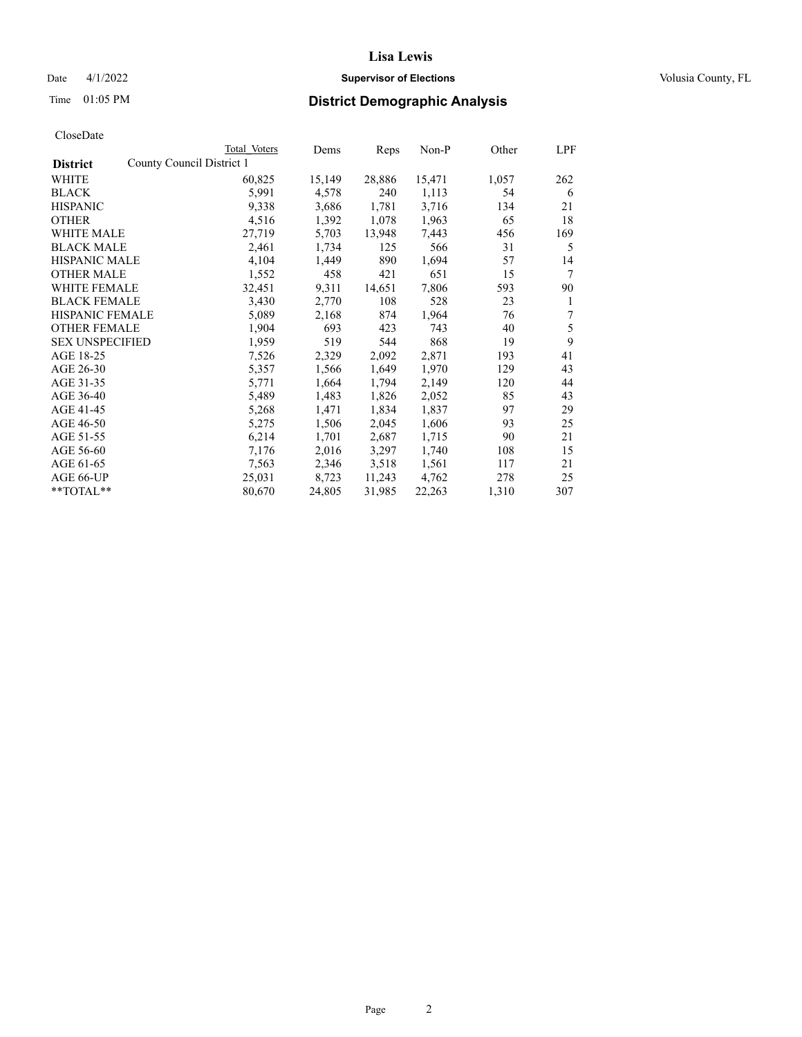# Lisa Lewis

Date 4/1/2022 **Supervisor of Elections** Volusia County, FL

Time 01:05 PM **District Demographic Analysis**

CloseDate

| **District** | County Council District 1 Total Voters | Dems | Reps | Non-P | Other | LPF |
|---|---|---|---|---|---|---|
| WHITE | 60,825 | 15,149 | 28,886 | 15,471 | 1,057 | 262 |
| BLACK | 5,991 | 4,578 | 240 | 1,113 | 54 | 6 |
| HISPANIC | 9,338 | 3,686 | 1,781 | 3,716 | 134 | 21 |
| OTHER | 4,516 | 1,392 | 1,078 | 1,963 | 65 | 18 |
| WHITE MALE | 27,719 | 5,703 | 13,948 | 7,443 | 456 | 169 |
| BLACK MALE | 2,461 | 1,734 | 125 | 566 | 31 | 5 |
| HISPANIC MALE | 4,104 | 1,449 | 890 | 1,694 | 57 | 14 |
| OTHER MALE | 1,552 | 458 | 421 | 651 | 15 | 7 |
| WHITE FEMALE | 32,451 | 9,311 | 14,651 | 7,806 | 593 | 90 |
| BLACK FEMALE | 3,430 | 2,770 | 108 | 528 | 23 | 1 |
| HISPANIC FEMALE | 5,089 | 2,168 | 874 | 1,964 | 76 | 7 |
| OTHER FEMALE | 1,904 | 693 | 423 | 743 | 40 | 5 |
| SEX UNSPECIFIED | 1,959 | 519 | 544 | 868 | 19 | 9 |
| AGE 18-25 | 7,526 | 2,329 | 2,092 | 2,871 | 193 | 41 |
| AGE 26-30 | 5,357 | 1,566 | 1,649 | 1,970 | 129 | 43 |
| AGE 31-35 | 5,771 | 1,664 | 1,794 | 2,149 | 120 | 44 |
| AGE 36-40 | 5,489 | 1,483 | 1,826 | 2,052 | 85 | 43 |
| AGE 41-45 | 5,268 | 1,471 | 1,834 | 1,837 | 97 | 29 |
| AGE 46-50 | 5,275 | 1,506 | 2,045 | 1,606 | 93 | 25 |
| AGE 51-55 | 6,214 | 1,701 | 2,687 | 1,715 | 90 | 21 |
| AGE 56-60 | 7,176 | 2,016 | 3,297 | 1,740 | 108 | 15 |
| AGE 61-65 | 7,563 | 2,346 | 3,518 | 1,561 | 117 | 21 |
| AGE 66-UP | 25,031 | 8,723 | 11,243 | 4,762 | 278 | 25 |
| **TOTAL** | 80,670 | 24,805 | 31,985 | 22,263 | 1,310 | 307 |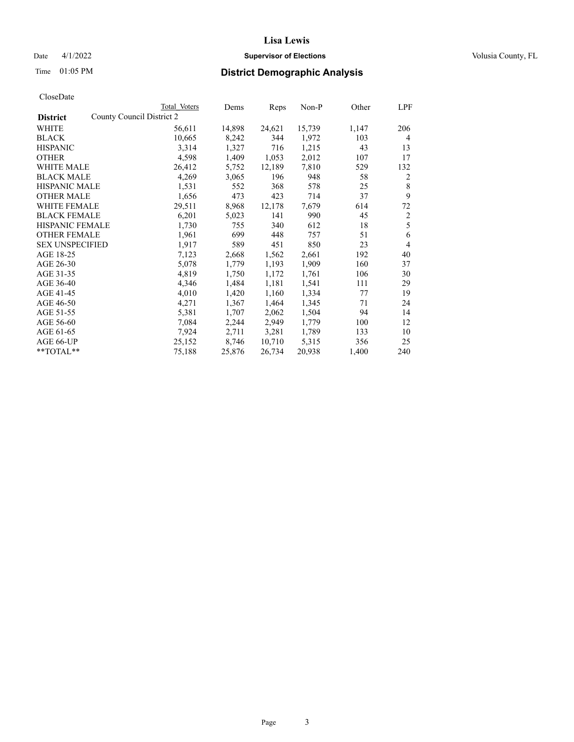# Lisa Lewis

Date 4/1/2022 **Supervisor of Elections** Volusia County, FL

Time 01:05 PM **District Demographic Analysis**

CloseDate

| District | Total Voters | Dems | Reps | Non-P | Other | LPF |
|---|---|---|---|---|---|---|
| County Council District 2 | | | | | | |
| WHITE | 56,611 | 14,898 | 24,621 | 15,739 | 1,147 | 206 |
| BLACK | 10,665 | 8,242 | 344 | 1,972 | 103 | 4 |
| HISPANIC | 3,314 | 1,327 | 716 | 1,215 | 43 | 13 |
| OTHER | 4,598 | 1,409 | 1,053 | 2,012 | 107 | 17 |
| WHITE MALE | 26,412 | 5,752 | 12,189 | 7,810 | 529 | 132 |
| BLACK MALE | 4,269 | 3,065 | 196 | 948 | 58 | 2 |
| HISPANIC MALE | 1,531 | 552 | 368 | 578 | 25 | 8 |
| OTHER MALE | 1,656 | 473 | 423 | 714 | 37 | 9 |
| WHITE FEMALE | 29,511 | 8,968 | 12,178 | 7,679 | 614 | 72 |
| BLACK FEMALE | 6,201 | 5,023 | 141 | 990 | 45 | 2 |
| HISPANIC FEMALE | 1,730 | 755 | 340 | 612 | 18 | 5 |
| OTHER FEMALE | 1,961 | 699 | 448 | 757 | 51 | 6 |
| SEX UNSPECIFIED | 1,917 | 589 | 451 | 850 | 23 | 4 |
| AGE 18-25 | 7,123 | 2,668 | 1,562 | 2,661 | 192 | 40 |
| AGE 26-30 | 5,078 | 1,779 | 1,193 | 1,909 | 160 | 37 |
| AGE 31-35 | 4,819 | 1,750 | 1,172 | 1,761 | 106 | 30 |
| AGE 36-40 | 4,346 | 1,484 | 1,181 | 1,541 | 111 | 29 |
| AGE 41-45 | 4,010 | 1,420 | 1,160 | 1,334 | 77 | 19 |
| AGE 46-50 | 4,271 | 1,367 | 1,464 | 1,345 | 71 | 24 |
| AGE 51-55 | 5,381 | 1,707 | 2,062 | 1,504 | 94 | 14 |
| AGE 56-60 | 7,084 | 2,244 | 2,949 | 1,779 | 100 | 12 |
| AGE 61-65 | 7,924 | 2,711 | 3,281 | 1,789 | 133 | 10 |
| AGE 66-UP | 25,152 | 8,746 | 10,710 | 5,315 | 356 | 25 |
| **TOTAL** | 75,188 | 25,876 | 26,734 | 20,938 | 1,400 | 240 |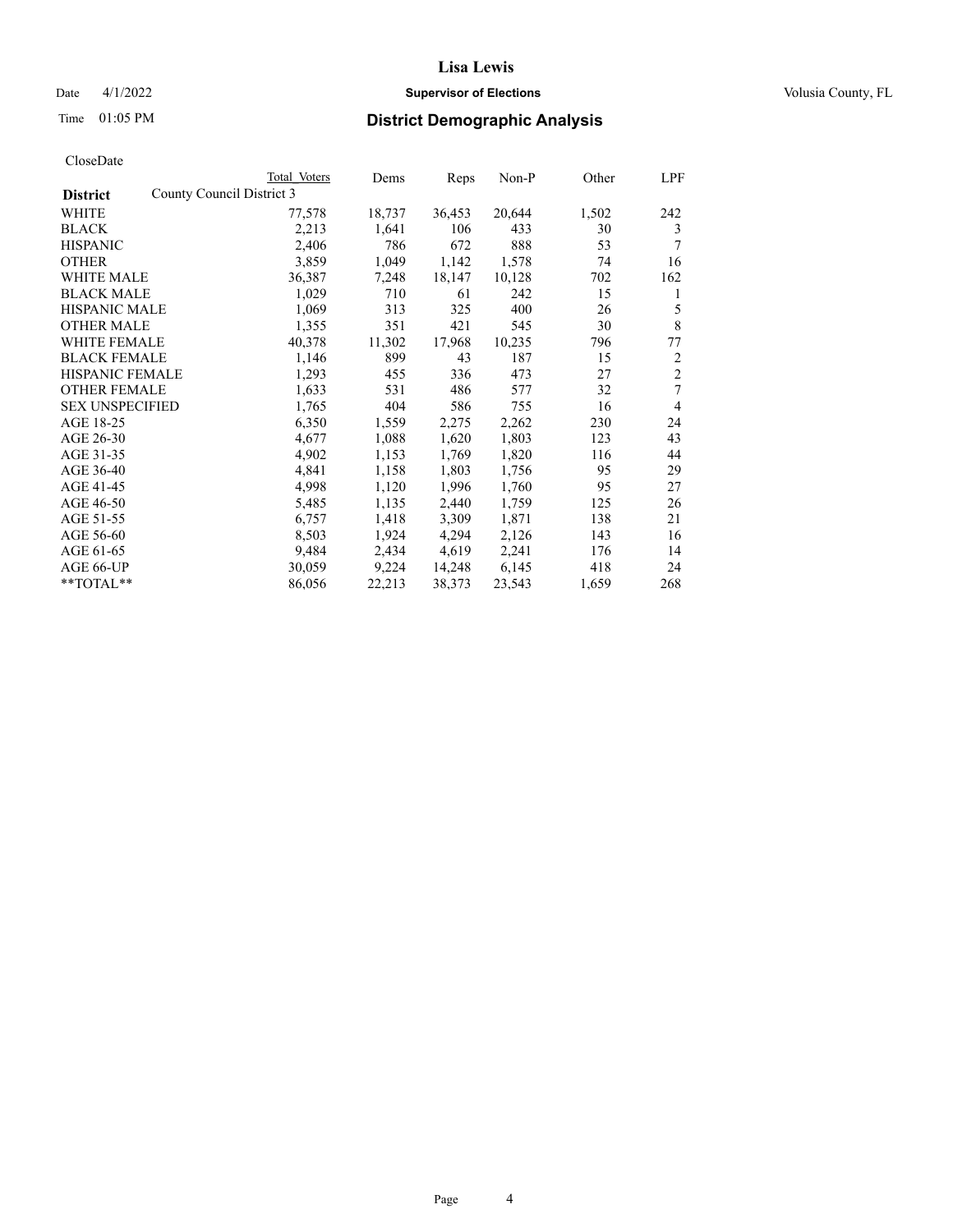# Lisa Lewis

Date 4/1/2022 **Supervisor of Elections** Volusia County, FL

Time 01:05 PM **District Demographic Analysis**

CloseDate

| District | Total Voters | Dems | Reps | Non-P | Other | LPF |
|---|---|---|---|---|---|---|
| County Council District 3 | | | | | | |
| WHITE | 77,578 | 18,737 | 36,453 | 20,644 | 1,502 | 242 |
| BLACK | 2,213 | 1,641 | 106 | 433 | 30 | 3 |
| HISPANIC | 2,406 | 786 | 672 | 888 | 53 | 7 |
| OTHER | 3,859 | 1,049 | 1,142 | 1,578 | 74 | 16 |
| WHITE MALE | 36,387 | 7,248 | 18,147 | 10,128 | 702 | 162 |
| BLACK MALE | 1,029 | 710 | 61 | 242 | 15 | 1 |
| HISPANIC MALE | 1,069 | 313 | 325 | 400 | 26 | 5 |
| OTHER MALE | 1,355 | 351 | 421 | 545 | 30 | 8 |
| WHITE FEMALE | 40,378 | 11,302 | 17,968 | 10,235 | 796 | 77 |
| BLACK FEMALE | 1,146 | 899 | 43 | 187 | 15 | 2 |
| HISPANIC FEMALE | 1,293 | 455 | 336 | 473 | 27 | 2 |
| OTHER FEMALE | 1,633 | 531 | 486 | 577 | 32 | 7 |
| SEX UNSPECIFIED | 1,765 | 404 | 586 | 755 | 16 | 4 |
| AGE 18-25 | 6,350 | 1,559 | 2,275 | 2,262 | 230 | 24 |
| AGE 26-30 | 4,677 | 1,088 | 1,620 | 1,803 | 123 | 43 |
| AGE 31-35 | 4,902 | 1,153 | 1,769 | 1,820 | 116 | 44 |
| AGE 36-40 | 4,841 | 1,158 | 1,803 | 1,756 | 95 | 29 |
| AGE 41-45 | 4,998 | 1,120 | 1,996 | 1,760 | 95 | 27 |
| AGE 46-50 | 5,485 | 1,135 | 2,440 | 1,759 | 125 | 26 |
| AGE 51-55 | 6,757 | 1,418 | 3,309 | 1,871 | 138 | 21 |
| AGE 56-60 | 8,503 | 1,924 | 4,294 | 2,126 | 143 | 16 |
| AGE 61-65 | 9,484 | 2,434 | 4,619 | 2,241 | 176 | 14 |
| AGE 66-UP | 30,059 | 9,224 | 14,248 | 6,145 | 418 | 24 |
| **TOTAL** | 86,056 | 22,213 | 38,373 | 23,543 | 1,659 | 268 |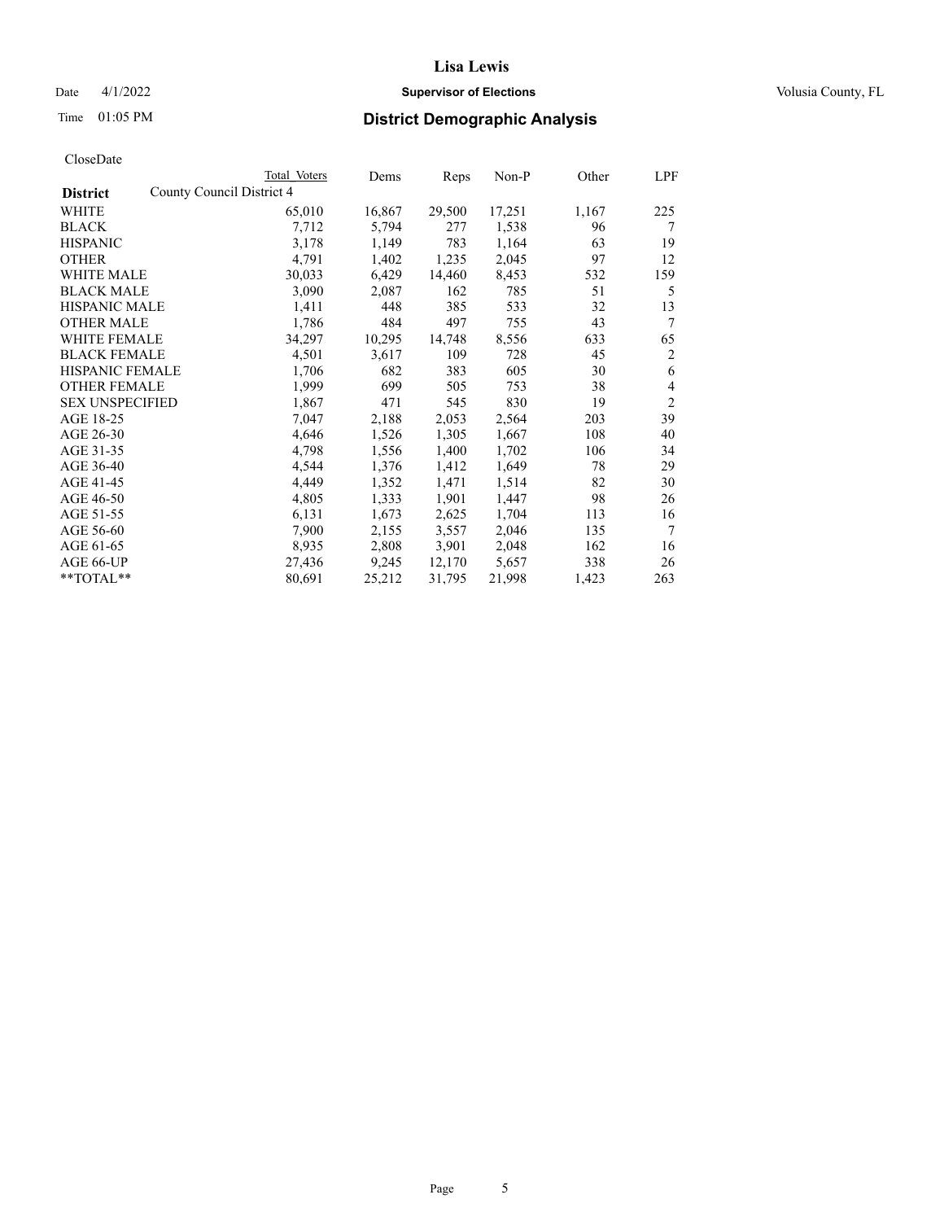# District Demographic Analysis

CloseDate

| District | Total Voters | Dems | Reps | Non-P | Other | LPF |
|---|---|---|---|---|---|---|
| County Council District 4 | | | | | | |
| WHITE | 65,010 | 16,867 | 29,500 | 17,251 | 1,167 | 225 |
| BLACK | 7,712 | 5,794 | 277 | 1,538 | 96 | 7 |
| HISPANIC | 3,178 | 1,149 | 783 | 1,164 | 63 | 19 |
| OTHER | 4,791 | 1,402 | 1,235 | 2,045 | 97 | 12 |
| WHITE MALE | 30,033 | 6,429 | 14,460 | 8,453 | 532 | 159 |
| BLACK MALE | 3,090 | 2,087 | 162 | 785 | 51 | 5 |
| HISPANIC MALE | 1,411 | 448 | 385 | 533 | 32 | 13 |
| OTHER MALE | 1,786 | 484 | 497 | 755 | 43 | 7 |
| WHITE FEMALE | 34,297 | 10,295 | 14,748 | 8,556 | 633 | 65 |
| BLACK FEMALE | 4,501 | 3,617 | 109 | 728 | 45 | 2 |
| HISPANIC FEMALE | 1,706 | 682 | 383 | 605 | 30 | 6 |
| OTHER FEMALE | 1,999 | 699 | 505 | 753 | 38 | 4 |
| SEX UNSPECIFIED | 1,867 | 471 | 545 | 830 | 19 | 2 |
| AGE 18-25 | 7,047 | 2,188 | 2,053 | 2,564 | 203 | 39 |
| AGE 26-30 | 4,646 | 1,526 | 1,305 | 1,667 | 108 | 40 |
| AGE 31-35 | 4,798 | 1,556 | 1,400 | 1,702 | 106 | 34 |
| AGE 36-40 | 4,544 | 1,376 | 1,412 | 1,649 | 78 | 29 |
| AGE 41-45 | 4,449 | 1,352 | 1,471 | 1,514 | 82 | 30 |
| AGE 46-50 | 4,805 | 1,333 | 1,901 | 1,447 | 98 | 26 |
| AGE 51-55 | 6,131 | 1,673 | 2,625 | 1,704 | 113 | 16 |
| AGE 56-60 | 7,900 | 2,155 | 3,557 | 2,046 | 135 | 7 |
| AGE 61-65 | 8,935 | 2,808 | 3,901 | 2,048 | 162 | 16 |
| AGE 66-UP | 27,436 | 9,245 | 12,170 | 5,657 | 338 | 26 |
| **TOTAL** | 80,691 | 25,212 | 31,795 | 21,998 | 1,423 | 263 |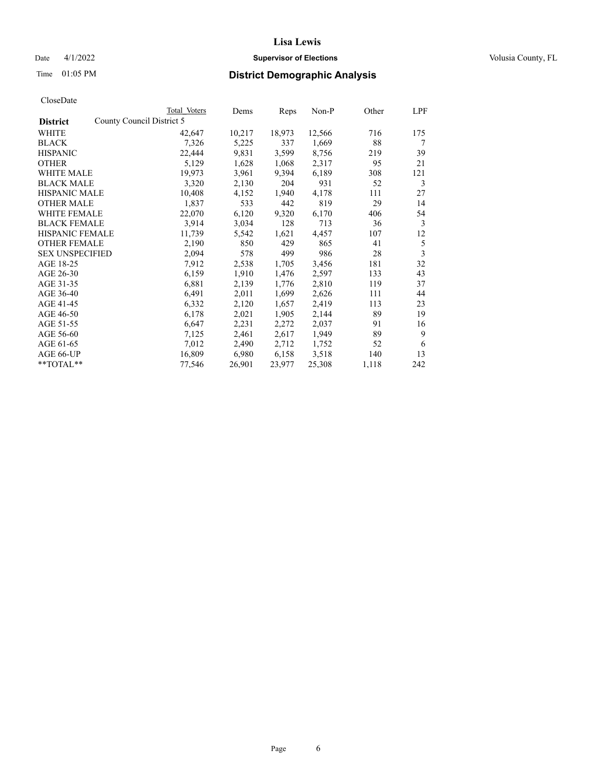# Lisa Lewis

Date 4/1/2022 **Supervisor of Elections** Volusia County, FL

Time 01:05 PM **District Demographic Analysis**

CloseDate

| District | Total Voters | Dems | Reps | Non-P | Other | LPF |
|---|---|---|---|---|---|---|
| County Council District 5 | | | | | | |
| WHITE | 42,647 | 10,217 | 18,973 | 12,566 | 716 | 175 |
| BLACK | 7,326 | 5,225 | 337 | 1,669 | 88 | 7 |
| HISPANIC | 22,444 | 9,831 | 3,599 | 8,756 | 219 | 39 |
| OTHER | 5,129 | 1,628 | 1,068 | 2,317 | 95 | 21 |
| WHITE MALE | 19,973 | 3,961 | 9,394 | 6,189 | 308 | 121 |
| BLACK MALE | 3,320 | 2,130 | 204 | 931 | 52 | 3 |
| HISPANIC MALE | 10,408 | 4,152 | 1,940 | 4,178 | 111 | 27 |
| OTHER MALE | 1,837 | 533 | 442 | 819 | 29 | 14 |
| WHITE FEMALE | 22,070 | 6,120 | 9,320 | 6,170 | 406 | 54 |
| BLACK FEMALE | 3,914 | 3,034 | 128 | 713 | 36 | 3 |
| HISPANIC FEMALE | 11,739 | 5,542 | 1,621 | 4,457 | 107 | 12 |
| OTHER FEMALE | 2,190 | 850 | 429 | 865 | 41 | 5 |
| SEX UNSPECIFIED | 2,094 | 578 | 499 | 986 | 28 | 3 |
| AGE 18-25 | 7,912 | 2,538 | 1,705 | 3,456 | 181 | 32 |
| AGE 26-30 | 6,159 | 1,910 | 1,476 | 2,597 | 133 | 43 |
| AGE 31-35 | 6,881 | 2,139 | 1,776 | 2,810 | 119 | 37 |
| AGE 36-40 | 6,491 | 2,011 | 1,699 | 2,626 | 111 | 44 |
| AGE 41-45 | 6,332 | 2,120 | 1,657 | 2,419 | 113 | 23 |
| AGE 46-50 | 6,178 | 2,021 | 1,905 | 2,144 | 89 | 19 |
| AGE 51-55 | 6,647 | 2,231 | 2,272 | 2,037 | 91 | 16 |
| AGE 56-60 | 7,125 | 2,461 | 2,617 | 1,949 | 89 | 9 |
| AGE 61-65 | 7,012 | 2,490 | 2,712 | 1,752 | 52 | 6 |
| AGE 66-UP | 16,809 | 6,980 | 6,158 | 3,518 | 140 | 13 |
| **TOTAL** | 77,546 | 26,901 | 23,977 | 25,308 | 1,118 | 242 |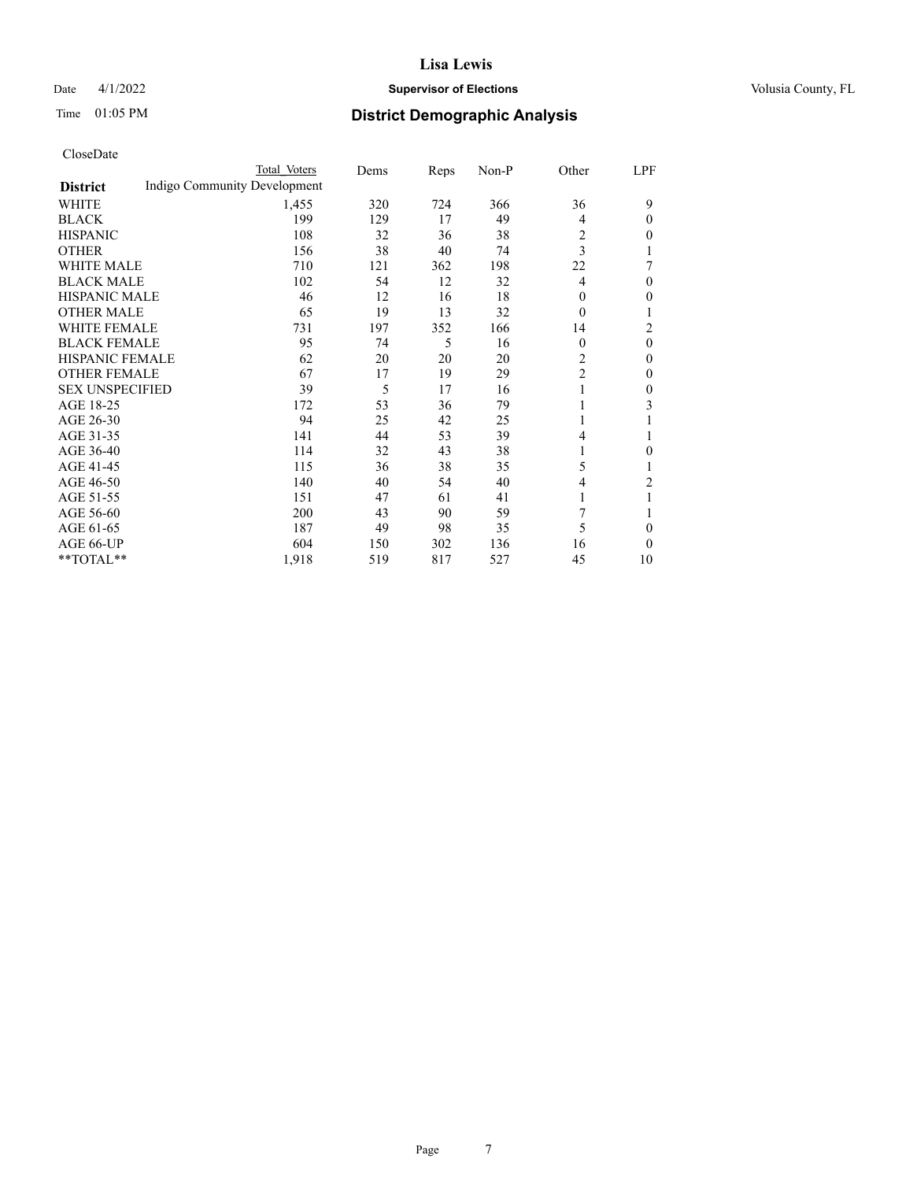# Lisa Lewis

Date 4/1/2022 **Supervisor of Elections** Volusia County, FL

Time 01:05 PM **District Demographic Analysis**

CloseDate

| District | Total Voters | Dems | Reps | Non-P | Other | LPF |
|---|---|---|---|---|---|---|
| Indigo Community Development | | | | | | |
| WHITE | 1,455 | 320 | 724 | 366 | 36 | 9 |
| BLACK | 199 | 129 | 17 | 49 | 4 | 0 |
| HISPANIC | 108 | 32 | 36 | 38 | 2 | 0 |
| OTHER | 156 | 38 | 40 | 74 | 3 | 1 |
| WHITE MALE | 710 | 121 | 362 | 198 | 22 | 7 |
| BLACK MALE | 102 | 54 | 12 | 32 | 4 | 0 |
| HISPANIC MALE | 46 | 12 | 16 | 18 | 0 | 0 |
| OTHER MALE | 65 | 19 | 13 | 32 | 0 | 1 |
| WHITE FEMALE | 731 | 197 | 352 | 166 | 14 | 2 |
| BLACK FEMALE | 95 | 74 | 5 | 16 | 0 | 0 |
| HISPANIC FEMALE | 62 | 20 | 20 | 20 | 2 | 0 |
| OTHER FEMALE | 67 | 17 | 19 | 29 | 2 | 0 |
| SEX UNSPECIFIED | 39 | 5 | 17 | 16 | 1 | 0 |
| AGE 18-25 | 172 | 53 | 36 | 79 | 1 | 3 |
| AGE 26-30 | 94 | 25 | 42 | 25 | 1 | 1 |
| AGE 31-35 | 141 | 44 | 53 | 39 | 4 | 1 |
| AGE 36-40 | 114 | 32 | 43 | 38 | 1 | 0 |
| AGE 41-45 | 115 | 36 | 38 | 35 | 5 | 1 |
| AGE 46-50 | 140 | 40 | 54 | 40 | 4 | 2 |
| AGE 51-55 | 151 | 47 | 61 | 41 | 1 | 1 |
| AGE 56-60 | 200 | 43 | 90 | 59 | 7 | 1 |
| AGE 61-65 | 187 | 49 | 98 | 35 | 5 | 0 |
| AGE 66-UP | 604 | 150 | 302 | 136 | 16 | 0 |
| **TOTAL** | 1,918 | 519 | 817 | 527 | 45 | 10 |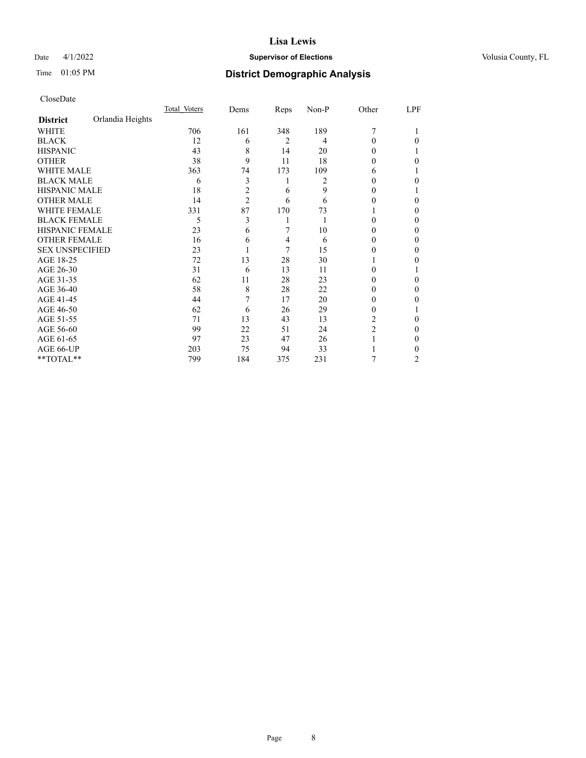# Lisa Lewis

Date 4/1/2022 **Supervisor of Elections** Volusia County, FL

Time 01:05 PM **District Demographic Analysis**

CloseDate

| **District** Orlandia Heights | Total Voters | Dems | Reps | Non-P | Other | LPF |
|---|---|---|---|---|---|---|
| WHITE | 706 | 161 | 348 | 189 | 7 | 1 |
| BLACK | 12 | 6 | 2 | 4 | 0 | 0 |
| HISPANIC | 43 | 8 | 14 | 20 | 0 | 1 |
| OTHER | 38 | 9 | 11 | 18 | 0 | 0 |
| WHITE MALE | 363 | 74 | 173 | 109 | 6 | 1 |
| BLACK MALE | 6 | 3 | 1 | 2 | 0 | 0 |
| HISPANIC MALE | 18 | 2 | 6 | 9 | 0 | 1 |
| OTHER MALE | 14 | 2 | 6 | 6 | 0 | 0 |
| WHITE FEMALE | 331 | 87 | 170 | 73 | 1 | 0 |
| BLACK FEMALE | 5 | 3 | 1 | 1 | 0 | 0 |
| HISPANIC FEMALE | 23 | 6 | 7 | 10 | 0 | 0 |
| OTHER FEMALE | 16 | 6 | 4 | 6 | 0 | 0 |
| SEX UNSPECIFIED | 23 | 1 | 7 | 15 | 0 | 0 |
| AGE 18-25 | 72 | 13 | 28 | 30 | 1 | 0 |
| AGE 26-30 | 31 | 6 | 13 | 11 | 0 | 1 |
| AGE 31-35 | 62 | 11 | 28 | 23 | 0 | 0 |
| AGE 36-40 | 58 | 8 | 28 | 22 | 0 | 0 |
| AGE 41-45 | 44 | 7 | 17 | 20 | 0 | 0 |
| AGE 46-50 | 62 | 6 | 26 | 29 | 0 | 1 |
| AGE 51-55 | 71 | 13 | 43 | 13 | 2 | 0 |
| AGE 56-60 | 99 | 22 | 51 | 24 | 2 | 0 |
| AGE 61-65 | 97 | 23 | 47 | 26 | 1 | 0 |
| AGE 66-UP | 203 | 75 | 94 | 33 | 1 | 0 |
| **TOTAL** | 799 | 184 | 375 | 231 | 7 | 2 |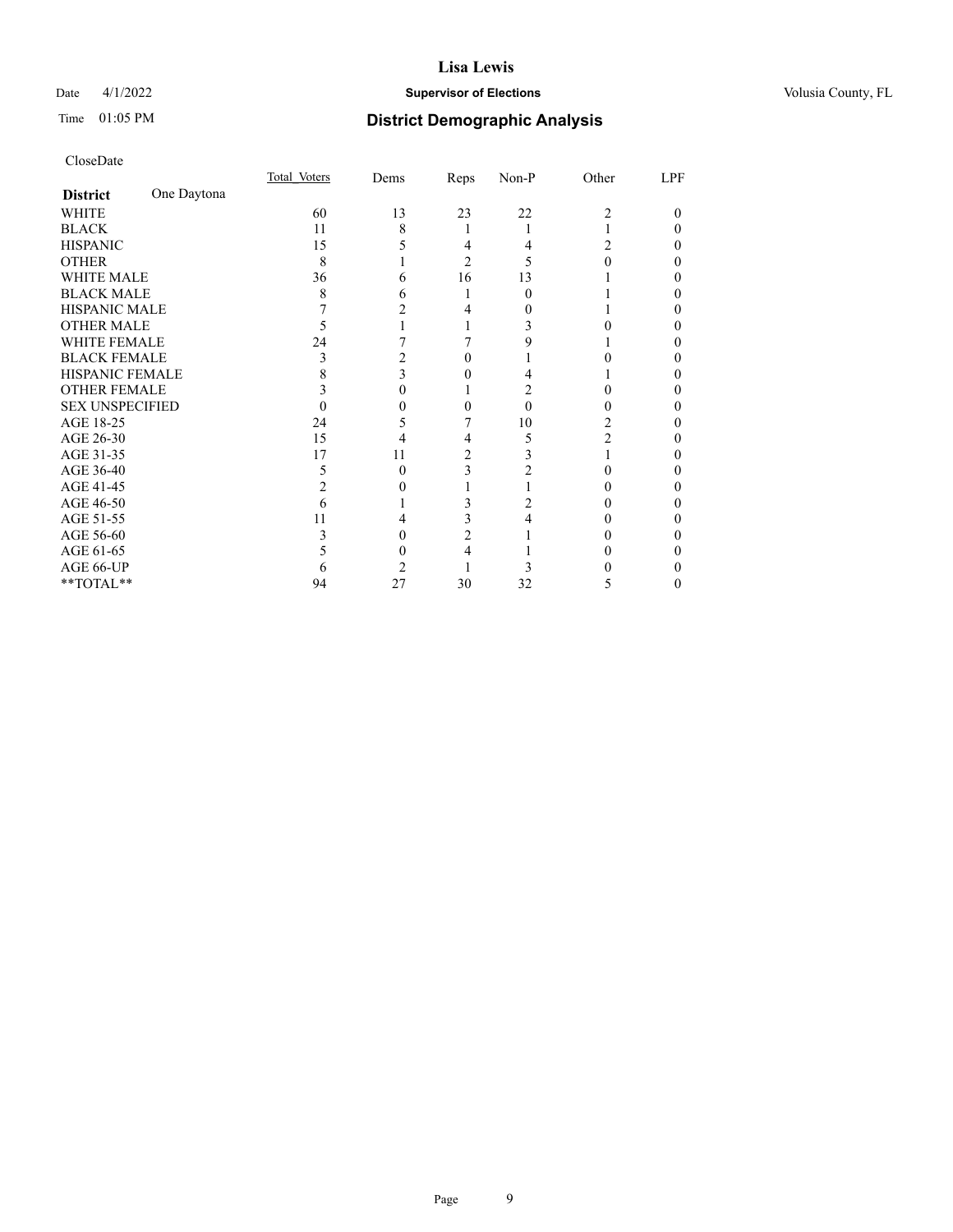# Lisa Lewis

Date 4/1/2022 **Supervisor of Elections** Volusia County, FL

Time 01:05 PM **District Demographic Analysis**

CloseDate

| **District** One Daytona | Total Voters | Dems | Reps | Non-P | Other | LPF |
|---|---|---|---|---|---|---|
| WHITE | 60 | 13 | 23 | 22 | 2 | 0 |
| BLACK | 11 | 8 | 1 | 1 | 1 | 0 |
| HISPANIC | 15 | 5 | 4 | 4 | 2 | 0 |
| OTHER | 8 | 1 | 2 | 5 | 0 | 0 |
| WHITE MALE | 36 | 6 | 16 | 13 | 1 | 0 |
| BLACK MALE | 8 | 6 | 1 | 0 | 1 | 0 |
| HISPANIC MALE | 7 | 2 | 4 | 0 | 1 | 0 |
| OTHER MALE | 5 | 1 | 1 | 3 | 0 | 0 |
| WHITE FEMALE | 24 | 7 | 7 | 9 | 1 | 0 |
| BLACK FEMALE | 3 | 2 | 0 | 1 | 0 | 0 |
| HISPANIC FEMALE | 8 | 3 | 0 | 4 | 1 | 0 |
| OTHER FEMALE | 3 | 0 | 1 | 2 | 0 | 0 |
| SEX UNSPECIFIED | 0 | 0 | 0 | 0 | 0 | 0 |
| AGE 18-25 | 24 | 5 | 7 | 10 | 2 | 0 |
| AGE 26-30 | 15 | 4 | 4 | 5 | 2 | 0 |
| AGE 31-35 | 17 | 11 | 2 | 3 | 1 | 0 |
| AGE 36-40 | 5 | 0 | 3 | 2 | 0 | 0 |
| AGE 41-45 | 2 | 0 | 1 | 1 | 0 | 0 |
| AGE 46-50 | 6 | 1 | 3 | 2 | 0 | 0 |
| AGE 51-55 | 11 | 4 | 3 | 4 | 0 | 0 |
| AGE 56-60 | 3 | 0 | 2 | 1 | 0 | 0 |
| AGE 61-65 | 5 | 0 | 4 | 1 | 0 | 0 |
| AGE 66-UP | 6 | 2 | 1 | 3 | 0 | 0 |
| **TOTAL** | 94 | 27 | 30 | 32 | 5 | 0 |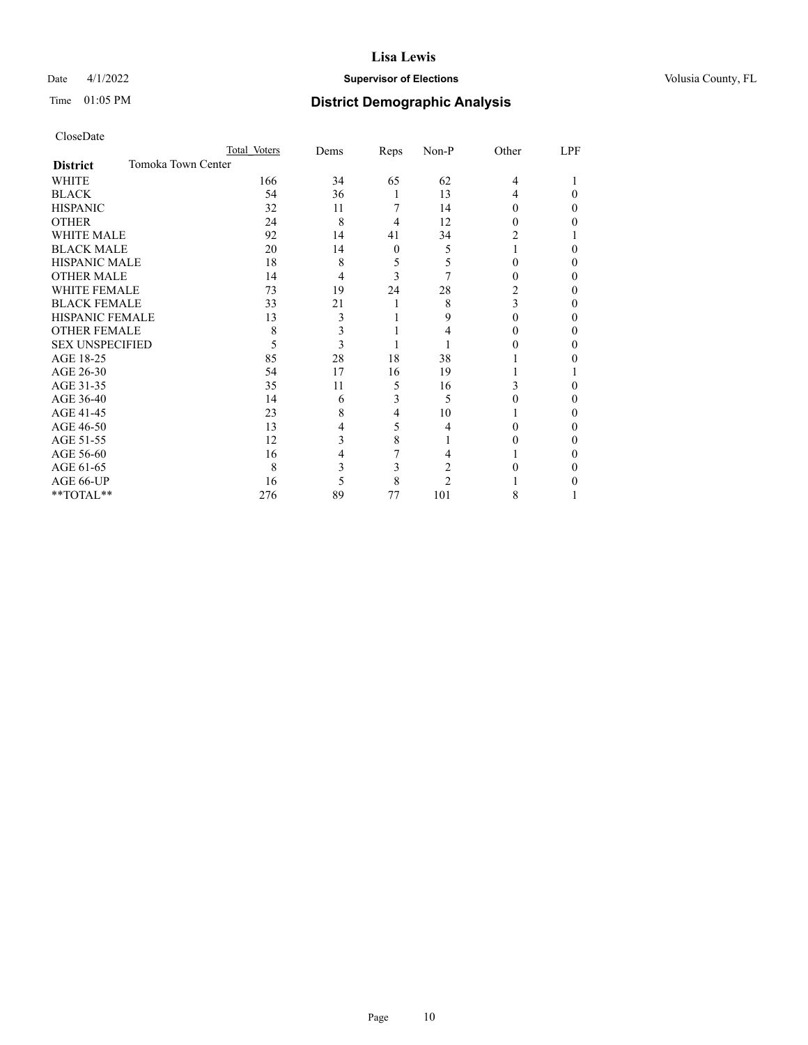CloseDate

| District | Tomoka Town Center | Total Voters | Dems | Reps | Non-P | Other | LPF |
|---|---|---|---|---|---|---|---|
| WHITE | | 166 | 34 | 65 | 62 | 4 | 1 |
| BLACK | | 54 | 36 | 1 | 13 | 4 | 0 |
| HISPANIC | | 32 | 11 | 7 | 14 | 0 | 0 |
| OTHER | | 24 | 8 | 4 | 12 | 0 | 0 |
| WHITE MALE | | 92 | 14 | 41 | 34 | 2 | 1 |
| BLACK MALE | | 20 | 14 | 0 | 5 | 1 | 0 |
| HISPANIC MALE | | 18 | 8 | 5 | 5 | 0 | 0 |
| OTHER MALE | | 14 | 4 | 3 | 7 | 0 | 0 |
| WHITE FEMALE | | 73 | 19 | 24 | 28 | 2 | 0 |
| BLACK FEMALE | | 33 | 21 | 1 | 8 | 3 | 0 |
| HISPANIC FEMALE | | 13 | 3 | 1 | 9 | 0 | 0 |
| OTHER FEMALE | | 8 | 3 | 1 | 4 | 0 | 0 |
| SEX UNSPECIFIED | | 5 | 3 | 1 | 1 | 0 | 0 |
| AGE 18-25 | | 85 | 28 | 18 | 38 | 1 | 0 |
| AGE 26-30 | | 54 | 17 | 16 | 19 | 1 | 1 |
| AGE 31-35 | | 35 | 11 | 5 | 16 | 3 | 0 |
| AGE 36-40 | | 14 | 6 | 3 | 5 | 0 | 0 |
| AGE 41-45 | | 23 | 8 | 4 | 10 | 1 | 0 |
| AGE 46-50 | | 13 | 4 | 5 | 4 | 0 | 0 |
| AGE 51-55 | | 12 | 3 | 8 | 1 | 0 | 0 |
| AGE 56-60 | | 16 | 4 | 7 | 4 | 1 | 0 |
| AGE 61-65 | | 8 | 3 | 3 | 2 | 0 | 0 |
| AGE 66-UP | | 16 | 5 | 8 | 2 | 1 | 0 |
| **TOTAL** | | 276 | 89 | 77 | 101 | 8 | 1 |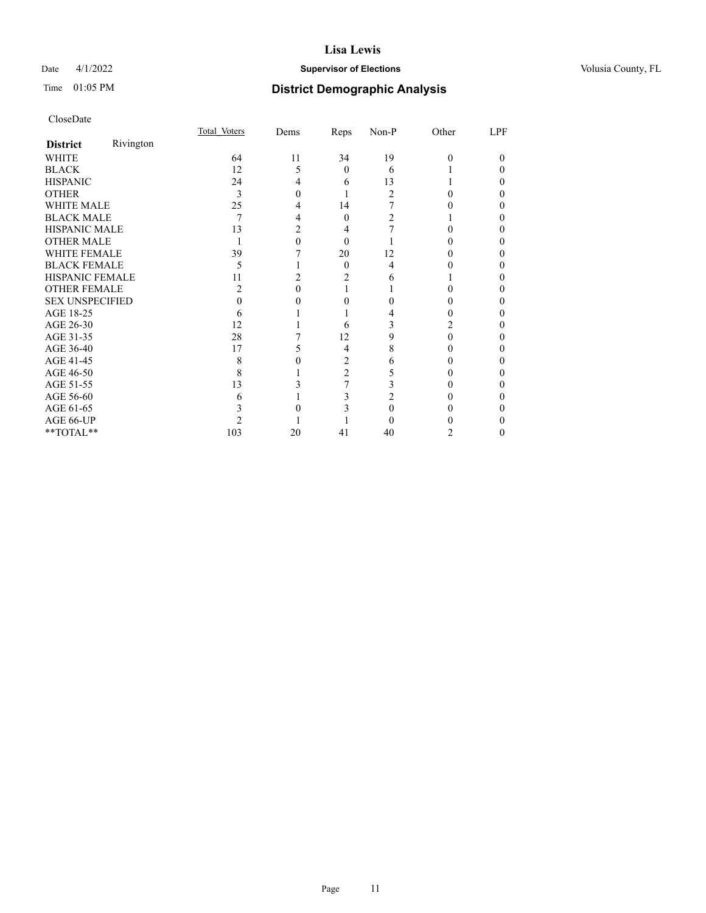# Lisa Lewis

Date 4/1/2022 **Supervisor of Elections** Volusia County, FL

Time 01:05 PM **District Demographic Analysis**

CloseDate

| **District** Rivington | Total Voters | Dems | Reps | Non-P | Other | LPF |
|---|---|---|---|---|---|---|
| WHITE | 64 | 11 | 34 | 19 | 0 | 0 |
| BLACK | 12 | 5 | 0 | 6 | 1 | 0 |
| HISPANIC | 24 | 4 | 6 | 13 | 1 | 0 |
| OTHER | 3 | 0 | 1 | 2 | 0 | 0 |
| WHITE MALE | 25 | 4 | 14 | 7 | 0 | 0 |
| BLACK MALE | 7 | 4 | 0 | 2 | 1 | 0 |
| HISPANIC MALE | 13 | 2 | 4 | 7 | 0 | 0 |
| OTHER MALE | 1 | 0 | 0 | 1 | 0 | 0 |
| WHITE FEMALE | 39 | 7 | 20 | 12 | 0 | 0 |
| BLACK FEMALE | 5 | 1 | 0 | 4 | 0 | 0 |
| HISPANIC FEMALE | 11 | 2 | 2 | 6 | 1 | 0 |
| OTHER FEMALE | 2 | 0 | 1 | 1 | 0 | 0 |
| SEX UNSPECIFIED | 0 | 0 | 0 | 0 | 0 | 0 |
| AGE 18-25 | 6 | 1 | 1 | 4 | 0 | 0 |
| AGE 26-30 | 12 | 1 | 6 | 3 | 2 | 0 |
| AGE 31-35 | 28 | 7 | 12 | 9 | 0 | 0 |
| AGE 36-40 | 17 | 5 | 4 | 8 | 0 | 0 |
| AGE 41-45 | 8 | 0 | 2 | 6 | 0 | 0 |
| AGE 46-50 | 8 | 1 | 2 | 5 | 0 | 0 |
| AGE 51-55 | 13 | 3 | 7 | 3 | 0 | 0 |
| AGE 56-60 | 6 | 1 | 3 | 2 | 0 | 0 |
| AGE 61-65 | 3 | 0 | 3 | 0 | 0 | 0 |
| AGE 66-UP | 2 | 1 | 1 | 0 | 0 | 0 |
| **TOTAL** | 103 | 20 | 41 | 40 | 2 | 0 |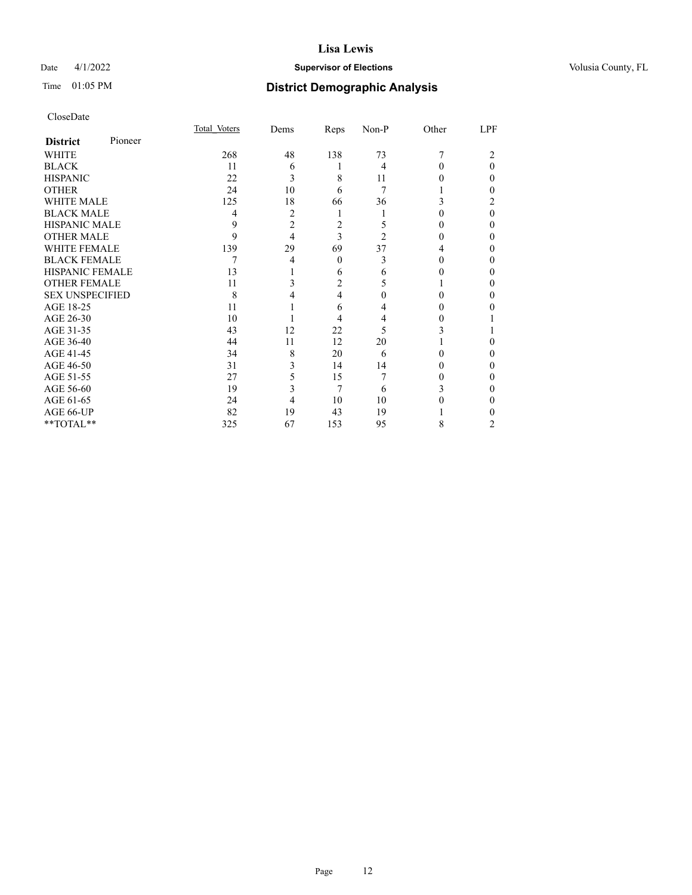# Lisa Lewis

Date 4/1/2022 **Supervisor of Elections** Volusia County, FL

Time 01:05 PM **District Demographic Analysis**

CloseDate

| **District** Pioneer | Total Voters | Dems | Reps | Non-P | Other | LPF |
|---|---|---|---|---|---|---|
| WHITE | 268 | 48 | 138 | 73 | 7 | 2 |
| BLACK | 11 | 6 | 1 | 4 | 0 | 0 |
| HISPANIC | 22 | 3 | 8 | 11 | 0 | 0 |
| OTHER | 24 | 10 | 6 | 7 | 1 | 0 |
| WHITE MALE | 125 | 18 | 66 | 36 | 3 | 2 |
| BLACK MALE | 4 | 2 | 1 | 1 | 0 | 0 |
| HISPANIC MALE | 9 | 2 | 2 | 5 | 0 | 0 |
| OTHER MALE | 9 | 4 | 3 | 2 | 0 | 0 |
| WHITE FEMALE | 139 | 29 | 69 | 37 | 4 | 0 |
| BLACK FEMALE | 7 | 4 | 0 | 3 | 0 | 0 |
| HISPANIC FEMALE | 13 | 1 | 6 | 6 | 0 | 0 |
| OTHER FEMALE | 11 | 3 | 2 | 5 | 1 | 0 |
| SEX UNSPECIFIED | 8 | 4 | 4 | 0 | 0 | 0 |
| AGE 18-25 | 11 | 1 | 6 | 4 | 0 | 0 |
| AGE 26-30 | 10 | 1 | 4 | 4 | 0 | 1 |
| AGE 31-35 | 43 | 12 | 22 | 5 | 3 | 1 |
| AGE 36-40 | 44 | 11 | 12 | 20 | 1 | 0 |
| AGE 41-45 | 34 | 8 | 20 | 6 | 0 | 0 |
| AGE 46-50 | 31 | 3 | 14 | 14 | 0 | 0 |
| AGE 51-55 | 27 | 5 | 15 | 7 | 0 | 0 |
| AGE 56-60 | 19 | 3 | 7 | 6 | 3 | 0 |
| AGE 61-65 | 24 | 4 | 10 | 10 | 0 | 0 |
| AGE 66-UP | 82 | 19 | 43 | 19 | 1 | 0 |
| **TOTAL** | 325 | 67 | 153 | 95 | 8 | 2 |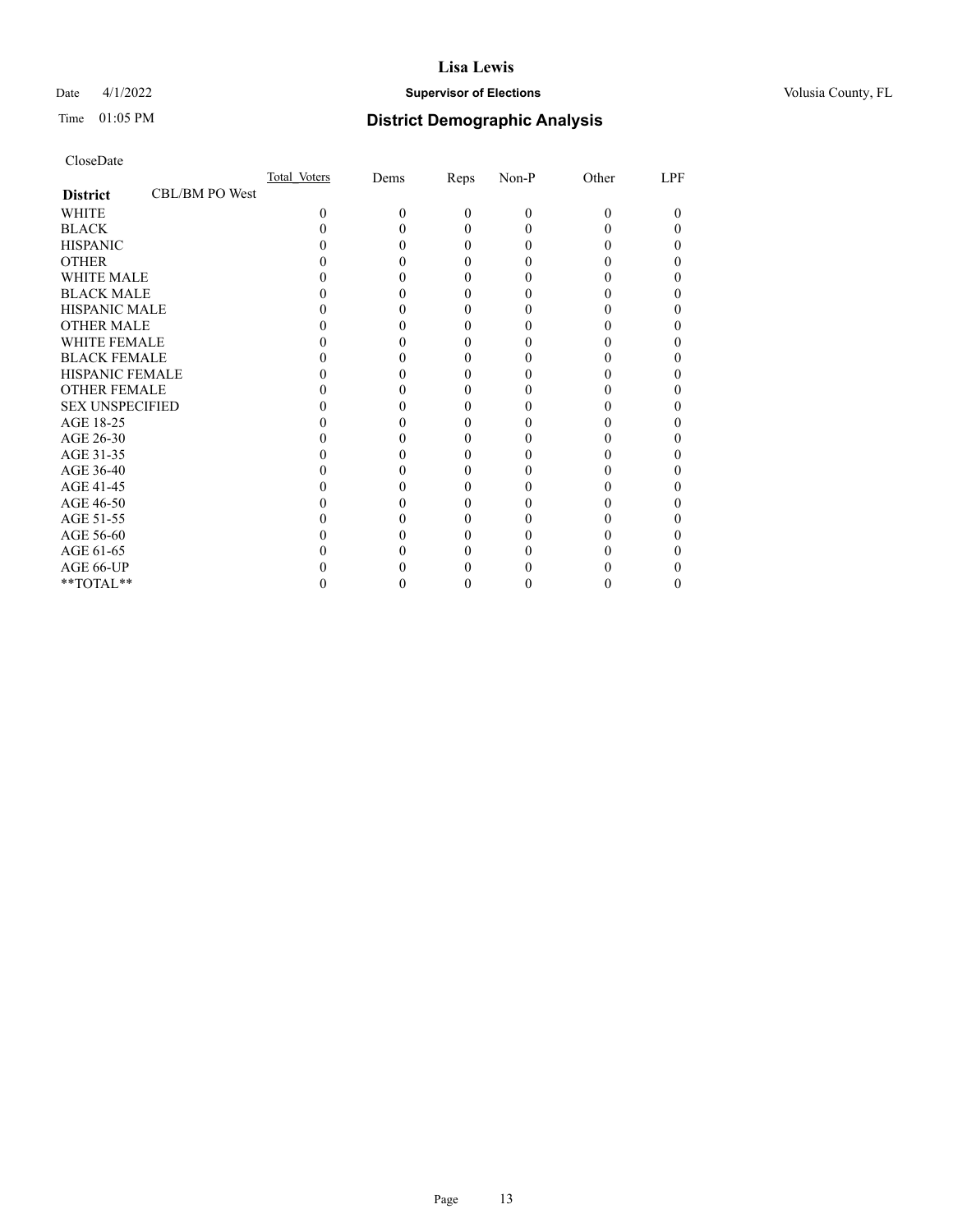# Lisa Lewis

Date 4/1/2022 **Supervisor of Elections** Volusia County, FL

Time 01:05 PM **District Demographic Analysis**

CloseDate

| **District** CBL/BM PO West | Total_Voters | Dems | Reps | Non-P | Other | LPF |
|---|---|---|---|---|---|---|
| WHITE | 0 | 0 | 0 | 0 | 0 | 0 |
| BLACK | 0 | 0 | 0 | 0 | 0 | 0 |
| HISPANIC | 0 | 0 | 0 | 0 | 0 | 0 |
| OTHER | 0 | 0 | 0 | 0 | 0 | 0 |
| WHITE MALE | 0 | 0 | 0 | 0 | 0 | 0 |
| BLACK MALE | 0 | 0 | 0 | 0 | 0 | 0 |
| HISPANIC MALE | 0 | 0 | 0 | 0 | 0 | 0 |
| OTHER MALE | 0 | 0 | 0 | 0 | 0 | 0 |
| WHITE FEMALE | 0 | 0 | 0 | 0 | 0 | 0 |
| BLACK FEMALE | 0 | 0 | 0 | 0 | 0 | 0 |
| HISPANIC FEMALE | 0 | 0 | 0 | 0 | 0 | 0 |
| OTHER FEMALE | 0 | 0 | 0 | 0 | 0 | 0 |
| SEX UNSPECIFIED | 0 | 0 | 0 | 0 | 0 | 0 |
| AGE 18-25 | 0 | 0 | 0 | 0 | 0 | 0 |
| AGE 26-30 | 0 | 0 | 0 | 0 | 0 | 0 |
| AGE 31-35 | 0 | 0 | 0 | 0 | 0 | 0 |
| AGE 36-40 | 0 | 0 | 0 | 0 | 0 | 0 |
| AGE 41-45 | 0 | 0 | 0 | 0 | 0 | 0 |
| AGE 46-50 | 0 | 0 | 0 | 0 | 0 | 0 |
| AGE 51-55 | 0 | 0 | 0 | 0 | 0 | 0 |
| AGE 56-60 | 0 | 0 | 0 | 0 | 0 | 0 |
| AGE 61-65 | 0 | 0 | 0 | 0 | 0 | 0 |
| AGE 66-UP | 0 | 0 | 0 | 0 | 0 | 0 |
| **TOTAL** | 0 | 0 | 0 | 0 | 0 | 0 |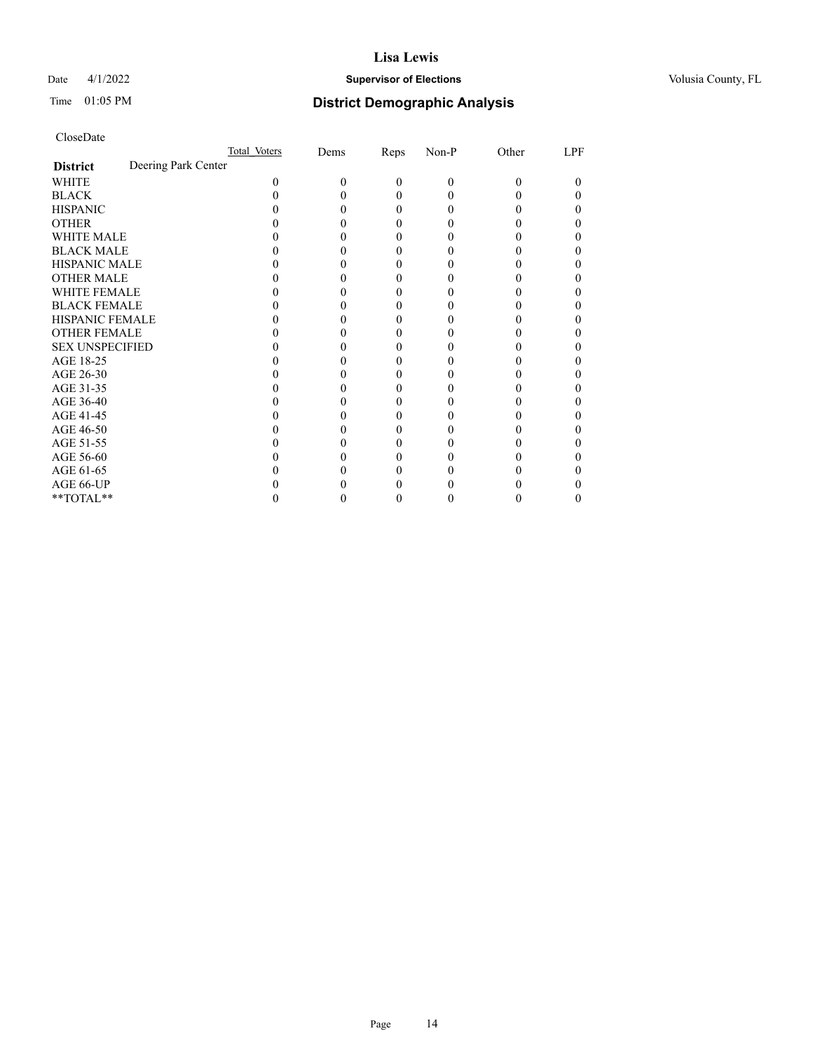CloseDate

| District | Deering Park Center | Total_Voters | Dems | Reps | Non-P | Other | LPF |
|---|---|---|---|---|---|---|---|
| WHITE | | 0 | 0 | 0 | 0 | 0 | 0 |
| BLACK | | 0 | 0 | 0 | 0 | 0 | 0 |
| HISPANIC | | 0 | 0 | 0 | 0 | 0 | 0 |
| OTHER | | 0 | 0 | 0 | 0 | 0 | 0 |
| WHITE MALE | | 0 | 0 | 0 | 0 | 0 | 0 |
| BLACK MALE | | 0 | 0 | 0 | 0 | 0 | 0 |
| HISPANIC MALE | | 0 | 0 | 0 | 0 | 0 | 0 |
| OTHER MALE | | 0 | 0 | 0 | 0 | 0 | 0 |
| WHITE FEMALE | | 0 | 0 | 0 | 0 | 0 | 0 |
| BLACK FEMALE | | 0 | 0 | 0 | 0 | 0 | 0 |
| HISPANIC FEMALE | | 0 | 0 | 0 | 0 | 0 | 0 |
| OTHER FEMALE | | 0 | 0 | 0 | 0 | 0 | 0 |
| SEX UNSPECIFIED | | 0 | 0 | 0 | 0 | 0 | 0 |
| AGE 18-25 | | 0 | 0 | 0 | 0 | 0 | 0 |
| AGE 26-30 | | 0 | 0 | 0 | 0 | 0 | 0 |
| AGE 31-35 | | 0 | 0 | 0 | 0 | 0 | 0 |
| AGE 36-40 | | 0 | 0 | 0 | 0 | 0 | 0 |
| AGE 41-45 | | 0 | 0 | 0 | 0 | 0 | 0 |
| AGE 46-50 | | 0 | 0 | 0 | 0 | 0 | 0 |
| AGE 51-55 | | 0 | 0 | 0 | 0 | 0 | 0 |
| AGE 56-60 | | 0 | 0 | 0 | 0 | 0 | 0 |
| AGE 61-65 | | 0 | 0 | 0 | 0 | 0 | 0 |
| AGE 66-UP | | 0 | 0 | 0 | 0 | 0 | 0 |
| **TOTAL** | | 0 | 0 | 0 | 0 | 0 | 0 |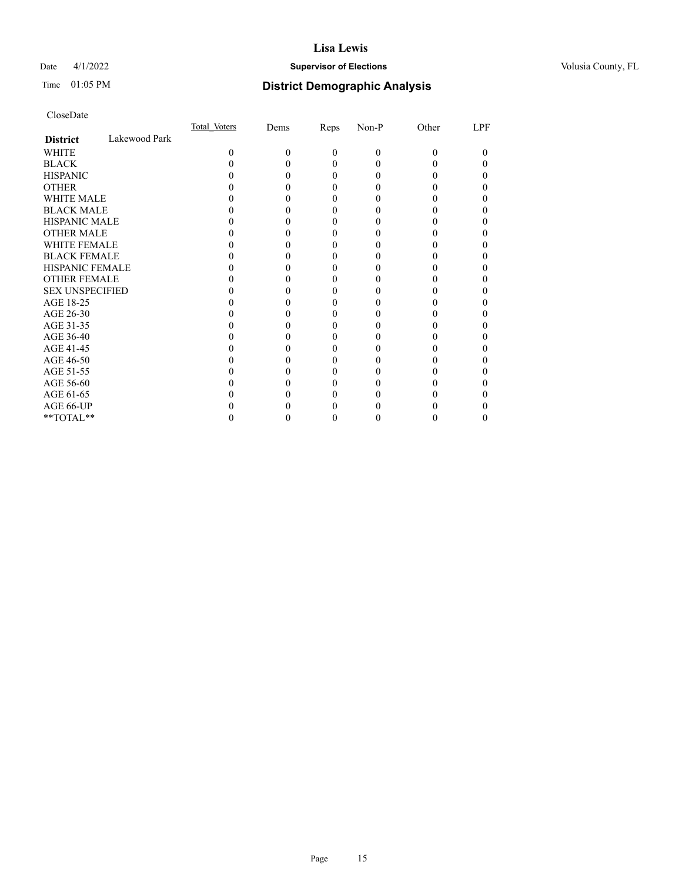CloseDate

| **District** Lakewood Park | Total_Voters | Dems | Reps | Non-P | Other | LPF |
|---|---|---|---|---|---|---|
| WHITE | 0 | 0 | 0 | 0 | 0 | 0 |
| BLACK | 0 | 0 | 0 | 0 | 0 | 0 |
| HISPANIC | 0 | 0 | 0 | 0 | 0 | 0 |
| OTHER | 0 | 0 | 0 | 0 | 0 | 0 |
| WHITE MALE | 0 | 0 | 0 | 0 | 0 | 0 |
| BLACK MALE | 0 | 0 | 0 | 0 | 0 | 0 |
| HISPANIC MALE | 0 | 0 | 0 | 0 | 0 | 0 |
| OTHER MALE | 0 | 0 | 0 | 0 | 0 | 0 |
| WHITE FEMALE | 0 | 0 | 0 | 0 | 0 | 0 |
| BLACK FEMALE | 0 | 0 | 0 | 0 | 0 | 0 |
| HISPANIC FEMALE | 0 | 0 | 0 | 0 | 0 | 0 |
| OTHER FEMALE | 0 | 0 | 0 | 0 | 0 | 0 |
| SEX UNSPECIFIED | 0 | 0 | 0 | 0 | 0 | 0 |
| AGE 18-25 | 0 | 0 | 0 | 0 | 0 | 0 |
| AGE 26-30 | 0 | 0 | 0 | 0 | 0 | 0 |
| AGE 31-35 | 0 | 0 | 0 | 0 | 0 | 0 |
| AGE 36-40 | 0 | 0 | 0 | 0 | 0 | 0 |
| AGE 41-45 | 0 | 0 | 0 | 0 | 0 | 0 |
| AGE 46-50 | 0 | 0 | 0 | 0 | 0 | 0 |
| AGE 51-55 | 0 | 0 | 0 | 0 | 0 | 0 |
| AGE 56-60 | 0 | 0 | 0 | 0 | 0 | 0 |
| AGE 61-65 | 0 | 0 | 0 | 0 | 0 | 0 |
| AGE 66-UP | 0 | 0 | 0 | 0 | 0 | 0 |
| **TOTAL** | 0 | 0 | 0 | 0 | 0 | 0 |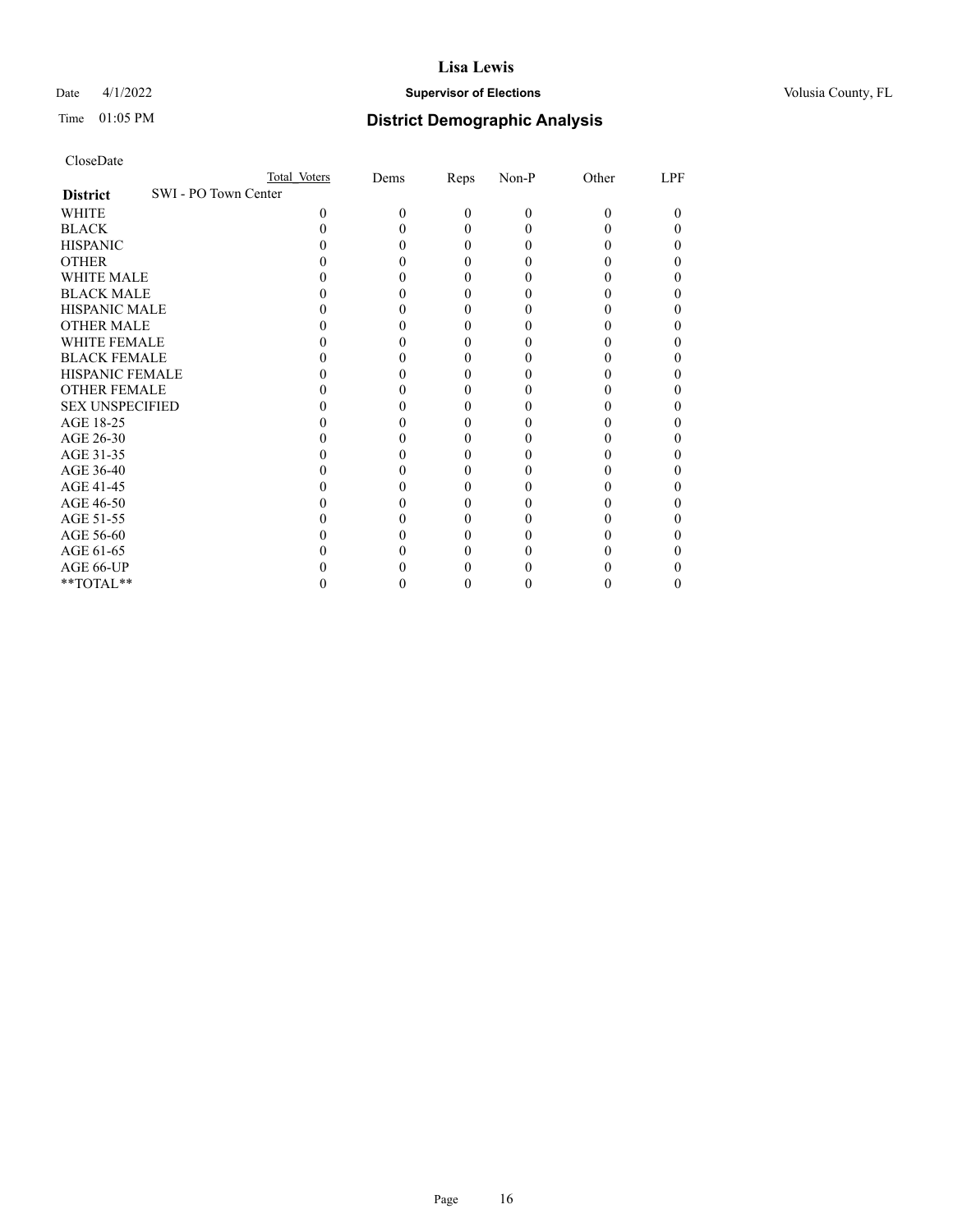CloseDate

| District | SWI - PO Town Center | Total Voters | Dems | Reps | Non-P | Other | LPF |
|---|---|---|---|---|---|---|---|
| WHITE | | 0 | 0 | 0 | 0 | 0 | 0 |
| BLACK | | 0 | 0 | 0 | 0 | 0 | 0 |
| HISPANIC | | 0 | 0 | 0 | 0 | 0 | 0 |
| OTHER | | 0 | 0 | 0 | 0 | 0 | 0 |
| WHITE MALE | | 0 | 0 | 0 | 0 | 0 | 0 |
| BLACK MALE | | 0 | 0 | 0 | 0 | 0 | 0 |
| HISPANIC MALE | | 0 | 0 | 0 | 0 | 0 | 0 |
| OTHER MALE | | 0 | 0 | 0 | 0 | 0 | 0 |
| WHITE FEMALE | | 0 | 0 | 0 | 0 | 0 | 0 |
| BLACK FEMALE | | 0 | 0 | 0 | 0 | 0 | 0 |
| HISPANIC FEMALE | | 0 | 0 | 0 | 0 | 0 | 0 |
| OTHER FEMALE | | 0 | 0 | 0 | 0 | 0 | 0 |
| SEX UNSPECIFIED | | 0 | 0 | 0 | 0 | 0 | 0 |
| AGE 18-25 | | 0 | 0 | 0 | 0 | 0 | 0 |
| AGE 26-30 | | 0 | 0 | 0 | 0 | 0 | 0 |
| AGE 31-35 | | 0 | 0 | 0 | 0 | 0 | 0 |
| AGE 36-40 | | 0 | 0 | 0 | 0 | 0 | 0 |
| AGE 41-45 | | 0 | 0 | 0 | 0 | 0 | 0 |
| AGE 46-50 | | 0 | 0 | 0 | 0 | 0 | 0 |
| AGE 51-55 | | 0 | 0 | 0 | 0 | 0 | 0 |
| AGE 56-60 | | 0 | 0 | 0 | 0 | 0 | 0 |
| AGE 61-65 | | 0 | 0 | 0 | 0 | 0 | 0 |
| AGE 66-UP | | 0 | 0 | 0 | 0 | 0 | 0 |
| **TOTAL** | | 0 | 0 | 0 | 0 | 0 | 0 |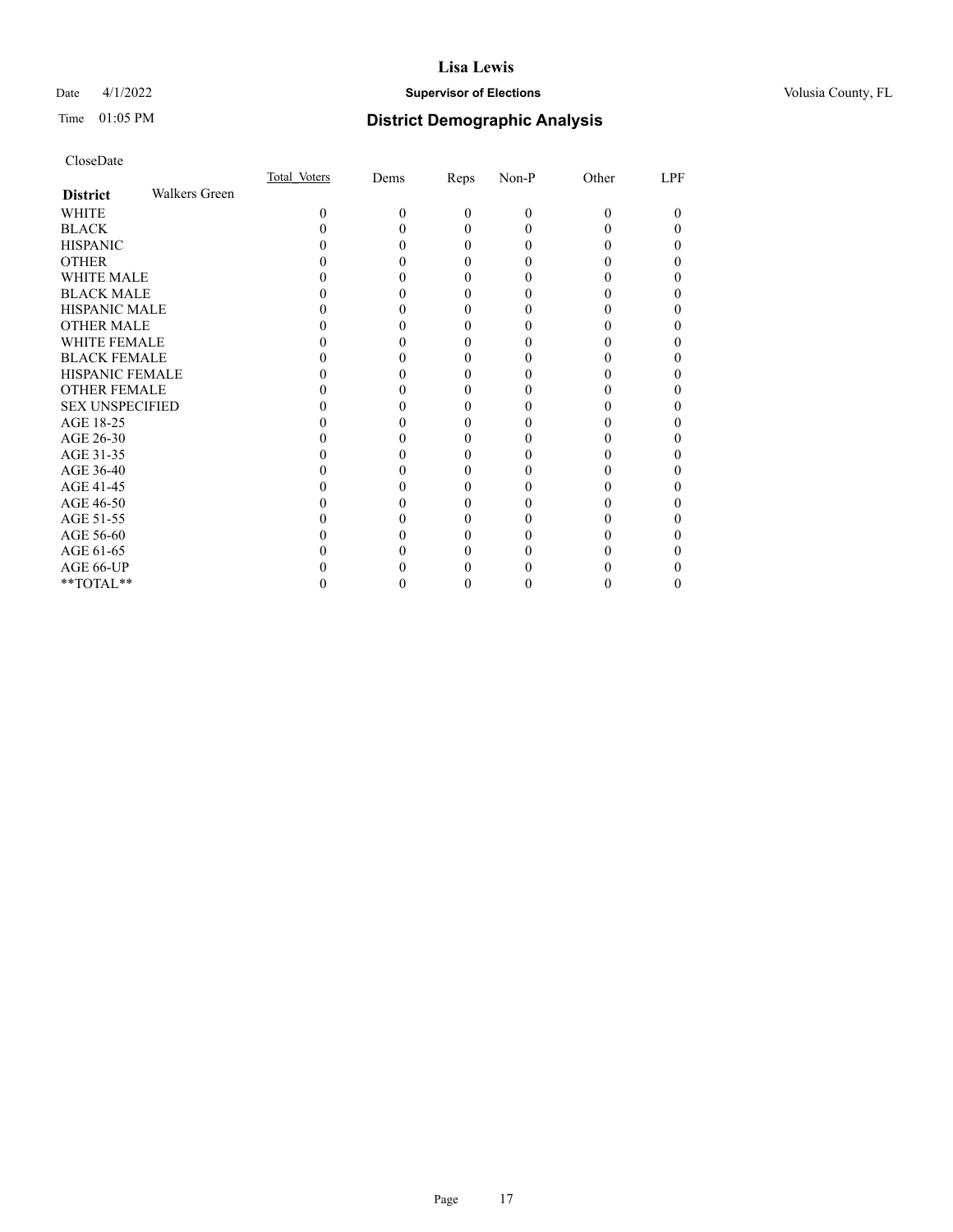# District Demographic Analysis

CloseDate

| **District** Walkers Green | Total_Voters | Dems | Reps | Non-P | Other | LPF |
|---|---|---|---|---|---|---|
| WHITE | 0 | 0 | 0 | 0 | 0 | 0 |
| BLACK | 0 | 0 | 0 | 0 | 0 | 0 |
| HISPANIC | 0 | 0 | 0 | 0 | 0 | 0 |
| OTHER | 0 | 0 | 0 | 0 | 0 | 0 |
| WHITE MALE | 0 | 0 | 0 | 0 | 0 | 0 |
| BLACK MALE | 0 | 0 | 0 | 0 | 0 | 0 |
| HISPANIC MALE | 0 | 0 | 0 | 0 | 0 | 0 |
| OTHER MALE | 0 | 0 | 0 | 0 | 0 | 0 |
| WHITE FEMALE | 0 | 0 | 0 | 0 | 0 | 0 |
| BLACK FEMALE | 0 | 0 | 0 | 0 | 0 | 0 |
| HISPANIC FEMALE | 0 | 0 | 0 | 0 | 0 | 0 |
| OTHER FEMALE | 0 | 0 | 0 | 0 | 0 | 0 |
| SEX UNSPECIFIED | 0 | 0 | 0 | 0 | 0 | 0 |
| AGE 18-25 | 0 | 0 | 0 | 0 | 0 | 0 |
| AGE 26-30 | 0 | 0 | 0 | 0 | 0 | 0 |
| AGE 31-35 | 0 | 0 | 0 | 0 | 0 | 0 |
| AGE 36-40 | 0 | 0 | 0 | 0 | 0 | 0 |
| AGE 41-45 | 0 | 0 | 0 | 0 | 0 | 0 |
| AGE 46-50 | 0 | 0 | 0 | 0 | 0 | 0 |
| AGE 51-55 | 0 | 0 | 0 | 0 | 0 | 0 |
| AGE 56-60 | 0 | 0 | 0 | 0 | 0 | 0 |
| AGE 61-65 | 0 | 0 | 0 | 0 | 0 | 0 |
| AGE 66-UP | 0 | 0 | 0 | 0 | 0 | 0 |
| **TOTAL** | 0 | 0 | 0 | 0 | 0 | 0 |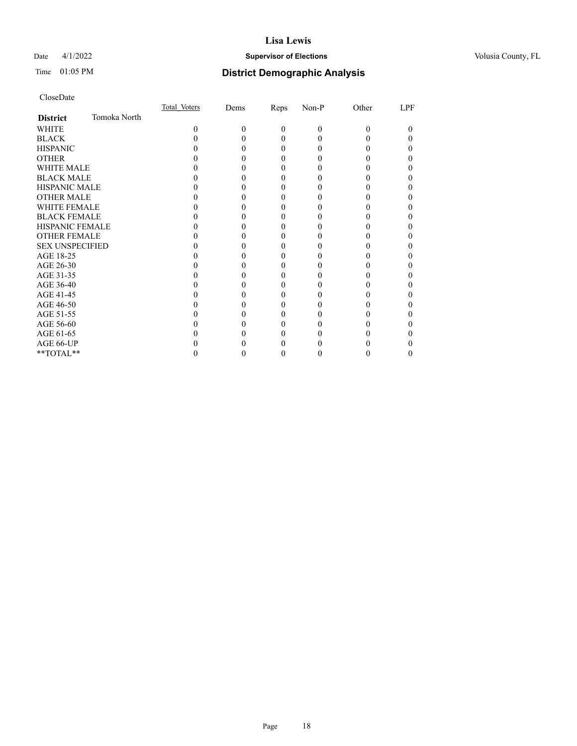CloseDate

| **District** Tomoka North | Total_Voters | Dems | Reps | Non-P | Other | LPF |
|---|---|---|---|---|---|---|
| WHITE | 0 | 0 | 0 | 0 | 0 | 0 |
| BLACK | 0 | 0 | 0 | 0 | 0 | 0 |
| HISPANIC | 0 | 0 | 0 | 0 | 0 | 0 |
| OTHER | 0 | 0 | 0 | 0 | 0 | 0 |
| WHITE MALE | 0 | 0 | 0 | 0 | 0 | 0 |
| BLACK MALE | 0 | 0 | 0 | 0 | 0 | 0 |
| HISPANIC MALE | 0 | 0 | 0 | 0 | 0 | 0 |
| OTHER MALE | 0 | 0 | 0 | 0 | 0 | 0 |
| WHITE FEMALE | 0 | 0 | 0 | 0 | 0 | 0 |
| BLACK FEMALE | 0 | 0 | 0 | 0 | 0 | 0 |
| HISPANIC FEMALE | 0 | 0 | 0 | 0 | 0 | 0 |
| OTHER FEMALE | 0 | 0 | 0 | 0 | 0 | 0 |
| SEX UNSPECIFIED | 0 | 0 | 0 | 0 | 0 | 0 |
| AGE 18-25 | 0 | 0 | 0 | 0 | 0 | 0 |
| AGE 26-30 | 0 | 0 | 0 | 0 | 0 | 0 |
| AGE 31-35 | 0 | 0 | 0 | 0 | 0 | 0 |
| AGE 36-40 | 0 | 0 | 0 | 0 | 0 | 0 |
| AGE 41-45 | 0 | 0 | 0 | 0 | 0 | 0 |
| AGE 46-50 | 0 | 0 | 0 | 0 | 0 | 0 |
| AGE 51-55 | 0 | 0 | 0 | 0 | 0 | 0 |
| AGE 56-60 | 0 | 0 | 0 | 0 | 0 | 0 |
| AGE 61-65 | 0 | 0 | 0 | 0 | 0 | 0 |
| AGE 66-UP | 0 | 0 | 0 | 0 | 0 | 0 |
| **TOTAL** | 0 | 0 | 0 | 0 | 0 | 0 |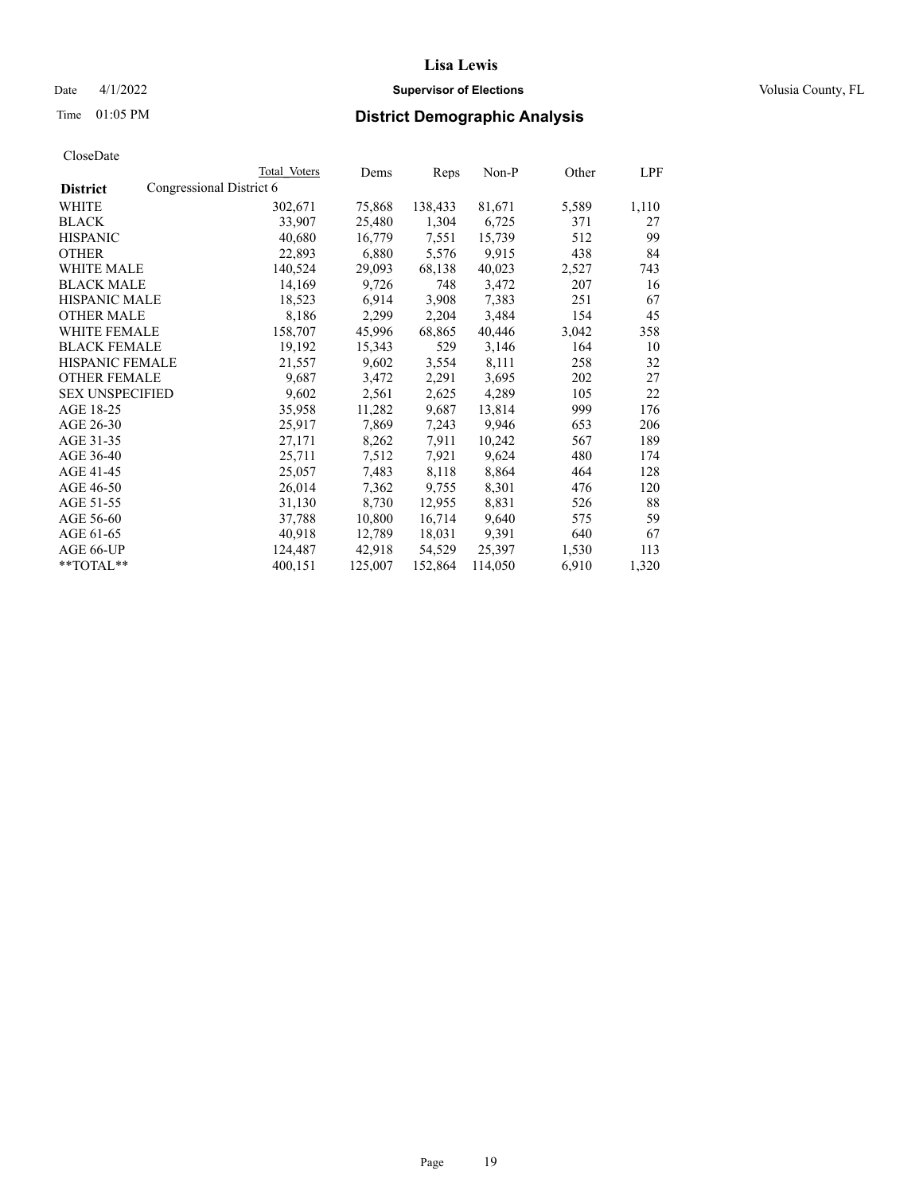# Lisa Lewis

Date 4/1/2022 **Supervisor of Elections** Volusia County, FL

Time 01:05 PM **District Demographic Analysis**

CloseDate

| District | Total Voters | Dems | Reps | Non-P | Other | LPF |
|---|---|---|---|---|---|---|
| Congressional District 6 | | | | | | |
| WHITE | 302,671 | 75,868 | 138,433 | 81,671 | 5,589 | 1,110 |
| BLACK | 33,907 | 25,480 | 1,304 | 6,725 | 371 | 27 |
| HISPANIC | 40,680 | 16,779 | 7,551 | 15,739 | 512 | 99 |
| OTHER | 22,893 | 6,880 | 5,576 | 9,915 | 438 | 84 |
| WHITE MALE | 140,524 | 29,093 | 68,138 | 40,023 | 2,527 | 743 |
| BLACK MALE | 14,169 | 9,726 | 748 | 3,472 | 207 | 16 |
| HISPANIC MALE | 18,523 | 6,914 | 3,908 | 7,383 | 251 | 67 |
| OTHER MALE | 8,186 | 2,299 | 2,204 | 3,484 | 154 | 45 |
| WHITE FEMALE | 158,707 | 45,996 | 68,865 | 40,446 | 3,042 | 358 |
| BLACK FEMALE | 19,192 | 15,343 | 529 | 3,146 | 164 | 10 |
| HISPANIC FEMALE | 21,557 | 9,602 | 3,554 | 8,111 | 258 | 32 |
| OTHER FEMALE | 9,687 | 3,472 | 2,291 | 3,695 | 202 | 27 |
| SEX UNSPECIFIED | 9,602 | 2,561 | 2,625 | 4,289 | 105 | 22 |
| AGE 18-25 | 35,958 | 11,282 | 9,687 | 13,814 | 999 | 176 |
| AGE 26-30 | 25,917 | 7,869 | 7,243 | 9,946 | 653 | 206 |
| AGE 31-35 | 27,171 | 8,262 | 7,911 | 10,242 | 567 | 189 |
| AGE 36-40 | 25,711 | 7,512 | 7,921 | 9,624 | 480 | 174 |
| AGE 41-45 | 25,057 | 7,483 | 8,118 | 8,864 | 464 | 128 |
| AGE 46-50 | 26,014 | 7,362 | 9,755 | 8,301 | 476 | 120 |
| AGE 51-55 | 31,130 | 8,730 | 12,955 | 8,831 | 526 | 88 |
| AGE 56-60 | 37,788 | 10,800 | 16,714 | 9,640 | 575 | 59 |
| AGE 61-65 | 40,918 | 12,789 | 18,031 | 9,391 | 640 | 67 |
| AGE 66-UP | 124,487 | 42,918 | 54,529 | 25,397 | 1,530 | 113 |
| **TOTAL** | 400,151 | 125,007 | 152,864 | 114,050 | 6,910 | 1,320 |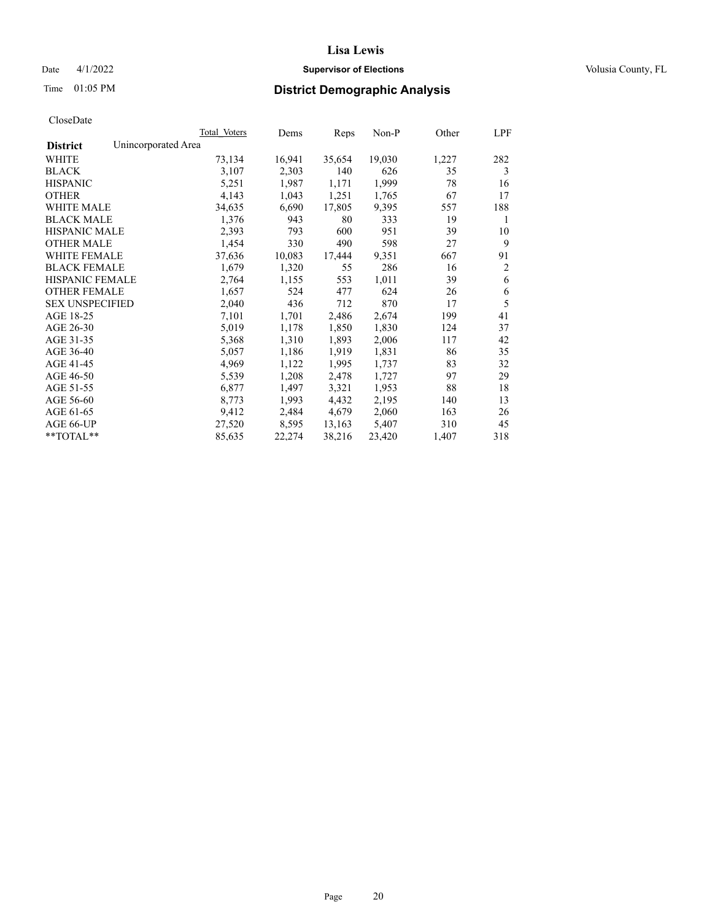# Lisa Lewis

Date 4/1/2022 **Supervisor of Elections** Volusia County, FL

Time 01:05 PM **District Demographic Analysis**

CloseDate

| | Total_Voters | Dems | Reps | Non-P | Other | LPF |
|---|---|---|---|---|---|---|
| **District** Unincorporated Area | | | | | | |
| WHITE | 73,134 | 16,941 | 35,654 | 19,030 | 1,227 | 282 |
| BLACK | 3,107 | 2,303 | 140 | 626 | 35 | 3 |
| HISPANIC | 5,251 | 1,987 | 1,171 | 1,999 | 78 | 16 |
| OTHER | 4,143 | 1,043 | 1,251 | 1,765 | 67 | 17 |
| WHITE MALE | 34,635 | 6,690 | 17,805 | 9,395 | 557 | 188 |
| BLACK MALE | 1,376 | 943 | 80 | 333 | 19 | 1 |
| HISPANIC MALE | 2,393 | 793 | 600 | 951 | 39 | 10 |
| OTHER MALE | 1,454 | 330 | 490 | 598 | 27 | 9 |
| WHITE FEMALE | 37,636 | 10,083 | 17,444 | 9,351 | 667 | 91 |
| BLACK FEMALE | 1,679 | 1,320 | 55 | 286 | 16 | 2 |
| HISPANIC FEMALE | 2,764 | 1,155 | 553 | 1,011 | 39 | 6 |
| OTHER FEMALE | 1,657 | 524 | 477 | 624 | 26 | 6 |
| SEX UNSPECIFIED | 2,040 | 436 | 712 | 870 | 17 | 5 |
| AGE 18-25 | 7,101 | 1,701 | 2,486 | 2,674 | 199 | 41 |
| AGE 26-30 | 5,019 | 1,178 | 1,850 | 1,830 | 124 | 37 |
| AGE 31-35 | 5,368 | 1,310 | 1,893 | 2,006 | 117 | 42 |
| AGE 36-40 | 5,057 | 1,186 | 1,919 | 1,831 | 86 | 35 |
| AGE 41-45 | 4,969 | 1,122 | 1,995 | 1,737 | 83 | 32 |
| AGE 46-50 | 5,539 | 1,208 | 2,478 | 1,727 | 97 | 29 |
| AGE 51-55 | 6,877 | 1,497 | 3,321 | 1,953 | 88 | 18 |
| AGE 56-60 | 8,773 | 1,993 | 4,432 | 2,195 | 140 | 13 |
| AGE 61-65 | 9,412 | 2,484 | 4,679 | 2,060 | 163 | 26 |
| AGE 66-UP | 27,520 | 8,595 | 13,163 | 5,407 | 310 | 45 |
| **TOTAL** | 85,635 | 22,274 | 38,216 | 23,420 | 1,407 | 318 |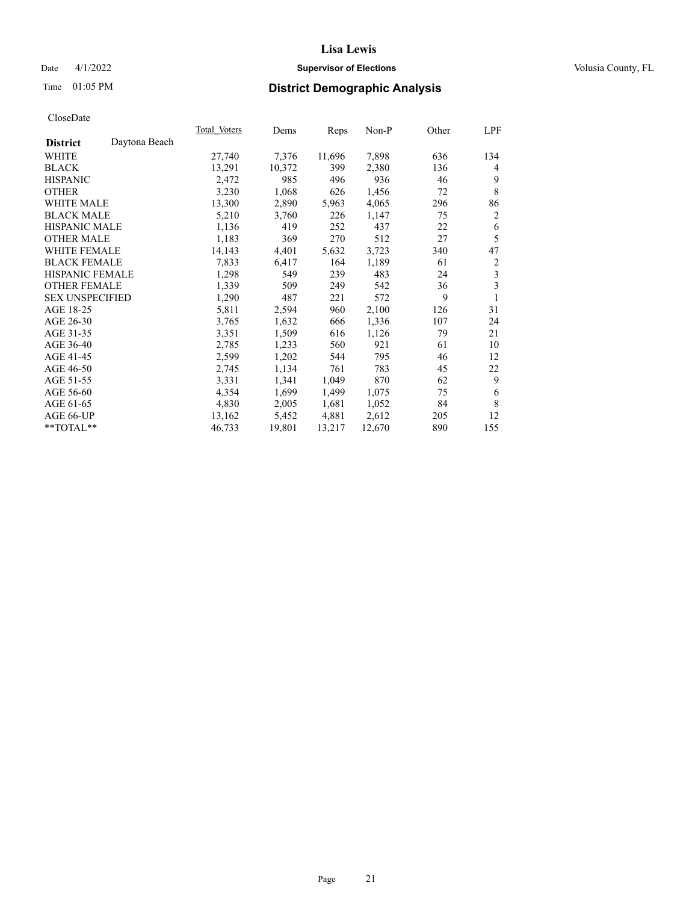# Lisa Lewis

Date 4/1/2022 **Supervisor of Elections** Volusia County, FL

Time 01:05 PM **District Demographic Analysis**

CloseDate

| **District** Daytona Beach | Total Voters | Dems | Reps | Non-P | Other | LPF |
|---|---|---|---|---|---|---|
| WHITE | 27,740 | 7,376 | 11,696 | 7,898 | 636 | 134 |
| BLACK | 13,291 | 10,372 | 399 | 2,380 | 136 | 4 |
| HISPANIC | 2,472 | 985 | 496 | 936 | 46 | 9 |
| OTHER | 3,230 | 1,068 | 626 | 1,456 | 72 | 8 |
| WHITE MALE | 13,300 | 2,890 | 5,963 | 4,065 | 296 | 86 |
| BLACK MALE | 5,210 | 3,760 | 226 | 1,147 | 75 | 2 |
| HISPANIC MALE | 1,136 | 419 | 252 | 437 | 22 | 6 |
| OTHER MALE | 1,183 | 369 | 270 | 512 | 27 | 5 |
| WHITE FEMALE | 14,143 | 4,401 | 5,632 | 3,723 | 340 | 47 |
| BLACK FEMALE | 7,833 | 6,417 | 164 | 1,189 | 61 | 2 |
| HISPANIC FEMALE | 1,298 | 549 | 239 | 483 | 24 | 3 |
| OTHER FEMALE | 1,339 | 509 | 249 | 542 | 36 | 3 |
| SEX UNSPECIFIED | 1,290 | 487 | 221 | 572 | 9 | 1 |
| AGE 18-25 | 5,811 | 2,594 | 960 | 2,100 | 126 | 31 |
| AGE 26-30 | 3,765 | 1,632 | 666 | 1,336 | 107 | 24 |
| AGE 31-35 | 3,351 | 1,509 | 616 | 1,126 | 79 | 21 |
| AGE 36-40 | 2,785 | 1,233 | 560 | 921 | 61 | 10 |
| AGE 41-45 | 2,599 | 1,202 | 544 | 795 | 46 | 12 |
| AGE 46-50 | 2,745 | 1,134 | 761 | 783 | 45 | 22 |
| AGE 51-55 | 3,331 | 1,341 | 1,049 | 870 | 62 | 9 |
| AGE 56-60 | 4,354 | 1,699 | 1,499 | 1,075 | 75 | 6 |
| AGE 61-65 | 4,830 | 2,005 | 1,681 | 1,052 | 84 | 8 |
| AGE 66-UP | 13,162 | 5,452 | 4,881 | 2,612 | 205 | 12 |
| **TOTAL** | 46,733 | 19,801 | 13,217 | 12,670 | 890 | 155 |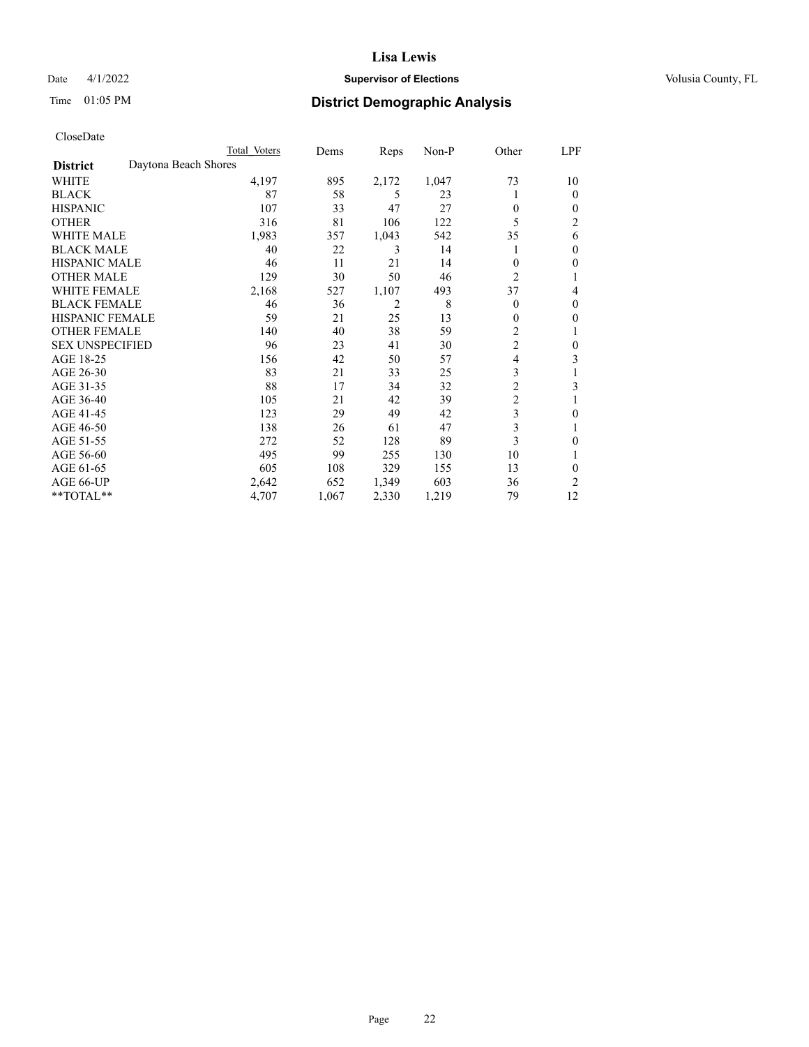# Lisa Lewis

Date 4/1/2022 **Supervisor of Elections** Volusia County, FL

Time 01:05 PM **District Demographic Analysis**

CloseDate

| | Total Voters | Dems | Reps | Non-P | Other | LPF |
|---|---|---|---|---|---|---|
| **District** Daytona Beach Shores | | | | | | |
| WHITE | 4,197 | 895 | 2,172 | 1,047 | 73 | 10 |
| BLACK | 87 | 58 | 5 | 23 | 1 | 0 |
| HISPANIC | 107 | 33 | 47 | 27 | 0 | 0 |
| OTHER | 316 | 81 | 106 | 122 | 5 | 2 |
| WHITE MALE | 1,983 | 357 | 1,043 | 542 | 35 | 6 |
| BLACK MALE | 40 | 22 | 3 | 14 | 1 | 0 |
| HISPANIC MALE | 46 | 11 | 21 | 14 | 0 | 0 |
| OTHER MALE | 129 | 30 | 50 | 46 | 2 | 1 |
| WHITE FEMALE | 2,168 | 527 | 1,107 | 493 | 37 | 4 |
| BLACK FEMALE | 46 | 36 | 2 | 8 | 0 | 0 |
| HISPANIC FEMALE | 59 | 21 | 25 | 13 | 0 | 0 |
| OTHER FEMALE | 140 | 40 | 38 | 59 | 2 | 1 |
| SEX UNSPECIFIED | 96 | 23 | 41 | 30 | 2 | 0 |
| AGE 18-25 | 156 | 42 | 50 | 57 | 4 | 3 |
| AGE 26-30 | 83 | 21 | 33 | 25 | 3 | 1 |
| AGE 31-35 | 88 | 17 | 34 | 32 | 2 | 3 |
| AGE 36-40 | 105 | 21 | 42 | 39 | 2 | 1 |
| AGE 41-45 | 123 | 29 | 49 | 42 | 3 | 0 |
| AGE 46-50 | 138 | 26 | 61 | 47 | 3 | 1 |
| AGE 51-55 | 272 | 52 | 128 | 89 | 3 | 0 |
| AGE 56-60 | 495 | 99 | 255 | 130 | 10 | 1 |
| AGE 61-65 | 605 | 108 | 329 | 155 | 13 | 0 |
| AGE 66-UP | 2,642 | 652 | 1,349 | 603 | 36 | 2 |
| **TOTAL** | 4,707 | 1,067 | 2,330 | 1,219 | 79 | 12 |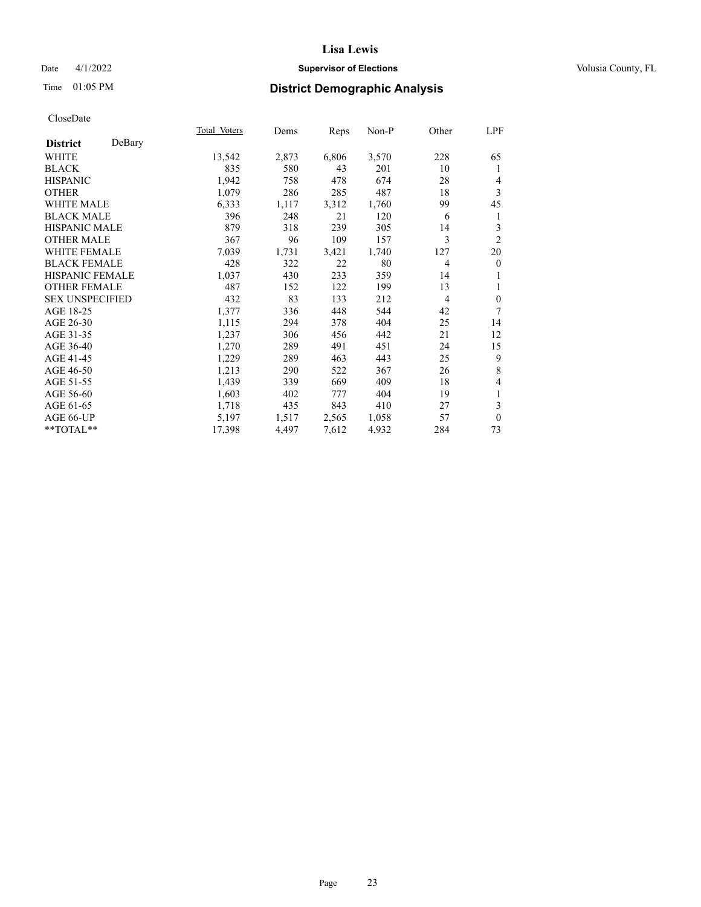CloseDate

| District DeBary | Total Voters | Dems | Reps | Non-P | Other | LPF |
|---|---|---|---|---|---|---|
| WHITE | 13,542 | 2,873 | 6,806 | 3,570 | 228 | 65 |
| BLACK | 835 | 580 | 43 | 201 | 10 | 1 |
| HISPANIC | 1,942 | 758 | 478 | 674 | 28 | 4 |
| OTHER | 1,079 | 286 | 285 | 487 | 18 | 3 |
| WHITE MALE | 6,333 | 1,117 | 3,312 | 1,760 | 99 | 45 |
| BLACK MALE | 396 | 248 | 21 | 120 | 6 | 1 |
| HISPANIC MALE | 879 | 318 | 239 | 305 | 14 | 3 |
| OTHER MALE | 367 | 96 | 109 | 157 | 3 | 2 |
| WHITE FEMALE | 7,039 | 1,731 | 3,421 | 1,740 | 127 | 20 |
| BLACK FEMALE | 428 | 322 | 22 | 80 | 4 | 0 |
| HISPANIC FEMALE | 1,037 | 430 | 233 | 359 | 14 | 1 |
| OTHER FEMALE | 487 | 152 | 122 | 199 | 13 | 1 |
| SEX UNSPECIFIED | 432 | 83 | 133 | 212 | 4 | 0 |
| AGE 18-25 | 1,377 | 336 | 448 | 544 | 42 | 7 |
| AGE 26-30 | 1,115 | 294 | 378 | 404 | 25 | 14 |
| AGE 31-35 | 1,237 | 306 | 456 | 442 | 21 | 12 |
| AGE 36-40 | 1,270 | 289 | 491 | 451 | 24 | 15 |
| AGE 41-45 | 1,229 | 289 | 463 | 443 | 25 | 9 |
| AGE 46-50 | 1,213 | 290 | 522 | 367 | 26 | 8 |
| AGE 51-55 | 1,439 | 339 | 669 | 409 | 18 | 4 |
| AGE 56-60 | 1,603 | 402 | 777 | 404 | 19 | 1 |
| AGE 61-65 | 1,718 | 435 | 843 | 410 | 27 | 3 |
| AGE 66-UP | 5,197 | 1,517 | 2,565 | 1,058 | 57 | 0 |
| **TOTAL** | 17,398 | 4,497 | 7,612 | 4,932 | 284 | 73 |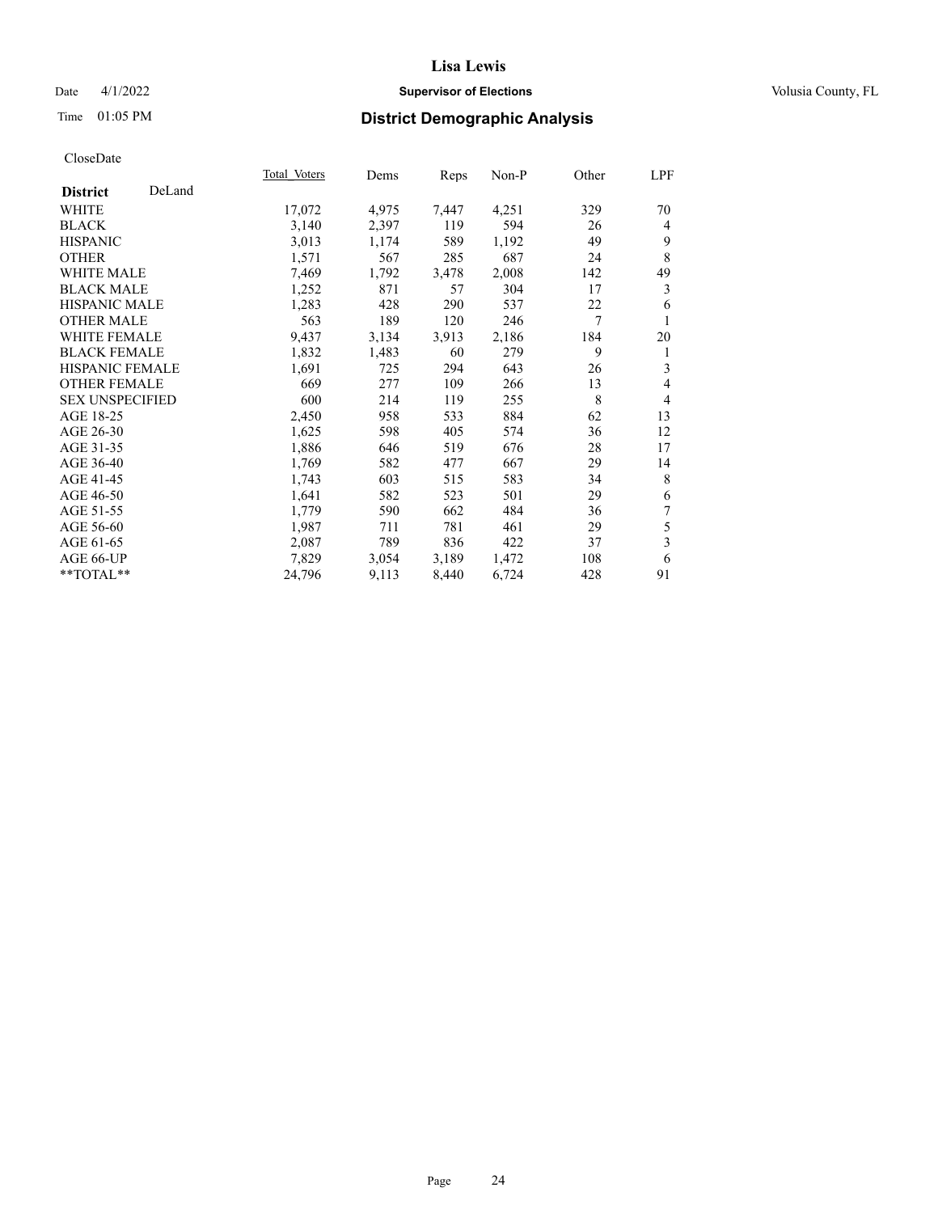# Lisa Lewis

Date 4/1/2022 **Supervisor of Elections** Volusia County, FL

Time 01:05 PM **District Demographic Analysis**

CloseDate

| **District** DeLand | Total Voters | Dems | Reps | Non-P | Other | LPF |
|---|---|---|---|---|---|---|
| WHITE | 17,072 | 4,975 | 7,447 | 4,251 | 329 | 70 |
| BLACK | 3,140 | 2,397 | 119 | 594 | 26 | 4 |
| HISPANIC | 3,013 | 1,174 | 589 | 1,192 | 49 | 9 |
| OTHER | 1,571 | 567 | 285 | 687 | 24 | 8 |
| WHITE MALE | 7,469 | 1,792 | 3,478 | 2,008 | 142 | 49 |
| BLACK MALE | 1,252 | 871 | 57 | 304 | 17 | 3 |
| HISPANIC MALE | 1,283 | 428 | 290 | 537 | 22 | 6 |
| OTHER MALE | 563 | 189 | 120 | 246 | 7 | 1 |
| WHITE FEMALE | 9,437 | 3,134 | 3,913 | 2,186 | 184 | 20 |
| BLACK FEMALE | 1,832 | 1,483 | 60 | 279 | 9 | 1 |
| HISPANIC FEMALE | 1,691 | 725 | 294 | 643 | 26 | 3 |
| OTHER FEMALE | 669 | 277 | 109 | 266 | 13 | 4 |
| SEX UNSPECIFIED | 600 | 214 | 119 | 255 | 8 | 4 |
| AGE 18-25 | 2,450 | 958 | 533 | 884 | 62 | 13 |
| AGE 26-30 | 1,625 | 598 | 405 | 574 | 36 | 12 |
| AGE 31-35 | 1,886 | 646 | 519 | 676 | 28 | 17 |
| AGE 36-40 | 1,769 | 582 | 477 | 667 | 29 | 14 |
| AGE 41-45 | 1,743 | 603 | 515 | 583 | 34 | 8 |
| AGE 46-50 | 1,641 | 582 | 523 | 501 | 29 | 6 |
| AGE 51-55 | 1,779 | 590 | 662 | 484 | 36 | 7 |
| AGE 56-60 | 1,987 | 711 | 781 | 461 | 29 | 5 |
| AGE 61-65 | 2,087 | 789 | 836 | 422 | 37 | 3 |
| AGE 66-UP | 7,829 | 3,054 | 3,189 | 1,472 | 108 | 6 |
| **TOTAL** | 24,796 | 9,113 | 8,440 | 6,724 | 428 | 91 |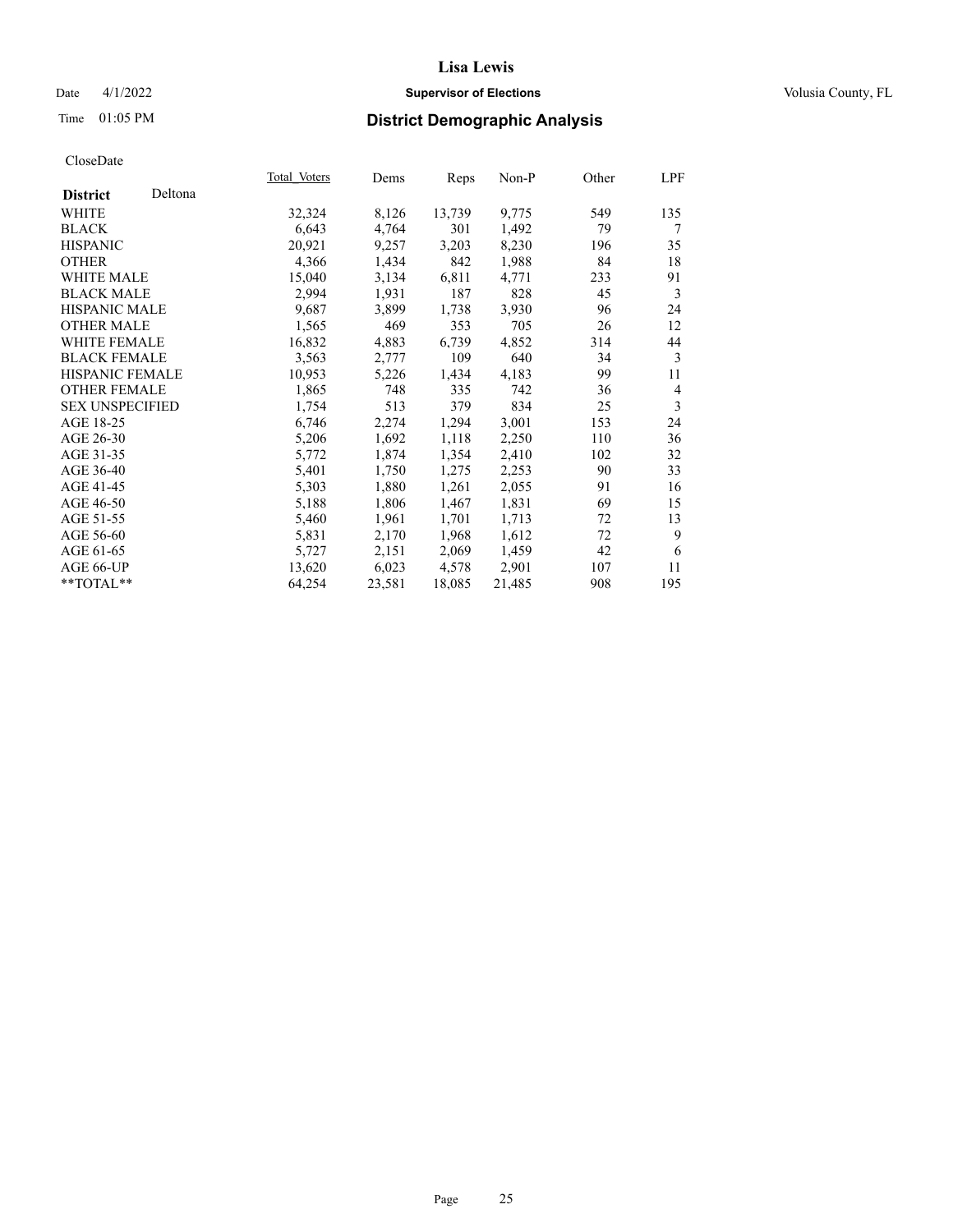# Lisa Lewis

Date 4/1/2022 **Supervisor of Elections** Volusia County, FL

Time 01:05 PM **District Demographic Analysis**

CloseDate

| **District** Deltona | Total Voters | Dems | Reps | Non-P | Other | LPF |
|---|---|---|---|---|---|---|
| WHITE | 32,324 | 8,126 | 13,739 | 9,775 | 549 | 135 |
| BLACK | 6,643 | 4,764 | 301 | 1,492 | 79 | 7 |
| HISPANIC | 20,921 | 9,257 | 3,203 | 8,230 | 196 | 35 |
| OTHER | 4,366 | 1,434 | 842 | 1,988 | 84 | 18 |
| WHITE MALE | 15,040 | 3,134 | 6,811 | 4,771 | 233 | 91 |
| BLACK MALE | 2,994 | 1,931 | 187 | 828 | 45 | 3 |
| HISPANIC MALE | 9,687 | 3,899 | 1,738 | 3,930 | 96 | 24 |
| OTHER MALE | 1,565 | 469 | 353 | 705 | 26 | 12 |
| WHITE FEMALE | 16,832 | 4,883 | 6,739 | 4,852 | 314 | 44 |
| BLACK FEMALE | 3,563 | 2,777 | 109 | 640 | 34 | 3 |
| HISPANIC FEMALE | 10,953 | 5,226 | 1,434 | 4,183 | 99 | 11 |
| OTHER FEMALE | 1,865 | 748 | 335 | 742 | 36 | 4 |
| SEX UNSPECIFIED | 1,754 | 513 | 379 | 834 | 25 | 3 |
| AGE 18-25 | 6,746 | 2,274 | 1,294 | 3,001 | 153 | 24 |
| AGE 26-30 | 5,206 | 1,692 | 1,118 | 2,250 | 110 | 36 |
| AGE 31-35 | 5,772 | 1,874 | 1,354 | 2,410 | 102 | 32 |
| AGE 36-40 | 5,401 | 1,750 | 1,275 | 2,253 | 90 | 33 |
| AGE 41-45 | 5,303 | 1,880 | 1,261 | 2,055 | 91 | 16 |
| AGE 46-50 | 5,188 | 1,806 | 1,467 | 1,831 | 69 | 15 |
| AGE 51-55 | 5,460 | 1,961 | 1,701 | 1,713 | 72 | 13 |
| AGE 56-60 | 5,831 | 2,170 | 1,968 | 1,612 | 72 | 9 |
| AGE 61-65 | 5,727 | 2,151 | 2,069 | 1,459 | 42 | 6 |
| AGE 66-UP | 13,620 | 6,023 | 4,578 | 2,901 | 107 | 11 |
| **TOTAL** | 64,254 | 23,581 | 18,085 | 21,485 | 908 | 195 |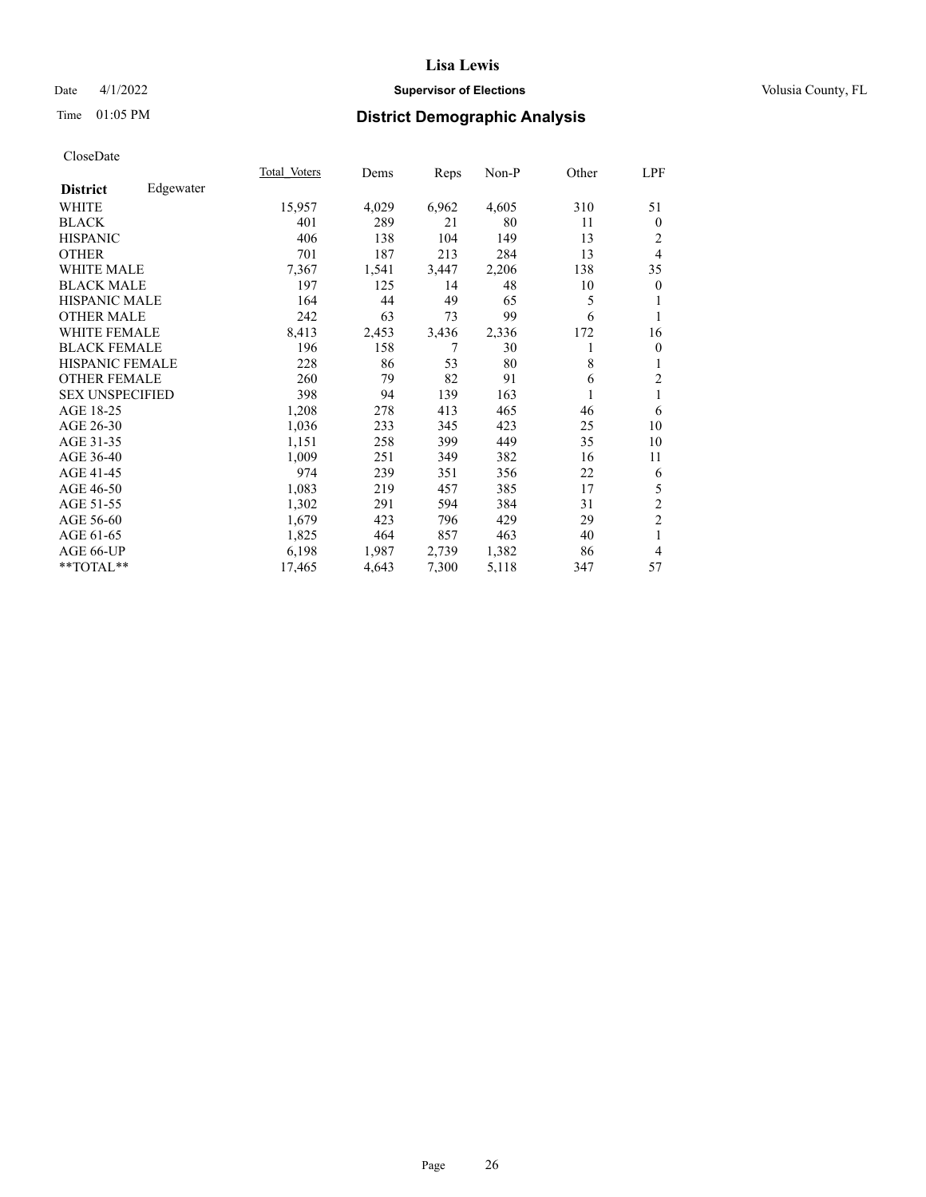# Lisa Lewis

Date 4/1/2022 **Supervisor of Elections** Volusia County, FL

Time 01:05 PM **District Demographic Analysis**

CloseDate

| **District** Edgewater | Total Voters | Dems | Reps | Non-P | Other | LPF |
|---|---|---|---|---|---|---|
| WHITE | 15,957 | 4,029 | 6,962 | 4,605 | 310 | 51 |
| BLACK | 401 | 289 | 21 | 80 | 11 | 0 |
| HISPANIC | 406 | 138 | 104 | 149 | 13 | 2 |
| OTHER | 701 | 187 | 213 | 284 | 13 | 4 |
| WHITE MALE | 7,367 | 1,541 | 3,447 | 2,206 | 138 | 35 |
| BLACK MALE | 197 | 125 | 14 | 48 | 10 | 0 |
| HISPANIC MALE | 164 | 44 | 49 | 65 | 5 | 1 |
| OTHER MALE | 242 | 63 | 73 | 99 | 6 | 1 |
| WHITE FEMALE | 8,413 | 2,453 | 3,436 | 2,336 | 172 | 16 |
| BLACK FEMALE | 196 | 158 | 7 | 30 | 1 | 0 |
| HISPANIC FEMALE | 228 | 86 | 53 | 80 | 8 | 1 |
| OTHER FEMALE | 260 | 79 | 82 | 91 | 6 | 2 |
| SEX UNSPECIFIED | 398 | 94 | 139 | 163 | 1 | 1 |
| AGE 18-25 | 1,208 | 278 | 413 | 465 | 46 | 6 |
| AGE 26-30 | 1,036 | 233 | 345 | 423 | 25 | 10 |
| AGE 31-35 | 1,151 | 258 | 399 | 449 | 35 | 10 |
| AGE 36-40 | 1,009 | 251 | 349 | 382 | 16 | 11 |
| AGE 41-45 | 974 | 239 | 351 | 356 | 22 | 6 |
| AGE 46-50 | 1,083 | 219 | 457 | 385 | 17 | 5 |
| AGE 51-55 | 1,302 | 291 | 594 | 384 | 31 | 2 |
| AGE 56-60 | 1,679 | 423 | 796 | 429 | 29 | 2 |
| AGE 61-65 | 1,825 | 464 | 857 | 463 | 40 | 1 |
| AGE 66-UP | 6,198 | 1,987 | 2,739 | 1,382 | 86 | 4 |
| **TOTAL** | 17,465 | 4,643 | 7,300 | 5,118 | 347 | 57 |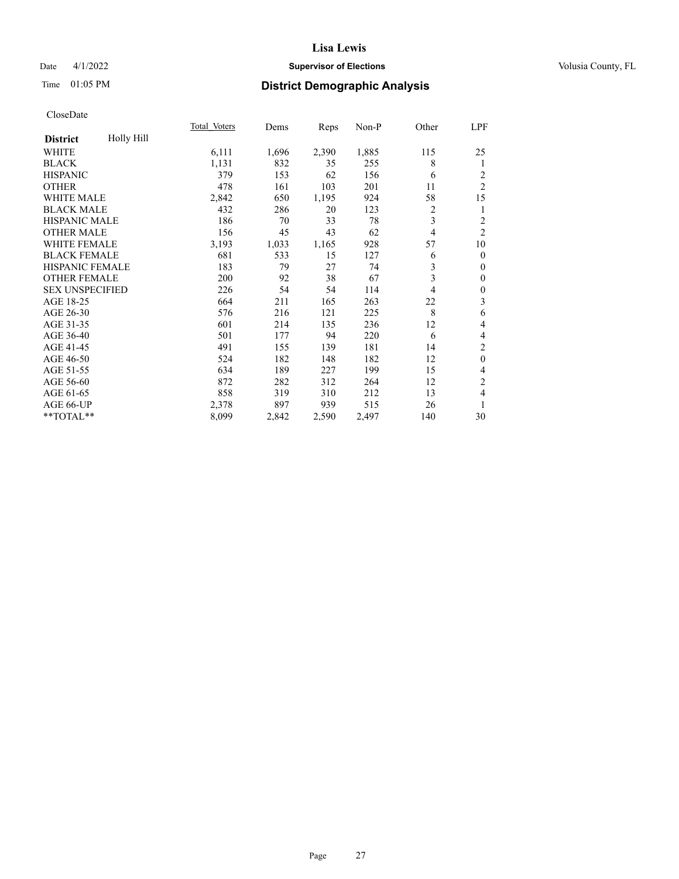CloseDate

| District | Holly Hill | Total_Voters | Dems | Reps | Non-P | Other | LPF |
|---|---|---|---|---|---|---|---|
| WHITE | | 6,111 | 1,696 | 2,390 | 1,885 | 115 | 25 |
| BLACK | | 1,131 | 832 | 35 | 255 | 8 | 1 |
| HISPANIC | | 379 | 153 | 62 | 156 | 6 | 2 |
| OTHER | | 478 | 161 | 103 | 201 | 11 | 2 |
| WHITE MALE | | 2,842 | 650 | 1,195 | 924 | 58 | 15 |
| BLACK MALE | | 432 | 286 | 20 | 123 | 2 | 1 |
| HISPANIC MALE | | 186 | 70 | 33 | 78 | 3 | 2 |
| OTHER MALE | | 156 | 45 | 43 | 62 | 4 | 2 |
| WHITE FEMALE | | 3,193 | 1,033 | 1,165 | 928 | 57 | 10 |
| BLACK FEMALE | | 681 | 533 | 15 | 127 | 6 | 0 |
| HISPANIC FEMALE | | 183 | 79 | 27 | 74 | 3 | 0 |
| OTHER FEMALE | | 200 | 92 | 38 | 67 | 3 | 0 |
| SEX UNSPECIFIED | | 226 | 54 | 54 | 114 | 4 | 0 |
| AGE 18-25 | | 664 | 211 | 165 | 263 | 22 | 3 |
| AGE 26-30 | | 576 | 216 | 121 | 225 | 8 | 6 |
| AGE 31-35 | | 601 | 214 | 135 | 236 | 12 | 4 |
| AGE 36-40 | | 501 | 177 | 94 | 220 | 6 | 4 |
| AGE 41-45 | | 491 | 155 | 139 | 181 | 14 | 2 |
| AGE 46-50 | | 524 | 182 | 148 | 182 | 12 | 0 |
| AGE 51-55 | | 634 | 189 | 227 | 199 | 15 | 4 |
| AGE 56-60 | | 872 | 282 | 312 | 264 | 12 | 2 |
| AGE 61-65 | | 858 | 319 | 310 | 212 | 13 | 4 |
| AGE 66-UP | | 2,378 | 897 | 939 | 515 | 26 | 1 |
| **TOTAL** | | 8,099 | 2,842 | 2,590 | 2,497 | 140 | 30 |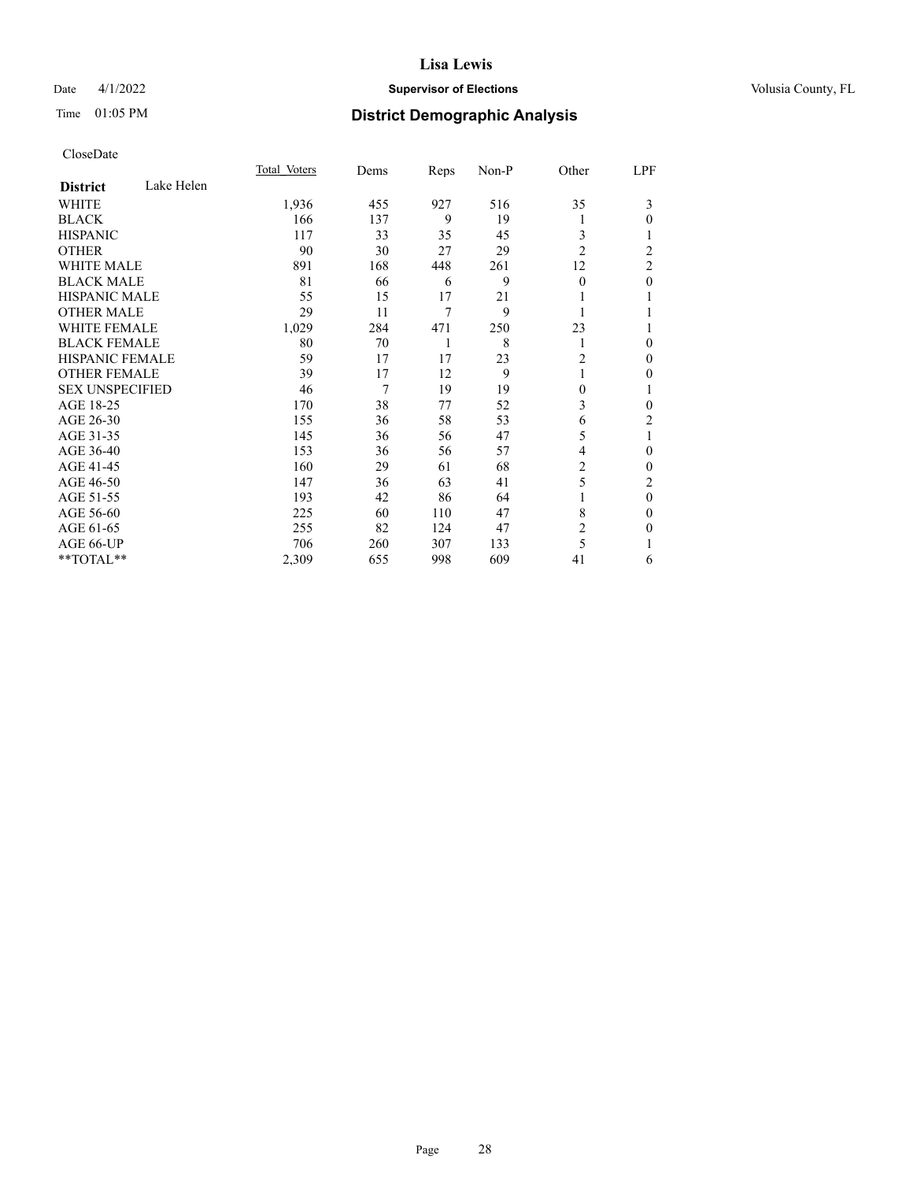# Lisa Lewis

Date 4/1/2022 **Supervisor of Elections** Volusia County, FL

Time 01:05 PM **District Demographic Analysis**

CloseDate

| **District** Lake Helen | Total Voters | Dems | Reps | Non-P | Other | LPF |
|---|---|---|---|---|---|---|
| WHITE | 1,936 | 455 | 927 | 516 | 35 | 3 |
| BLACK | 166 | 137 | 9 | 19 | 1 | 0 |
| HISPANIC | 117 | 33 | 35 | 45 | 3 | 1 |
| OTHER | 90 | 30 | 27 | 29 | 2 | 2 |
| WHITE MALE | 891 | 168 | 448 | 261 | 12 | 2 |
| BLACK MALE | 81 | 66 | 6 | 9 | 0 | 0 |
| HISPANIC MALE | 55 | 15 | 17 | 21 | 1 | 1 |
| OTHER MALE | 29 | 11 | 7 | 9 | 1 | 1 |
| WHITE FEMALE | 1,029 | 284 | 471 | 250 | 23 | 1 |
| BLACK FEMALE | 80 | 70 | 1 | 8 | 1 | 0 |
| HISPANIC FEMALE | 59 | 17 | 17 | 23 | 2 | 0 |
| OTHER FEMALE | 39 | 17 | 12 | 9 | 1 | 0 |
| SEX UNSPECIFIED | 46 | 7 | 19 | 19 | 0 | 1 |
| AGE 18-25 | 170 | 38 | 77 | 52 | 3 | 0 |
| AGE 26-30 | 155 | 36 | 58 | 53 | 6 | 2 |
| AGE 31-35 | 145 | 36 | 56 | 47 | 5 | 1 |
| AGE 36-40 | 153 | 36 | 56 | 57 | 4 | 0 |
| AGE 41-45 | 160 | 29 | 61 | 68 | 2 | 0 |
| AGE 46-50 | 147 | 36 | 63 | 41 | 5 | 2 |
| AGE 51-55 | 193 | 42 | 86 | 64 | 1 | 0 |
| AGE 56-60 | 225 | 60 | 110 | 47 | 8 | 0 |
| AGE 61-65 | 255 | 82 | 124 | 47 | 2 | 0 |
| AGE 66-UP | 706 | 260 | 307 | 133 | 5 | 1 |
| **TOTAL** | 2,309 | 655 | 998 | 609 | 41 | 6 |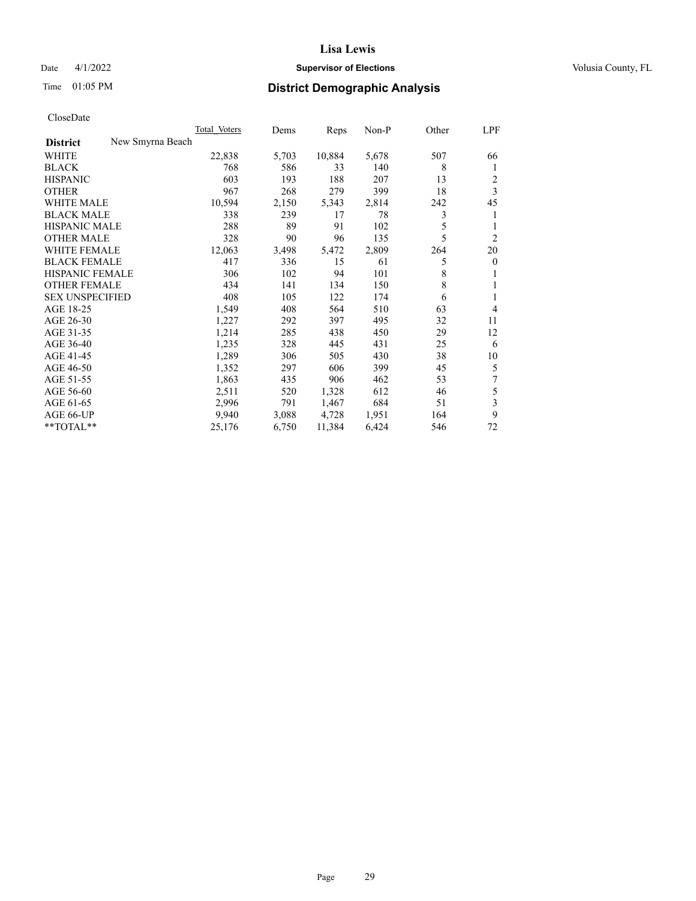# District Demographic Analysis

CloseDate

| District | New Smyrna Beach | Total Voters | Dems | Reps | Non-P | Other | LPF |
|---|---|---|---|---|---|---|---|
| WHITE | | 22,838 | 5,703 | 10,884 | 5,678 | 507 | 66 |
| BLACK | | 768 | 586 | 33 | 140 | 8 | 1 |
| HISPANIC | | 603 | 193 | 188 | 207 | 13 | 2 |
| OTHER | | 967 | 268 | 279 | 399 | 18 | 3 |
| WHITE MALE | | 10,594 | 2,150 | 5,343 | 2,814 | 242 | 45 |
| BLACK MALE | | 338 | 239 | 17 | 78 | 3 | 1 |
| HISPANIC MALE | | 288 | 89 | 91 | 102 | 5 | 1 |
| OTHER MALE | | 328 | 90 | 96 | 135 | 5 | 2 |
| WHITE FEMALE | | 12,063 | 3,498 | 5,472 | 2,809 | 264 | 20 |
| BLACK FEMALE | | 417 | 336 | 15 | 61 | 5 | 0 |
| HISPANIC FEMALE | | 306 | 102 | 94 | 101 | 8 | 1 |
| OTHER FEMALE | | 434 | 141 | 134 | 150 | 8 | 1 |
| SEX UNSPECIFIED | | 408 | 105 | 122 | 174 | 6 | 1 |
| AGE 18-25 | | 1,549 | 408 | 564 | 510 | 63 | 4 |
| AGE 26-30 | | 1,227 | 292 | 397 | 495 | 32 | 11 |
| AGE 31-35 | | 1,214 | 285 | 438 | 450 | 29 | 12 |
| AGE 36-40 | | 1,235 | 328 | 445 | 431 | 25 | 6 |
| AGE 41-45 | | 1,289 | 306 | 505 | 430 | 38 | 10 |
| AGE 46-50 | | 1,352 | 297 | 606 | 399 | 45 | 5 |
| AGE 51-55 | | 1,863 | 435 | 906 | 462 | 53 | 7 |
| AGE 56-60 | | 2,511 | 520 | 1,328 | 612 | 46 | 5 |
| AGE 61-65 | | 2,996 | 791 | 1,467 | 684 | 51 | 3 |
| AGE 66-UP | | 9,940 | 3,088 | 4,728 | 1,951 | 164 | 9 |
| **TOTAL** | | 25,176 | 6,750 | 11,384 | 6,424 | 546 | 72 |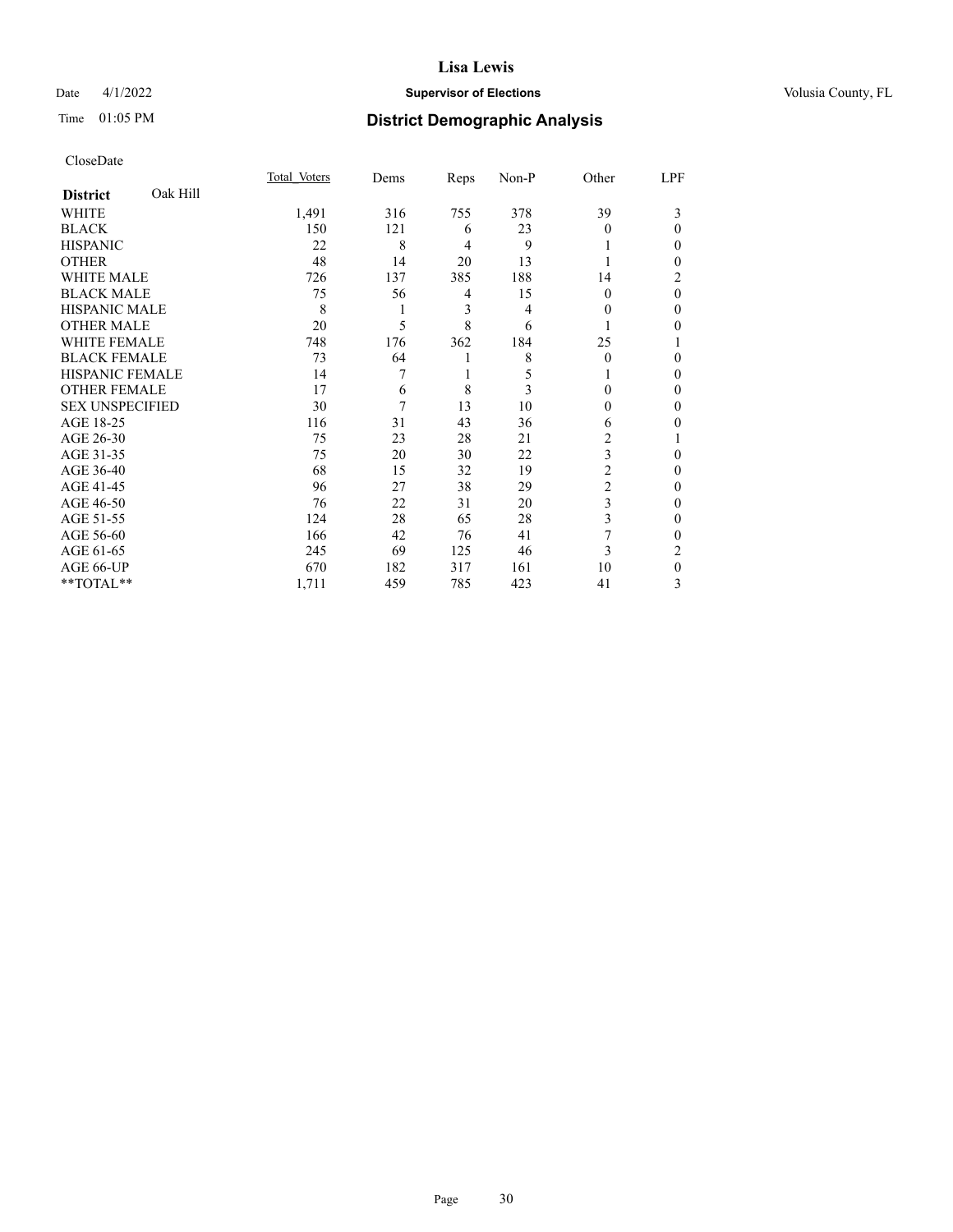CloseDate

| District | Oak Hill | Total_Voters | Dems | Reps | Non-P | Other | LPF |
|---|---|---|---|---|---|---|---|
| WHITE | | 1,491 | 316 | 755 | 378 | 39 | 3 |
| BLACK | | 150 | 121 | 6 | 23 | 0 | 0 |
| HISPANIC | | 22 | 8 | 4 | 9 | 1 | 0 |
| OTHER | | 48 | 14 | 20 | 13 | 1 | 0 |
| WHITE MALE | | 726 | 137 | 385 | 188 | 14 | 2 |
| BLACK MALE | | 75 | 56 | 4 | 15 | 0 | 0 |
| HISPANIC MALE | | 8 | 1 | 3 | 4 | 0 | 0 |
| OTHER MALE | | 20 | 5 | 8 | 6 | 1 | 0 |
| WHITE FEMALE | | 748 | 176 | 362 | 184 | 25 | 1 |
| BLACK FEMALE | | 73 | 64 | 1 | 8 | 0 | 0 |
| HISPANIC FEMALE | | 14 | 7 | 1 | 5 | 1 | 0 |
| OTHER FEMALE | | 17 | 6 | 8 | 3 | 0 | 0 |
| SEX UNSPECIFIED | | 30 | 7 | 13 | 10 | 0 | 0 |
| AGE 18-25 | | 116 | 31 | 43 | 36 | 6 | 0 |
| AGE 26-30 | | 75 | 23 | 28 | 21 | 2 | 1 |
| AGE 31-35 | | 75 | 20 | 30 | 22 | 3 | 0 |
| AGE 36-40 | | 68 | 15 | 32 | 19 | 2 | 0 |
| AGE 41-45 | | 96 | 27 | 38 | 29 | 2 | 0 |
| AGE 46-50 | | 76 | 22 | 31 | 20 | 3 | 0 |
| AGE 51-55 | | 124 | 28 | 65 | 28 | 3 | 0 |
| AGE 56-60 | | 166 | 42 | 76 | 41 | 7 | 0 |
| AGE 61-65 | | 245 | 69 | 125 | 46 | 3 | 2 |
| AGE 66-UP | | 670 | 182 | 317 | 161 | 10 | 0 |
| **TOTAL** | | 1,711 | 459 | 785 | 423 | 41 | 3 |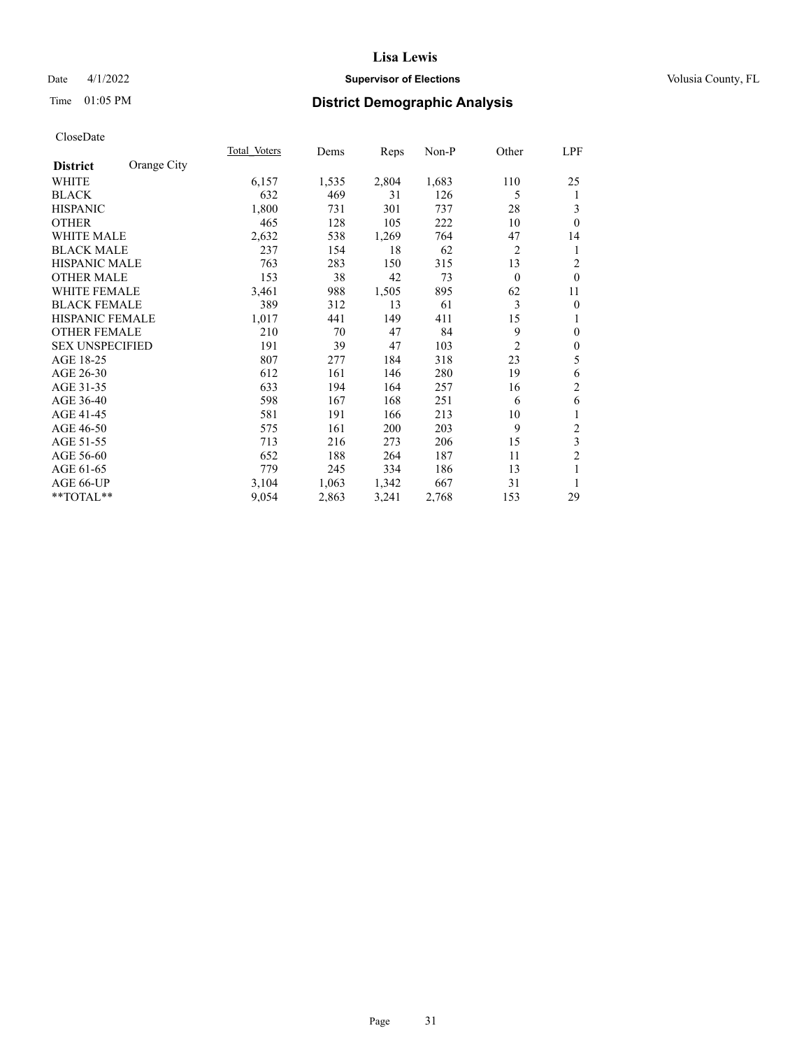# Lisa Lewis

Date 4/1/2022 **Supervisor of Elections** Volusia County, FL

Time 01:05 PM **District Demographic Analysis**

CloseDate

| **District** Orange City | Total Voters | Dems | Reps | Non-P | Other | LPF |
|---|---|---|---|---|---|---|
| WHITE | 6,157 | 1,535 | 2,804 | 1,683 | 110 | 25 |
| BLACK | 632 | 469 | 31 | 126 | 5 | 1 |
| HISPANIC | 1,800 | 731 | 301 | 737 | 28 | 3 |
| OTHER | 465 | 128 | 105 | 222 | 10 | 0 |
| WHITE MALE | 2,632 | 538 | 1,269 | 764 | 47 | 14 |
| BLACK MALE | 237 | 154 | 18 | 62 | 2 | 1 |
| HISPANIC MALE | 763 | 283 | 150 | 315 | 13 | 2 |
| OTHER MALE | 153 | 38 | 42 | 73 | 0 | 0 |
| WHITE FEMALE | 3,461 | 988 | 1,505 | 895 | 62 | 11 |
| BLACK FEMALE | 389 | 312 | 13 | 61 | 3 | 0 |
| HISPANIC FEMALE | 1,017 | 441 | 149 | 411 | 15 | 1 |
| OTHER FEMALE | 210 | 70 | 47 | 84 | 9 | 0 |
| SEX UNSPECIFIED | 191 | 39 | 47 | 103 | 2 | 0 |
| AGE 18-25 | 807 | 277 | 184 | 318 | 23 | 5 |
| AGE 26-30 | 612 | 161 | 146 | 280 | 19 | 6 |
| AGE 31-35 | 633 | 194 | 164 | 257 | 16 | 2 |
| AGE 36-40 | 598 | 167 | 168 | 251 | 6 | 6 |
| AGE 41-45 | 581 | 191 | 166 | 213 | 10 | 1 |
| AGE 46-50 | 575 | 161 | 200 | 203 | 9 | 2 |
| AGE 51-55 | 713 | 216 | 273 | 206 | 15 | 3 |
| AGE 56-60 | 652 | 188 | 264 | 187 | 11 | 2 |
| AGE 61-65 | 779 | 245 | 334 | 186 | 13 | 1 |
| AGE 66-UP | 3,104 | 1,063 | 1,342 | 667 | 31 | 1 |
| **TOTAL** | 9,054 | 2,863 | 3,241 | 2,768 | 153 | 29 |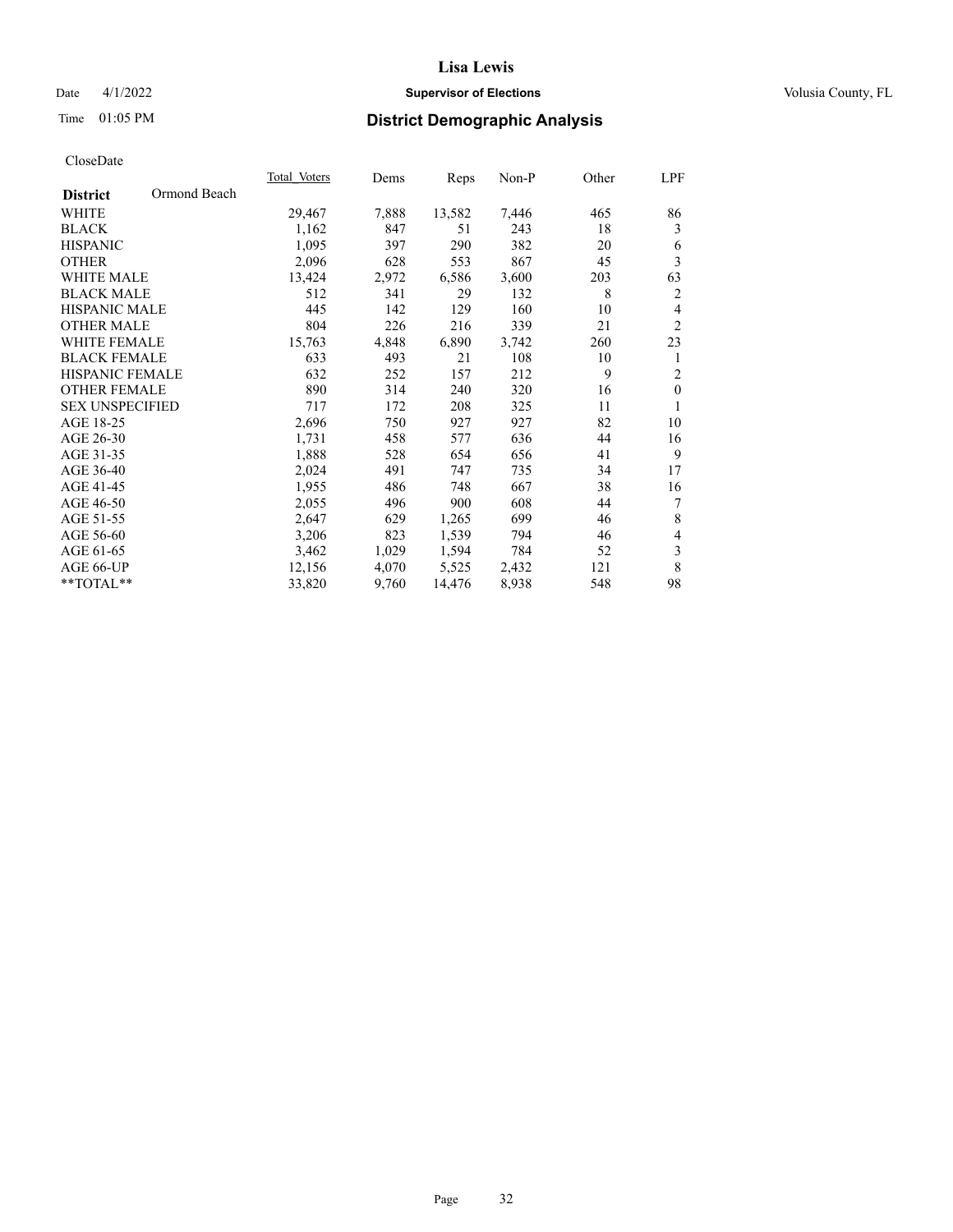## District Demographic Analysis

CloseDate

| District: Ormond Beach | Total Voters | Dems | Reps | Non-P | Other | LPF |
|---|---|---|---|---|---|---|
| WHITE | 29,467 | 7,888 | 13,582 | 7,446 | 465 | 86 |
| BLACK | 1,162 | 847 | 51 | 243 | 18 | 3 |
| HISPANIC | 1,095 | 397 | 290 | 382 | 20 | 6 |
| OTHER | 2,096 | 628 | 553 | 867 | 45 | 3 |
| WHITE MALE | 13,424 | 2,972 | 6,586 | 3,600 | 203 | 63 |
| BLACK MALE | 512 | 341 | 29 | 132 | 8 | 2 |
| HISPANIC MALE | 445 | 142 | 129 | 160 | 10 | 4 |
| OTHER MALE | 804 | 226 | 216 | 339 | 21 | 2 |
| WHITE FEMALE | 15,763 | 4,848 | 6,890 | 3,742 | 260 | 23 |
| BLACK FEMALE | 633 | 493 | 21 | 108 | 10 | 1 |
| HISPANIC FEMALE | 632 | 252 | 157 | 212 | 9 | 2 |
| OTHER FEMALE | 890 | 314 | 240 | 320 | 16 | 0 |
| SEX UNSPECIFIED | 717 | 172 | 208 | 325 | 11 | 1 |
| AGE 18-25 | 2,696 | 750 | 927 | 927 | 82 | 10 |
| AGE 26-30 | 1,731 | 458 | 577 | 636 | 44 | 16 |
| AGE 31-35 | 1,888 | 528 | 654 | 656 | 41 | 9 |
| AGE 36-40 | 2,024 | 491 | 747 | 735 | 34 | 17 |
| AGE 41-45 | 1,955 | 486 | 748 | 667 | 38 | 16 |
| AGE 46-50 | 2,055 | 496 | 900 | 608 | 44 | 7 |
| AGE 51-55 | 2,647 | 629 | 1,265 | 699 | 46 | 8 |
| AGE 56-60 | 3,206 | 823 | 1,539 | 794 | 46 | 4 |
| AGE 61-65 | 3,462 | 1,029 | 1,594 | 784 | 52 | 3 |
| AGE 66-UP | 12,156 | 4,070 | 5,525 | 2,432 | 121 | 8 |
| **TOTAL** | 33,820 | 9,760 | 14,476 | 8,938 | 548 | 98 |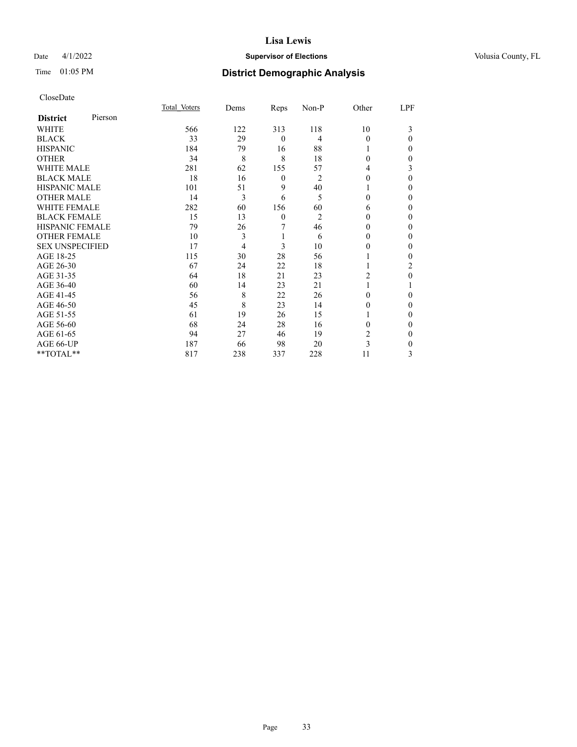# Lisa Lewis

Date 4/1/2022 **Supervisor of Elections** Volusia County, FL

Time 01:05 PM **District Demographic Analysis**

CloseDate

| **District** Pierson | Total_Voters | Dems | Reps | Non-P | Other | LPF |
|---|---|---|---|---|---|---|
| WHITE | 566 | 122 | 313 | 118 | 10 | 3 |
| BLACK | 33 | 29 | 0 | 4 | 0 | 0 |
| HISPANIC | 184 | 79 | 16 | 88 | 1 | 0 |
| OTHER | 34 | 8 | 8 | 18 | 0 | 0 |
| WHITE MALE | 281 | 62 | 155 | 57 | 4 | 3 |
| BLACK MALE | 18 | 16 | 0 | 2 | 0 | 0 |
| HISPANIC MALE | 101 | 51 | 9 | 40 | 1 | 0 |
| OTHER MALE | 14 | 3 | 6 | 5 | 0 | 0 |
| WHITE FEMALE | 282 | 60 | 156 | 60 | 6 | 0 |
| BLACK FEMALE | 15 | 13 | 0 | 2 | 0 | 0 |
| HISPANIC FEMALE | 79 | 26 | 7 | 46 | 0 | 0 |
| OTHER FEMALE | 10 | 3 | 1 | 6 | 0 | 0 |
| SEX UNSPECIFIED | 17 | 4 | 3 | 10 | 0 | 0 |
| AGE 18-25 | 115 | 30 | 28 | 56 | 1 | 0 |
| AGE 26-30 | 67 | 24 | 22 | 18 | 1 | 2 |
| AGE 31-35 | 64 | 18 | 21 | 23 | 2 | 0 |
| AGE 36-40 | 60 | 14 | 23 | 21 | 1 | 1 |
| AGE 41-45 | 56 | 8 | 22 | 26 | 0 | 0 |
| AGE 46-50 | 45 | 8 | 23 | 14 | 0 | 0 |
| AGE 51-55 | 61 | 19 | 26 | 15 | 1 | 0 |
| AGE 56-60 | 68 | 24 | 28 | 16 | 0 | 0 |
| AGE 61-65 | 94 | 27 | 46 | 19 | 2 | 0 |
| AGE 66-UP | 187 | 66 | 98 | 20 | 3 | 0 |
| **TOTAL** | 817 | 238 | 337 | 228 | 11 | 3 |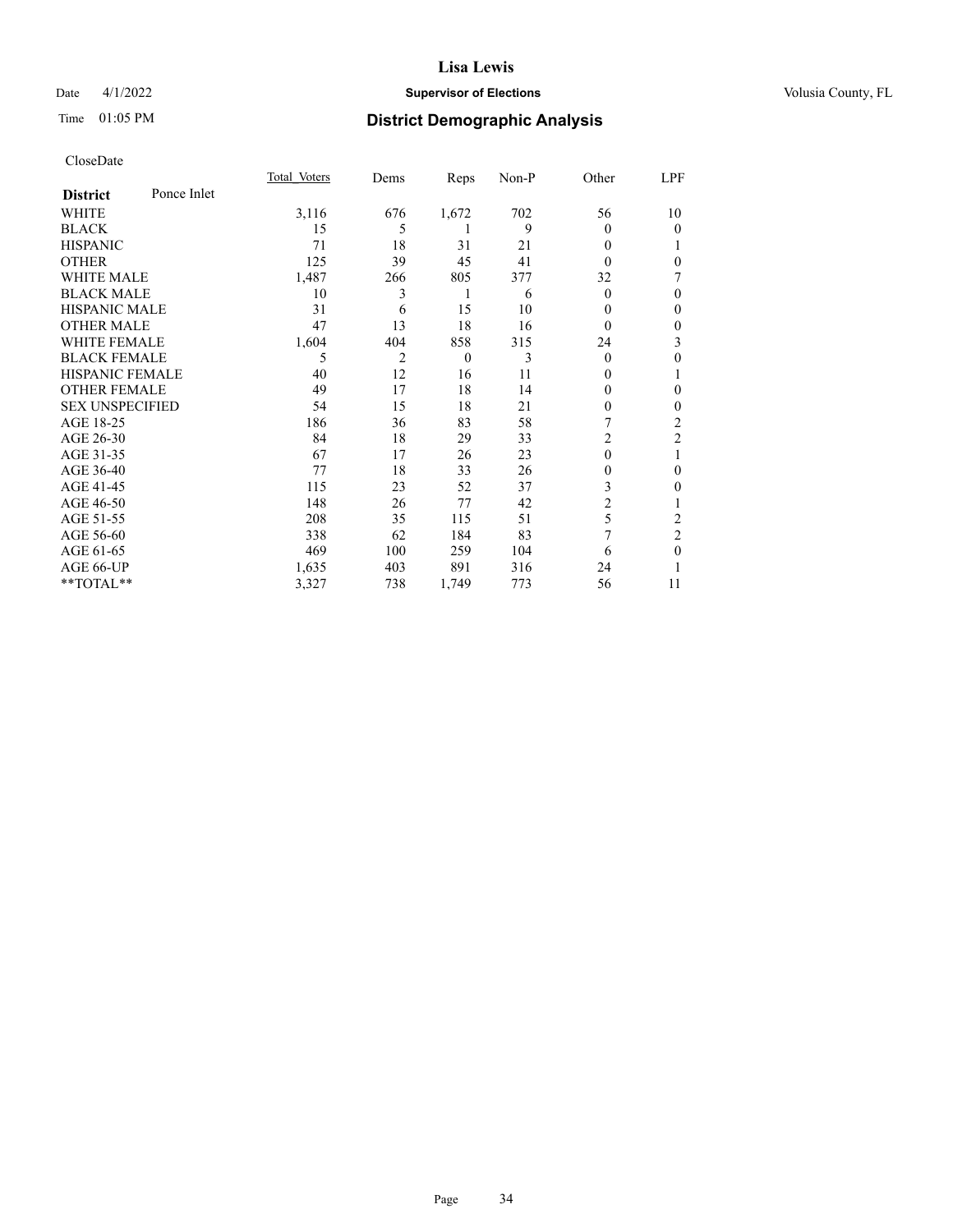# Lisa Lewis

Date 4/1/2022 **Supervisor of Elections** Volusia County, FL

Time 01:05 PM **District Demographic Analysis**

CloseDate

| **District** Ponce Inlet | Total Voters | Dems | Reps | Non-P | Other | LPF |
|---|---|---|---|---|---|---|
| WHITE | 3,116 | 676 | 1,672 | 702 | 56 | 10 |
| BLACK | 15 | 5 | 1 | 9 | 0 | 0 |
| HISPANIC | 71 | 18 | 31 | 21 | 0 | 1 |
| OTHER | 125 | 39 | 45 | 41 | 0 | 0 |
| WHITE MALE | 1,487 | 266 | 805 | 377 | 32 | 7 |
| BLACK MALE | 10 | 3 | 1 | 6 | 0 | 0 |
| HISPANIC MALE | 31 | 6 | 15 | 10 | 0 | 0 |
| OTHER MALE | 47 | 13 | 18 | 16 | 0 | 0 |
| WHITE FEMALE | 1,604 | 404 | 858 | 315 | 24 | 3 |
| BLACK FEMALE | 5 | 2 | 0 | 3 | 0 | 0 |
| HISPANIC FEMALE | 40 | 12 | 16 | 11 | 0 | 1 |
| OTHER FEMALE | 49 | 17 | 18 | 14 | 0 | 0 |
| SEX UNSPECIFIED | 54 | 15 | 18 | 21 | 0 | 0 |
| AGE 18-25 | 186 | 36 | 83 | 58 | 7 | 2 |
| AGE 26-30 | 84 | 18 | 29 | 33 | 2 | 2 |
| AGE 31-35 | 67 | 17 | 26 | 23 | 0 | 1 |
| AGE 36-40 | 77 | 18 | 33 | 26 | 0 | 0 |
| AGE 41-45 | 115 | 23 | 52 | 37 | 3 | 0 |
| AGE 46-50 | 148 | 26 | 77 | 42 | 2 | 1 |
| AGE 51-55 | 208 | 35 | 115 | 51 | 5 | 2 |
| AGE 56-60 | 338 | 62 | 184 | 83 | 7 | 2 |
| AGE 61-65 | 469 | 100 | 259 | 104 | 6 | 0 |
| AGE 66-UP | 1,635 | 403 | 891 | 316 | 24 | 1 |
| **TOTAL** | 3,327 | 738 | 1,749 | 773 | 56 | 11 |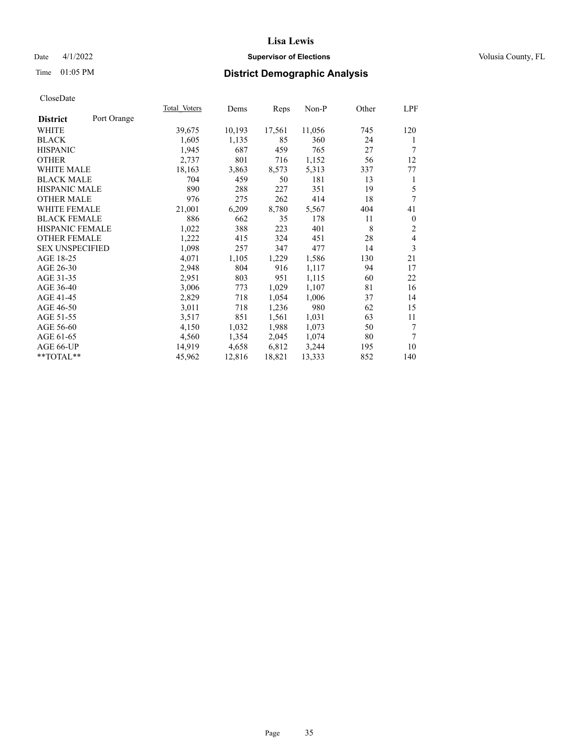CloseDate

| District | Port Orange | Total_Voters | Dems | Reps | Non-P | Other | LPF |
|---|---|---|---|---|---|---|---|
| WHITE | | 39,675 | 10,193 | 17,561 | 11,056 | 745 | 120 |
| BLACK | | 1,605 | 1,135 | 85 | 360 | 24 | 1 |
| HISPANIC | | 1,945 | 687 | 459 | 765 | 27 | 7 |
| OTHER | | 2,737 | 801 | 716 | 1,152 | 56 | 12 |
| WHITE MALE | | 18,163 | 3,863 | 8,573 | 5,313 | 337 | 77 |
| BLACK MALE | | 704 | 459 | 50 | 181 | 13 | 1 |
| HISPANIC MALE | | 890 | 288 | 227 | 351 | 19 | 5 |
| OTHER MALE | | 976 | 275 | 262 | 414 | 18 | 7 |
| WHITE FEMALE | | 21,001 | 6,209 | 8,780 | 5,567 | 404 | 41 |
| BLACK FEMALE | | 886 | 662 | 35 | 178 | 11 | 0 |
| HISPANIC FEMALE | | 1,022 | 388 | 223 | 401 | 8 | 2 |
| OTHER FEMALE | | 1,222 | 415 | 324 | 451 | 28 | 4 |
| SEX UNSPECIFIED | | 1,098 | 257 | 347 | 477 | 14 | 3 |
| AGE 18-25 | | 4,071 | 1,105 | 1,229 | 1,586 | 130 | 21 |
| AGE 26-30 | | 2,948 | 804 | 916 | 1,117 | 94 | 17 |
| AGE 31-35 | | 2,951 | 803 | 951 | 1,115 | 60 | 22 |
| AGE 36-40 | | 3,006 | 773 | 1,029 | 1,107 | 81 | 16 |
| AGE 41-45 | | 2,829 | 718 | 1,054 | 1,006 | 37 | 14 |
| AGE 46-50 | | 3,011 | 718 | 1,236 | 980 | 62 | 15 |
| AGE 51-55 | | 3,517 | 851 | 1,561 | 1,031 | 63 | 11 |
| AGE 56-60 | | 4,150 | 1,032 | 1,988 | 1,073 | 50 | 7 |
| AGE 61-65 | | 4,560 | 1,354 | 2,045 | 1,074 | 80 | 7 |
| AGE 66-UP | | 14,919 | 4,658 | 6,812 | 3,244 | 195 | 10 |
| **TOTAL** | | 45,962 | 12,816 | 18,821 | 13,333 | 852 | 140 |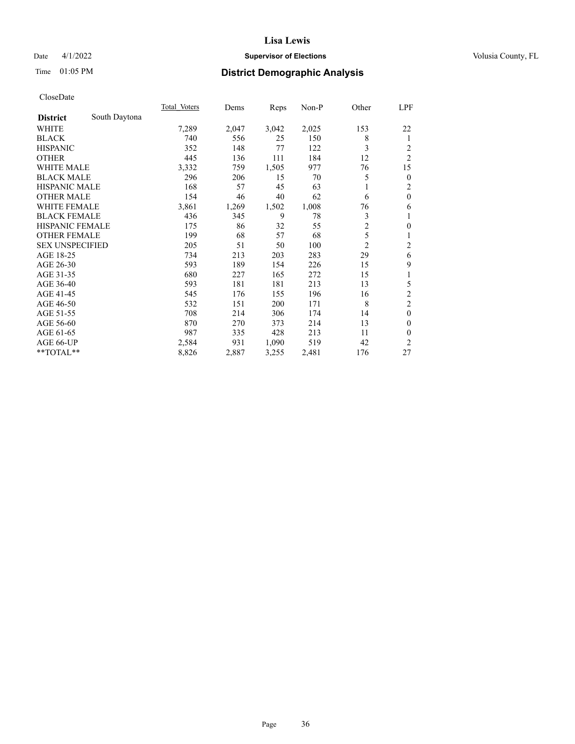# Lisa Lewis

Date 4/1/2022 **Supervisor of Elections** Volusia County, FL

Time 01:05 PM **District Demographic Analysis**

CloseDate

| **District** South Daytona | Total_Voters | Dems | Reps | Non-P | Other | LPF |
|---|---|---|---|---|---|---|
| WHITE | 7,289 | 2,047 | 3,042 | 2,025 | 153 | 22 |
| BLACK | 740 | 556 | 25 | 150 | 8 | 1 |
| HISPANIC | 352 | 148 | 77 | 122 | 3 | 2 |
| OTHER | 445 | 136 | 111 | 184 | 12 | 2 |
| WHITE MALE | 3,332 | 759 | 1,505 | 977 | 76 | 15 |
| BLACK MALE | 296 | 206 | 15 | 70 | 5 | 0 |
| HISPANIC MALE | 168 | 57 | 45 | 63 | 1 | 2 |
| OTHER MALE | 154 | 46 | 40 | 62 | 6 | 0 |
| WHITE FEMALE | 3,861 | 1,269 | 1,502 | 1,008 | 76 | 6 |
| BLACK FEMALE | 436 | 345 | 9 | 78 | 3 | 1 |
| HISPANIC FEMALE | 175 | 86 | 32 | 55 | 2 | 0 |
| OTHER FEMALE | 199 | 68 | 57 | 68 | 5 | 1 |
| SEX UNSPECIFIED | 205 | 51 | 50 | 100 | 2 | 2 |
| AGE 18-25 | 734 | 213 | 203 | 283 | 29 | 6 |
| AGE 26-30 | 593 | 189 | 154 | 226 | 15 | 9 |
| AGE 31-35 | 680 | 227 | 165 | 272 | 15 | 1 |
| AGE 36-40 | 593 | 181 | 181 | 213 | 13 | 5 |
| AGE 41-45 | 545 | 176 | 155 | 196 | 16 | 2 |
| AGE 46-50 | 532 | 151 | 200 | 171 | 8 | 2 |
| AGE 51-55 | 708 | 214 | 306 | 174 | 14 | 0 |
| AGE 56-60 | 870 | 270 | 373 | 214 | 13 | 0 |
| AGE 61-65 | 987 | 335 | 428 | 213 | 11 | 0 |
| AGE 66-UP | 2,584 | 931 | 1,090 | 519 | 42 | 2 |
| **TOTAL** | 8,826 | 2,887 | 3,255 | 2,481 | 176 | 27 |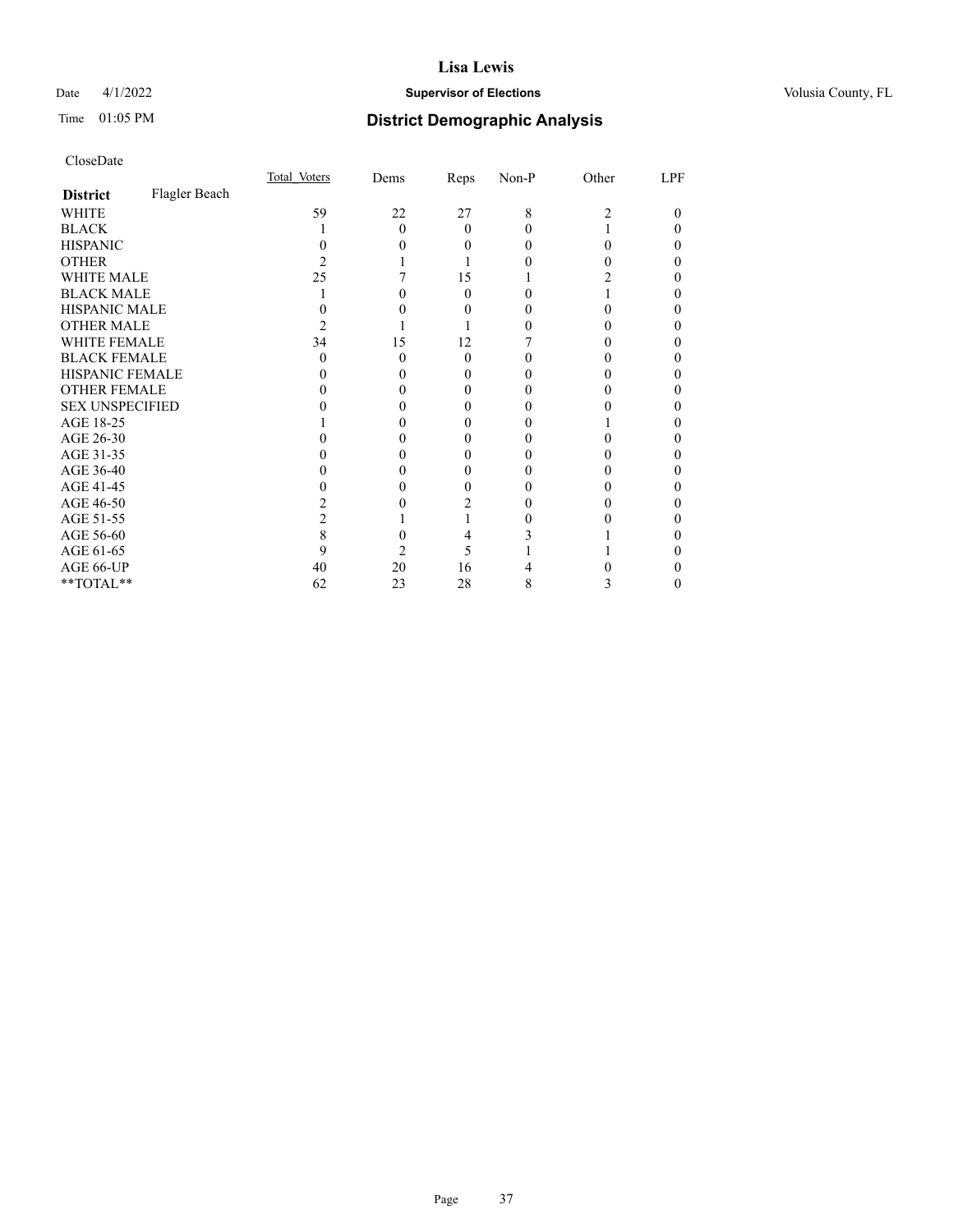# Lisa Lewis

Date 4/1/2022 **Supervisor of Elections** Volusia County, FL

Time 01:05 PM **District Demographic Analysis**

CloseDate

| **District** Flagler Beach | Total_Voters | Dems | Reps | Non-P | Other | LPF |
|---|---|---|---|---|---|---|
| WHITE | 59 | 22 | 27 | 8 | 2 | 0 |
| BLACK | 1 | 0 | 0 | 0 | 1 | 0 |
| HISPANIC | 0 | 0 | 0 | 0 | 0 | 0 |
| OTHER | 2 | 1 | 1 | 0 | 0 | 0 |
| WHITE MALE | 25 | 7 | 15 | 1 | 2 | 0 |
| BLACK MALE | 1 | 0 | 0 | 0 | 1 | 0 |
| HISPANIC MALE | 0 | 0 | 0 | 0 | 0 | 0 |
| OTHER MALE | 2 | 1 | 1 | 0 | 0 | 0 |
| WHITE FEMALE | 34 | 15 | 12 | 7 | 0 | 0 |
| BLACK FEMALE | 0 | 0 | 0 | 0 | 0 | 0 |
| HISPANIC FEMALE | 0 | 0 | 0 | 0 | 0 | 0 |
| OTHER FEMALE | 0 | 0 | 0 | 0 | 0 | 0 |
| SEX UNSPECIFIED | 0 | 0 | 0 | 0 | 0 | 0 |
| AGE 18-25 | 1 | 0 | 0 | 0 | 1 | 0 |
| AGE 26-30 | 0 | 0 | 0 | 0 | 0 | 0 |
| AGE 31-35 | 0 | 0 | 0 | 0 | 0 | 0 |
| AGE 36-40 | 0 | 0 | 0 | 0 | 0 | 0 |
| AGE 41-45 | 0 | 0 | 0 | 0 | 0 | 0 |
| AGE 46-50 | 2 | 0 | 2 | 0 | 0 | 0 |
| AGE 51-55 | 2 | 1 | 1 | 0 | 0 | 0 |
| AGE 56-60 | 8 | 0 | 4 | 3 | 1 | 0 |
| AGE 61-65 | 9 | 2 | 5 | 1 | 1 | 0 |
| AGE 66-UP | 40 | 20 | 16 | 4 | 0 | 0 |
| **TOTAL** | 62 | 23 | 28 | 8 | 3 | 0 |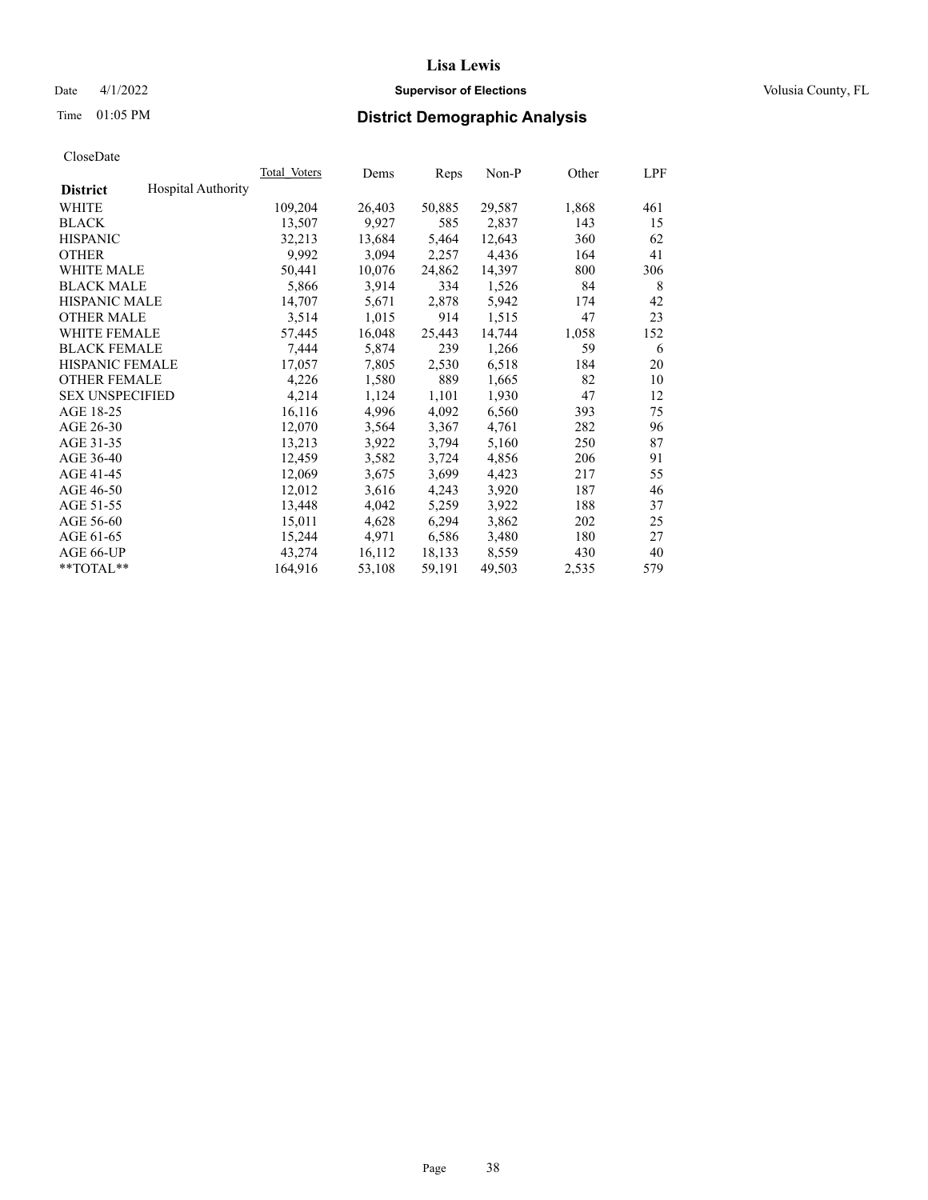# District Demographic Analysis

CloseDate

| District | Hospital Authority | Total_Voters | Dems | Reps | Non-P | Other | LPF |
|---|---|---|---|---|---|---|---|
| WHITE | | 109,204 | 26,403 | 50,885 | 29,587 | 1,868 | 461 |
| BLACK | | 13,507 | 9,927 | 585 | 2,837 | 143 | 15 |
| HISPANIC | | 32,213 | 13,684 | 5,464 | 12,643 | 360 | 62 |
| OTHER | | 9,992 | 3,094 | 2,257 | 4,436 | 164 | 41 |
| WHITE MALE | | 50,441 | 10,076 | 24,862 | 14,397 | 800 | 306 |
| BLACK MALE | | 5,866 | 3,914 | 334 | 1,526 | 84 | 8 |
| HISPANIC MALE | | 14,707 | 5,671 | 2,878 | 5,942 | 174 | 42 |
| OTHER MALE | | 3,514 | 1,015 | 914 | 1,515 | 47 | 23 |
| WHITE FEMALE | | 57,445 | 16,048 | 25,443 | 14,744 | 1,058 | 152 |
| BLACK FEMALE | | 7,444 | 5,874 | 239 | 1,266 | 59 | 6 |
| HISPANIC FEMALE | | 17,057 | 7,805 | 2,530 | 6,518 | 184 | 20 |
| OTHER FEMALE | | 4,226 | 1,580 | 889 | 1,665 | 82 | 10 |
| SEX UNSPECIFIED | | 4,214 | 1,124 | 1,101 | 1,930 | 47 | 12 |
| AGE 18-25 | | 16,116 | 4,996 | 4,092 | 6,560 | 393 | 75 |
| AGE 26-30 | | 12,070 | 3,564 | 3,367 | 4,761 | 282 | 96 |
| AGE 31-35 | | 13,213 | 3,922 | 3,794 | 5,160 | 250 | 87 |
| AGE 36-40 | | 12,459 | 3,582 | 3,724 | 4,856 | 206 | 91 |
| AGE 41-45 | | 12,069 | 3,675 | 3,699 | 4,423 | 217 | 55 |
| AGE 46-50 | | 12,012 | 3,616 | 4,243 | 3,920 | 187 | 46 |
| AGE 51-55 | | 13,448 | 4,042 | 5,259 | 3,922 | 188 | 37 |
| AGE 56-60 | | 15,011 | 4,628 | 6,294 | 3,862 | 202 | 25 |
| AGE 61-65 | | 15,244 | 4,971 | 6,586 | 3,480 | 180 | 27 |
| AGE 66-UP | | 43,274 | 16,112 | 18,133 | 8,559 | 430 | 40 |
| **TOTAL** | | 164,916 | 53,108 | 59,191 | 49,503 | 2,535 | 579 |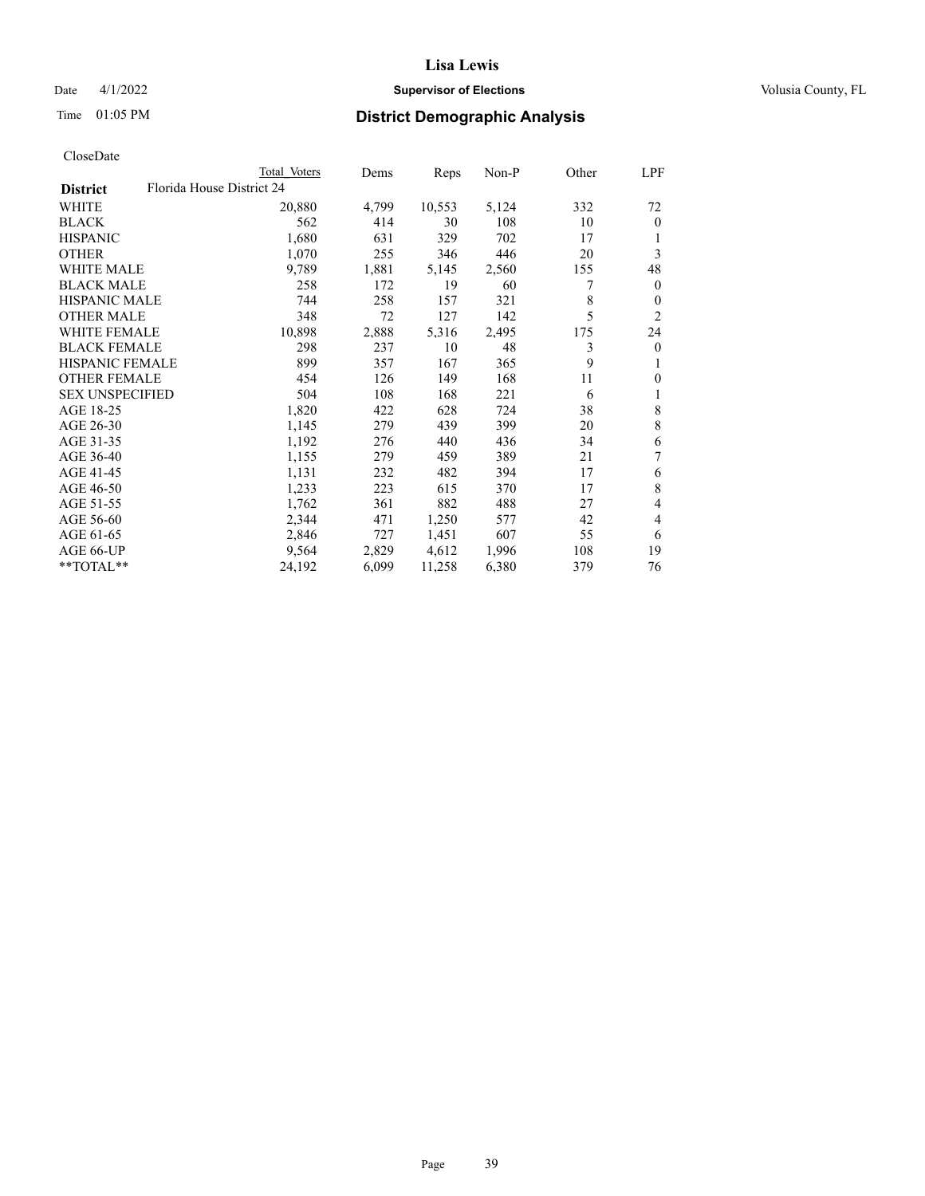# Lisa Lewis

Date 4/1/2022 **Supervisor of Elections** Volusia County, FL

Time 01:05 PM **District Demographic Analysis**

CloseDate

| **District** | Florida House District 24 Total Voters | Dems | Reps | Non-P | Other | LPF |
|---|---|---|---|---|---|---|
| WHITE | 20,880 | 4,799 | 10,553 | 5,124 | 332 | 72 |
| BLACK | 562 | 414 | 30 | 108 | 10 | 0 |
| HISPANIC | 1,680 | 631 | 329 | 702 | 17 | 1 |
| OTHER | 1,070 | 255 | 346 | 446 | 20 | 3 |
| WHITE MALE | 9,789 | 1,881 | 5,145 | 2,560 | 155 | 48 |
| BLACK MALE | 258 | 172 | 19 | 60 | 7 | 0 |
| HISPANIC MALE | 744 | 258 | 157 | 321 | 8 | 0 |
| OTHER MALE | 348 | 72 | 127 | 142 | 5 | 2 |
| WHITE FEMALE | 10,898 | 2,888 | 5,316 | 2,495 | 175 | 24 |
| BLACK FEMALE | 298 | 237 | 10 | 48 | 3 | 0 |
| HISPANIC FEMALE | 899 | 357 | 167 | 365 | 9 | 1 |
| OTHER FEMALE | 454 | 126 | 149 | 168 | 11 | 0 |
| SEX UNSPECIFIED | 504 | 108 | 168 | 221 | 6 | 1 |
| AGE 18-25 | 1,820 | 422 | 628 | 724 | 38 | 8 |
| AGE 26-30 | 1,145 | 279 | 439 | 399 | 20 | 8 |
| AGE 31-35 | 1,192 | 276 | 440 | 436 | 34 | 6 |
| AGE 36-40 | 1,155 | 279 | 459 | 389 | 21 | 7 |
| AGE 41-45 | 1,131 | 232 | 482 | 394 | 17 | 6 |
| AGE 46-50 | 1,233 | 223 | 615 | 370 | 17 | 8 |
| AGE 51-55 | 1,762 | 361 | 882 | 488 | 27 | 4 |
| AGE 56-60 | 2,344 | 471 | 1,250 | 577 | 42 | 4 |
| AGE 61-65 | 2,846 | 727 | 1,451 | 607 | 55 | 6 |
| AGE 66-UP | 9,564 | 2,829 | 4,612 | 1,996 | 108 | 19 |
| **TOTAL** | 24,192 | 6,099 | 11,258 | 6,380 | 379 | 76 |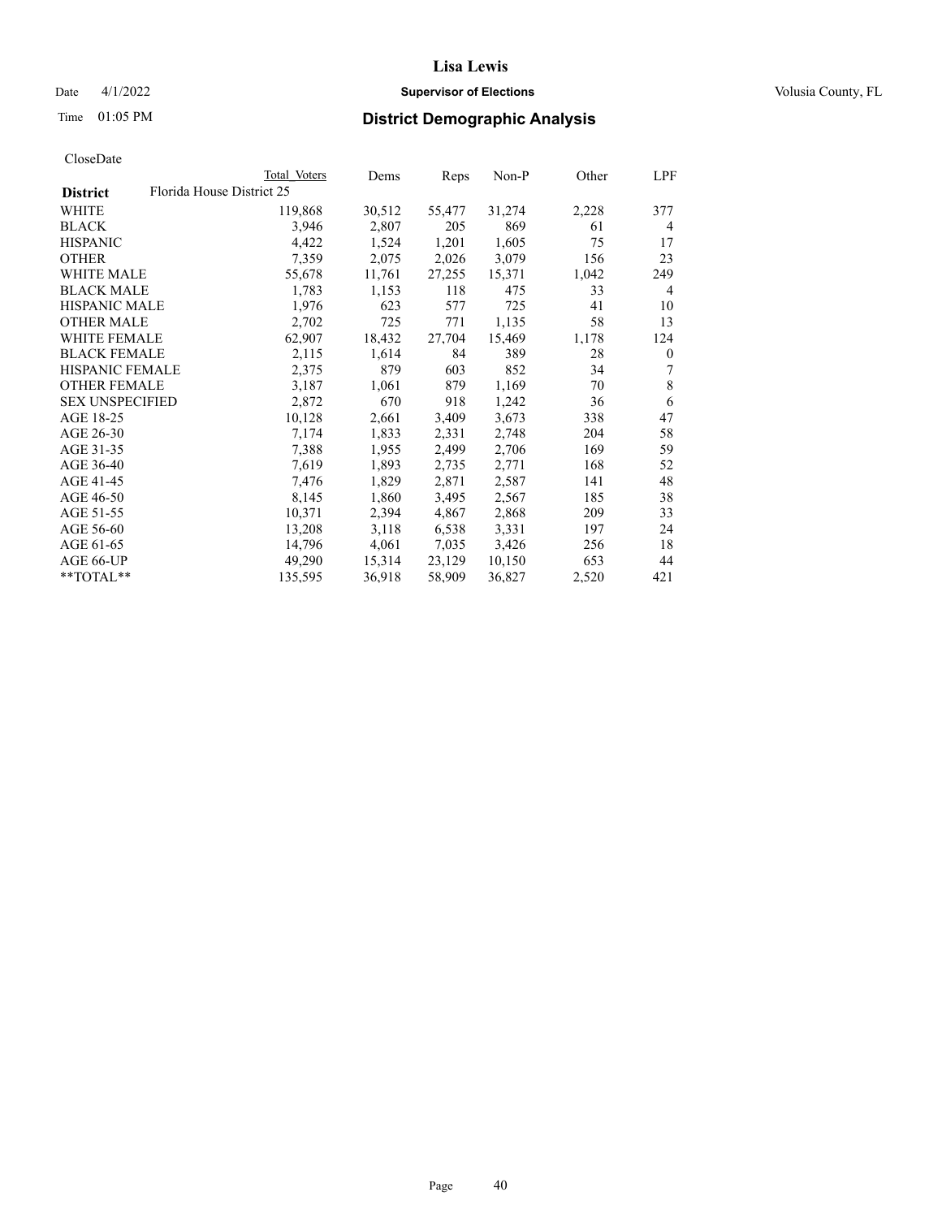# Lisa Lewis

Date 4/1/2022 | **Supervisor of Elections** | Volusia County, FL

Time 01:05 PM | **District Demographic Analysis**

CloseDate

| District | Total Voters | Dems | Reps | Non-P | Other | LPF |
|---|---|---|---|---|---|---|
| **Florida House District 25** | | | | | | |
| WHITE | 119,868 | 30,512 | 55,477 | 31,274 | 2,228 | 377 |
| BLACK | 3,946 | 2,807 | 205 | 869 | 61 | 4 |
| HISPANIC | 4,422 | 1,524 | 1,201 | 1,605 | 75 | 17 |
| OTHER | 7,359 | 2,075 | 2,026 | 3,079 | 156 | 23 |
| WHITE MALE | 55,678 | 11,761 | 27,255 | 15,371 | 1,042 | 249 |
| BLACK MALE | 1,783 | 1,153 | 118 | 475 | 33 | 4 |
| HISPANIC MALE | 1,976 | 623 | 577 | 725 | 41 | 10 |
| OTHER MALE | 2,702 | 725 | 771 | 1,135 | 58 | 13 |
| WHITE FEMALE | 62,907 | 18,432 | 27,704 | 15,469 | 1,178 | 124 |
| BLACK FEMALE | 2,115 | 1,614 | 84 | 389 | 28 | 0 |
| HISPANIC FEMALE | 2,375 | 879 | 603 | 852 | 34 | 7 |
| OTHER FEMALE | 3,187 | 1,061 | 879 | 1,169 | 70 | 8 |
| SEX UNSPECIFIED | 2,872 | 670 | 918 | 1,242 | 36 | 6 |
| AGE 18-25 | 10,128 | 2,661 | 3,409 | 3,673 | 338 | 47 |
| AGE 26-30 | 7,174 | 1,833 | 2,331 | 2,748 | 204 | 58 |
| AGE 31-35 | 7,388 | 1,955 | 2,499 | 2,706 | 169 | 59 |
| AGE 36-40 | 7,619 | 1,893 | 2,735 | 2,771 | 168 | 52 |
| AGE 41-45 | 7,476 | 1,829 | 2,871 | 2,587 | 141 | 48 |
| AGE 46-50 | 8,145 | 1,860 | 3,495 | 2,567 | 185 | 38 |
| AGE 51-55 | 10,371 | 2,394 | 4,867 | 2,868 | 209 | 33 |
| AGE 56-60 | 13,208 | 3,118 | 6,538 | 3,331 | 197 | 24 |
| AGE 61-65 | 14,796 | 4,061 | 7,035 | 3,426 | 256 | 18 |
| AGE 66-UP | 49,290 | 15,314 | 23,129 | 10,150 | 653 | 44 |
| **TOTAL** | 135,595 | 36,918 | 58,909 | 36,827 | 2,520 | 421 |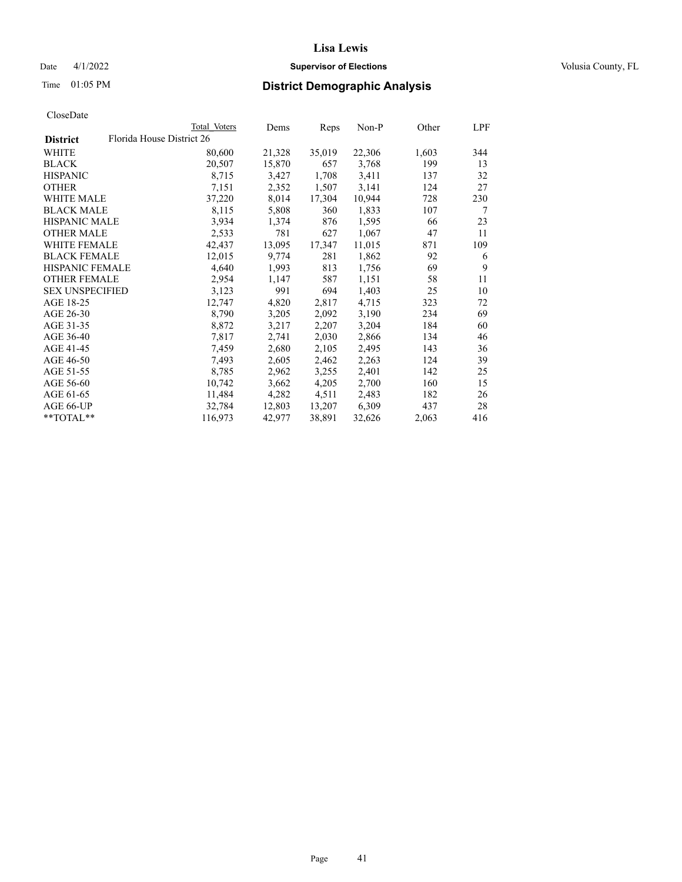# Lisa Lewis

Date 4/1/2022 **Supervisor of Elections** Volusia County, FL

Time 01:05 PM **District Demographic Analysis**

CloseDate

| District | Total Voters | Dems | Reps | Non-P | Other | LPF |
|---|---|---|---|---|---|---|
| Florida House District 26 | | | | | | |
| WHITE | 80,600 | 21,328 | 35,019 | 22,306 | 1,603 | 344 |
| BLACK | 20,507 | 15,870 | 657 | 3,768 | 199 | 13 |
| HISPANIC | 8,715 | 3,427 | 1,708 | 3,411 | 137 | 32 |
| OTHER | 7,151 | 2,352 | 1,507 | 3,141 | 124 | 27 |
| WHITE MALE | 37,220 | 8,014 | 17,304 | 10,944 | 728 | 230 |
| BLACK MALE | 8,115 | 5,808 | 360 | 1,833 | 107 | 7 |
| HISPANIC MALE | 3,934 | 1,374 | 876 | 1,595 | 66 | 23 |
| OTHER MALE | 2,533 | 781 | 627 | 1,067 | 47 | 11 |
| WHITE FEMALE | 42,437 | 13,095 | 17,347 | 11,015 | 871 | 109 |
| BLACK FEMALE | 12,015 | 9,774 | 281 | 1,862 | 92 | 6 |
| HISPANIC FEMALE | 4,640 | 1,993 | 813 | 1,756 | 69 | 9 |
| OTHER FEMALE | 2,954 | 1,147 | 587 | 1,151 | 58 | 11 |
| SEX UNSPECIFIED | 3,123 | 991 | 694 | 1,403 | 25 | 10 |
| AGE 18-25 | 12,747 | 4,820 | 2,817 | 4,715 | 323 | 72 |
| AGE 26-30 | 8,790 | 3,205 | 2,092 | 3,190 | 234 | 69 |
| AGE 31-35 | 8,872 | 3,217 | 2,207 | 3,204 | 184 | 60 |
| AGE 36-40 | 7,817 | 2,741 | 2,030 | 2,866 | 134 | 46 |
| AGE 41-45 | 7,459 | 2,680 | 2,105 | 2,495 | 143 | 36 |
| AGE 46-50 | 7,493 | 2,605 | 2,462 | 2,263 | 124 | 39 |
| AGE 51-55 | 8,785 | 2,962 | 3,255 | 2,401 | 142 | 25 |
| AGE 56-60 | 10,742 | 3,662 | 4,205 | 2,700 | 160 | 15 |
| AGE 61-65 | 11,484 | 4,282 | 4,511 | 2,483 | 182 | 26 |
| AGE 66-UP | 32,784 | 12,803 | 13,207 | 6,309 | 437 | 28 |
| **TOTAL** | 116,973 | 42,977 | 38,891 | 32,626 | 2,063 | 416 |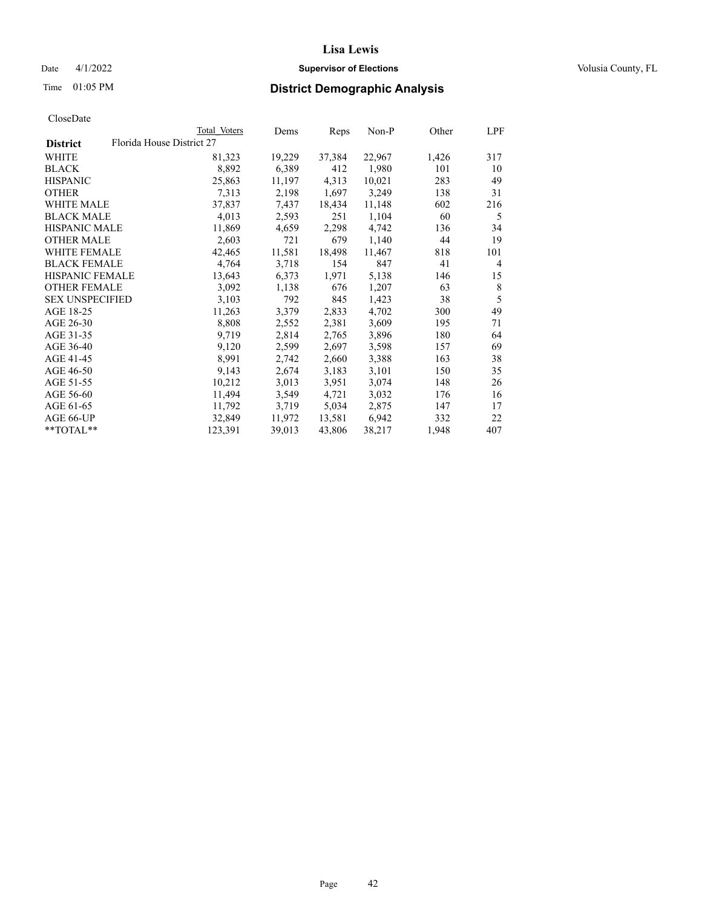# Lisa Lewis

Date 4/1/2022 **Supervisor of Elections** Volusia County, FL

Time 01:05 PM **District Demographic Analysis**

CloseDate

| **District** | Florida House District 27 Total Voters | Dems | Reps | Non-P | Other | LPF |
|---|---|---|---|---|---|---|
| WHITE | 81,323 | 19,229 | 37,384 | 22,967 | 1,426 | 317 |
| BLACK | 8,892 | 6,389 | 412 | 1,980 | 101 | 10 |
| HISPANIC | 25,863 | 11,197 | 4,313 | 10,021 | 283 | 49 |
| OTHER | 7,313 | 2,198 | 1,697 | 3,249 | 138 | 31 |
| WHITE MALE | 37,837 | 7,437 | 18,434 | 11,148 | 602 | 216 |
| BLACK MALE | 4,013 | 2,593 | 251 | 1,104 | 60 | 5 |
| HISPANIC MALE | 11,869 | 4,659 | 2,298 | 4,742 | 136 | 34 |
| OTHER MALE | 2,603 | 721 | 679 | 1,140 | 44 | 19 |
| WHITE FEMALE | 42,465 | 11,581 | 18,498 | 11,467 | 818 | 101 |
| BLACK FEMALE | 4,764 | 3,718 | 154 | 847 | 41 | 4 |
| HISPANIC FEMALE | 13,643 | 6,373 | 1,971 | 5,138 | 146 | 15 |
| OTHER FEMALE | 3,092 | 1,138 | 676 | 1,207 | 63 | 8 |
| SEX UNSPECIFIED | 3,103 | 792 | 845 | 1,423 | 38 | 5 |
| AGE 18-25 | 11,263 | 3,379 | 2,833 | 4,702 | 300 | 49 |
| AGE 26-30 | 8,808 | 2,552 | 2,381 | 3,609 | 195 | 71 |
| AGE 31-35 | 9,719 | 2,814 | 2,765 | 3,896 | 180 | 64 |
| AGE 36-40 | 9,120 | 2,599 | 2,697 | 3,598 | 157 | 69 |
| AGE 41-45 | 8,991 | 2,742 | 2,660 | 3,388 | 163 | 38 |
| AGE 46-50 | 9,143 | 2,674 | 3,183 | 3,101 | 150 | 35 |
| AGE 51-55 | 10,212 | 3,013 | 3,951 | 3,074 | 148 | 26 |
| AGE 56-60 | 11,494 | 3,549 | 4,721 | 3,032 | 176 | 16 |
| AGE 61-65 | 11,792 | 3,719 | 5,034 | 2,875 | 147 | 17 |
| AGE 66-UP | 32,849 | 11,972 | 13,581 | 6,942 | 332 | 22 |
| **TOTAL** | 123,391 | 39,013 | 43,806 | 38,217 | 1,948 | 407 |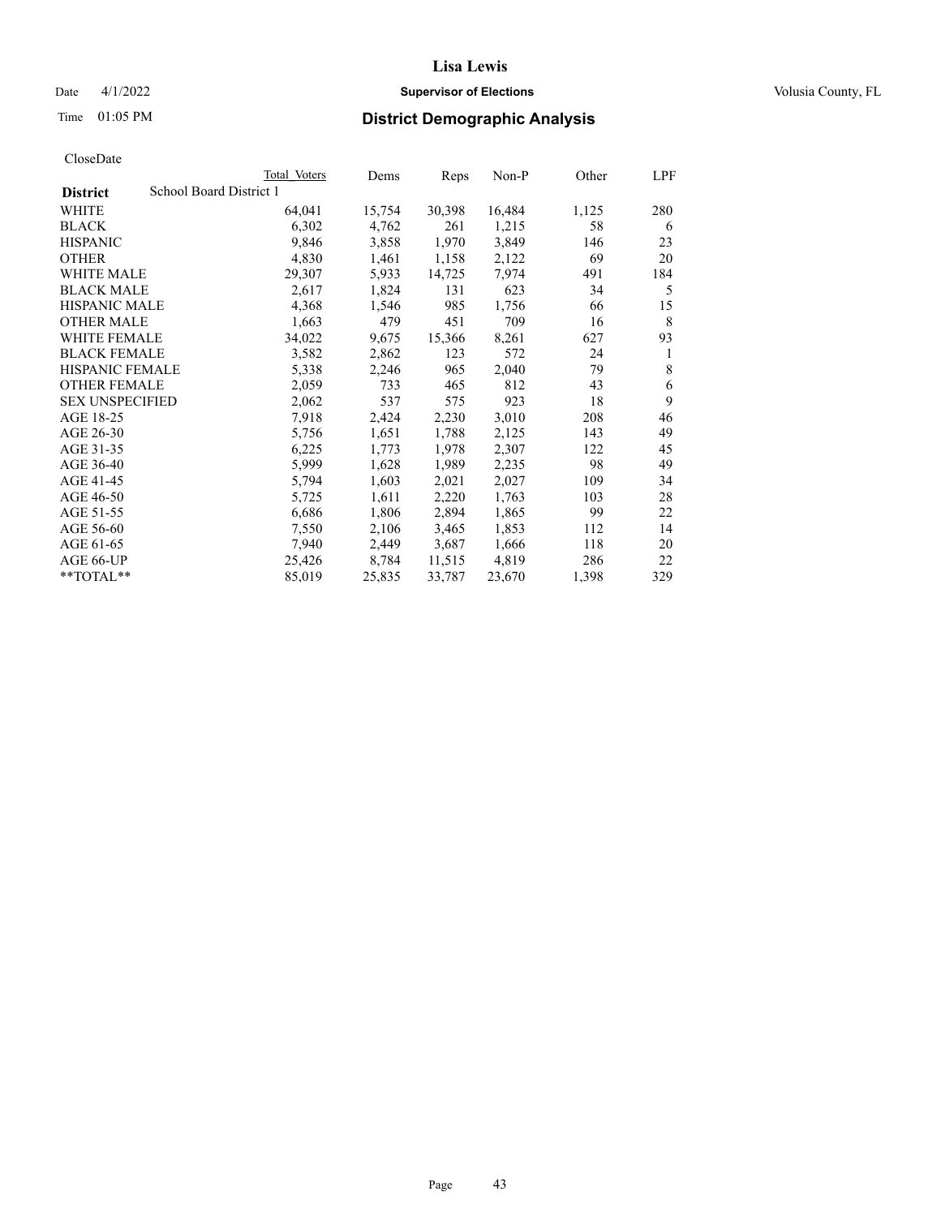# Lisa Lewis

Date 4/1/2022 **Supervisor of Elections** Volusia County, FL

Time 01:05 PM **District Demographic Analysis**

CloseDate

| District | Total Voters | Dems | Reps | Non-P | Other | LPF |
|---|---|---|---|---|---|---|
| School Board District 1 | | | | | | |
| WHITE | 64,041 | 15,754 | 30,398 | 16,484 | 1,125 | 280 |
| BLACK | 6,302 | 4,762 | 261 | 1,215 | 58 | 6 |
| HISPANIC | 9,846 | 3,858 | 1,970 | 3,849 | 146 | 23 |
| OTHER | 4,830 | 1,461 | 1,158 | 2,122 | 69 | 20 |
| WHITE MALE | 29,307 | 5,933 | 14,725 | 7,974 | 491 | 184 |
| BLACK MALE | 2,617 | 1,824 | 131 | 623 | 34 | 5 |
| HISPANIC MALE | 4,368 | 1,546 | 985 | 1,756 | 66 | 15 |
| OTHER MALE | 1,663 | 479 | 451 | 709 | 16 | 8 |
| WHITE FEMALE | 34,022 | 9,675 | 15,366 | 8,261 | 627 | 93 |
| BLACK FEMALE | 3,582 | 2,862 | 123 | 572 | 24 | 1 |
| HISPANIC FEMALE | 5,338 | 2,246 | 965 | 2,040 | 79 | 8 |
| OTHER FEMALE | 2,059 | 733 | 465 | 812 | 43 | 6 |
| SEX UNSPECIFIED | 2,062 | 537 | 575 | 923 | 18 | 9 |
| AGE 18-25 | 7,918 | 2,424 | 2,230 | 3,010 | 208 | 46 |
| AGE 26-30 | 5,756 | 1,651 | 1,788 | 2,125 | 143 | 49 |
| AGE 31-35 | 6,225 | 1,773 | 1,978 | 2,307 | 122 | 45 |
| AGE 36-40 | 5,999 | 1,628 | 1,989 | 2,235 | 98 | 49 |
| AGE 41-45 | 5,794 | 1,603 | 2,021 | 2,027 | 109 | 34 |
| AGE 46-50 | 5,725 | 1,611 | 2,220 | 1,763 | 103 | 28 |
| AGE 51-55 | 6,686 | 1,806 | 2,894 | 1,865 | 99 | 22 |
| AGE 56-60 | 7,550 | 2,106 | 3,465 | 1,853 | 112 | 14 |
| AGE 61-65 | 7,940 | 2,449 | 3,687 | 1,666 | 118 | 20 |
| AGE 66-UP | 25,426 | 8,784 | 11,515 | 4,819 | 286 | 22 |
| **TOTAL** | 85,019 | 25,835 | 33,787 | 23,670 | 1,398 | 329 |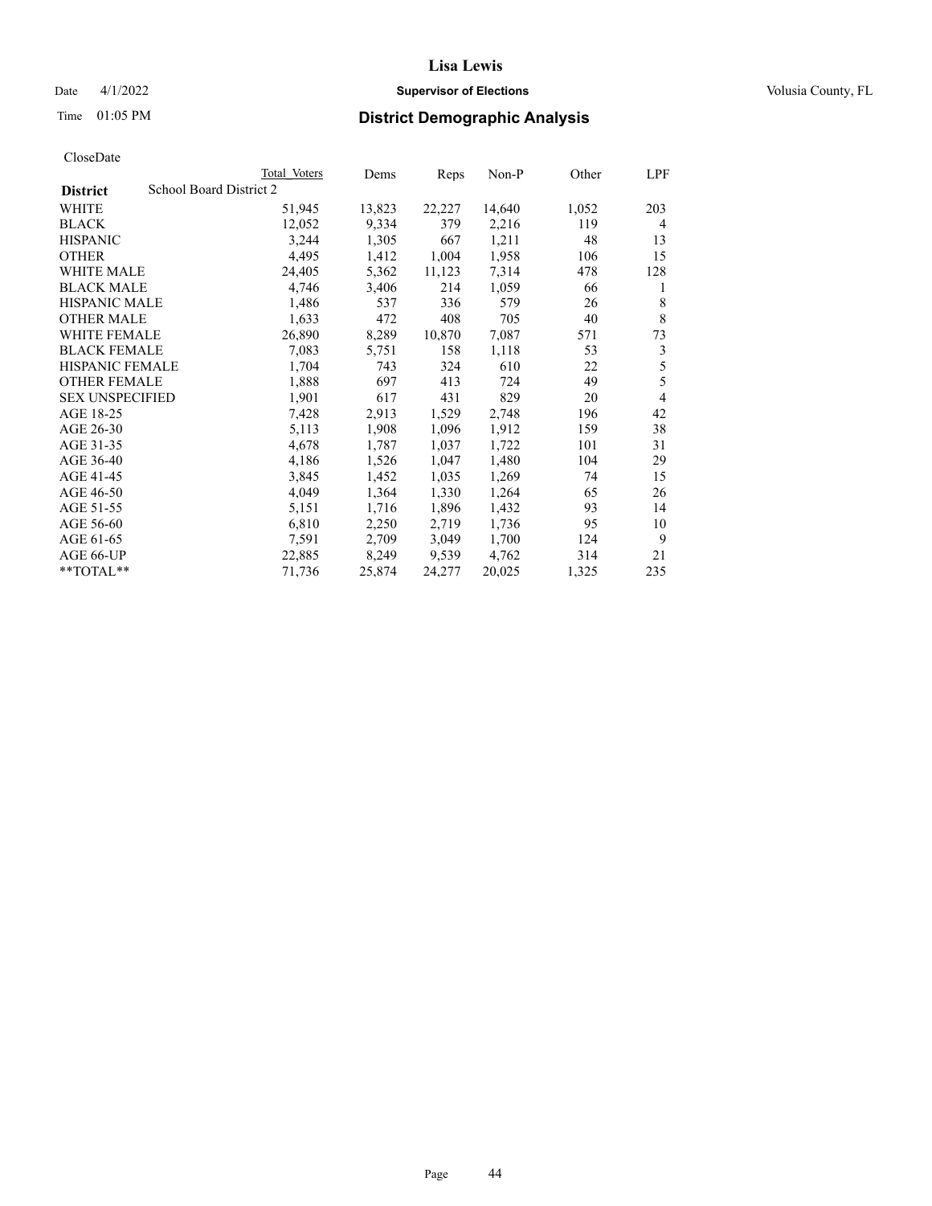# Lisa Lewis

Date 4/1/2022 **Supervisor of Elections** Volusia County, FL

Time 01:05 PM **District Demographic Analysis**

CloseDate

| **District** | School Board District 2 | Total Voters | Dems | Reps | Non-P | Other | LPF |
|---|---|---|---|---|---|---|---|
| WHITE | | 51,945 | 13,823 | 22,227 | 14,640 | 1,052 | 203 |
| BLACK | | 12,052 | 9,334 | 379 | 2,216 | 119 | 4 |
| HISPANIC | | 3,244 | 1,305 | 667 | 1,211 | 48 | 13 |
| OTHER | | 4,495 | 1,412 | 1,004 | 1,958 | 106 | 15 |
| WHITE MALE | | 24,405 | 5,362 | 11,123 | 7,314 | 478 | 128 |
| BLACK MALE | | 4,746 | 3,406 | 214 | 1,059 | 66 | 1 |
| HISPANIC MALE | | 1,486 | 537 | 336 | 579 | 26 | 8 |
| OTHER MALE | | 1,633 | 472 | 408 | 705 | 40 | 8 |
| WHITE FEMALE | | 26,890 | 8,289 | 10,870 | 7,087 | 571 | 73 |
| BLACK FEMALE | | 7,083 | 5,751 | 158 | 1,118 | 53 | 3 |
| HISPANIC FEMALE | | 1,704 | 743 | 324 | 610 | 22 | 5 |
| OTHER FEMALE | | 1,888 | 697 | 413 | 724 | 49 | 5 |
| SEX UNSPECIFIED | | 1,901 | 617 | 431 | 829 | 20 | 4 |
| AGE 18-25 | | 7,428 | 2,913 | 1,529 | 2,748 | 196 | 42 |
| AGE 26-30 | | 5,113 | 1,908 | 1,096 | 1,912 | 159 | 38 |
| AGE 31-35 | | 4,678 | 1,787 | 1,037 | 1,722 | 101 | 31 |
| AGE 36-40 | | 4,186 | 1,526 | 1,047 | 1,480 | 104 | 29 |
| AGE 41-45 | | 3,845 | 1,452 | 1,035 | 1,269 | 74 | 15 |
| AGE 46-50 | | 4,049 | 1,364 | 1,330 | 1,264 | 65 | 26 |
| AGE 51-55 | | 5,151 | 1,716 | 1,896 | 1,432 | 93 | 14 |
| AGE 56-60 | | 6,810 | 2,250 | 2,719 | 1,736 | 95 | 10 |
| AGE 61-65 | | 7,591 | 2,709 | 3,049 | 1,700 | 124 | 9 |
| AGE 66-UP | | 22,885 | 8,249 | 9,539 | 4,762 | 314 | 21 |
| **TOTAL** | | 71,736 | 25,874 | 24,277 | 20,025 | 1,325 | 235 |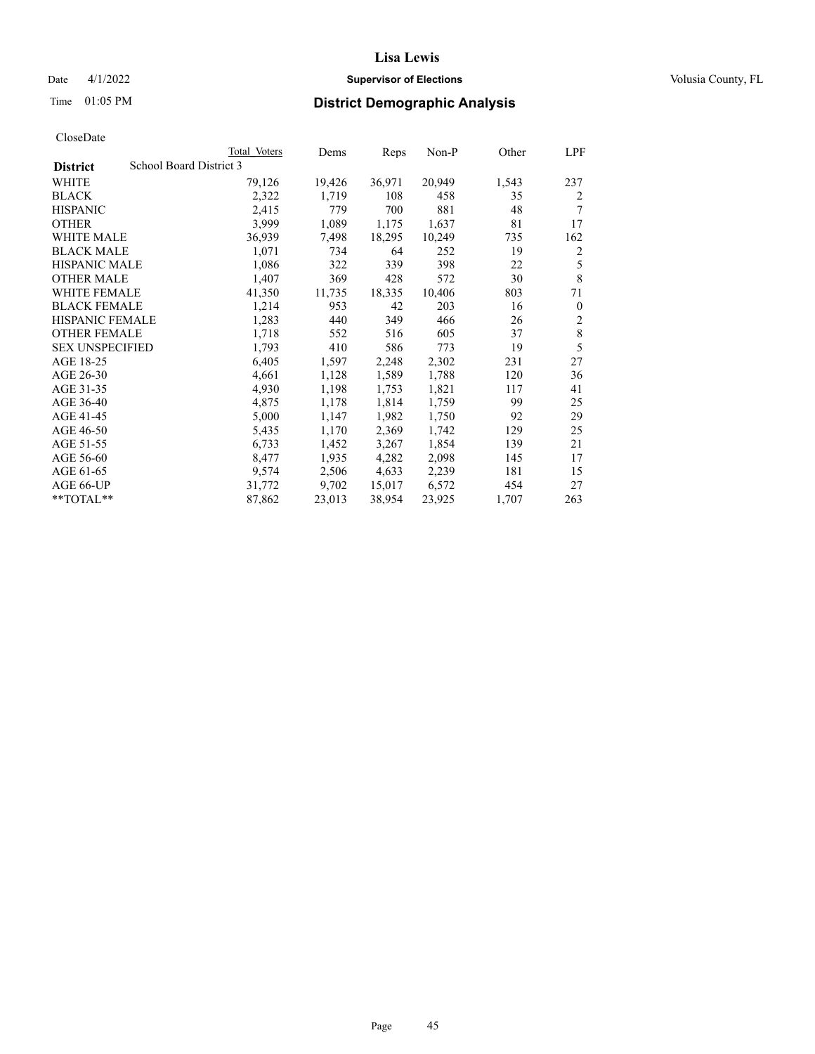# Lisa Lewis

Date 4/1/2022 **Supervisor of Elections** Volusia County, FL

Time 01:05 PM **District Demographic Analysis**

CloseDate

| | Total Voters | Dems | Reps | Non-P | Other | LPF |
|---|---|---|---|---|---|---|
| **District** School Board District 3 | | | | | | |
| WHITE | 79,126 | 19,426 | 36,971 | 20,949 | 1,543 | 237 |
| BLACK | 2,322 | 1,719 | 108 | 458 | 35 | 2 |
| HISPANIC | 2,415 | 779 | 700 | 881 | 48 | 7 |
| OTHER | 3,999 | 1,089 | 1,175 | 1,637 | 81 | 17 |
| WHITE MALE | 36,939 | 7,498 | 18,295 | 10,249 | 735 | 162 |
| BLACK MALE | 1,071 | 734 | 64 | 252 | 19 | 2 |
| HISPANIC MALE | 1,086 | 322 | 339 | 398 | 22 | 5 |
| OTHER MALE | 1,407 | 369 | 428 | 572 | 30 | 8 |
| WHITE FEMALE | 41,350 | 11,735 | 18,335 | 10,406 | 803 | 71 |
| BLACK FEMALE | 1,214 | 953 | 42 | 203 | 16 | 0 |
| HISPANIC FEMALE | 1,283 | 440 | 349 | 466 | 26 | 2 |
| OTHER FEMALE | 1,718 | 552 | 516 | 605 | 37 | 8 |
| SEX UNSPECIFIED | 1,793 | 410 | 586 | 773 | 19 | 5 |
| AGE 18-25 | 6,405 | 1,597 | 2,248 | 2,302 | 231 | 27 |
| AGE 26-30 | 4,661 | 1,128 | 1,589 | 1,788 | 120 | 36 |
| AGE 31-35 | 4,930 | 1,198 | 1,753 | 1,821 | 117 | 41 |
| AGE 36-40 | 4,875 | 1,178 | 1,814 | 1,759 | 99 | 25 |
| AGE 41-45 | 5,000 | 1,147 | 1,982 | 1,750 | 92 | 29 |
| AGE 46-50 | 5,435 | 1,170 | 2,369 | 1,742 | 129 | 25 |
| AGE 51-55 | 6,733 | 1,452 | 3,267 | 1,854 | 139 | 21 |
| AGE 56-60 | 8,477 | 1,935 | 4,282 | 2,098 | 145 | 17 |
| AGE 61-65 | 9,574 | 2,506 | 4,633 | 2,239 | 181 | 15 |
| AGE 66-UP | 31,772 | 9,702 | 15,017 | 6,572 | 454 | 27 |
| **TOTAL** | 87,862 | 23,013 | 38,954 | 23,925 | 1,707 | 263 |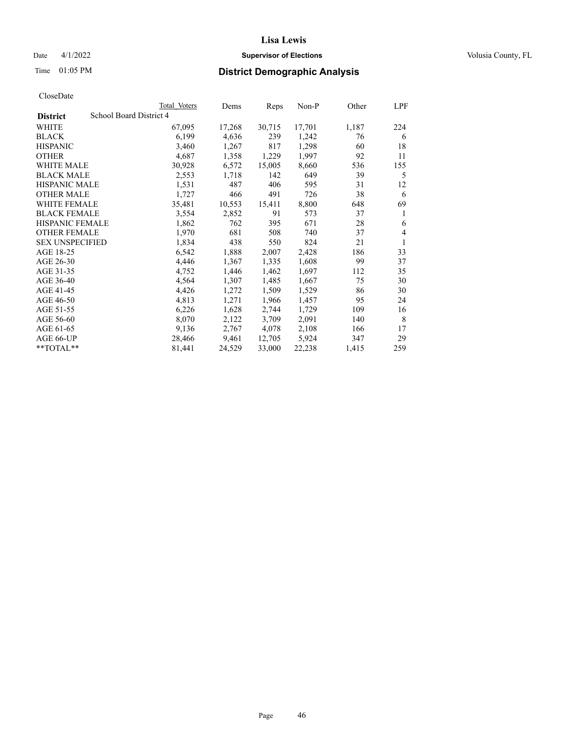# District Demographic Analysis

CloseDate

| District | School Board District 4 | Total Voters | Dems | Reps | Non-P | Other | LPF |
|---|---|---|---|---|---|---|---|
| WHITE | | 67,095 | 17,268 | 30,715 | 17,701 | 1,187 | 224 |
| BLACK | | 6,199 | 4,636 | 239 | 1,242 | 76 | 6 |
| HISPANIC | | 3,460 | 1,267 | 817 | 1,298 | 60 | 18 |
| OTHER | | 4,687 | 1,358 | 1,229 | 1,997 | 92 | 11 |
| WHITE MALE | | 30,928 | 6,572 | 15,005 | 8,660 | 536 | 155 |
| BLACK MALE | | 2,553 | 1,718 | 142 | 649 | 39 | 5 |
| HISPANIC MALE | | 1,531 | 487 | 406 | 595 | 31 | 12 |
| OTHER MALE | | 1,727 | 466 | 491 | 726 | 38 | 6 |
| WHITE FEMALE | | 35,481 | 10,553 | 15,411 | 8,800 | 648 | 69 |
| BLACK FEMALE | | 3,554 | 2,852 | 91 | 573 | 37 | 1 |
| HISPANIC FEMALE | | 1,862 | 762 | 395 | 671 | 28 | 6 |
| OTHER FEMALE | | 1,970 | 681 | 508 | 740 | 37 | 4 |
| SEX UNSPECIFIED | | 1,834 | 438 | 550 | 824 | 21 | 1 |
| AGE 18-25 | | 6,542 | 1,888 | 2,007 | 2,428 | 186 | 33 |
| AGE 26-30 | | 4,446 | 1,367 | 1,335 | 1,608 | 99 | 37 |
| AGE 31-35 | | 4,752 | 1,446 | 1,462 | 1,697 | 112 | 35 |
| AGE 36-40 | | 4,564 | 1,307 | 1,485 | 1,667 | 75 | 30 |
| AGE 41-45 | | 4,426 | 1,272 | 1,509 | 1,529 | 86 | 30 |
| AGE 46-50 | | 4,813 | 1,271 | 1,966 | 1,457 | 95 | 24 |
| AGE 51-55 | | 6,226 | 1,628 | 2,744 | 1,729 | 109 | 16 |
| AGE 56-60 | | 8,070 | 2,122 | 3,709 | 2,091 | 140 | 8 |
| AGE 61-65 | | 9,136 | 2,767 | 4,078 | 2,108 | 166 | 17 |
| AGE 66-UP | | 28,466 | 9,461 | 12,705 | 5,924 | 347 | 29 |
| **TOTAL** | | 81,441 | 24,529 | 33,000 | 22,238 | 1,415 | 259 |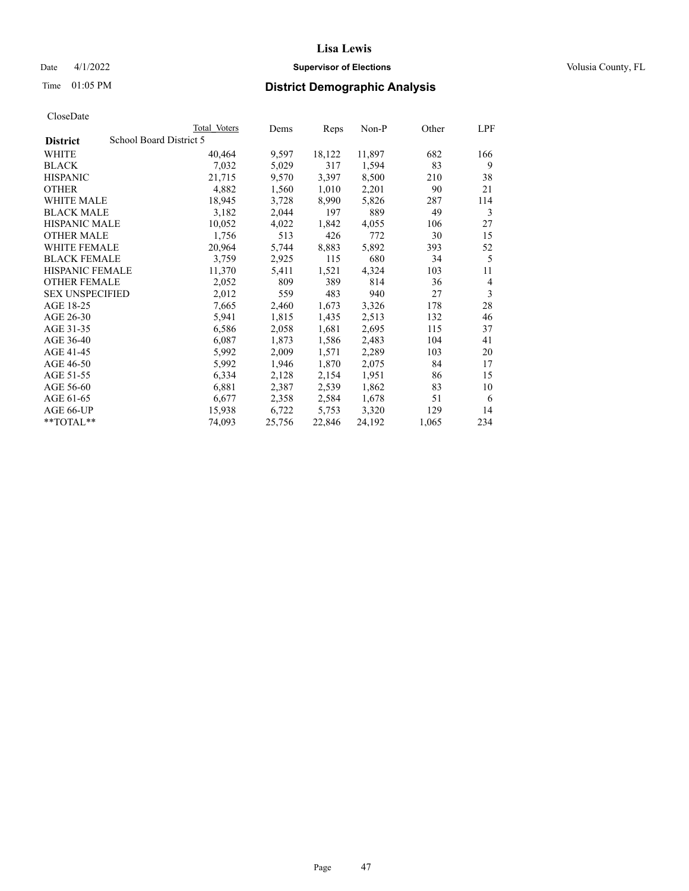# Lisa Lewis

Date 4/1/2022 **Supervisor of Elections** Volusia County, FL

Time 01:05 PM **District Demographic Analysis**

CloseDate

| **District** | School Board District 5 | Total Voters | Dems | Reps | Non-P | Other | LPF |
|---|---|---|---|---|---|---|---|
| WHITE | | 40,464 | 9,597 | 18,122 | 11,897 | 682 | 166 |
| BLACK | | 7,032 | 5,029 | 317 | 1,594 | 83 | 9 |
| HISPANIC | | 21,715 | 9,570 | 3,397 | 8,500 | 210 | 38 |
| OTHER | | 4,882 | 1,560 | 1,010 | 2,201 | 90 | 21 |
| WHITE MALE | | 18,945 | 3,728 | 8,990 | 5,826 | 287 | 114 |
| BLACK MALE | | 3,182 | 2,044 | 197 | 889 | 49 | 3 |
| HISPANIC MALE | | 10,052 | 4,022 | 1,842 | 4,055 | 106 | 27 |
| OTHER MALE | | 1,756 | 513 | 426 | 772 | 30 | 15 |
| WHITE FEMALE | | 20,964 | 5,744 | 8,883 | 5,892 | 393 | 52 |
| BLACK FEMALE | | 3,759 | 2,925 | 115 | 680 | 34 | 5 |
| HISPANIC FEMALE | | 11,370 | 5,411 | 1,521 | 4,324 | 103 | 11 |
| OTHER FEMALE | | 2,052 | 809 | 389 | 814 | 36 | 4 |
| SEX UNSPECIFIED | | 2,012 | 559 | 483 | 940 | 27 | 3 |
| AGE 18-25 | | 7,665 | 2,460 | 1,673 | 3,326 | 178 | 28 |
| AGE 26-30 | | 5,941 | 1,815 | 1,435 | 2,513 | 132 | 46 |
| AGE 31-35 | | 6,586 | 2,058 | 1,681 | 2,695 | 115 | 37 |
| AGE 36-40 | | 6,087 | 1,873 | 1,586 | 2,483 | 104 | 41 |
| AGE 41-45 | | 5,992 | 2,009 | 1,571 | 2,289 | 103 | 20 |
| AGE 46-50 | | 5,992 | 1,946 | 1,870 | 2,075 | 84 | 17 |
| AGE 51-55 | | 6,334 | 2,128 | 2,154 | 1,951 | 86 | 15 |
| AGE 56-60 | | 6,881 | 2,387 | 2,539 | 1,862 | 83 | 10 |
| AGE 61-65 | | 6,677 | 2,358 | 2,584 | 1,678 | 51 | 6 |
| AGE 66-UP | | 15,938 | 6,722 | 5,753 | 3,320 | 129 | 14 |
| **TOTAL** | | 74,093 | 25,756 | 22,846 | 24,192 | 1,065 | 234 |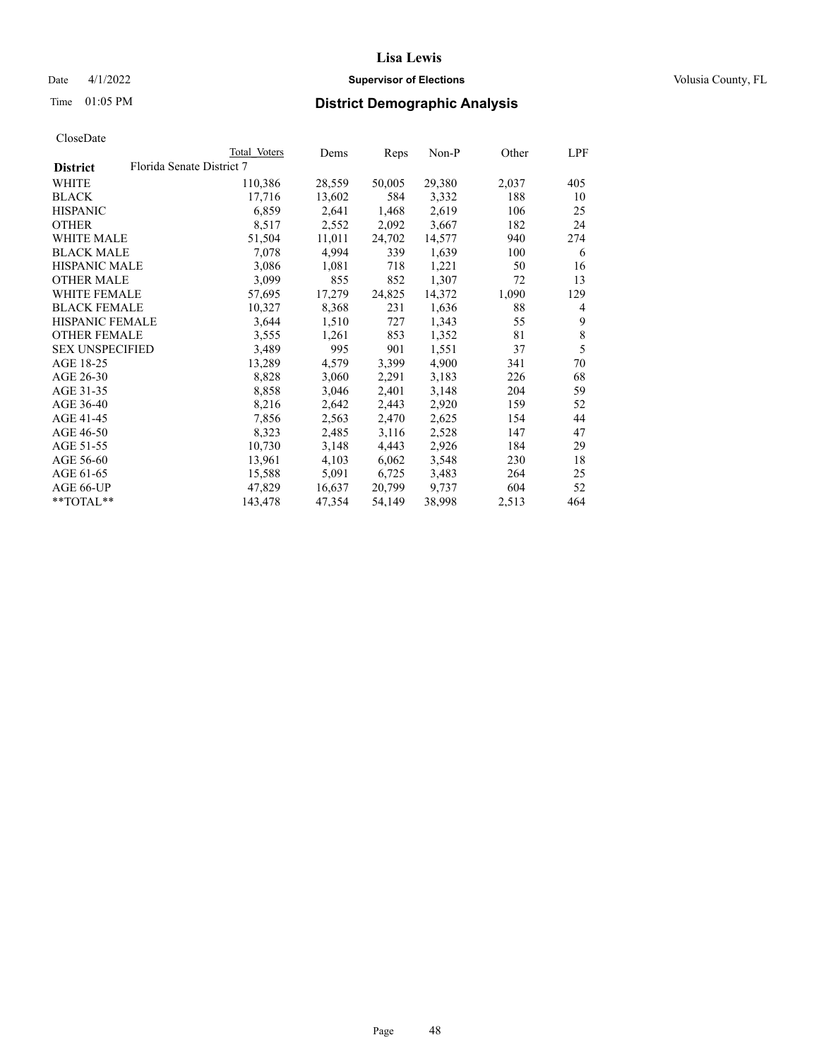# District Demographic Analysis

CloseDate

| District | Total Voters | Dems | Reps | Non-P | Other | LPF |
|---|---|---|---|---|---|---|
| Florida Senate District 7 | | | | | | |
| WHITE | 110,386 | 28,559 | 50,005 | 29,380 | 2,037 | 405 |
| BLACK | 17,716 | 13,602 | 584 | 3,332 | 188 | 10 |
| HISPANIC | 6,859 | 2,641 | 1,468 | 2,619 | 106 | 25 |
| OTHER | 8,517 | 2,552 | 2,092 | 3,667 | 182 | 24 |
| WHITE MALE | 51,504 | 11,011 | 24,702 | 14,577 | 940 | 274 |
| BLACK MALE | 7,078 | 4,994 | 339 | 1,639 | 100 | 6 |
| HISPANIC MALE | 3,086 | 1,081 | 718 | 1,221 | 50 | 16 |
| OTHER MALE | 3,099 | 855 | 852 | 1,307 | 72 | 13 |
| WHITE FEMALE | 57,695 | 17,279 | 24,825 | 14,372 | 1,090 | 129 |
| BLACK FEMALE | 10,327 | 8,368 | 231 | 1,636 | 88 | 4 |
| HISPANIC FEMALE | 3,644 | 1,510 | 727 | 1,343 | 55 | 9 |
| OTHER FEMALE | 3,555 | 1,261 | 853 | 1,352 | 81 | 8 |
| SEX UNSPECIFIED | 3,489 | 995 | 901 | 1,551 | 37 | 5 |
| AGE 18-25 | 13,289 | 4,579 | 3,399 | 4,900 | 341 | 70 |
| AGE 26-30 | 8,828 | 3,060 | 2,291 | 3,183 | 226 | 68 |
| AGE 31-35 | 8,858 | 3,046 | 2,401 | 3,148 | 204 | 59 |
| AGE 36-40 | 8,216 | 2,642 | 2,443 | 2,920 | 159 | 52 |
| AGE 41-45 | 7,856 | 2,563 | 2,470 | 2,625 | 154 | 44 |
| AGE 46-50 | 8,323 | 2,485 | 3,116 | 2,528 | 147 | 47 |
| AGE 51-55 | 10,730 | 3,148 | 4,443 | 2,926 | 184 | 29 |
| AGE 56-60 | 13,961 | 4,103 | 6,062 | 3,548 | 230 | 18 |
| AGE 61-65 | 15,588 | 5,091 | 6,725 | 3,483 | 264 | 25 |
| AGE 66-UP | 47,829 | 16,637 | 20,799 | 9,737 | 604 | 52 |
| **TOTAL** | 143,478 | 47,354 | 54,149 | 38,998 | 2,513 | 464 |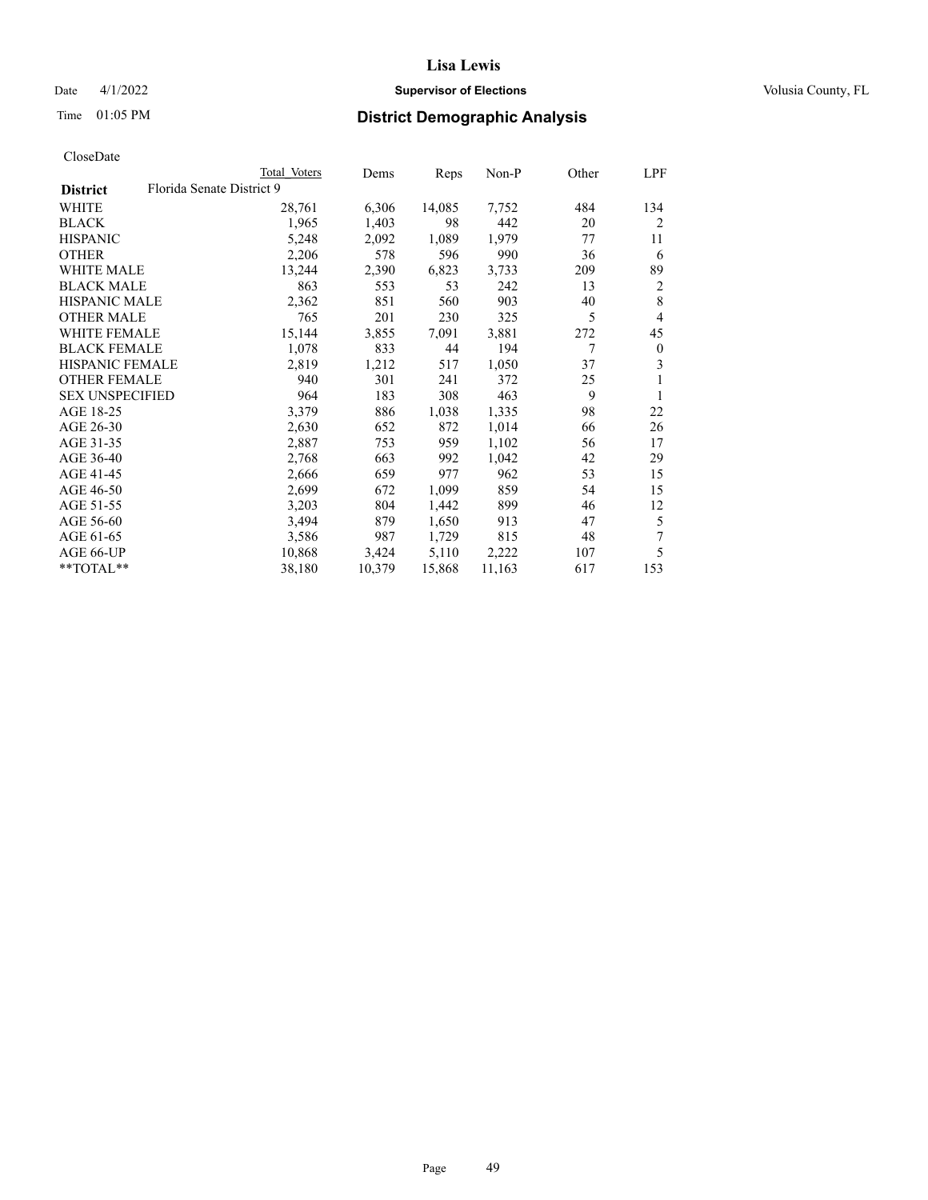# Lisa Lewis

Date 4/1/2022 **Supervisor of Elections** Volusia County, FL

Time 01:05 PM **District Demographic Analysis**

CloseDate

| District | Florida Senate District 9 Total Voters | Dems | Reps | Non-P | Other | LPF |
|---|---|---|---|---|---|---|
| WHITE | 28,761 | 6,306 | 14,085 | 7,752 | 484 | 134 |
| BLACK | 1,965 | 1,403 | 98 | 442 | 20 | 2 |
| HISPANIC | 5,248 | 2,092 | 1,089 | 1,979 | 77 | 11 |
| OTHER | 2,206 | 578 | 596 | 990 | 36 | 6 |
| WHITE MALE | 13,244 | 2,390 | 6,823 | 3,733 | 209 | 89 |
| BLACK MALE | 863 | 553 | 53 | 242 | 13 | 2 |
| HISPANIC MALE | 2,362 | 851 | 560 | 903 | 40 | 8 |
| OTHER MALE | 765 | 201 | 230 | 325 | 5 | 4 |
| WHITE FEMALE | 15,144 | 3,855 | 7,091 | 3,881 | 272 | 45 |
| BLACK FEMALE | 1,078 | 833 | 44 | 194 | 7 | 0 |
| HISPANIC FEMALE | 2,819 | 1,212 | 517 | 1,050 | 37 | 3 |
| OTHER FEMALE | 940 | 301 | 241 | 372 | 25 | 1 |
| SEX UNSPECIFIED | 964 | 183 | 308 | 463 | 9 | 1 |
| AGE 18-25 | 3,379 | 886 | 1,038 | 1,335 | 98 | 22 |
| AGE 26-30 | 2,630 | 652 | 872 | 1,014 | 66 | 26 |
| AGE 31-35 | 2,887 | 753 | 959 | 1,102 | 56 | 17 |
| AGE 36-40 | 2,768 | 663 | 992 | 1,042 | 42 | 29 |
| AGE 41-45 | 2,666 | 659 | 977 | 962 | 53 | 15 |
| AGE 46-50 | 2,699 | 672 | 1,099 | 859 | 54 | 15 |
| AGE 51-55 | 3,203 | 804 | 1,442 | 899 | 46 | 12 |
| AGE 56-60 | 3,494 | 879 | 1,650 | 913 | 47 | 5 |
| AGE 61-65 | 3,586 | 987 | 1,729 | 815 | 48 | 7 |
| AGE 66-UP | 10,868 | 3,424 | 5,110 | 2,222 | 107 | 5 |
| **TOTAL** | 38,180 | 10,379 | 15,868 | 11,163 | 617 | 153 |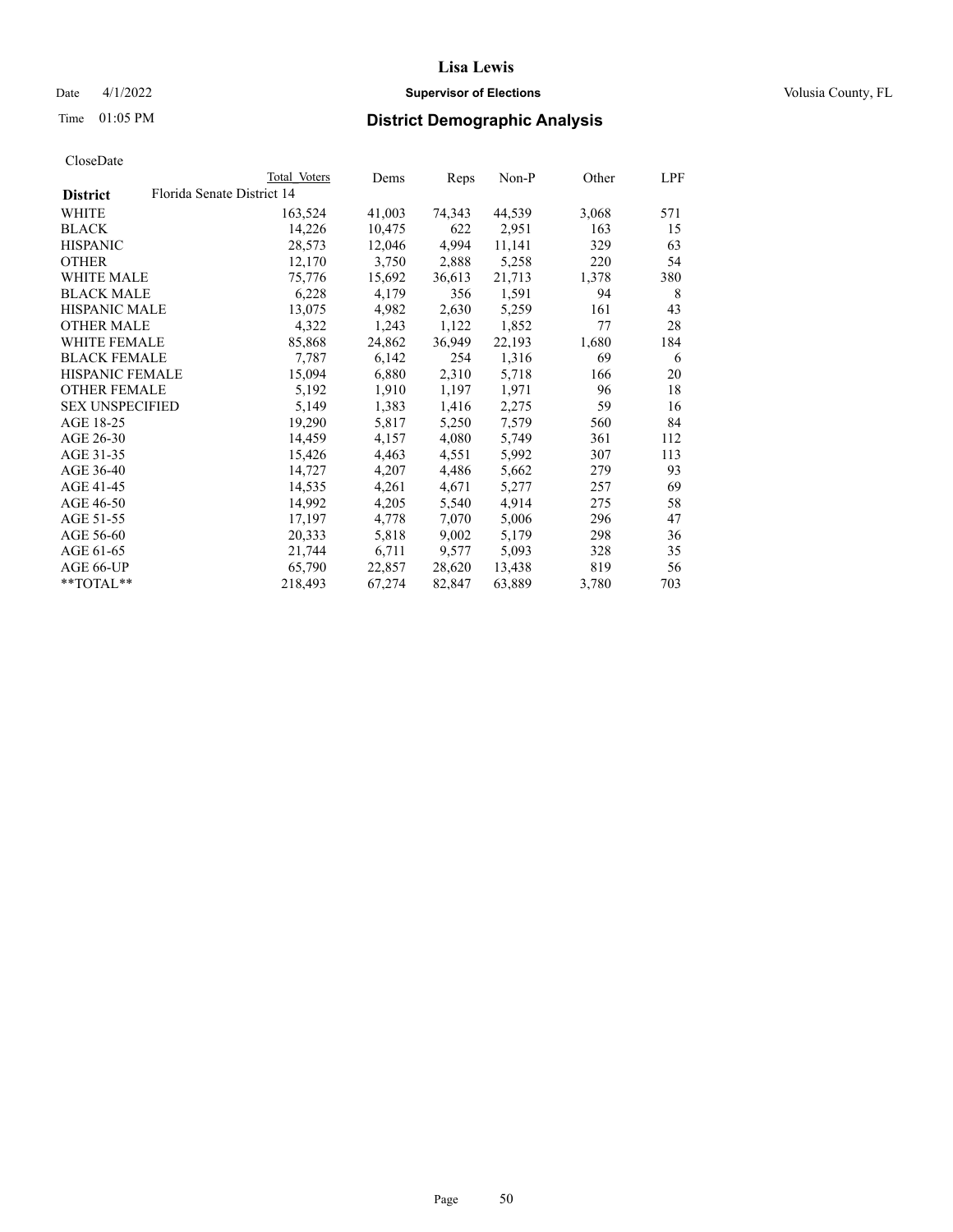# Lisa Lewis

Date 4/1/2022 **Supervisor of Elections** Volusia County, FL

Time 01:05 PM **District Demographic Analysis**

CloseDate

| District | Total Voters | Dems | Reps | Non-P | Other | LPF |
|---|---|---|---|---|---|---|
| **Florida Senate District 14** | | | | | | |
| WHITE | 163,524 | 41,003 | 74,343 | 44,539 | 3,068 | 571 |
| BLACK | 14,226 | 10,475 | 622 | 2,951 | 163 | 15 |
| HISPANIC | 28,573 | 12,046 | 4,994 | 11,141 | 329 | 63 |
| OTHER | 12,170 | 3,750 | 2,888 | 5,258 | 220 | 54 |
| WHITE MALE | 75,776 | 15,692 | 36,613 | 21,713 | 1,378 | 380 |
| BLACK MALE | 6,228 | 4,179 | 356 | 1,591 | 94 | 8 |
| HISPANIC MALE | 13,075 | 4,982 | 2,630 | 5,259 | 161 | 43 |
| OTHER MALE | 4,322 | 1,243 | 1,122 | 1,852 | 77 | 28 |
| WHITE FEMALE | 85,868 | 24,862 | 36,949 | 22,193 | 1,680 | 184 |
| BLACK FEMALE | 7,787 | 6,142 | 254 | 1,316 | 69 | 6 |
| HISPANIC FEMALE | 15,094 | 6,880 | 2,310 | 5,718 | 166 | 20 |
| OTHER FEMALE | 5,192 | 1,910 | 1,197 | 1,971 | 96 | 18 |
| SEX UNSPECIFIED | 5,149 | 1,383 | 1,416 | 2,275 | 59 | 16 |
| AGE 18-25 | 19,290 | 5,817 | 5,250 | 7,579 | 560 | 84 |
| AGE 26-30 | 14,459 | 4,157 | 4,080 | 5,749 | 361 | 112 |
| AGE 31-35 | 15,426 | 4,463 | 4,551 | 5,992 | 307 | 113 |
| AGE 36-40 | 14,727 | 4,207 | 4,486 | 5,662 | 279 | 93 |
| AGE 41-45 | 14,535 | 4,261 | 4,671 | 5,277 | 257 | 69 |
| AGE 46-50 | 14,992 | 4,205 | 5,540 | 4,914 | 275 | 58 |
| AGE 51-55 | 17,197 | 4,778 | 7,070 | 5,006 | 296 | 47 |
| AGE 56-60 | 20,333 | 5,818 | 9,002 | 5,179 | 298 | 36 |
| AGE 61-65 | 21,744 | 6,711 | 9,577 | 5,093 | 328 | 35 |
| AGE 66-UP | 65,790 | 22,857 | 28,620 | 13,438 | 819 | 56 |
| **TOTAL** | 218,493 | 67,274 | 82,847 | 63,889 | 3,780 | 703 |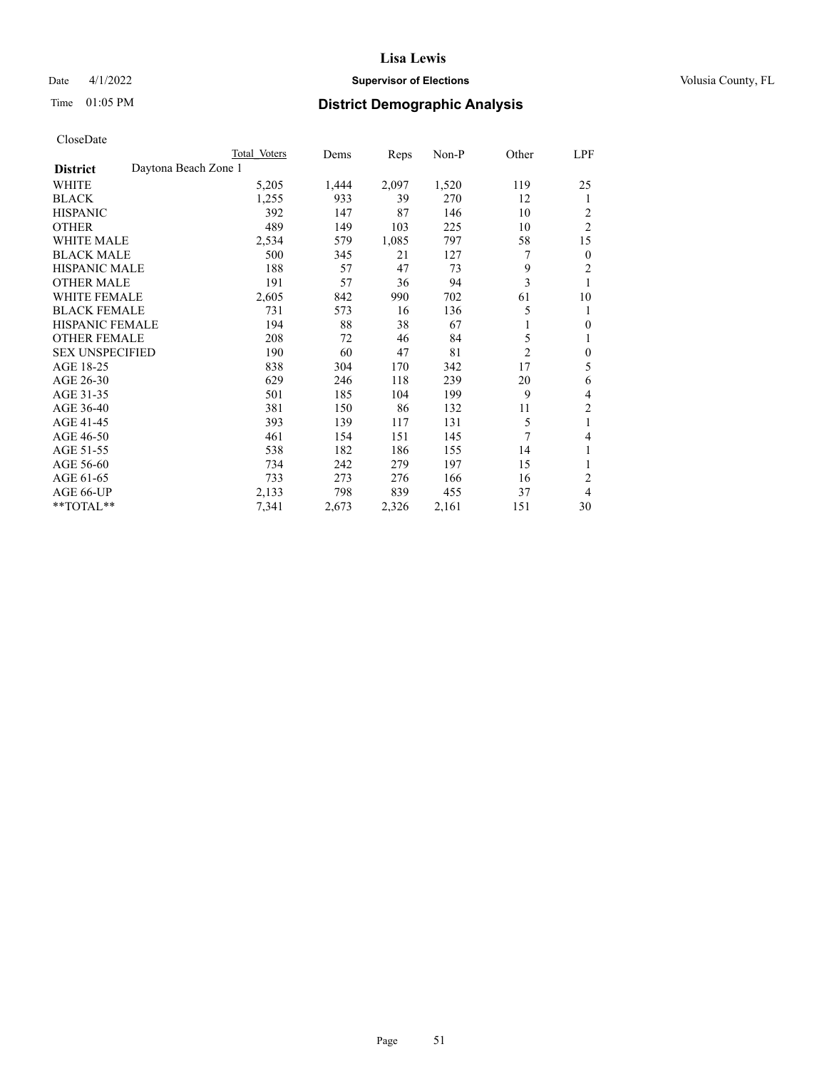CloseDate

| District | Daytona Beach Zone 1 Total Voters | Dems | Reps | Non-P | Other | LPF |
|---|---|---|---|---|---|---|
| WHITE | 5,205 | 1,444 | 2,097 | 1,520 | 119 | 25 |
| BLACK | 1,255 | 933 | 39 | 270 | 12 | 1 |
| HISPANIC | 392 | 147 | 87 | 146 | 10 | 2 |
| OTHER | 489 | 149 | 103 | 225 | 10 | 2 |
| WHITE MALE | 2,534 | 579 | 1,085 | 797 | 58 | 15 |
| BLACK MALE | 500 | 345 | 21 | 127 | 7 | 0 |
| HISPANIC MALE | 188 | 57 | 47 | 73 | 9 | 2 |
| OTHER MALE | 191 | 57 | 36 | 94 | 3 | 1 |
| WHITE FEMALE | 2,605 | 842 | 990 | 702 | 61 | 10 |
| BLACK FEMALE | 731 | 573 | 16 | 136 | 5 | 1 |
| HISPANIC FEMALE | 194 | 88 | 38 | 67 | 1 | 0 |
| OTHER FEMALE | 208 | 72 | 46 | 84 | 5 | 1 |
| SEX UNSPECIFIED | 190 | 60 | 47 | 81 | 2 | 0 |
| AGE 18-25 | 838 | 304 | 170 | 342 | 17 | 5 |
| AGE 26-30 | 629 | 246 | 118 | 239 | 20 | 6 |
| AGE 31-35 | 501 | 185 | 104 | 199 | 9 | 4 |
| AGE 36-40 | 381 | 150 | 86 | 132 | 11 | 2 |
| AGE 41-45 | 393 | 139 | 117 | 131 | 5 | 1 |
| AGE 46-50 | 461 | 154 | 151 | 145 | 7 | 4 |
| AGE 51-55 | 538 | 182 | 186 | 155 | 14 | 1 |
| AGE 56-60 | 734 | 242 | 279 | 197 | 15 | 1 |
| AGE 61-65 | 733 | 273 | 276 | 166 | 16 | 2 |
| AGE 66-UP | 2,133 | 798 | 839 | 455 | 37 | 4 |
| **TOTAL** | 7,341 | 2,673 | 2,326 | 2,161 | 151 | 30 |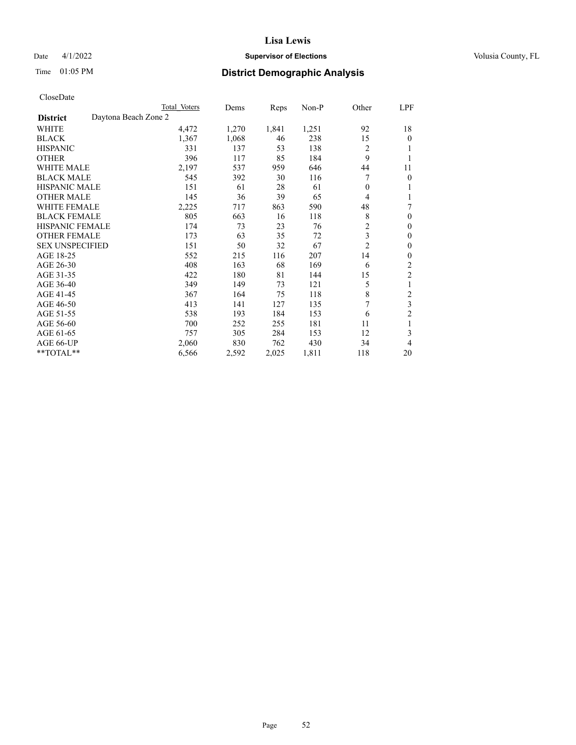CloseDate

| District | Daytona Beach Zone 2 Total Voters | Dems | Reps | Non-P | Other | LPF |
|---|---|---|---|---|---|---|
| WHITE | 4,472 | 1,270 | 1,841 | 1,251 | 92 | 18 |
| BLACK | 1,367 | 1,068 | 46 | 238 | 15 | 0 |
| HISPANIC | 331 | 137 | 53 | 138 | 2 | 1 |
| OTHER | 396 | 117 | 85 | 184 | 9 | 1 |
| WHITE MALE | 2,197 | 537 | 959 | 646 | 44 | 11 |
| BLACK MALE | 545 | 392 | 30 | 116 | 7 | 0 |
| HISPANIC MALE | 151 | 61 | 28 | 61 | 0 | 1 |
| OTHER MALE | 145 | 36 | 39 | 65 | 4 | 1 |
| WHITE FEMALE | 2,225 | 717 | 863 | 590 | 48 | 7 |
| BLACK FEMALE | 805 | 663 | 16 | 118 | 8 | 0 |
| HISPANIC FEMALE | 174 | 73 | 23 | 76 | 2 | 0 |
| OTHER FEMALE | 173 | 63 | 35 | 72 | 3 | 0 |
| SEX UNSPECIFIED | 151 | 50 | 32 | 67 | 2 | 0 |
| AGE 18-25 | 552 | 215 | 116 | 207 | 14 | 0 |
| AGE 26-30 | 408 | 163 | 68 | 169 | 6 | 2 |
| AGE 31-35 | 422 | 180 | 81 | 144 | 15 | 2 |
| AGE 36-40 | 349 | 149 | 73 | 121 | 5 | 1 |
| AGE 41-45 | 367 | 164 | 75 | 118 | 8 | 2 |
| AGE 46-50 | 413 | 141 | 127 | 135 | 7 | 3 |
| AGE 51-55 | 538 | 193 | 184 | 153 | 6 | 2 |
| AGE 56-60 | 700 | 252 | 255 | 181 | 11 | 1 |
| AGE 61-65 | 757 | 305 | 284 | 153 | 12 | 3 |
| AGE 66-UP | 2,060 | 830 | 762 | 430 | 34 | 4 |
| **TOTAL** | 6,566 | 2,592 | 2,025 | 1,811 | 118 | 20 |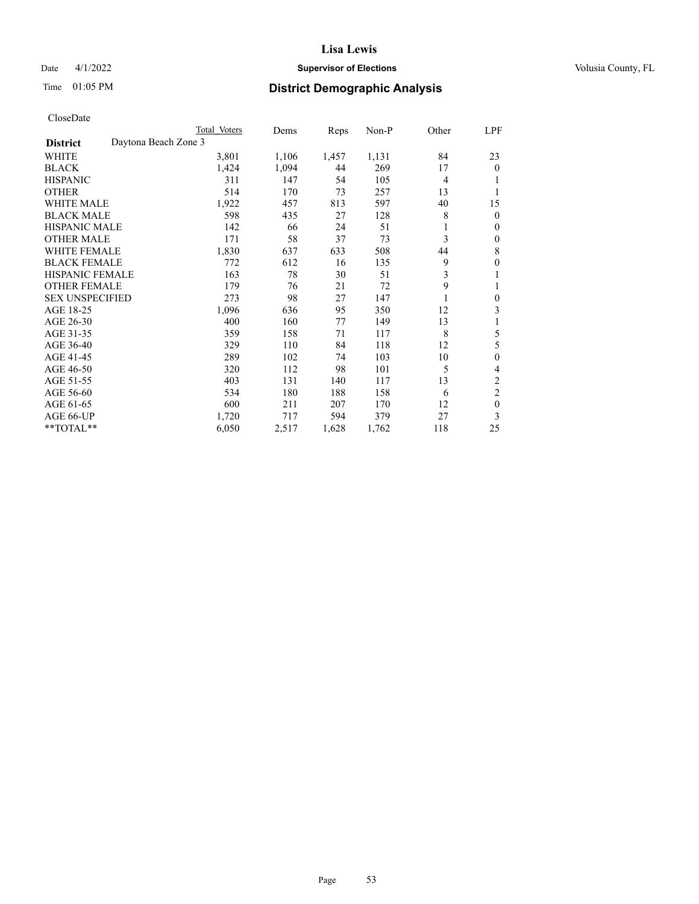# Lisa Lewis

Date 4/1/2022 **Supervisor of Elections** Volusia County, FL

Time 01:05 PM **District Demographic Analysis**

CloseDate

| | Total Voters | Dems | Reps | Non-P | Other | LPF |
|---|---|---|---|---|---|---|
| **District** Daytona Beach Zone 3 | | | | | | |
| WHITE | 3,801 | 1,106 | 1,457 | 1,131 | 84 | 23 |
| BLACK | 1,424 | 1,094 | 44 | 269 | 17 | 0 |
| HISPANIC | 311 | 147 | 54 | 105 | 4 | 1 |
| OTHER | 514 | 170 | 73 | 257 | 13 | 1 |
| WHITE MALE | 1,922 | 457 | 813 | 597 | 40 | 15 |
| BLACK MALE | 598 | 435 | 27 | 128 | 8 | 0 |
| HISPANIC MALE | 142 | 66 | 24 | 51 | 1 | 0 |
| OTHER MALE | 171 | 58 | 37 | 73 | 3 | 0 |
| WHITE FEMALE | 1,830 | 637 | 633 | 508 | 44 | 8 |
| BLACK FEMALE | 772 | 612 | 16 | 135 | 9 | 0 |
| HISPANIC FEMALE | 163 | 78 | 30 | 51 | 3 | 1 |
| OTHER FEMALE | 179 | 76 | 21 | 72 | 9 | 1 |
| SEX UNSPECIFIED | 273 | 98 | 27 | 147 | 1 | 0 |
| AGE 18-25 | 1,096 | 636 | 95 | 350 | 12 | 3 |
| AGE 26-30 | 400 | 160 | 77 | 149 | 13 | 1 |
| AGE 31-35 | 359 | 158 | 71 | 117 | 8 | 5 |
| AGE 36-40 | 329 | 110 | 84 | 118 | 12 | 5 |
| AGE 41-45 | 289 | 102 | 74 | 103 | 10 | 0 |
| AGE 46-50 | 320 | 112 | 98 | 101 | 5 | 4 |
| AGE 51-55 | 403 | 131 | 140 | 117 | 13 | 2 |
| AGE 56-60 | 534 | 180 | 188 | 158 | 6 | 2 |
| AGE 61-65 | 600 | 211 | 207 | 170 | 12 | 0 |
| AGE 66-UP | 1,720 | 717 | 594 | 379 | 27 | 3 |
| **TOTAL** | 6,050 | 2,517 | 1,628 | 1,762 | 118 | 25 |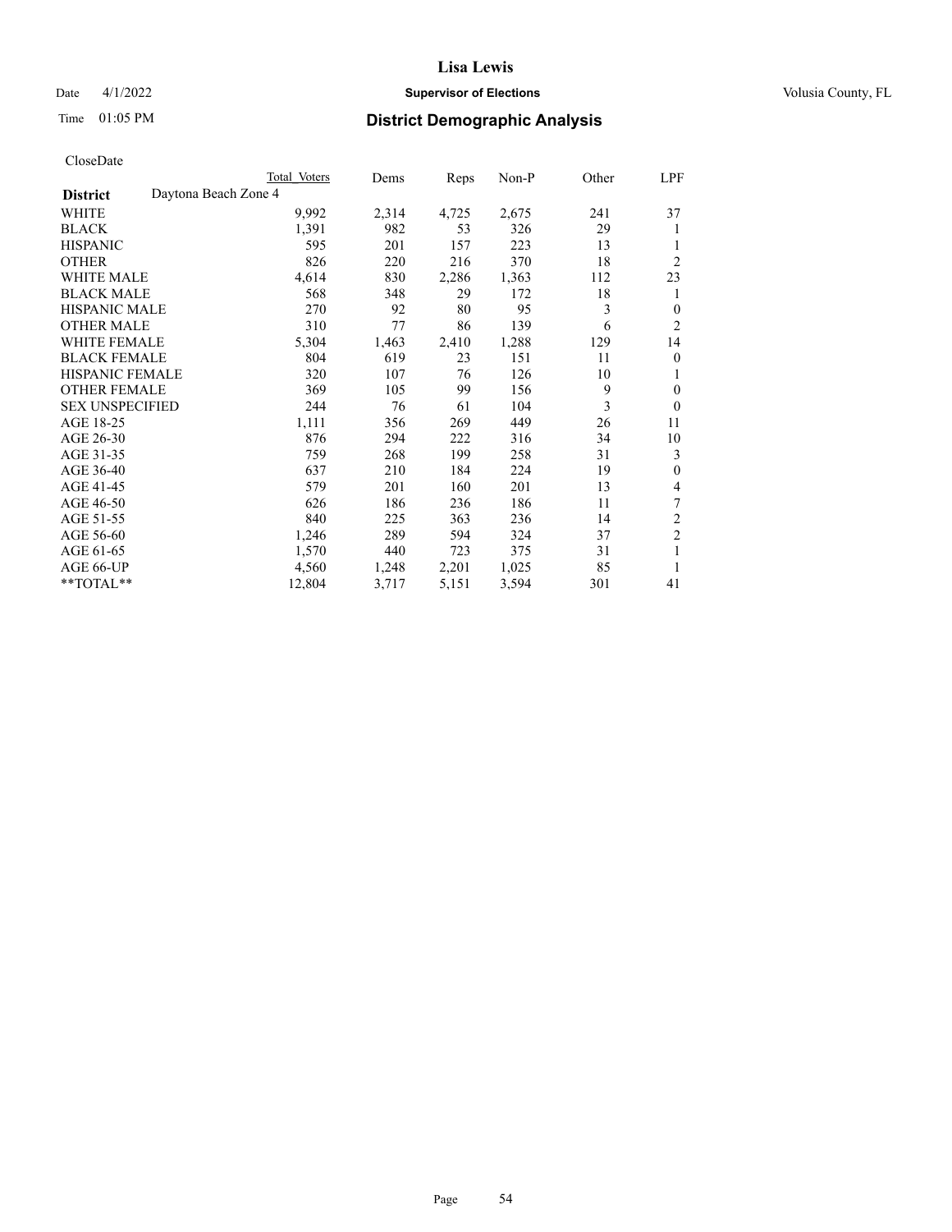# Lisa Lewis

Date 4/1/2022 **Supervisor of Elections** Volusia County, FL

Time 01:05 PM **District Demographic Analysis**

CloseDate

| | Total Voters | Dems | Reps | Non-P | Other | LPF |
|---|---|---|---|---|---|---|
| **District** Daytona Beach Zone 4 | | | | | | |
| WHITE | 9,992 | 2,314 | 4,725 | 2,675 | 241 | 37 |
| BLACK | 1,391 | 982 | 53 | 326 | 29 | 1 |
| HISPANIC | 595 | 201 | 157 | 223 | 13 | 1 |
| OTHER | 826 | 220 | 216 | 370 | 18 | 2 |
| WHITE MALE | 4,614 | 830 | 2,286 | 1,363 | 112 | 23 |
| BLACK MALE | 568 | 348 | 29 | 172 | 18 | 1 |
| HISPANIC MALE | 270 | 92 | 80 | 95 | 3 | 0 |
| OTHER MALE | 310 | 77 | 86 | 139 | 6 | 2 |
| WHITE FEMALE | 5,304 | 1,463 | 2,410 | 1,288 | 129 | 14 |
| BLACK FEMALE | 804 | 619 | 23 | 151 | 11 | 0 |
| HISPANIC FEMALE | 320 | 107 | 76 | 126 | 10 | 1 |
| OTHER FEMALE | 369 | 105 | 99 | 156 | 9 | 0 |
| SEX UNSPECIFIED | 244 | 76 | 61 | 104 | 3 | 0 |
| AGE 18-25 | 1,111 | 356 | 269 | 449 | 26 | 11 |
| AGE 26-30 | 876 | 294 | 222 | 316 | 34 | 10 |
| AGE 31-35 | 759 | 268 | 199 | 258 | 31 | 3 |
| AGE 36-40 | 637 | 210 | 184 | 224 | 19 | 0 |
| AGE 41-45 | 579 | 201 | 160 | 201 | 13 | 4 |
| AGE 46-50 | 626 | 186 | 236 | 186 | 11 | 7 |
| AGE 51-55 | 840 | 225 | 363 | 236 | 14 | 2 |
| AGE 56-60 | 1,246 | 289 | 594 | 324 | 37 | 2 |
| AGE 61-65 | 1,570 | 440 | 723 | 375 | 31 | 1 |
| AGE 66-UP | 4,560 | 1,248 | 2,201 | 1,025 | 85 | 1 |
| **TOTAL** | 12,804 | 3,717 | 5,151 | 3,594 | 301 | 41 |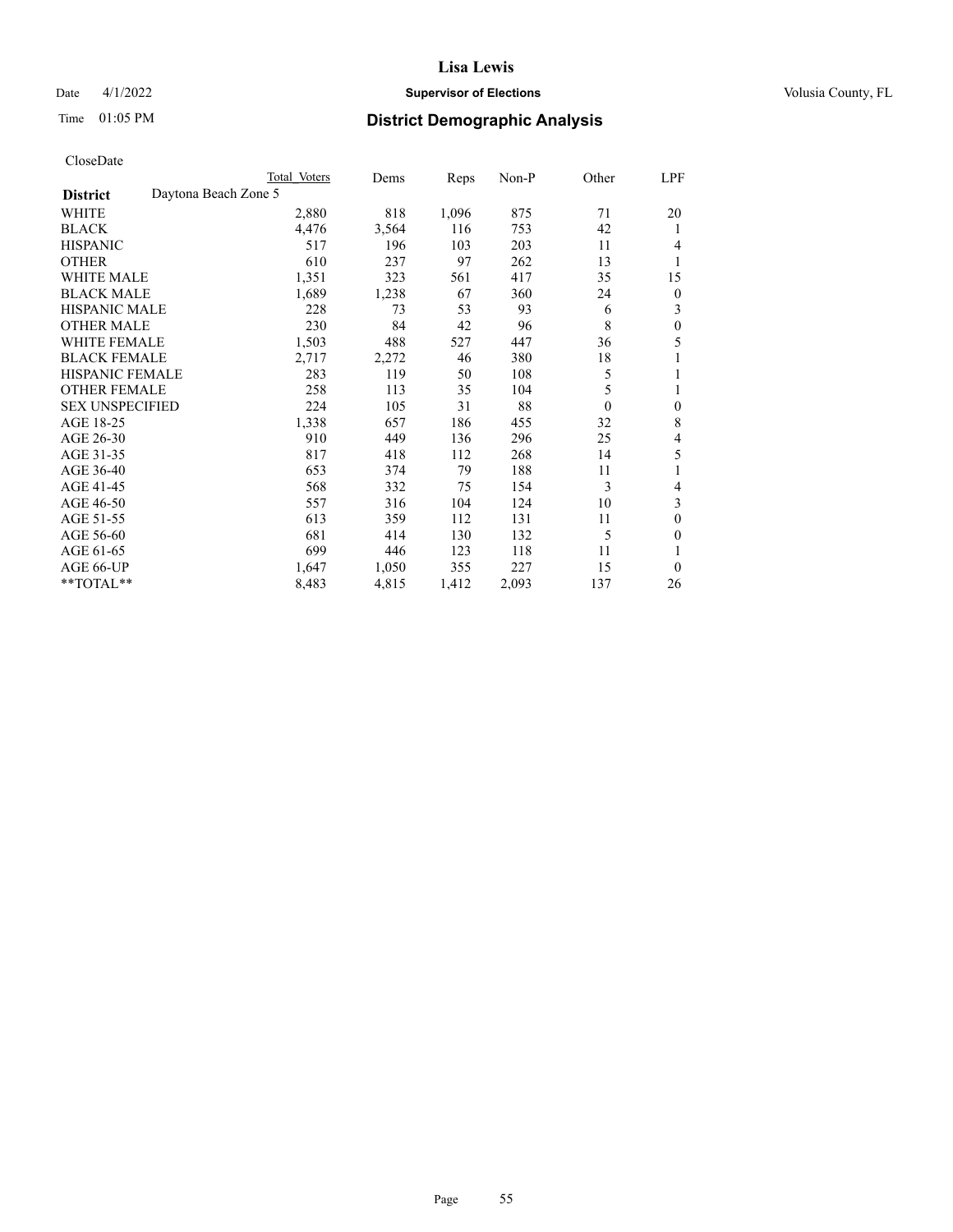# Lisa Lewis

Date 4/1/2022 **Supervisor of Elections** Volusia County, FL

Time 01:05 PM **District Demographic Analysis**

CloseDate

| | Total Voters | Dems | Reps | Non-P | Other | LPF |
|---|---|---|---|---|---|---|
| **District** Daytona Beach Zone 5 | | | | | | |
| WHITE | 2,880 | 818 | 1,096 | 875 | 71 | 20 |
| BLACK | 4,476 | 3,564 | 116 | 753 | 42 | 1 |
| HISPANIC | 517 | 196 | 103 | 203 | 11 | 4 |
| OTHER | 610 | 237 | 97 | 262 | 13 | 1 |
| WHITE MALE | 1,351 | 323 | 561 | 417 | 35 | 15 |
| BLACK MALE | 1,689 | 1,238 | 67 | 360 | 24 | 0 |
| HISPANIC MALE | 228 | 73 | 53 | 93 | 6 | 3 |
| OTHER MALE | 230 | 84 | 42 | 96 | 8 | 0 |
| WHITE FEMALE | 1,503 | 488 | 527 | 447 | 36 | 5 |
| BLACK FEMALE | 2,717 | 2,272 | 46 | 380 | 18 | 1 |
| HISPANIC FEMALE | 283 | 119 | 50 | 108 | 5 | 1 |
| OTHER FEMALE | 258 | 113 | 35 | 104 | 5 | 1 |
| SEX UNSPECIFIED | 224 | 105 | 31 | 88 | 0 | 0 |
| AGE 18-25 | 1,338 | 657 | 186 | 455 | 32 | 8 |
| AGE 26-30 | 910 | 449 | 136 | 296 | 25 | 4 |
| AGE 31-35 | 817 | 418 | 112 | 268 | 14 | 5 |
| AGE 36-40 | 653 | 374 | 79 | 188 | 11 | 1 |
| AGE 41-45 | 568 | 332 | 75 | 154 | 3 | 4 |
| AGE 46-50 | 557 | 316 | 104 | 124 | 10 | 3 |
| AGE 51-55 | 613 | 359 | 112 | 131 | 11 | 0 |
| AGE 56-60 | 681 | 414 | 130 | 132 | 5 | 0 |
| AGE 61-65 | 699 | 446 | 123 | 118 | 11 | 1 |
| AGE 66-UP | 1,647 | 1,050 | 355 | 227 | 15 | 0 |
| **TOTAL** | 8,483 | 4,815 | 1,412 | 2,093 | 137 | 26 |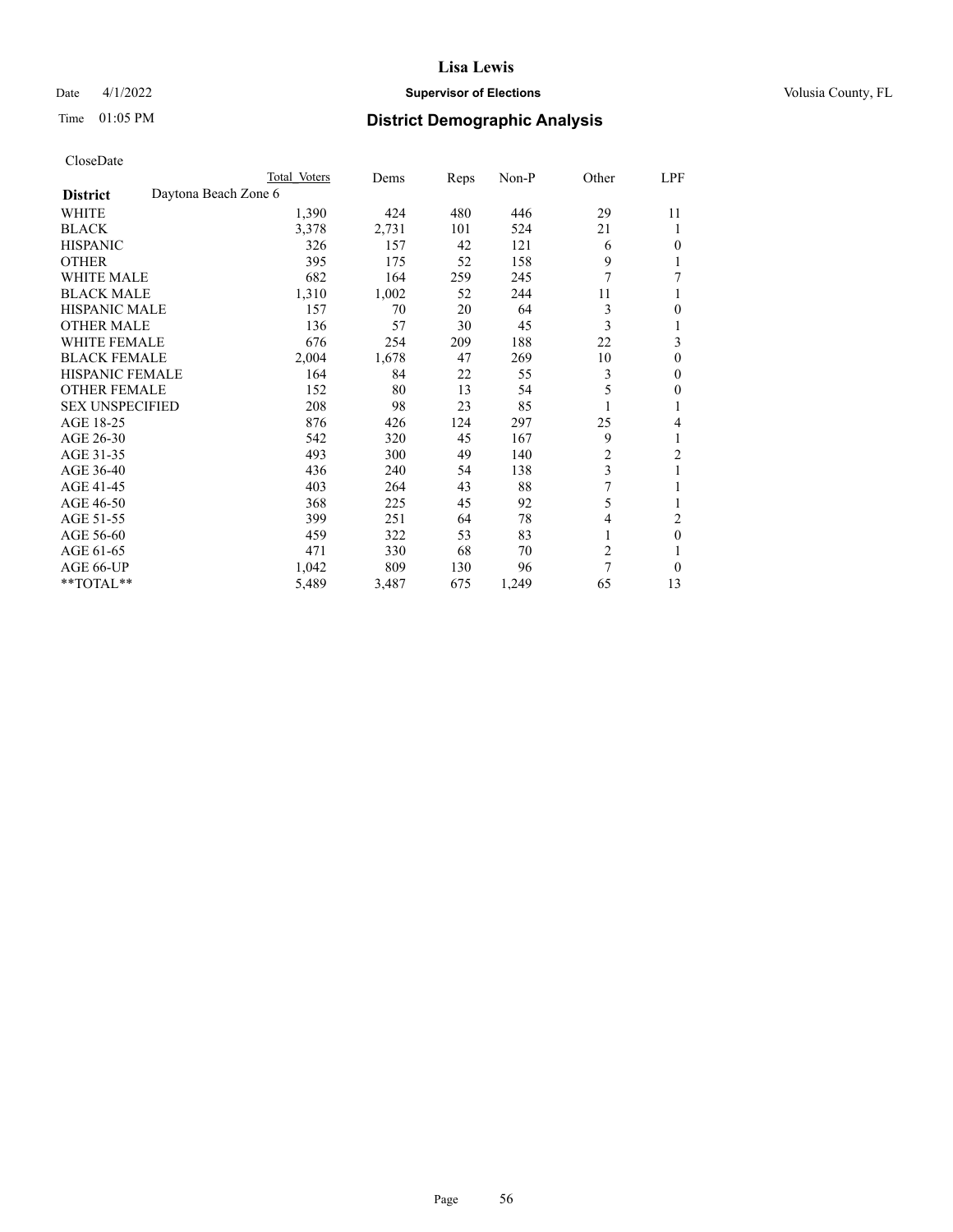# Lisa Lewis

Date 4/1/2022 **Supervisor of Elections** Volusia County, FL

Time 01:05 PM **District Demographic Analysis**

CloseDate

| **District** Daytona Beach Zone 6 | Total Voters | Dems | Reps | Non-P | Other | LPF |
|---|---|---|---|---|---|---|
| WHITE | 1,390 | 424 | 480 | 446 | 29 | 11 |
| BLACK | 3,378 | 2,731 | 101 | 524 | 21 | 1 |
| HISPANIC | 326 | 157 | 42 | 121 | 6 | 0 |
| OTHER | 395 | 175 | 52 | 158 | 9 | 1 |
| WHITE MALE | 682 | 164 | 259 | 245 | 7 | 7 |
| BLACK MALE | 1,310 | 1,002 | 52 | 244 | 11 | 1 |
| HISPANIC MALE | 157 | 70 | 20 | 64 | 3 | 0 |
| OTHER MALE | 136 | 57 | 30 | 45 | 3 | 1 |
| WHITE FEMALE | 676 | 254 | 209 | 188 | 22 | 3 |
| BLACK FEMALE | 2,004 | 1,678 | 47 | 269 | 10 | 0 |
| HISPANIC FEMALE | 164 | 84 | 22 | 55 | 3 | 0 |
| OTHER FEMALE | 152 | 80 | 13 | 54 | 5 | 0 |
| SEX UNSPECIFIED | 208 | 98 | 23 | 85 | 1 | 1 |
| AGE 18-25 | 876 | 426 | 124 | 297 | 25 | 4 |
| AGE 26-30 | 542 | 320 | 45 | 167 | 9 | 1 |
| AGE 31-35 | 493 | 300 | 49 | 140 | 2 | 2 |
| AGE 36-40 | 436 | 240 | 54 | 138 | 3 | 1 |
| AGE 41-45 | 403 | 264 | 43 | 88 | 7 | 1 |
| AGE 46-50 | 368 | 225 | 45 | 92 | 5 | 1 |
| AGE 51-55 | 399 | 251 | 64 | 78 | 4 | 2 |
| AGE 56-60 | 459 | 322 | 53 | 83 | 1 | 0 |
| AGE 61-65 | 471 | 330 | 68 | 70 | 2 | 1 |
| AGE 66-UP | 1,042 | 809 | 130 | 96 | 7 | 0 |
| **TOTAL** | 5,489 | 3,487 | 675 | 1,249 | 65 | 13 |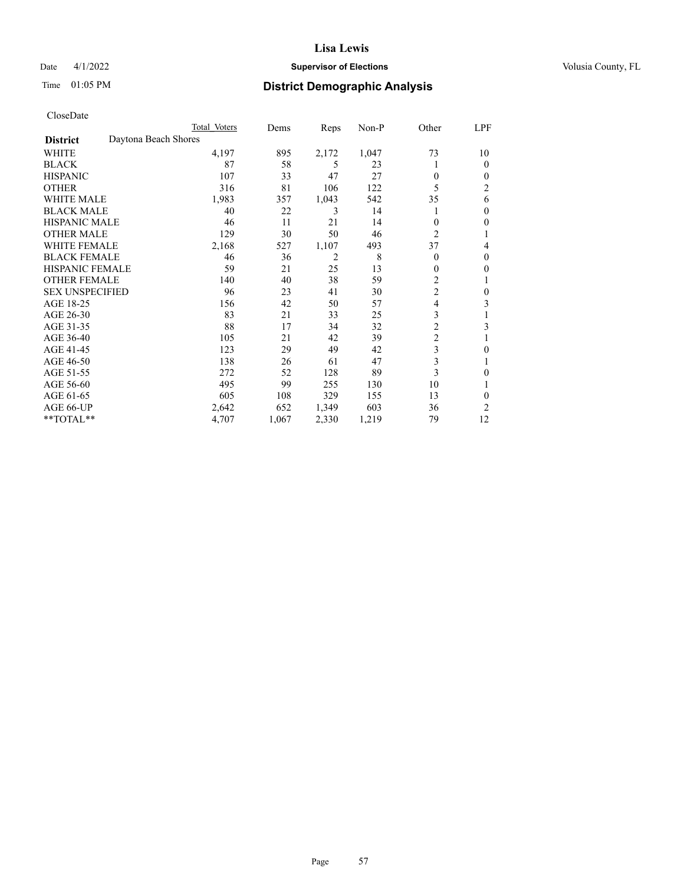# Lisa Lewis

Date 4/1/2022 **Supervisor of Elections** Volusia County, FL

Time 01:05 PM **District Demographic Analysis**

CloseDate

| | Total Voters | Dems | Reps | Non-P | Other | LPF |
|---|---|---|---|---|---|---|
| **District** Daytona Beach Shores | | | | | | |
| WHITE | 4,197 | 895 | 2,172 | 1,047 | 73 | 10 |
| BLACK | 87 | 58 | 5 | 23 | 1 | 0 |
| HISPANIC | 107 | 33 | 47 | 27 | 0 | 0 |
| OTHER | 316 | 81 | 106 | 122 | 5 | 2 |
| WHITE MALE | 1,983 | 357 | 1,043 | 542 | 35 | 6 |
| BLACK MALE | 40 | 22 | 3 | 14 | 1 | 0 |
| HISPANIC MALE | 46 | 11 | 21 | 14 | 0 | 0 |
| OTHER MALE | 129 | 30 | 50 | 46 | 2 | 1 |
| WHITE FEMALE | 2,168 | 527 | 1,107 | 493 | 37 | 4 |
| BLACK FEMALE | 46 | 36 | 2 | 8 | 0 | 0 |
| HISPANIC FEMALE | 59 | 21 | 25 | 13 | 0 | 0 |
| OTHER FEMALE | 140 | 40 | 38 | 59 | 2 | 1 |
| SEX UNSPECIFIED | 96 | 23 | 41 | 30 | 2 | 0 |
| AGE 18-25 | 156 | 42 | 50 | 57 | 4 | 3 |
| AGE 26-30 | 83 | 21 | 33 | 25 | 3 | 1 |
| AGE 31-35 | 88 | 17 | 34 | 32 | 2 | 3 |
| AGE 36-40 | 105 | 21 | 42 | 39 | 2 | 1 |
| AGE 41-45 | 123 | 29 | 49 | 42 | 3 | 0 |
| AGE 46-50 | 138 | 26 | 61 | 47 | 3 | 1 |
| AGE 51-55 | 272 | 52 | 128 | 89 | 3 | 0 |
| AGE 56-60 | 495 | 99 | 255 | 130 | 10 | 1 |
| AGE 61-65 | 605 | 108 | 329 | 155 | 13 | 0 |
| AGE 66-UP | 2,642 | 652 | 1,349 | 603 | 36 | 2 |
| **TOTAL** | 4,707 | 1,067 | 2,330 | 1,219 | 79 | 12 |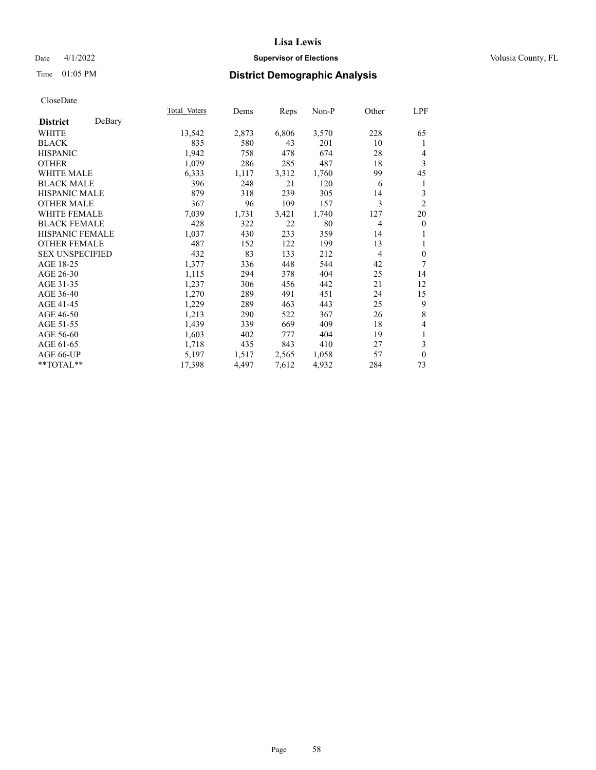# Lisa Lewis

## Supervisor of Elections

Date 4/1/2022 Volusia County, FL

Time 01:05 PM

## District Demographic Analysis

CloseDate

| District DeBary | Total Voters | Dems | Reps | Non-P | Other | LPF |
|---|---|---|---|---|---|---|
| WHITE | 13,542 | 2,873 | 6,806 | 3,570 | 228 | 65 |
| BLACK | 835 | 580 | 43 | 201 | 10 | 1 |
| HISPANIC | 1,942 | 758 | 478 | 674 | 28 | 4 |
| OTHER | 1,079 | 286 | 285 | 487 | 18 | 3 |
| WHITE MALE | 6,333 | 1,117 | 3,312 | 1,760 | 99 | 45 |
| BLACK MALE | 396 | 248 | 21 | 120 | 6 | 1 |
| HISPANIC MALE | 879 | 318 | 239 | 305 | 14 | 3 |
| OTHER MALE | 367 | 96 | 109 | 157 | 3 | 2 |
| WHITE FEMALE | 7,039 | 1,731 | 3,421 | 1,740 | 127 | 20 |
| BLACK FEMALE | 428 | 322 | 22 | 80 | 4 | 0 |
| HISPANIC FEMALE | 1,037 | 430 | 233 | 359 | 14 | 1 |
| OTHER FEMALE | 487 | 152 | 122 | 199 | 13 | 1 |
| SEX UNSPECIFIED | 432 | 83 | 133 | 212 | 4 | 0 |
| AGE 18-25 | 1,377 | 336 | 448 | 544 | 42 | 7 |
| AGE 26-30 | 1,115 | 294 | 378 | 404 | 25 | 14 |
| AGE 31-35 | 1,237 | 306 | 456 | 442 | 21 | 12 |
| AGE 36-40 | 1,270 | 289 | 491 | 451 | 24 | 15 |
| AGE 41-45 | 1,229 | 289 | 463 | 443 | 25 | 9 |
| AGE 46-50 | 1,213 | 290 | 522 | 367 | 26 | 8 |
| AGE 51-55 | 1,439 | 339 | 669 | 409 | 18 | 4 |
| AGE 56-60 | 1,603 | 402 | 777 | 404 | 19 | 1 |
| AGE 61-65 | 1,718 | 435 | 843 | 410 | 27 | 3 |
| AGE 66-UP | 5,197 | 1,517 | 2,565 | 1,058 | 57 | 0 |
| **TOTAL** | 17,398 | 4,497 | 7,612 | 4,932 | 284 | 73 |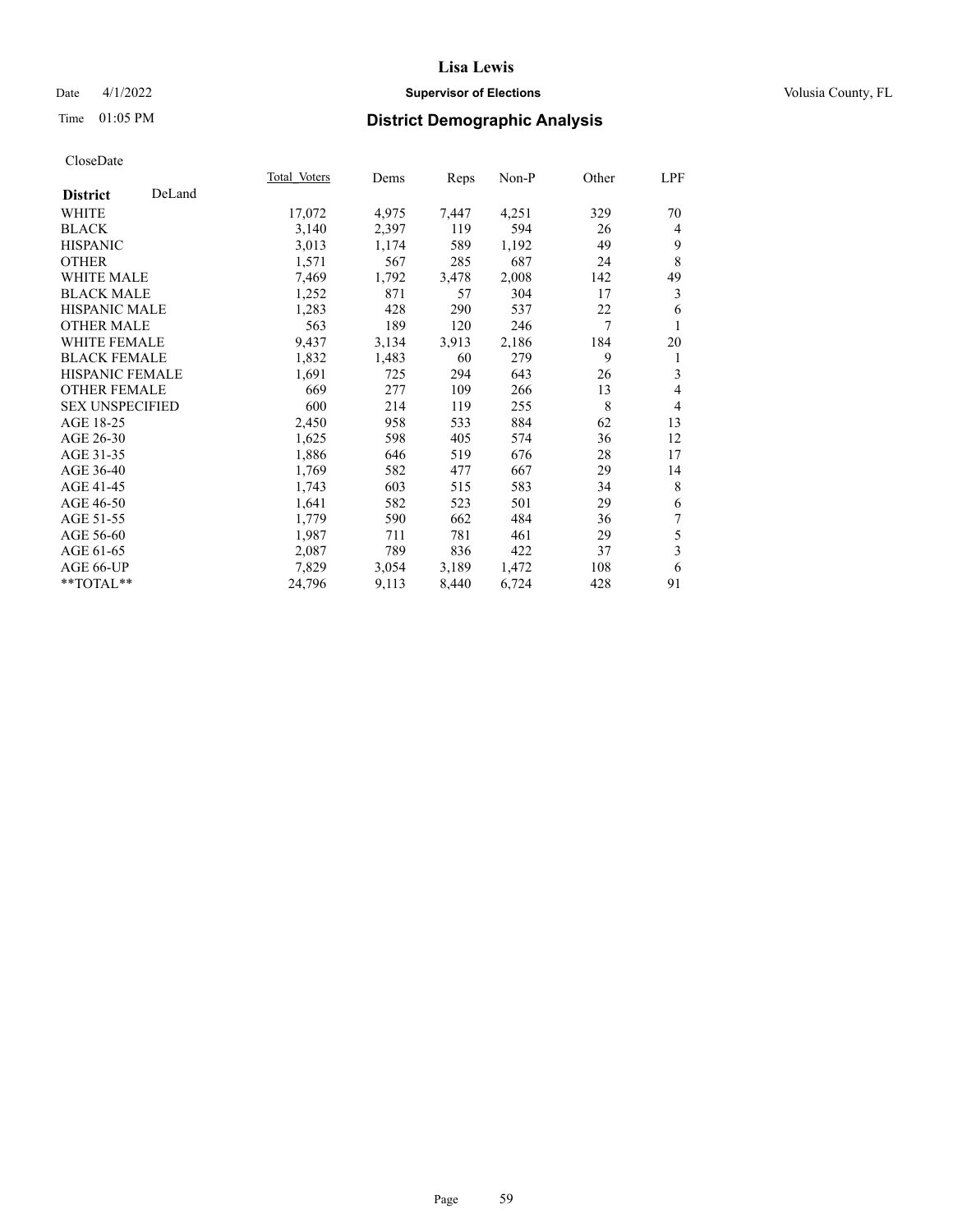# District Demographic Analysis

CloseDate

| District DeLand | Total Voters | Dems | Reps | Non-P | Other | LPF |
|---|---|---|---|---|---|---|
| WHITE | 17,072 | 4,975 | 7,447 | 4,251 | 329 | 70 |
| BLACK | 3,140 | 2,397 | 119 | 594 | 26 | 4 |
| HISPANIC | 3,013 | 1,174 | 589 | 1,192 | 49 | 9 |
| OTHER | 1,571 | 567 | 285 | 687 | 24 | 8 |
| WHITE MALE | 7,469 | 1,792 | 3,478 | 2,008 | 142 | 49 |
| BLACK MALE | 1,252 | 871 | 57 | 304 | 17 | 3 |
| HISPANIC MALE | 1,283 | 428 | 290 | 537 | 22 | 6 |
| OTHER MALE | 563 | 189 | 120 | 246 | 7 | 1 |
| WHITE FEMALE | 9,437 | 3,134 | 3,913 | 2,186 | 184 | 20 |
| BLACK FEMALE | 1,832 | 1,483 | 60 | 279 | 9 | 1 |
| HISPANIC FEMALE | 1,691 | 725 | 294 | 643 | 26 | 3 |
| OTHER FEMALE | 669 | 277 | 109 | 266 | 13 | 4 |
| SEX UNSPECIFIED | 600 | 214 | 119 | 255 | 8 | 4 |
| AGE 18-25 | 2,450 | 958 | 533 | 884 | 62 | 13 |
| AGE 26-30 | 1,625 | 598 | 405 | 574 | 36 | 12 |
| AGE 31-35 | 1,886 | 646 | 519 | 676 | 28 | 17 |
| AGE 36-40 | 1,769 | 582 | 477 | 667 | 29 | 14 |
| AGE 41-45 | 1,743 | 603 | 515 | 583 | 34 | 8 |
| AGE 46-50 | 1,641 | 582 | 523 | 501 | 29 | 6 |
| AGE 51-55 | 1,779 | 590 | 662 | 484 | 36 | 7 |
| AGE 56-60 | 1,987 | 711 | 781 | 461 | 29 | 5 |
| AGE 61-65 | 2,087 | 789 | 836 | 422 | 37 | 3 |
| AGE 66-UP | 7,829 | 3,054 | 3,189 | 1,472 | 108 | 6 |
| **TOTAL** | 24,796 | 9,113 | 8,440 | 6,724 | 428 | 91 |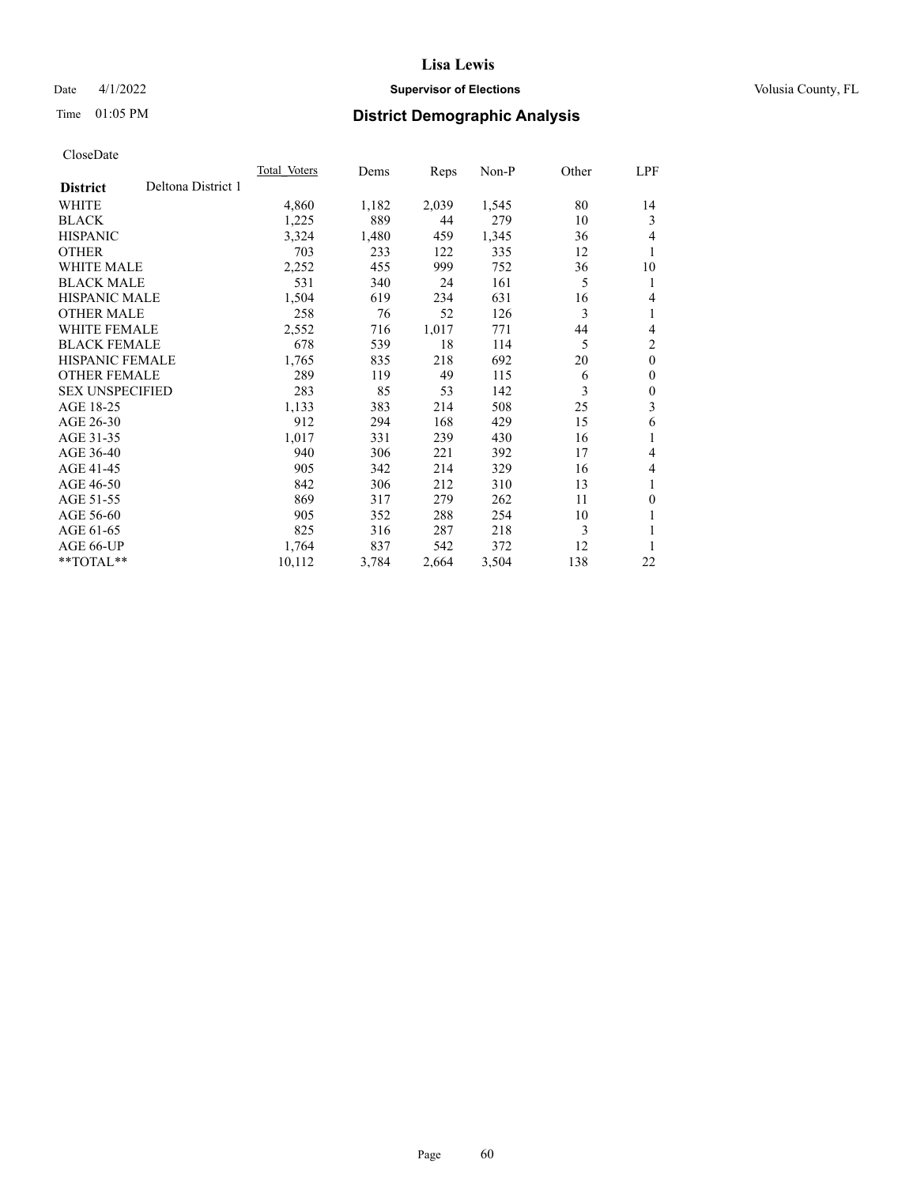CloseDate

| District | Deltona District 1 | Total_Voters | Dems | Reps | Non-P | Other | LPF |
|---|---|---|---|---|---|---|---|
| WHITE | | 4,860 | 1,182 | 2,039 | 1,545 | 80 | 14 |
| BLACK | | 1,225 | 889 | 44 | 279 | 10 | 3 |
| HISPANIC | | 3,324 | 1,480 | 459 | 1,345 | 36 | 4 |
| OTHER | | 703 | 233 | 122 | 335 | 12 | 1 |
| WHITE MALE | | 2,252 | 455 | 999 | 752 | 36 | 10 |
| BLACK MALE | | 531 | 340 | 24 | 161 | 5 | 1 |
| HISPANIC MALE | | 1,504 | 619 | 234 | 631 | 16 | 4 |
| OTHER MALE | | 258 | 76 | 52 | 126 | 3 | 1 |
| WHITE FEMALE | | 2,552 | 716 | 1,017 | 771 | 44 | 4 |
| BLACK FEMALE | | 678 | 539 | 18 | 114 | 5 | 2 |
| HISPANIC FEMALE | | 1,765 | 835 | 218 | 692 | 20 | 0 |
| OTHER FEMALE | | 289 | 119 | 49 | 115 | 6 | 0 |
| SEX UNSPECIFIED | | 283 | 85 | 53 | 142 | 3 | 0 |
| AGE 18-25 | | 1,133 | 383 | 214 | 508 | 25 | 3 |
| AGE 26-30 | | 912 | 294 | 168 | 429 | 15 | 6 |
| AGE 31-35 | | 1,017 | 331 | 239 | 430 | 16 | 1 |
| AGE 36-40 | | 940 | 306 | 221 | 392 | 17 | 4 |
| AGE 41-45 | | 905 | 342 | 214 | 329 | 16 | 4 |
| AGE 46-50 | | 842 | 306 | 212 | 310 | 13 | 1 |
| AGE 51-55 | | 869 | 317 | 279 | 262 | 11 | 0 |
| AGE 56-60 | | 905 | 352 | 288 | 254 | 10 | 1 |
| AGE 61-65 | | 825 | 316 | 287 | 218 | 3 | 1 |
| AGE 66-UP | | 1,764 | 837 | 542 | 372 | 12 | 1 |
| **TOTAL** | | 10,112 | 3,784 | 2,664 | 3,504 | 138 | 22 |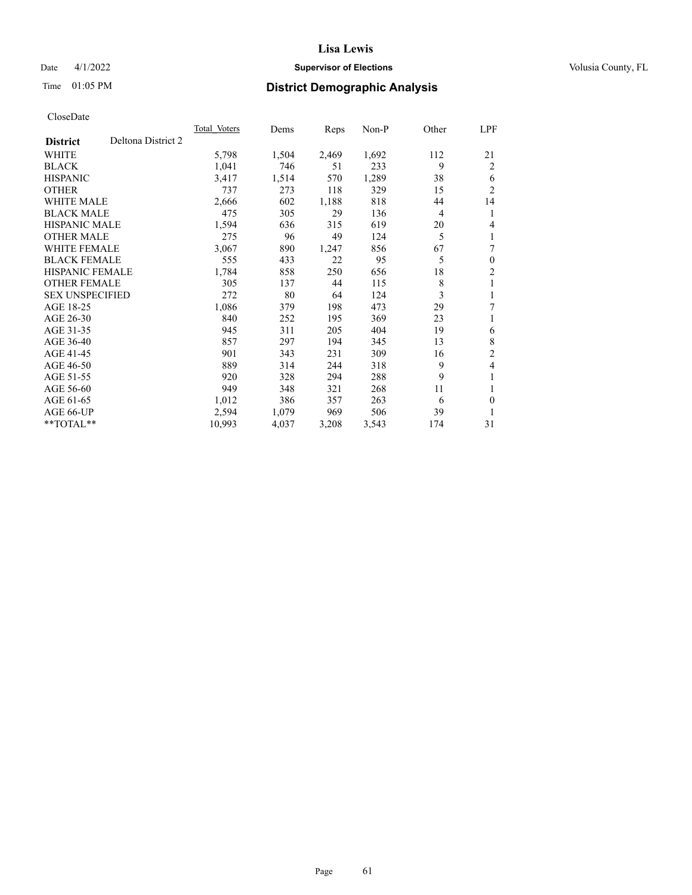# District Demographic Analysis

CloseDate

| District: Deltona District 2 | Total Voters | Dems | Reps | Non-P | Other | LPF |
|---|---|---|---|---|---|---|
| WHITE | 5,798 | 1,504 | 2,469 | 1,692 | 112 | 21 |
| BLACK | 1,041 | 746 | 51 | 233 | 9 | 2 |
| HISPANIC | 3,417 | 1,514 | 570 | 1,289 | 38 | 6 |
| OTHER | 737 | 273 | 118 | 329 | 15 | 2 |
| WHITE MALE | 2,666 | 602 | 1,188 | 818 | 44 | 14 |
| BLACK MALE | 475 | 305 | 29 | 136 | 4 | 1 |
| HISPANIC MALE | 1,594 | 636 | 315 | 619 | 20 | 4 |
| OTHER MALE | 275 | 96 | 49 | 124 | 5 | 1 |
| WHITE FEMALE | 3,067 | 890 | 1,247 | 856 | 67 | 7 |
| BLACK FEMALE | 555 | 433 | 22 | 95 | 5 | 0 |
| HISPANIC FEMALE | 1,784 | 858 | 250 | 656 | 18 | 2 |
| OTHER FEMALE | 305 | 137 | 44 | 115 | 8 | 1 |
| SEX UNSPECIFIED | 272 | 80 | 64 | 124 | 3 | 1 |
| AGE 18-25 | 1,086 | 379 | 198 | 473 | 29 | 7 |
| AGE 26-30 | 840 | 252 | 195 | 369 | 23 | 1 |
| AGE 31-35 | 945 | 311 | 205 | 404 | 19 | 6 |
| AGE 36-40 | 857 | 297 | 194 | 345 | 13 | 8 |
| AGE 41-45 | 901 | 343 | 231 | 309 | 16 | 2 |
| AGE 46-50 | 889 | 314 | 244 | 318 | 9 | 4 |
| AGE 51-55 | 920 | 328 | 294 | 288 | 9 | 1 |
| AGE 56-60 | 949 | 348 | 321 | 268 | 11 | 1 |
| AGE 61-65 | 1,012 | 386 | 357 | 263 | 6 | 0 |
| AGE 66-UP | 2,594 | 1,079 | 969 | 506 | 39 | 1 |
| **TOTAL** | 10,993 | 4,037 | 3,208 | 3,543 | 174 | 31 |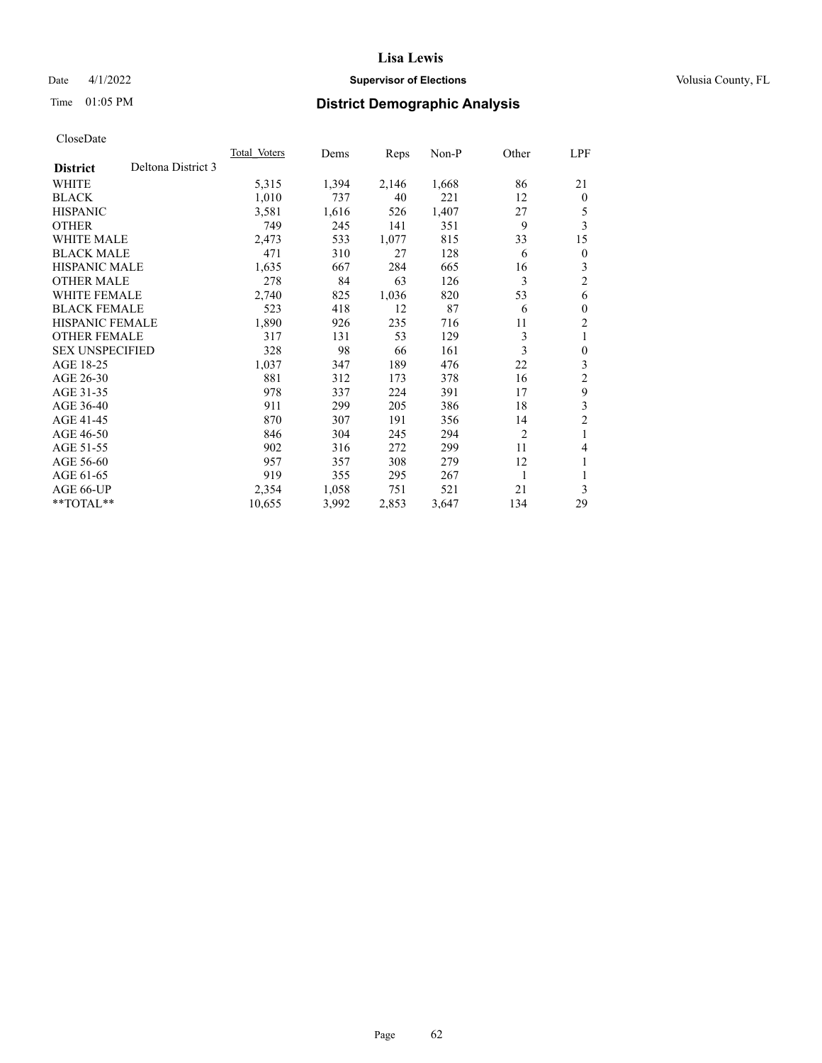# Lisa Lewis

Date 4/1/2022 **Supervisor of Elections** Volusia County, FL

Time 01:05 PM **District Demographic Analysis**

CloseDate

| **District** Deltona District 3 | Total Voters | Dems | Reps | Non-P | Other | LPF |
|---|---|---|---|---|---|---|
| WHITE | 5,315 | 1,394 | 2,146 | 1,668 | 86 | 21 |
| BLACK | 1,010 | 737 | 40 | 221 | 12 | 0 |
| HISPANIC | 3,581 | 1,616 | 526 | 1,407 | 27 | 5 |
| OTHER | 749 | 245 | 141 | 351 | 9 | 3 |
| WHITE MALE | 2,473 | 533 | 1,077 | 815 | 33 | 15 |
| BLACK MALE | 471 | 310 | 27 | 128 | 6 | 0 |
| HISPANIC MALE | 1,635 | 667 | 284 | 665 | 16 | 3 |
| OTHER MALE | 278 | 84 | 63 | 126 | 3 | 2 |
| WHITE FEMALE | 2,740 | 825 | 1,036 | 820 | 53 | 6 |
| BLACK FEMALE | 523 | 418 | 12 | 87 | 6 | 0 |
| HISPANIC FEMALE | 1,890 | 926 | 235 | 716 | 11 | 2 |
| OTHER FEMALE | 317 | 131 | 53 | 129 | 3 | 1 |
| SEX UNSPECIFIED | 328 | 98 | 66 | 161 | 3 | 0 |
| AGE 18-25 | 1,037 | 347 | 189 | 476 | 22 | 3 |
| AGE 26-30 | 881 | 312 | 173 | 378 | 16 | 2 |
| AGE 31-35 | 978 | 337 | 224 | 391 | 17 | 9 |
| AGE 36-40 | 911 | 299 | 205 | 386 | 18 | 3 |
| AGE 41-45 | 870 | 307 | 191 | 356 | 14 | 2 |
| AGE 46-50 | 846 | 304 | 245 | 294 | 2 | 1 |
| AGE 51-55 | 902 | 316 | 272 | 299 | 11 | 4 |
| AGE 56-60 | 957 | 357 | 308 | 279 | 12 | 1 |
| AGE 61-65 | 919 | 355 | 295 | 267 | 1 | 1 |
| AGE 66-UP | 2,354 | 1,058 | 751 | 521 | 21 | 3 |
| **TOTAL** | 10,655 | 3,992 | 2,853 | 3,647 | 134 | 29 |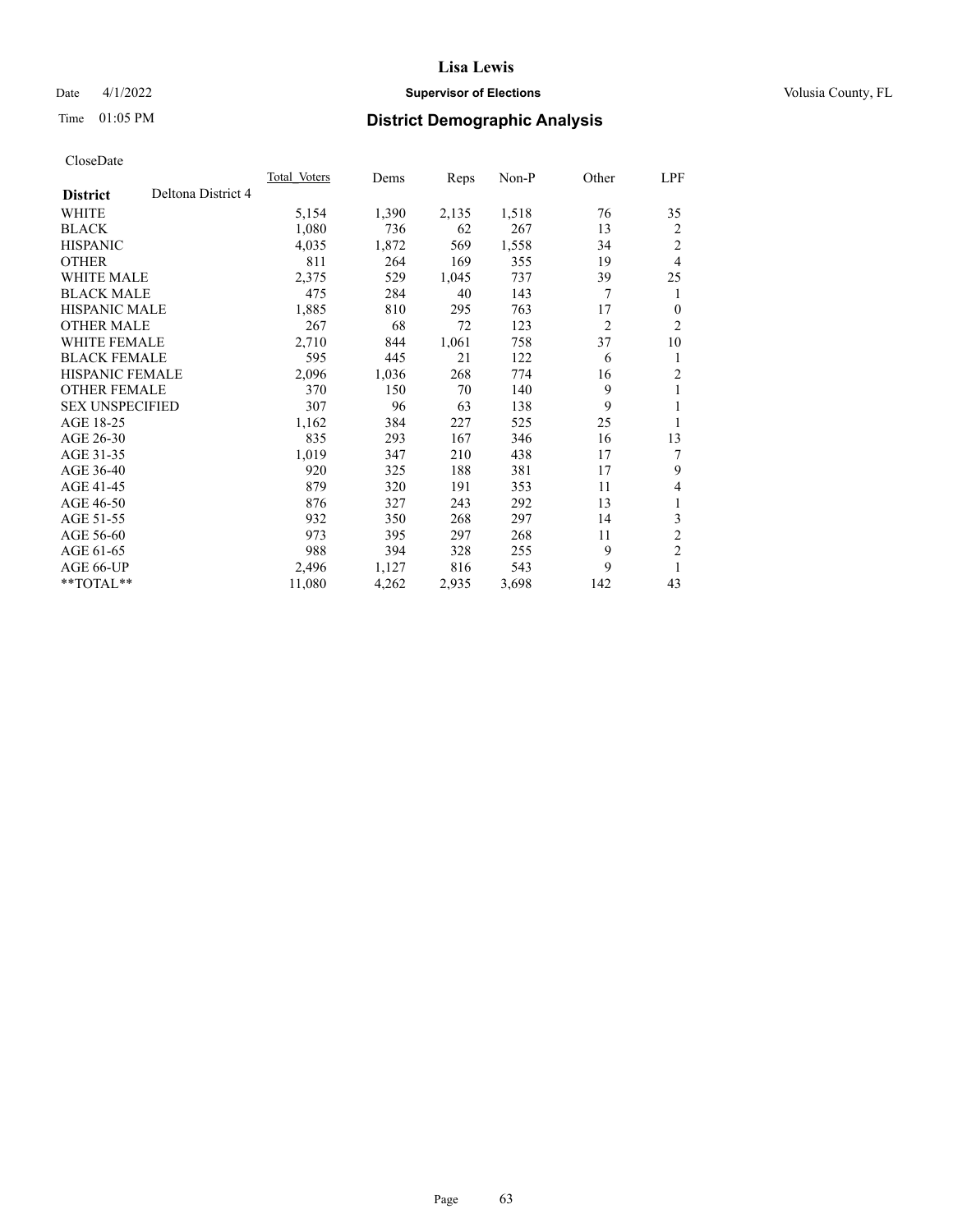# Lisa Lewis

Date 4/1/2022 **Supervisor of Elections** Volusia County, FL

Time 01:05 PM **District Demographic Analysis**

CloseDate

| **District** Deltona District 4 | Total Voters | Dems | Reps | Non-P | Other | LPF |
|---|---|---|---|---|---|---|
| WHITE | 5,154 | 1,390 | 2,135 | 1,518 | 76 | 35 |
| BLACK | 1,080 | 736 | 62 | 267 | 13 | 2 |
| HISPANIC | 4,035 | 1,872 | 569 | 1,558 | 34 | 2 |
| OTHER | 811 | 264 | 169 | 355 | 19 | 4 |
| WHITE MALE | 2,375 | 529 | 1,045 | 737 | 39 | 25 |
| BLACK MALE | 475 | 284 | 40 | 143 | 7 | 1 |
| HISPANIC MALE | 1,885 | 810 | 295 | 763 | 17 | 0 |
| OTHER MALE | 267 | 68 | 72 | 123 | 2 | 2 |
| WHITE FEMALE | 2,710 | 844 | 1,061 | 758 | 37 | 10 |
| BLACK FEMALE | 595 | 445 | 21 | 122 | 6 | 1 |
| HISPANIC FEMALE | 2,096 | 1,036 | 268 | 774 | 16 | 2 |
| OTHER FEMALE | 370 | 150 | 70 | 140 | 9 | 1 |
| SEX UNSPECIFIED | 307 | 96 | 63 | 138 | 9 | 1 |
| AGE 18-25 | 1,162 | 384 | 227 | 525 | 25 | 1 |
| AGE 26-30 | 835 | 293 | 167 | 346 | 16 | 13 |
| AGE 31-35 | 1,019 | 347 | 210 | 438 | 17 | 7 |
| AGE 36-40 | 920 | 325 | 188 | 381 | 17 | 9 |
| AGE 41-45 | 879 | 320 | 191 | 353 | 11 | 4 |
| AGE 46-50 | 876 | 327 | 243 | 292 | 13 | 1 |
| AGE 51-55 | 932 | 350 | 268 | 297 | 14 | 3 |
| AGE 56-60 | 973 | 395 | 297 | 268 | 11 | 2 |
| AGE 61-65 | 988 | 394 | 328 | 255 | 9 | 2 |
| AGE 66-UP | 2,496 | 1,127 | 816 | 543 | 9 | 1 |
| **TOTAL** | 11,080 | 4,262 | 2,935 | 3,698 | 142 | 43 |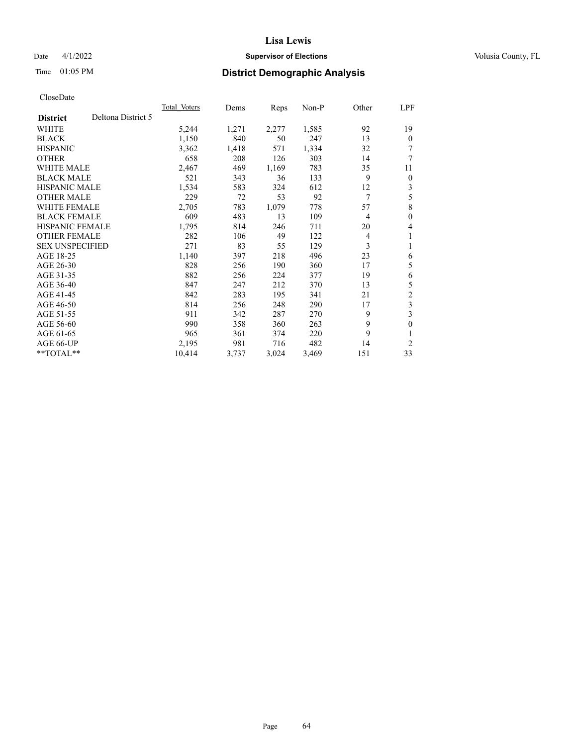# Lisa Lewis

Date 4/1/2022 **Supervisor of Elections** Volusia County, FL

Time 01:05 PM **District Demographic Analysis**

CloseDate

| **District** Deltona District 5 | Total Voters | Dems | Reps | Non-P | Other | LPF |
|---|---|---|---|---|---|---|
| WHITE | 5,244 | 1,271 | 2,277 | 1,585 | 92 | 19 |
| BLACK | 1,150 | 840 | 50 | 247 | 13 | 0 |
| HISPANIC | 3,362 | 1,418 | 571 | 1,334 | 32 | 7 |
| OTHER | 658 | 208 | 126 | 303 | 14 | 7 |
| WHITE MALE | 2,467 | 469 | 1,169 | 783 | 35 | 11 |
| BLACK MALE | 521 | 343 | 36 | 133 | 9 | 0 |
| HISPANIC MALE | 1,534 | 583 | 324 | 612 | 12 | 3 |
| OTHER MALE | 229 | 72 | 53 | 92 | 7 | 5 |
| WHITE FEMALE | 2,705 | 783 | 1,079 | 778 | 57 | 8 |
| BLACK FEMALE | 609 | 483 | 13 | 109 | 4 | 0 |
| HISPANIC FEMALE | 1,795 | 814 | 246 | 711 | 20 | 4 |
| OTHER FEMALE | 282 | 106 | 49 | 122 | 4 | 1 |
| SEX UNSPECIFIED | 271 | 83 | 55 | 129 | 3 | 1 |
| AGE 18-25 | 1,140 | 397 | 218 | 496 | 23 | 6 |
| AGE 26-30 | 828 | 256 | 190 | 360 | 17 | 5 |
| AGE 31-35 | 882 | 256 | 224 | 377 | 19 | 6 |
| AGE 36-40 | 847 | 247 | 212 | 370 | 13 | 5 |
| AGE 41-45 | 842 | 283 | 195 | 341 | 21 | 2 |
| AGE 46-50 | 814 | 256 | 248 | 290 | 17 | 3 |
| AGE 51-55 | 911 | 342 | 287 | 270 | 9 | 3 |
| AGE 56-60 | 990 | 358 | 360 | 263 | 9 | 0 |
| AGE 61-65 | 965 | 361 | 374 | 220 | 9 | 1 |
| AGE 66-UP | 2,195 | 981 | 716 | 482 | 14 | 2 |
| **TOTAL** | 10,414 | 3,737 | 3,024 | 3,469 | 151 | 33 |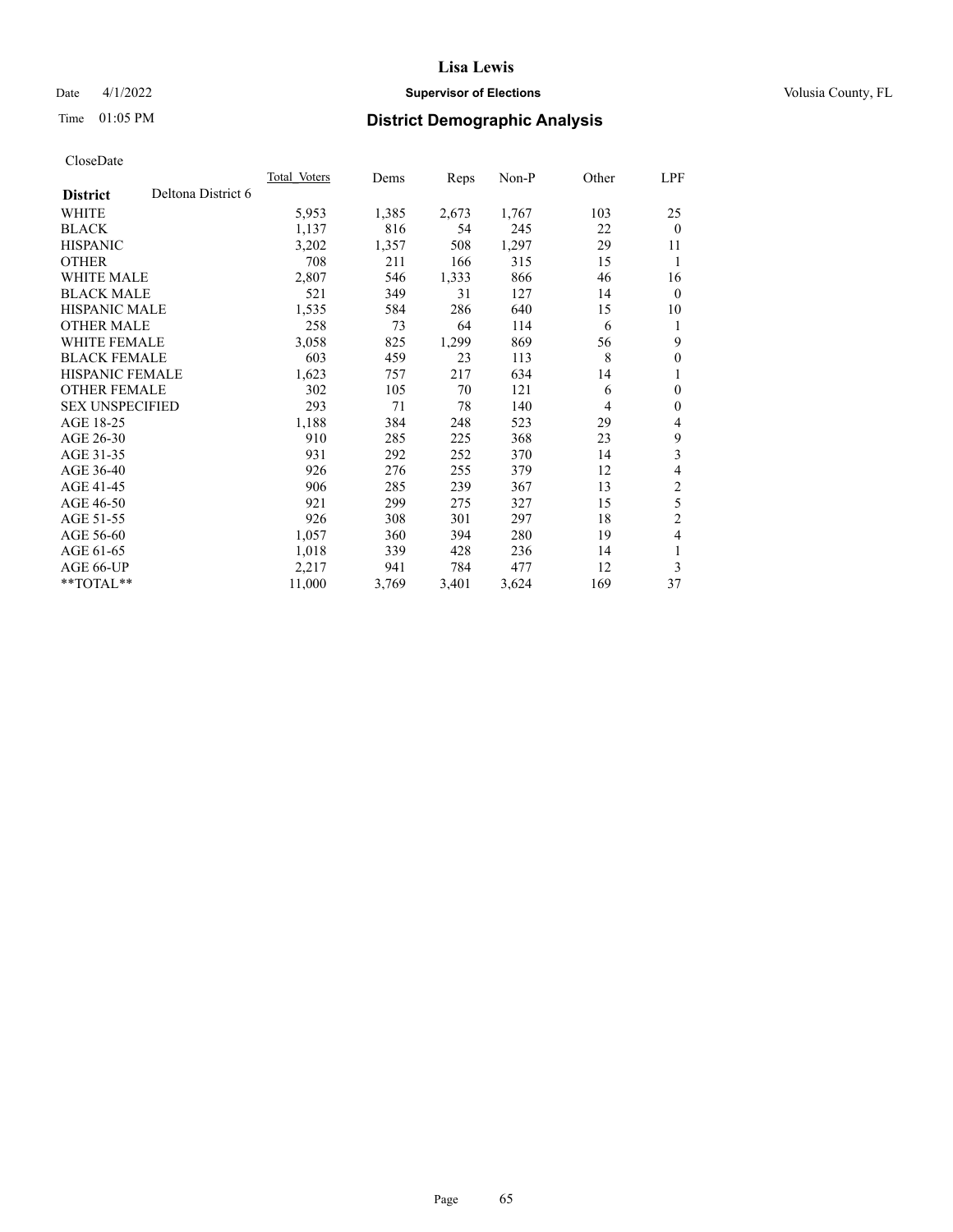# Lisa Lewis

Date 4/1/2022 **Supervisor of Elections** Volusia County, FL

Time 01:05 PM **District Demographic Analysis**

CloseDate

| **District** Deltona District 6 | Total Voters | Dems | Reps | Non-P | Other | LPF |
|---|---|---|---|---|---|---|
| WHITE | 5,953 | 1,385 | 2,673 | 1,767 | 103 | 25 |
| BLACK | 1,137 | 816 | 54 | 245 | 22 | 0 |
| HISPANIC | 3,202 | 1,357 | 508 | 1,297 | 29 | 11 |
| OTHER | 708 | 211 | 166 | 315 | 15 | 1 |
| WHITE MALE | 2,807 | 546 | 1,333 | 866 | 46 | 16 |
| BLACK MALE | 521 | 349 | 31 | 127 | 14 | 0 |
| HISPANIC MALE | 1,535 | 584 | 286 | 640 | 15 | 10 |
| OTHER MALE | 258 | 73 | 64 | 114 | 6 | 1 |
| WHITE FEMALE | 3,058 | 825 | 1,299 | 869 | 56 | 9 |
| BLACK FEMALE | 603 | 459 | 23 | 113 | 8 | 0 |
| HISPANIC FEMALE | 1,623 | 757 | 217 | 634 | 14 | 1 |
| OTHER FEMALE | 302 | 105 | 70 | 121 | 6 | 0 |
| SEX UNSPECIFIED | 293 | 71 | 78 | 140 | 4 | 0 |
| AGE 18-25 | 1,188 | 384 | 248 | 523 | 29 | 4 |
| AGE 26-30 | 910 | 285 | 225 | 368 | 23 | 9 |
| AGE 31-35 | 931 | 292 | 252 | 370 | 14 | 3 |
| AGE 36-40 | 926 | 276 | 255 | 379 | 12 | 4 |
| AGE 41-45 | 906 | 285 | 239 | 367 | 13 | 2 |
| AGE 46-50 | 921 | 299 | 275 | 327 | 15 | 5 |
| AGE 51-55 | 926 | 308 | 301 | 297 | 18 | 2 |
| AGE 56-60 | 1,057 | 360 | 394 | 280 | 19 | 4 |
| AGE 61-65 | 1,018 | 339 | 428 | 236 | 14 | 1 |
| AGE 66-UP | 2,217 | 941 | 784 | 477 | 12 | 3 |
| **TOTAL** | 11,000 | 3,769 | 3,401 | 3,624 | 169 | 37 |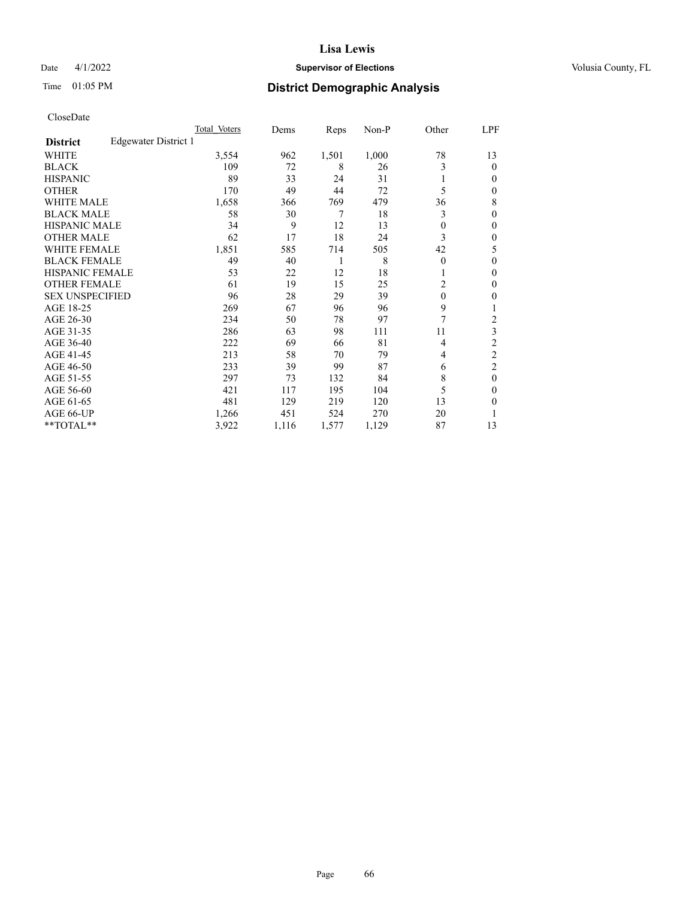# Lisa Lewis

Date 4/1/2022 **Supervisor of Elections** Volusia County, FL

Time 01:05 PM **District Demographic Analysis**

CloseDate

| | Total_Voters | Dems | Reps | Non-P | Other | LPF |
|---|---|---|---|---|---|---|
| **District** Edgewater District 1 | | | | | | |
| WHITE | 3,554 | 962 | 1,501 | 1,000 | 78 | 13 |
| BLACK | 109 | 72 | 8 | 26 | 3 | 0 |
| HISPANIC | 89 | 33 | 24 | 31 | 1 | 0 |
| OTHER | 170 | 49 | 44 | 72 | 5 | 0 |
| WHITE MALE | 1,658 | 366 | 769 | 479 | 36 | 8 |
| BLACK MALE | 58 | 30 | 7 | 18 | 3 | 0 |
| HISPANIC MALE | 34 | 9 | 12 | 13 | 0 | 0 |
| OTHER MALE | 62 | 17 | 18 | 24 | 3 | 0 |
| WHITE FEMALE | 1,851 | 585 | 714 | 505 | 42 | 5 |
| BLACK FEMALE | 49 | 40 | 1 | 8 | 0 | 0 |
| HISPANIC FEMALE | 53 | 22 | 12 | 18 | 1 | 0 |
| OTHER FEMALE | 61 | 19 | 15 | 25 | 2 | 0 |
| SEX UNSPECIFIED | 96 | 28 | 29 | 39 | 0 | 0 |
| AGE 18-25 | 269 | 67 | 96 | 96 | 9 | 1 |
| AGE 26-30 | 234 | 50 | 78 | 97 | 7 | 2 |
| AGE 31-35 | 286 | 63 | 98 | 111 | 11 | 3 |
| AGE 36-40 | 222 | 69 | 66 | 81 | 4 | 2 |
| AGE 41-45 | 213 | 58 | 70 | 79 | 4 | 2 |
| AGE 46-50 | 233 | 39 | 99 | 87 | 6 | 2 |
| AGE 51-55 | 297 | 73 | 132 | 84 | 8 | 0 |
| AGE 56-60 | 421 | 117 | 195 | 104 | 5 | 0 |
| AGE 61-65 | 481 | 129 | 219 | 120 | 13 | 0 |
| AGE 66-UP | 1,266 | 451 | 524 | 270 | 20 | 1 |
| **TOTAL** | 3,922 | 1,116 | 1,577 | 1,129 | 87 | 13 |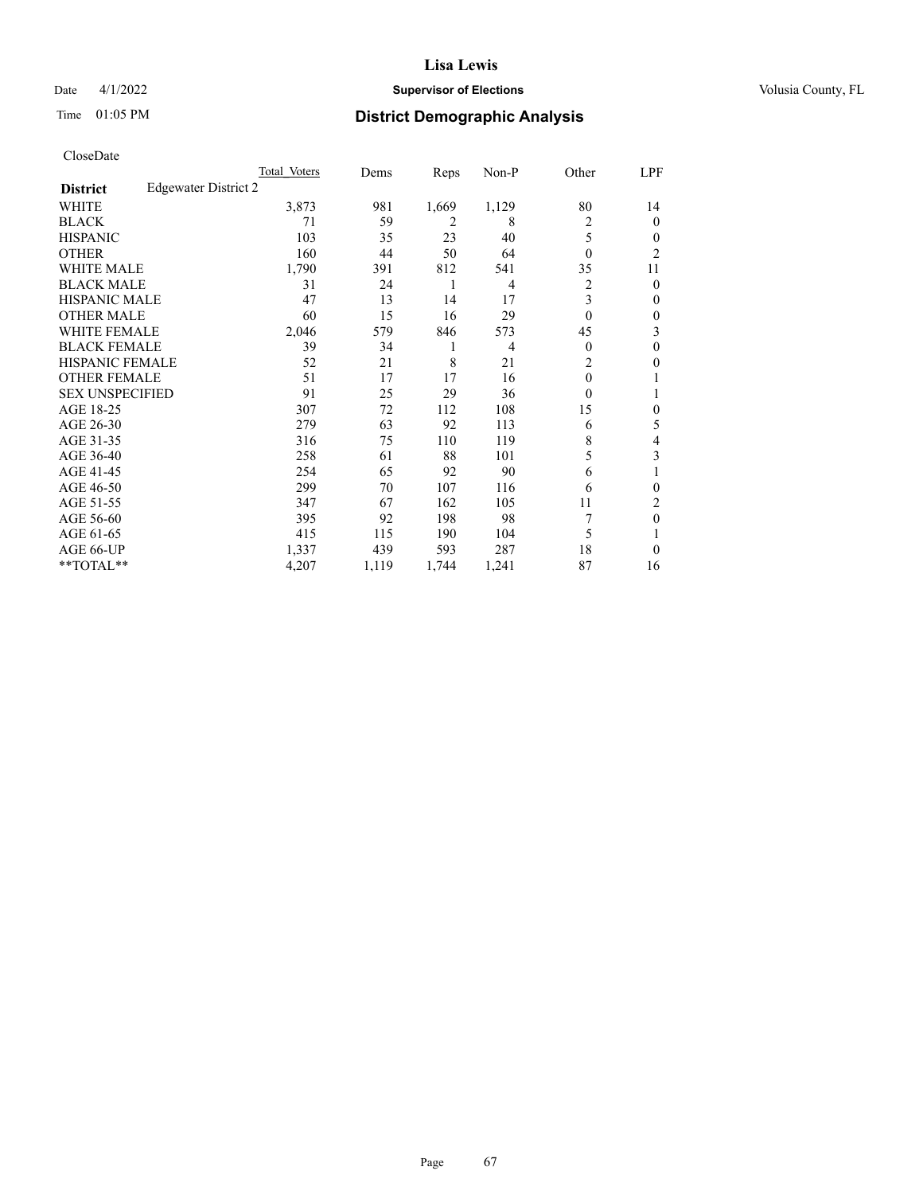# Lisa Lewis

Date 4/1/2022 **Supervisor of Elections** Volusia County, FL

Time 01:05 PM **District Demographic Analysis**

CloseDate

| | Total Voters | Dems | Reps | Non-P | Other | LPF |
|---|---|---|---|---|---|---|
| **District** Edgewater District 2 | | | | | | |
| WHITE | 3,873 | 981 | 1,669 | 1,129 | 80 | 14 |
| BLACK | 71 | 59 | 2 | 8 | 2 | 0 |
| HISPANIC | 103 | 35 | 23 | 40 | 5 | 0 |
| OTHER | 160 | 44 | 50 | 64 | 0 | 2 |
| WHITE MALE | 1,790 | 391 | 812 | 541 | 35 | 11 |
| BLACK MALE | 31 | 24 | 1 | 4 | 2 | 0 |
| HISPANIC MALE | 47 | 13 | 14 | 17 | 3 | 0 |
| OTHER MALE | 60 | 15 | 16 | 29 | 0 | 0 |
| WHITE FEMALE | 2,046 | 579 | 846 | 573 | 45 | 3 |
| BLACK FEMALE | 39 | 34 | 1 | 4 | 0 | 0 |
| HISPANIC FEMALE | 52 | 21 | 8 | 21 | 2 | 0 |
| OTHER FEMALE | 51 | 17 | 17 | 16 | 0 | 1 |
| SEX UNSPECIFIED | 91 | 25 | 29 | 36 | 0 | 1 |
| AGE 18-25 | 307 | 72 | 112 | 108 | 15 | 0 |
| AGE 26-30 | 279 | 63 | 92 | 113 | 6 | 5 |
| AGE 31-35 | 316 | 75 | 110 | 119 | 8 | 4 |
| AGE 36-40 | 258 | 61 | 88 | 101 | 5 | 3 |
| AGE 41-45 | 254 | 65 | 92 | 90 | 6 | 1 |
| AGE 46-50 | 299 | 70 | 107 | 116 | 6 | 0 |
| AGE 51-55 | 347 | 67 | 162 | 105 | 11 | 2 |
| AGE 56-60 | 395 | 92 | 198 | 98 | 7 | 0 |
| AGE 61-65 | 415 | 115 | 190 | 104 | 5 | 1 |
| AGE 66-UP | 1,337 | 439 | 593 | 287 | 18 | 0 |
| **TOTAL** | 4,207 | 1,119 | 1,744 | 1,241 | 87 | 16 |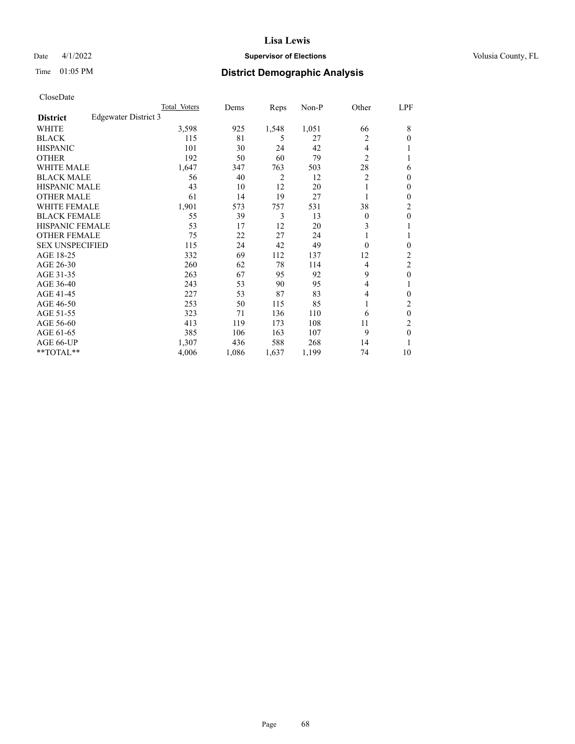# Lisa Lewis

Date 4/1/2022 **Supervisor of Elections** Volusia County, FL

Time 01:05 PM **District Demographic Analysis**

CloseDate

| | Total Voters | Dems | Reps | Non-P | Other | LPF |
|---|---|---|---|---|---|---|
| **District** Edgewater District 3 | | | | | | |
| WHITE | 3,598 | 925 | 1,548 | 1,051 | 66 | 8 |
| BLACK | 115 | 81 | 5 | 27 | 2 | 0 |
| HISPANIC | 101 | 30 | 24 | 42 | 4 | 1 |
| OTHER | 192 | 50 | 60 | 79 | 2 | 1 |
| WHITE MALE | 1,647 | 347 | 763 | 503 | 28 | 6 |
| BLACK MALE | 56 | 40 | 2 | 12 | 2 | 0 |
| HISPANIC MALE | 43 | 10 | 12 | 20 | 1 | 0 |
| OTHER MALE | 61 | 14 | 19 | 27 | 1 | 0 |
| WHITE FEMALE | 1,901 | 573 | 757 | 531 | 38 | 2 |
| BLACK FEMALE | 55 | 39 | 3 | 13 | 0 | 0 |
| HISPANIC FEMALE | 53 | 17 | 12 | 20 | 3 | 1 |
| OTHER FEMALE | 75 | 22 | 27 | 24 | 1 | 1 |
| SEX UNSPECIFIED | 115 | 24 | 42 | 49 | 0 | 0 |
| AGE 18-25 | 332 | 69 | 112 | 137 | 12 | 2 |
| AGE 26-30 | 260 | 62 | 78 | 114 | 4 | 2 |
| AGE 31-35 | 263 | 67 | 95 | 92 | 9 | 0 |
| AGE 36-40 | 243 | 53 | 90 | 95 | 4 | 1 |
| AGE 41-45 | 227 | 53 | 87 | 83 | 4 | 0 |
| AGE 46-50 | 253 | 50 | 115 | 85 | 1 | 2 |
| AGE 51-55 | 323 | 71 | 136 | 110 | 6 | 0 |
| AGE 56-60 | 413 | 119 | 173 | 108 | 11 | 2 |
| AGE 61-65 | 385 | 106 | 163 | 107 | 9 | 0 |
| AGE 66-UP | 1,307 | 436 | 588 | 268 | 14 | 1 |
| **TOTAL** | 4,006 | 1,086 | 1,637 | 1,199 | 74 | 10 |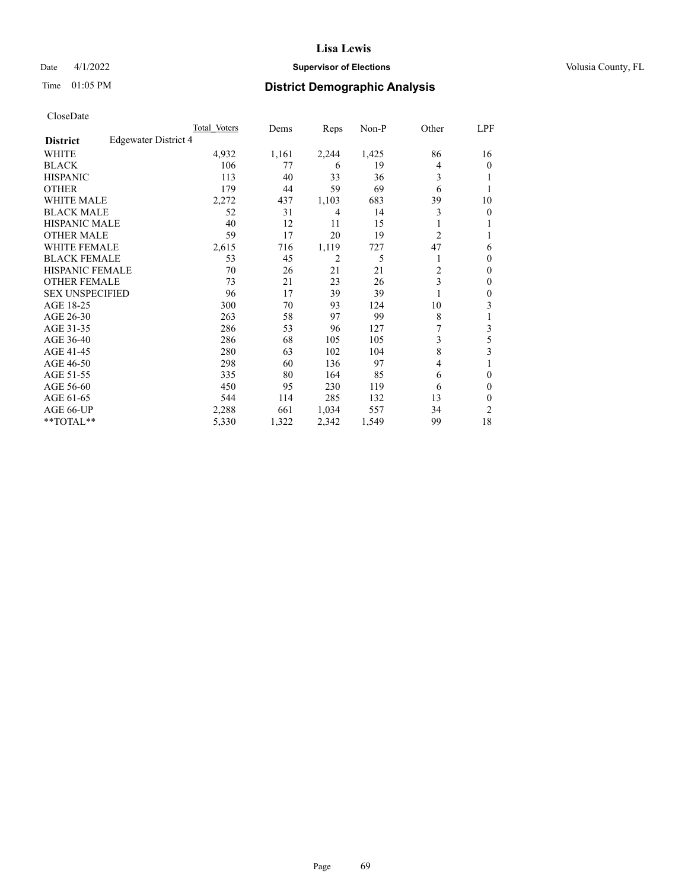# Lisa Lewis

Date 4/1/2022 **Supervisor of Elections** Volusia County, FL

Time 01:05 PM **District Demographic Analysis**

CloseDate

| District | Edgewater District 4 | Total Voters | Dems | Reps | Non-P | Other | LPF |
|---|---|---|---|---|---|---|---|
| WHITE | | 4,932 | 1,161 | 2,244 | 1,425 | 86 | 16 |
| BLACK | | 106 | 77 | 6 | 19 | 4 | 0 |
| HISPANIC | | 113 | 40 | 33 | 36 | 3 | 1 |
| OTHER | | 179 | 44 | 59 | 69 | 6 | 1 |
| WHITE MALE | | 2,272 | 437 | 1,103 | 683 | 39 | 10 |
| BLACK MALE | | 52 | 31 | 4 | 14 | 3 | 0 |
| HISPANIC MALE | | 40 | 12 | 11 | 15 | 1 | 1 |
| OTHER MALE | | 59 | 17 | 20 | 19 | 2 | 1 |
| WHITE FEMALE | | 2,615 | 716 | 1,119 | 727 | 47 | 6 |
| BLACK FEMALE | | 53 | 45 | 2 | 5 | 1 | 0 |
| HISPANIC FEMALE | | 70 | 26 | 21 | 21 | 2 | 0 |
| OTHER FEMALE | | 73 | 21 | 23 | 26 | 3 | 0 |
| SEX UNSPECIFIED | | 96 | 17 | 39 | 39 | 1 | 0 |
| AGE 18-25 | | 300 | 70 | 93 | 124 | 10 | 3 |
| AGE 26-30 | | 263 | 58 | 97 | 99 | 8 | 1 |
| AGE 31-35 | | 286 | 53 | 96 | 127 | 7 | 3 |
| AGE 36-40 | | 286 | 68 | 105 | 105 | 3 | 5 |
| AGE 41-45 | | 280 | 63 | 102 | 104 | 8 | 3 |
| AGE 46-50 | | 298 | 60 | 136 | 97 | 4 | 1 |
| AGE 51-55 | | 335 | 80 | 164 | 85 | 6 | 0 |
| AGE 56-60 | | 450 | 95 | 230 | 119 | 6 | 0 |
| AGE 61-65 | | 544 | 114 | 285 | 132 | 13 | 0 |
| AGE 66-UP | | 2,288 | 661 | 1,034 | 557 | 34 | 2 |
| **TOTAL** | | 5,330 | 1,322 | 2,342 | 1,549 | 99 | 18 |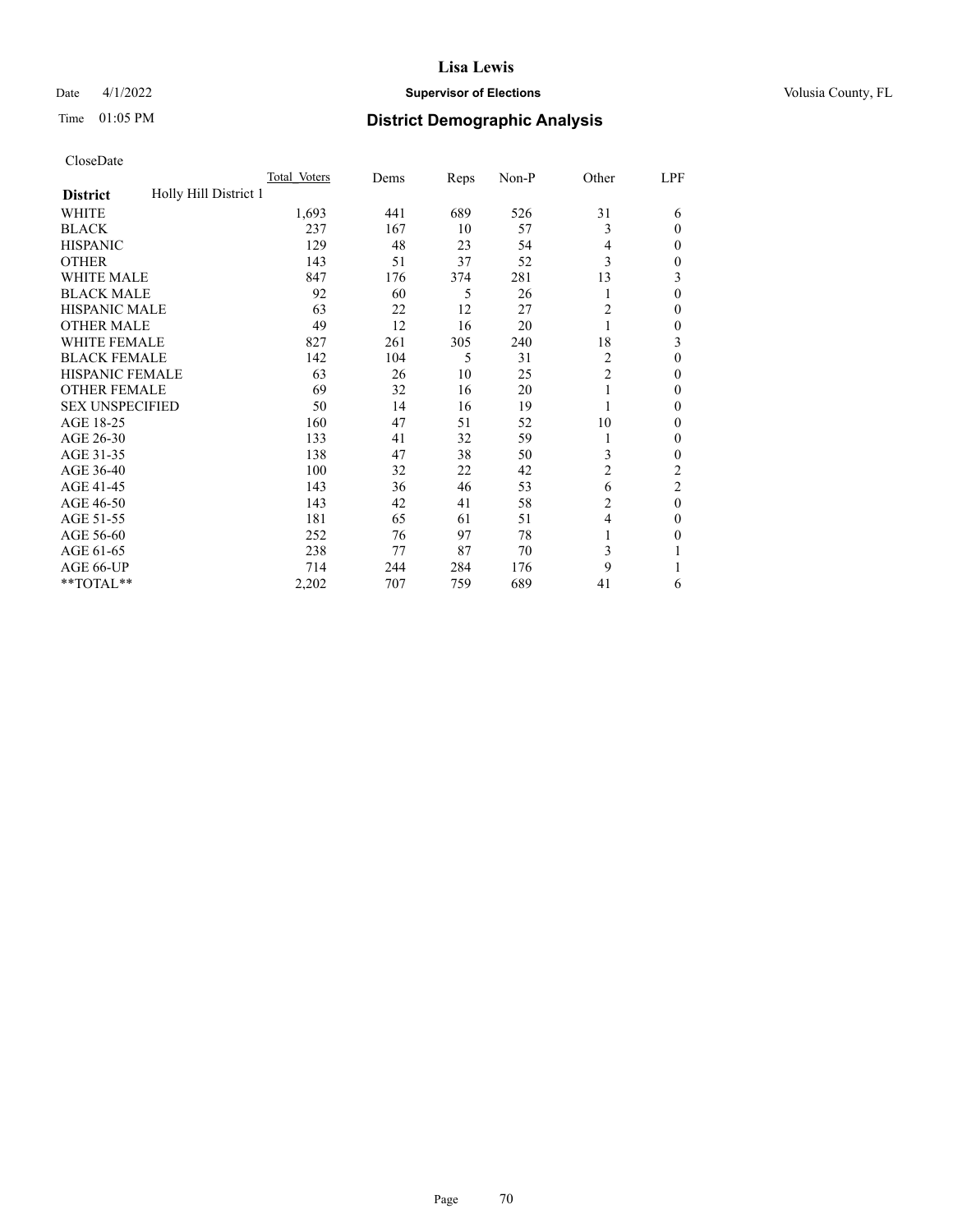# Lisa Lewis

Date 4/1/2022 **Supervisor of Elections** Volusia County, FL

Time 01:05 PM **District Demographic Analysis**

CloseDate

| **District** Holly Hill District 1 | Total Voters | Dems | Reps | Non-P | Other | LPF |
|---|---|---|---|---|---|---|
| WHITE | 1,693 | 441 | 689 | 526 | 31 | 6 |
| BLACK | 237 | 167 | 10 | 57 | 3 | 0 |
| HISPANIC | 129 | 48 | 23 | 54 | 4 | 0 |
| OTHER | 143 | 51 | 37 | 52 | 3 | 0 |
| WHITE MALE | 847 | 176 | 374 | 281 | 13 | 3 |
| BLACK MALE | 92 | 60 | 5 | 26 | 1 | 0 |
| HISPANIC MALE | 63 | 22 | 12 | 27 | 2 | 0 |
| OTHER MALE | 49 | 12 | 16 | 20 | 1 | 0 |
| WHITE FEMALE | 827 | 261 | 305 | 240 | 18 | 3 |
| BLACK FEMALE | 142 | 104 | 5 | 31 | 2 | 0 |
| HISPANIC FEMALE | 63 | 26 | 10 | 25 | 2 | 0 |
| OTHER FEMALE | 69 | 32 | 16 | 20 | 1 | 0 |
| SEX UNSPECIFIED | 50 | 14 | 16 | 19 | 1 | 0 |
| AGE 18-25 | 160 | 47 | 51 | 52 | 10 | 0 |
| AGE 26-30 | 133 | 41 | 32 | 59 | 1 | 0 |
| AGE 31-35 | 138 | 47 | 38 | 50 | 3 | 0 |
| AGE 36-40 | 100 | 32 | 22 | 42 | 2 | 2 |
| AGE 41-45 | 143 | 36 | 46 | 53 | 6 | 2 |
| AGE 46-50 | 143 | 42 | 41 | 58 | 2 | 0 |
| AGE 51-55 | 181 | 65 | 61 | 51 | 4 | 0 |
| AGE 56-60 | 252 | 76 | 97 | 78 | 1 | 0 |
| AGE 61-65 | 238 | 77 | 87 | 70 | 3 | 1 |
| AGE 66-UP | 714 | 244 | 284 | 176 | 9 | 1 |
| **TOTAL** | 2,202 | 707 | 759 | 689 | 41 | 6 |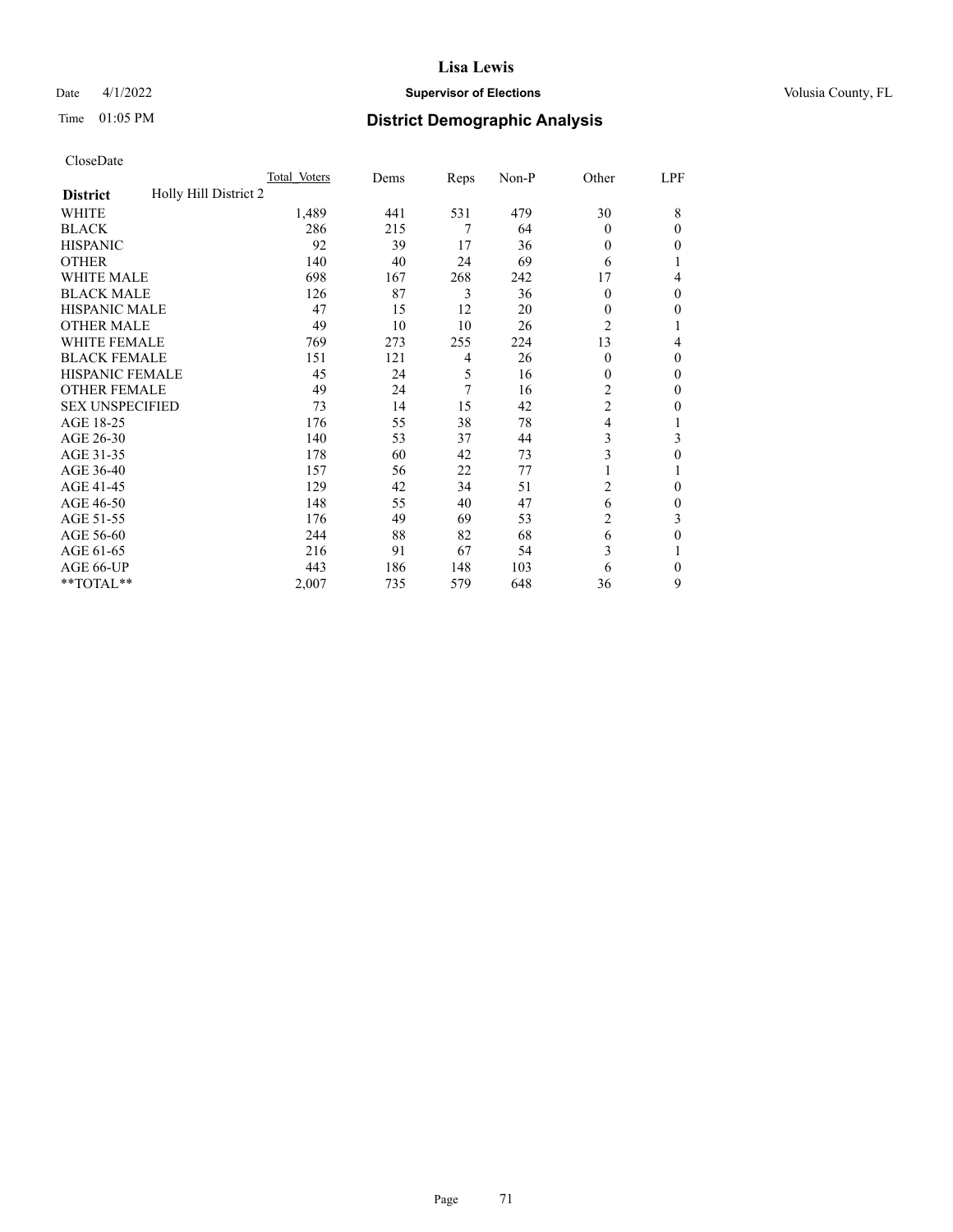# Lisa Lewis

Date 4/1/2022 **Supervisor of Elections** Volusia County, FL

Time 01:05 PM **District Demographic Analysis**

CloseDate

| **District** Holly Hill District 2 | Total Voters | Dems | Reps | Non-P | Other | LPF |
|---|---|---|---|---|---|---|
| WHITE | 1,489 | 441 | 531 | 479 | 30 | 8 |
| BLACK | 286 | 215 | 7 | 64 | 0 | 0 |
| HISPANIC | 92 | 39 | 17 | 36 | 0 | 0 |
| OTHER | 140 | 40 | 24 | 69 | 6 | 1 |
| WHITE MALE | 698 | 167 | 268 | 242 | 17 | 4 |
| BLACK MALE | 126 | 87 | 3 | 36 | 0 | 0 |
| HISPANIC MALE | 47 | 15 | 12 | 20 | 0 | 0 |
| OTHER MALE | 49 | 10 | 10 | 26 | 2 | 1 |
| WHITE FEMALE | 769 | 273 | 255 | 224 | 13 | 4 |
| BLACK FEMALE | 151 | 121 | 4 | 26 | 0 | 0 |
| HISPANIC FEMALE | 45 | 24 | 5 | 16 | 0 | 0 |
| OTHER FEMALE | 49 | 24 | 7 | 16 | 2 | 0 |
| SEX UNSPECIFIED | 73 | 14 | 15 | 42 | 2 | 0 |
| AGE 18-25 | 176 | 55 | 38 | 78 | 4 | 1 |
| AGE 26-30 | 140 | 53 | 37 | 44 | 3 | 3 |
| AGE 31-35 | 178 | 60 | 42 | 73 | 3 | 0 |
| AGE 36-40 | 157 | 56 | 22 | 77 | 1 | 1 |
| AGE 41-45 | 129 | 42 | 34 | 51 | 2 | 0 |
| AGE 46-50 | 148 | 55 | 40 | 47 | 6 | 0 |
| AGE 51-55 | 176 | 49 | 69 | 53 | 2 | 3 |
| AGE 56-60 | 244 | 88 | 82 | 68 | 6 | 0 |
| AGE 61-65 | 216 | 91 | 67 | 54 | 3 | 1 |
| AGE 66-UP | 443 | 186 | 148 | 103 | 6 | 0 |
| **TOTAL** | 2,007 | 735 | 579 | 648 | 36 | 9 |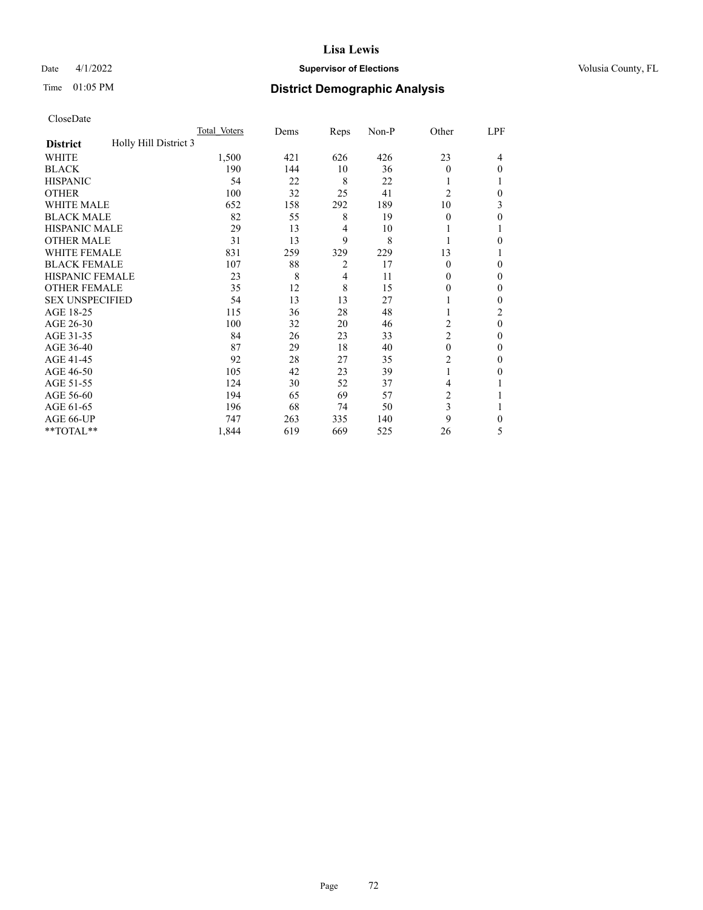CloseDate

| District | Holly Hill District 3 | Total Voters | Dems | Reps | Non-P | Other | LPF |
|---|---|---|---|---|---|---|---|
| WHITE | | 1,500 | 421 | 626 | 426 | 23 | 4 |
| BLACK | | 190 | 144 | 10 | 36 | 0 | 0 |
| HISPANIC | | 54 | 22 | 8 | 22 | 1 | 1 |
| OTHER | | 100 | 32 | 25 | 41 | 2 | 0 |
| WHITE MALE | | 652 | 158 | 292 | 189 | 10 | 3 |
| BLACK MALE | | 82 | 55 | 8 | 19 | 0 | 0 |
| HISPANIC MALE | | 29 | 13 | 4 | 10 | 1 | 1 |
| OTHER MALE | | 31 | 13 | 9 | 8 | 1 | 0 |
| WHITE FEMALE | | 831 | 259 | 329 | 229 | 13 | 1 |
| BLACK FEMALE | | 107 | 88 | 2 | 17 | 0 | 0 |
| HISPANIC FEMALE | | 23 | 8 | 4 | 11 | 0 | 0 |
| OTHER FEMALE | | 35 | 12 | 8 | 15 | 0 | 0 |
| SEX UNSPECIFIED | | 54 | 13 | 13 | 27 | 1 | 0 |
| AGE 18-25 | | 115 | 36 | 28 | 48 | 1 | 2 |
| AGE 26-30 | | 100 | 32 | 20 | 46 | 2 | 0 |
| AGE 31-35 | | 84 | 26 | 23 | 33 | 2 | 0 |
| AGE 36-40 | | 87 | 29 | 18 | 40 | 0 | 0 |
| AGE 41-45 | | 92 | 28 | 27 | 35 | 2 | 0 |
| AGE 46-50 | | 105 | 42 | 23 | 39 | 1 | 0 |
| AGE 51-55 | | 124 | 30 | 52 | 37 | 4 | 1 |
| AGE 56-60 | | 194 | 65 | 69 | 57 | 2 | 1 |
| AGE 61-65 | | 196 | 68 | 74 | 50 | 3 | 1 |
| AGE 66-UP | | 747 | 263 | 335 | 140 | 9 | 0 |
| **TOTAL** | | 1,844 | 619 | 669 | 525 | 26 | 5 |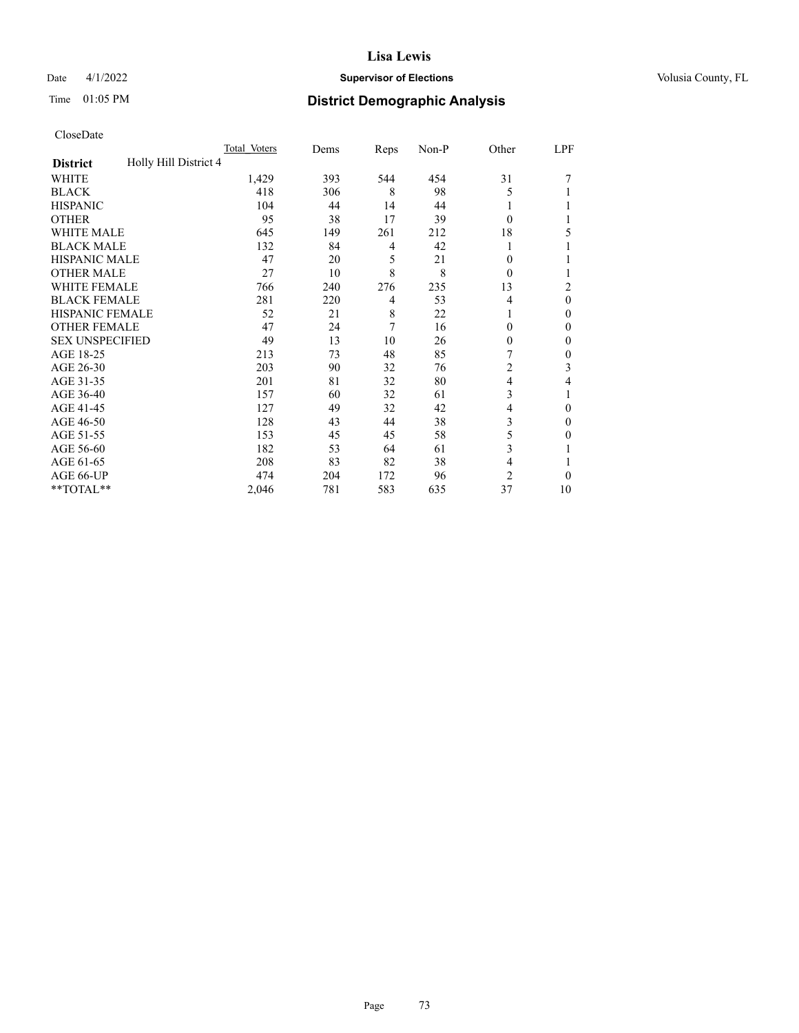CloseDate

| District | Holly Hill District 4 | Total Voters | Dems | Reps | Non-P | Other | LPF |
|---|---|---|---|---|---|---|---|
| WHITE | | 1,429 | 393 | 544 | 454 | 31 | 7 |
| BLACK | | 418 | 306 | 8 | 98 | 5 | 1 |
| HISPANIC | | 104 | 44 | 14 | 44 | 1 | 1 |
| OTHER | | 95 | 38 | 17 | 39 | 0 | 1 |
| WHITE MALE | | 645 | 149 | 261 | 212 | 18 | 5 |
| BLACK MALE | | 132 | 84 | 4 | 42 | 1 | 1 |
| HISPANIC MALE | | 47 | 20 | 5 | 21 | 0 | 1 |
| OTHER MALE | | 27 | 10 | 8 | 8 | 0 | 1 |
| WHITE FEMALE | | 766 | 240 | 276 | 235 | 13 | 2 |
| BLACK FEMALE | | 281 | 220 | 4 | 53 | 4 | 0 |
| HISPANIC FEMALE | | 52 | 21 | 8 | 22 | 1 | 0 |
| OTHER FEMALE | | 47 | 24 | 7 | 16 | 0 | 0 |
| SEX UNSPECIFIED | | 49 | 13 | 10 | 26 | 0 | 0 |
| AGE 18-25 | | 213 | 73 | 48 | 85 | 7 | 0 |
| AGE 26-30 | | 203 | 90 | 32 | 76 | 2 | 3 |
| AGE 31-35 | | 201 | 81 | 32 | 80 | 4 | 4 |
| AGE 36-40 | | 157 | 60 | 32 | 61 | 3 | 1 |
| AGE 41-45 | | 127 | 49 | 32 | 42 | 4 | 0 |
| AGE 46-50 | | 128 | 43 | 44 | 38 | 3 | 0 |
| AGE 51-55 | | 153 | 45 | 45 | 58 | 5 | 0 |
| AGE 56-60 | | 182 | 53 | 64 | 61 | 3 | 1 |
| AGE 61-65 | | 208 | 83 | 82 | 38 | 4 | 1 |
| AGE 66-UP | | 474 | 204 | 172 | 96 | 2 | 0 |
| **TOTAL** | | 2,046 | 781 | 583 | 635 | 37 | 10 |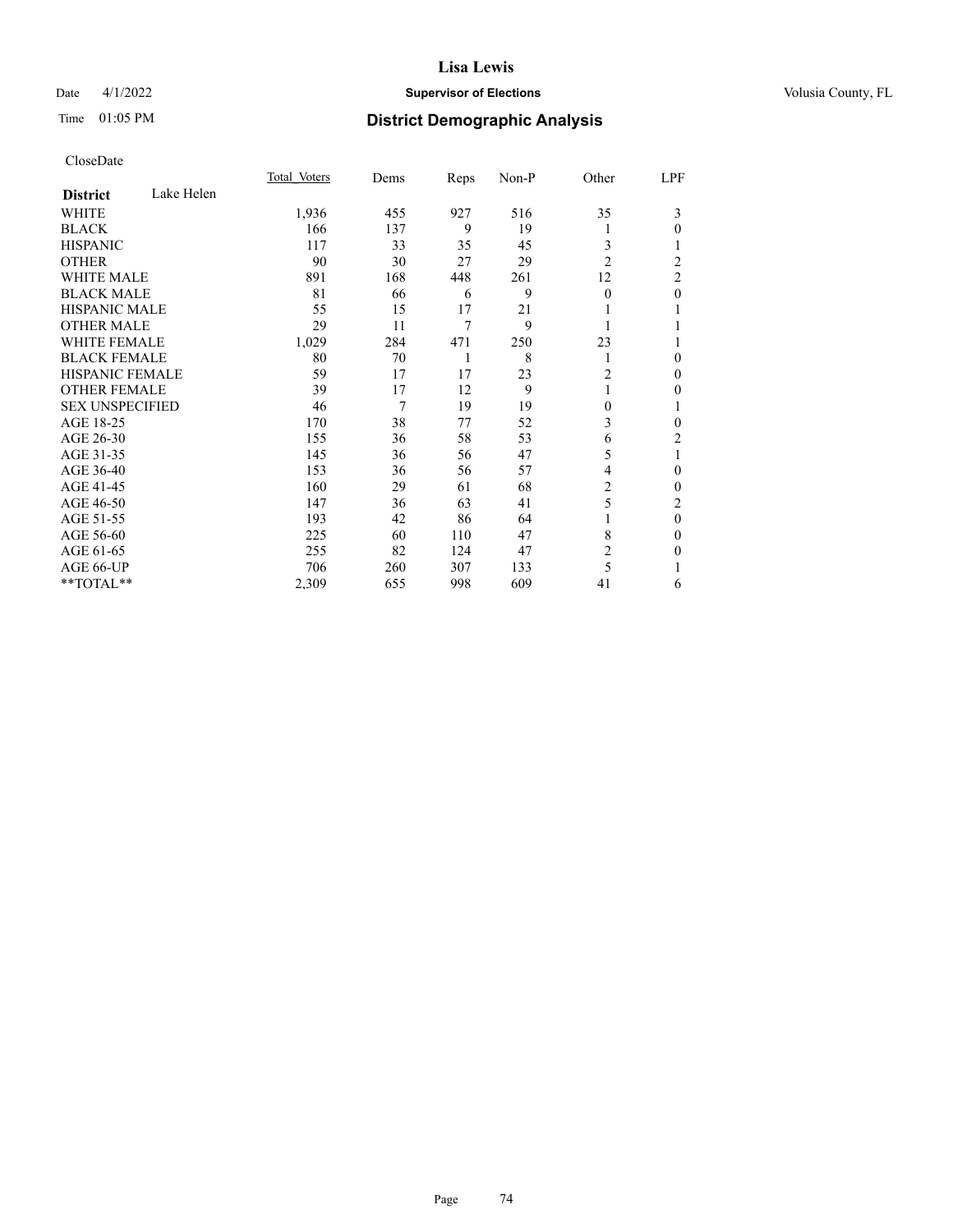# Lisa Lewis

Date 4/1/2022 **Supervisor of Elections** Volusia County, FL

Time 01:05 PM **District Demographic Analysis**

CloseDate

| District | Lake Helen | Total Voters | Dems | Reps | Non-P | Other | LPF |
|---|---|---|---|---|---|---|---|
| WHITE | | 1,936 | 455 | 927 | 516 | 35 | 3 |
| BLACK | | 166 | 137 | 9 | 19 | 1 | 0 |
| HISPANIC | | 117 | 33 | 35 | 45 | 3 | 1 |
| OTHER | | 90 | 30 | 27 | 29 | 2 | 2 |
| WHITE MALE | | 891 | 168 | 448 | 261 | 12 | 2 |
| BLACK MALE | | 81 | 66 | 6 | 9 | 0 | 0 |
| HISPANIC MALE | | 55 | 15 | 17 | 21 | 1 | 1 |
| OTHER MALE | | 29 | 11 | 7 | 9 | 1 | 1 |
| WHITE FEMALE | | 1,029 | 284 | 471 | 250 | 23 | 1 |
| BLACK FEMALE | | 80 | 70 | 1 | 8 | 1 | 0 |
| HISPANIC FEMALE | | 59 | 17 | 17 | 23 | 2 | 0 |
| OTHER FEMALE | | 39 | 17 | 12 | 9 | 1 | 0 |
| SEX UNSPECIFIED | | 46 | 7 | 19 | 19 | 0 | 1 |
| AGE 18-25 | | 170 | 38 | 77 | 52 | 3 | 0 |
| AGE 26-30 | | 155 | 36 | 58 | 53 | 6 | 2 |
| AGE 31-35 | | 145 | 36 | 56 | 47 | 5 | 1 |
| AGE 36-40 | | 153 | 36 | 56 | 57 | 4 | 0 |
| AGE 41-45 | | 160 | 29 | 61 | 68 | 2 | 0 |
| AGE 46-50 | | 147 | 36 | 63 | 41 | 5 | 2 |
| AGE 51-55 | | 193 | 42 | 86 | 64 | 1 | 0 |
| AGE 56-60 | | 225 | 60 | 110 | 47 | 8 | 0 |
| AGE 61-65 | | 255 | 82 | 124 | 47 | 2 | 0 |
| AGE 66-UP | | 706 | 260 | 307 | 133 | 5 | 1 |
| **TOTAL** | | 2,309 | 655 | 998 | 609 | 41 | 6 |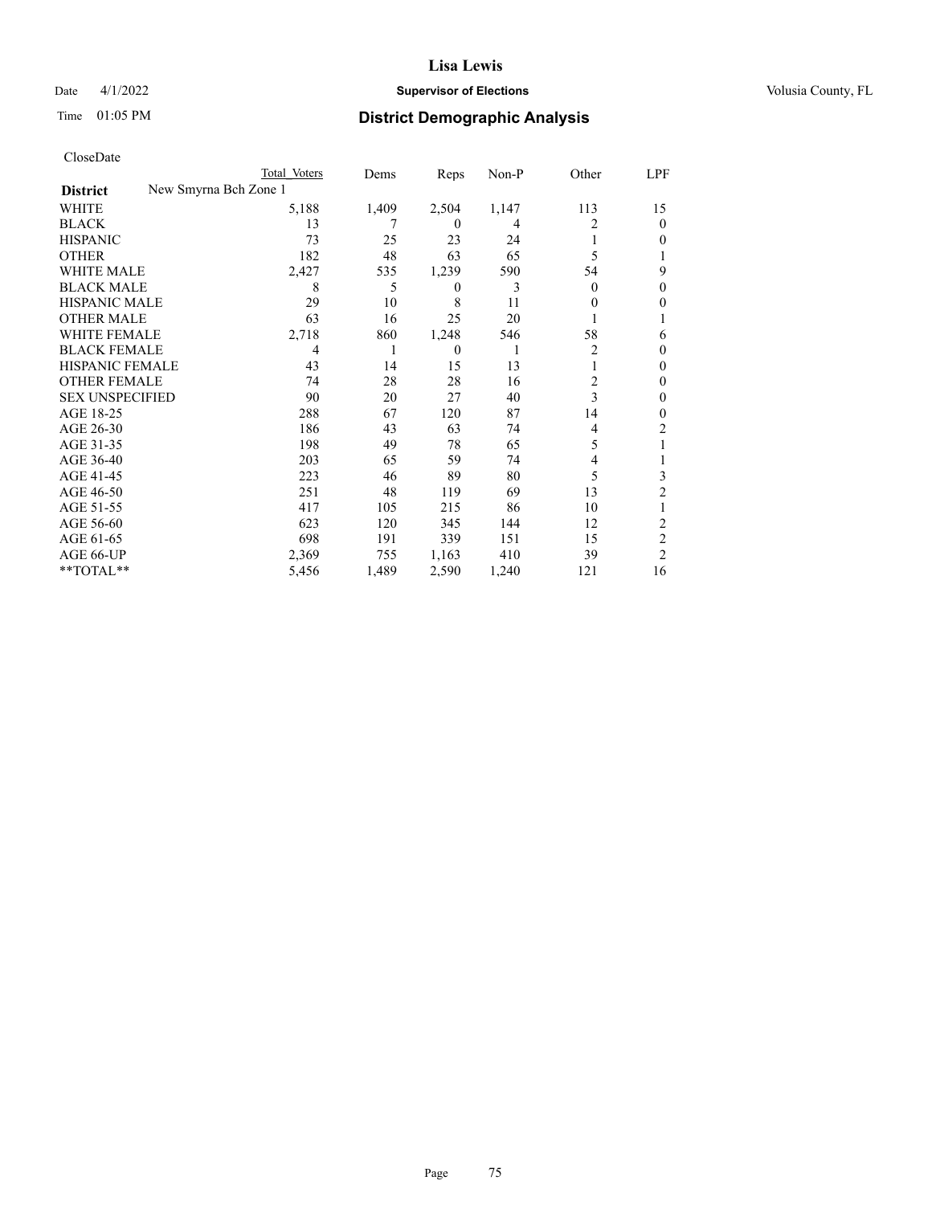CloseDate

| District | New Smyrna Bch Zone 1 | Total Voters | Dems | Reps | Non-P | Other | LPF |
|---|---|---|---|---|---|---|---|
| WHITE | | 5,188 | 1,409 | 2,504 | 1,147 | 113 | 15 |
| BLACK | | 13 | 7 | 0 | 4 | 2 | 0 |
| HISPANIC | | 73 | 25 | 23 | 24 | 1 | 0 |
| OTHER | | 182 | 48 | 63 | 65 | 5 | 1 |
| WHITE MALE | | 2,427 | 535 | 1,239 | 590 | 54 | 9 |
| BLACK MALE | | 8 | 5 | 0 | 3 | 0 | 0 |
| HISPANIC MALE | | 29 | 10 | 8 | 11 | 0 | 0 |
| OTHER MALE | | 63 | 16 | 25 | 20 | 1 | 1 |
| WHITE FEMALE | | 2,718 | 860 | 1,248 | 546 | 58 | 6 |
| BLACK FEMALE | | 4 | 1 | 0 | 1 | 2 | 0 |
| HISPANIC FEMALE | | 43 | 14 | 15 | 13 | 1 | 0 |
| OTHER FEMALE | | 74 | 28 | 28 | 16 | 2 | 0 |
| SEX UNSPECIFIED | | 90 | 20 | 27 | 40 | 3 | 0 |
| AGE 18-25 | | 288 | 67 | 120 | 87 | 14 | 0 |
| AGE 26-30 | | 186 | 43 | 63 | 74 | 4 | 2 |
| AGE 31-35 | | 198 | 49 | 78 | 65 | 5 | 1 |
| AGE 36-40 | | 203 | 65 | 59 | 74 | 4 | 1 |
| AGE 41-45 | | 223 | 46 | 89 | 80 | 5 | 3 |
| AGE 46-50 | | 251 | 48 | 119 | 69 | 13 | 2 |
| AGE 51-55 | | 417 | 105 | 215 | 86 | 10 | 1 |
| AGE 56-60 | | 623 | 120 | 345 | 144 | 12 | 2 |
| AGE 61-65 | | 698 | 191 | 339 | 151 | 15 | 2 |
| AGE 66-UP | | 2,369 | 755 | 1,163 | 410 | 39 | 2 |
| **TOTAL** | | 5,456 | 1,489 | 2,590 | 1,240 | 121 | 16 |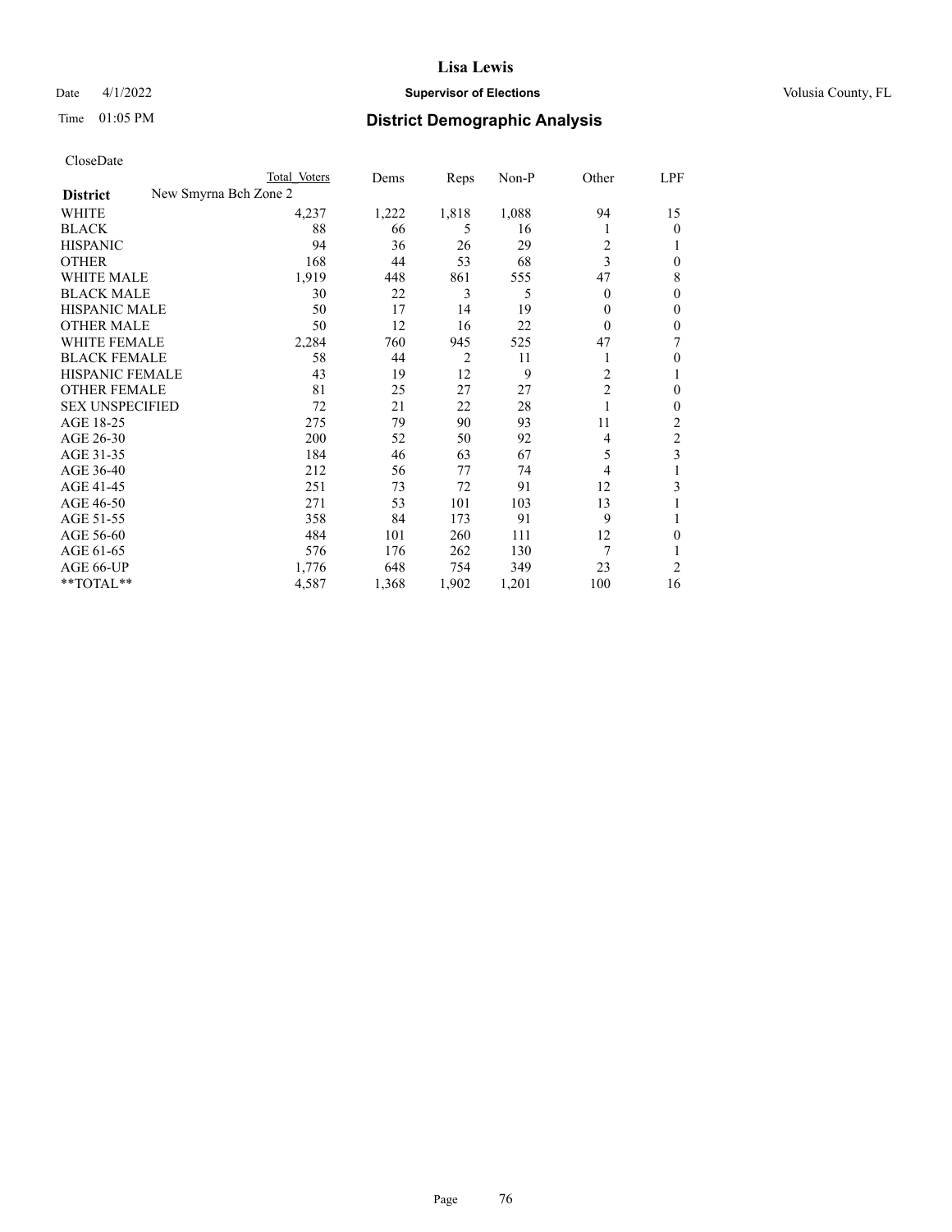# Lisa Lewis

Date 4/1/2022 **Supervisor of Elections** Volusia County, FL

Time 01:05 PM **District Demographic Analysis**

CloseDate

| **District** | New Smyrna Bch Zone 2 Total Voters | Dems | Reps | Non-P | Other | LPF |
|---|---|---|---|---|---|---|
| WHITE | 4,237 | 1,222 | 1,818 | 1,088 | 94 | 15 |
| BLACK | 88 | 66 | 5 | 16 | 1 | 0 |
| HISPANIC | 94 | 36 | 26 | 29 | 2 | 1 |
| OTHER | 168 | 44 | 53 | 68 | 3 | 0 |
| WHITE MALE | 1,919 | 448 | 861 | 555 | 47 | 8 |
| BLACK MALE | 30 | 22 | 3 | 5 | 0 | 0 |
| HISPANIC MALE | 50 | 17 | 14 | 19 | 0 | 0 |
| OTHER MALE | 50 | 12 | 16 | 22 | 0 | 0 |
| WHITE FEMALE | 2,284 | 760 | 945 | 525 | 47 | 7 |
| BLACK FEMALE | 58 | 44 | 2 | 11 | 1 | 0 |
| HISPANIC FEMALE | 43 | 19 | 12 | 9 | 2 | 1 |
| OTHER FEMALE | 81 | 25 | 27 | 27 | 2 | 0 |
| SEX UNSPECIFIED | 72 | 21 | 22 | 28 | 1 | 0 |
| AGE 18-25 | 275 | 79 | 90 | 93 | 11 | 2 |
| AGE 26-30 | 200 | 52 | 50 | 92 | 4 | 2 |
| AGE 31-35 | 184 | 46 | 63 | 67 | 5 | 3 |
| AGE 36-40 | 212 | 56 | 77 | 74 | 4 | 1 |
| AGE 41-45 | 251 | 73 | 72 | 91 | 12 | 3 |
| AGE 46-50 | 271 | 53 | 101 | 103 | 13 | 1 |
| AGE 51-55 | 358 | 84 | 173 | 91 | 9 | 1 |
| AGE 56-60 | 484 | 101 | 260 | 111 | 12 | 0 |
| AGE 61-65 | 576 | 176 | 262 | 130 | 7 | 1 |
| AGE 66-UP | 1,776 | 648 | 754 | 349 | 23 | 2 |
| **TOTAL** | 4,587 | 1,368 | 1,902 | 1,201 | 100 | 16 |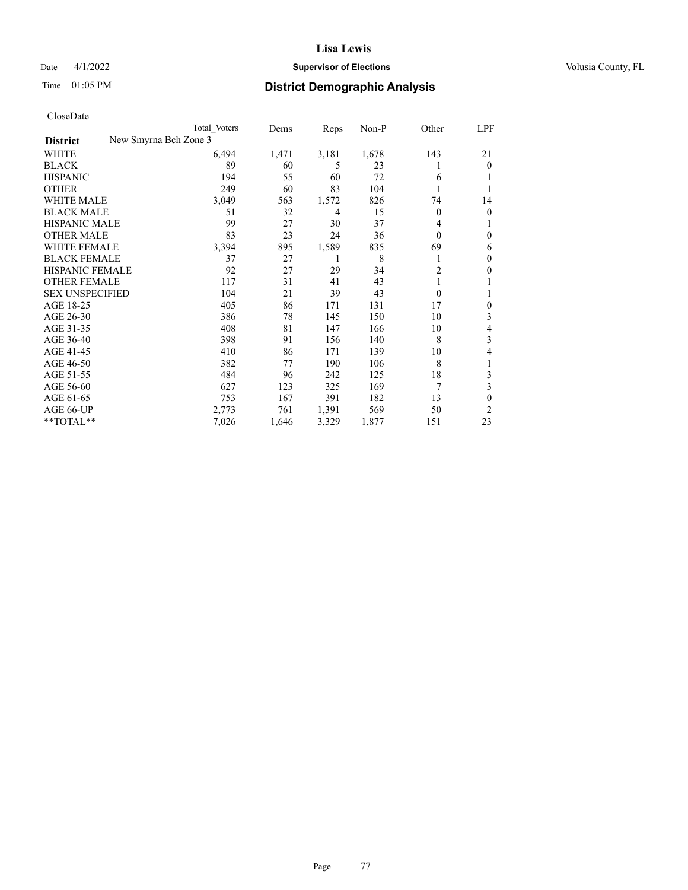CloseDate

| District | New Smyrna Bch Zone 3 | Total Voters | Dems | Reps | Non-P | Other | LPF |
|---|---|---|---|---|---|---|---|
| WHITE | | 6,494 | 1,471 | 3,181 | 1,678 | 143 | 21 |
| BLACK | | 89 | 60 | 5 | 23 | 1 | 0 |
| HISPANIC | | 194 | 55 | 60 | 72 | 6 | 1 |
| OTHER | | 249 | 60 | 83 | 104 | 1 | 1 |
| WHITE MALE | | 3,049 | 563 | 1,572 | 826 | 74 | 14 |
| BLACK MALE | | 51 | 32 | 4 | 15 | 0 | 0 |
| HISPANIC MALE | | 99 | 27 | 30 | 37 | 4 | 1 |
| OTHER MALE | | 83 | 23 | 24 | 36 | 0 | 0 |
| WHITE FEMALE | | 3,394 | 895 | 1,589 | 835 | 69 | 6 |
| BLACK FEMALE | | 37 | 27 | 1 | 8 | 1 | 0 |
| HISPANIC FEMALE | | 92 | 27 | 29 | 34 | 2 | 0 |
| OTHER FEMALE | | 117 | 31 | 41 | 43 | 1 | 1 |
| SEX UNSPECIFIED | | 104 | 21 | 39 | 43 | 0 | 1 |
| AGE 18-25 | | 405 | 86 | 171 | 131 | 17 | 0 |
| AGE 26-30 | | 386 | 78 | 145 | 150 | 10 | 3 |
| AGE 31-35 | | 408 | 81 | 147 | 166 | 10 | 4 |
| AGE 36-40 | | 398 | 91 | 156 | 140 | 8 | 3 |
| AGE 41-45 | | 410 | 86 | 171 | 139 | 10 | 4 |
| AGE 46-50 | | 382 | 77 | 190 | 106 | 8 | 1 |
| AGE 51-55 | | 484 | 96 | 242 | 125 | 18 | 3 |
| AGE 56-60 | | 627 | 123 | 325 | 169 | 7 | 3 |
| AGE 61-65 | | 753 | 167 | 391 | 182 | 13 | 0 |
| AGE 66-UP | | 2,773 | 761 | 1,391 | 569 | 50 | 2 |
| **TOTAL** | | 7,026 | 1,646 | 3,329 | 1,877 | 151 | 23 |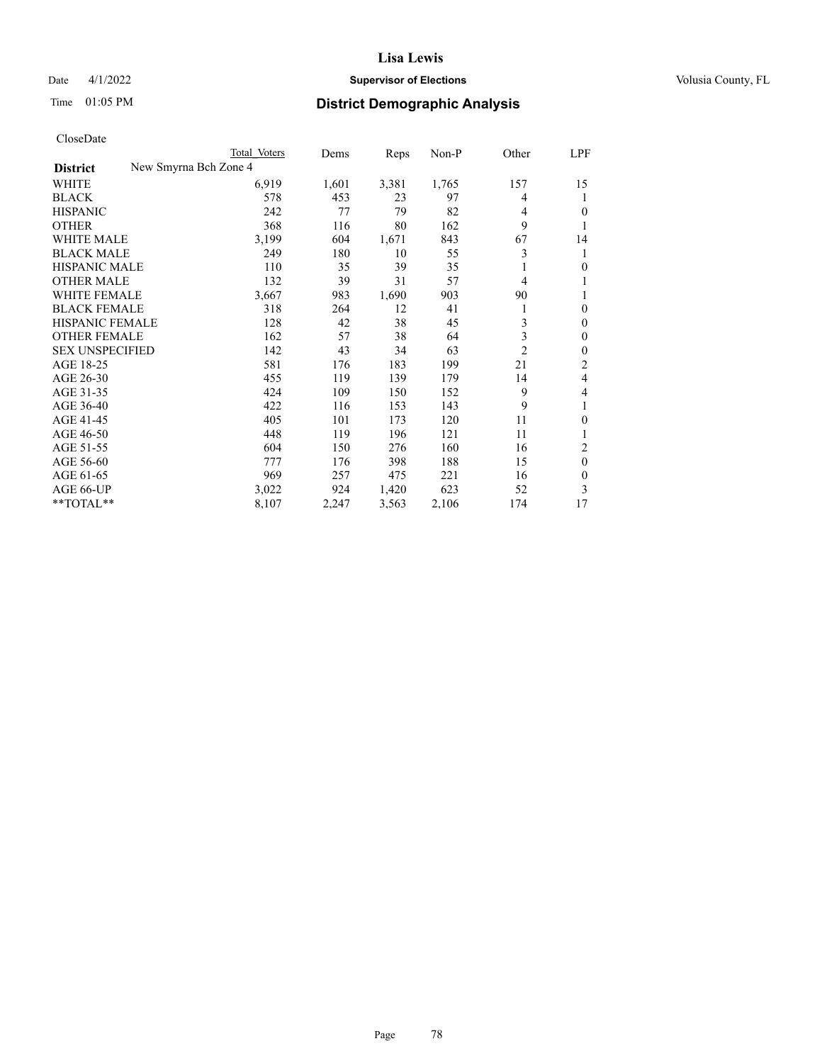# Lisa Lewis

Date 4/1/2022 **Supervisor of Elections** Volusia County, FL

Time 01:05 PM **District Demographic Analysis**

CloseDate

| | Total Voters | Dems | Reps | Non-P | Other | LPF |
|---|---|---|---|---|---|---|
| **District** New Smyrna Bch Zone 4 | | | | | | |
| WHITE | 6,919 | 1,601 | 3,381 | 1,765 | 157 | 15 |
| BLACK | 578 | 453 | 23 | 97 | 4 | 1 |
| HISPANIC | 242 | 77 | 79 | 82 | 4 | 0 |
| OTHER | 368 | 116 | 80 | 162 | 9 | 1 |
| WHITE MALE | 3,199 | 604 | 1,671 | 843 | 67 | 14 |
| BLACK MALE | 249 | 180 | 10 | 55 | 3 | 1 |
| HISPANIC MALE | 110 | 35 | 39 | 35 | 1 | 0 |
| OTHER MALE | 132 | 39 | 31 | 57 | 4 | 1 |
| WHITE FEMALE | 3,667 | 983 | 1,690 | 903 | 90 | 1 |
| BLACK FEMALE | 318 | 264 | 12 | 41 | 1 | 0 |
| HISPANIC FEMALE | 128 | 42 | 38 | 45 | 3 | 0 |
| OTHER FEMALE | 162 | 57 | 38 | 64 | 3 | 0 |
| SEX UNSPECIFIED | 142 | 43 | 34 | 63 | 2 | 0 |
| AGE 18-25 | 581 | 176 | 183 | 199 | 21 | 2 |
| AGE 26-30 | 455 | 119 | 139 | 179 | 14 | 4 |
| AGE 31-35 | 424 | 109 | 150 | 152 | 9 | 4 |
| AGE 36-40 | 422 | 116 | 153 | 143 | 9 | 1 |
| AGE 41-45 | 405 | 101 | 173 | 120 | 11 | 0 |
| AGE 46-50 | 448 | 119 | 196 | 121 | 11 | 1 |
| AGE 51-55 | 604 | 150 | 276 | 160 | 16 | 2 |
| AGE 56-60 | 777 | 176 | 398 | 188 | 15 | 0 |
| AGE 61-65 | 969 | 257 | 475 | 221 | 16 | 0 |
| AGE 66-UP | 3,022 | 924 | 1,420 | 623 | 52 | 3 |
| **TOTAL** | 8,107 | 2,247 | 3,563 | 2,106 | 174 | 17 |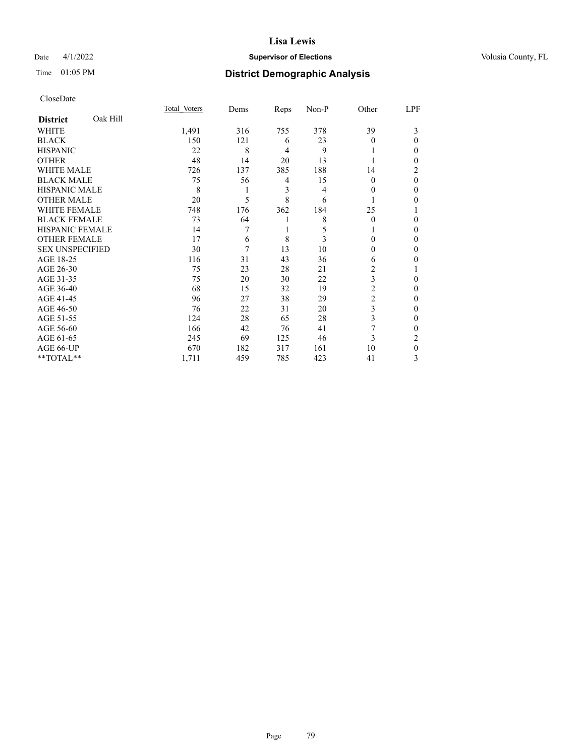# Lisa Lewis

Date 4/1/2022 **Supervisor of Elections** Volusia County, FL

Time 01:05 PM **District Demographic Analysis**

CloseDate

| **District** Oak Hill | Total Voters | Dems | Reps | Non-P | Other | LPF |
|---|---|---|---|---|---|---|
| WHITE | 1,491 | 316 | 755 | 378 | 39 | 3 |
| BLACK | 150 | 121 | 6 | 23 | 0 | 0 |
| HISPANIC | 22 | 8 | 4 | 9 | 1 | 0 |
| OTHER | 48 | 14 | 20 | 13 | 1 | 0 |
| WHITE MALE | 726 | 137 | 385 | 188 | 14 | 2 |
| BLACK MALE | 75 | 56 | 4 | 15 | 0 | 0 |
| HISPANIC MALE | 8 | 1 | 3 | 4 | 0 | 0 |
| OTHER MALE | 20 | 5 | 8 | 6 | 1 | 0 |
| WHITE FEMALE | 748 | 176 | 362 | 184 | 25 | 1 |
| BLACK FEMALE | 73 | 64 | 1 | 8 | 0 | 0 |
| HISPANIC FEMALE | 14 | 7 | 1 | 5 | 1 | 0 |
| OTHER FEMALE | 17 | 6 | 8 | 3 | 0 | 0 |
| SEX UNSPECIFIED | 30 | 7 | 13 | 10 | 0 | 0 |
| AGE 18-25 | 116 | 31 | 43 | 36 | 6 | 0 |
| AGE 26-30 | 75 | 23 | 28 | 21 | 2 | 1 |
| AGE 31-35 | 75 | 20 | 30 | 22 | 3 | 0 |
| AGE 36-40 | 68 | 15 | 32 | 19 | 2 | 0 |
| AGE 41-45 | 96 | 27 | 38 | 29 | 2 | 0 |
| AGE 46-50 | 76 | 22 | 31 | 20 | 3 | 0 |
| AGE 51-55 | 124 | 28 | 65 | 28 | 3 | 0 |
| AGE 56-60 | 166 | 42 | 76 | 41 | 7 | 0 |
| AGE 61-65 | 245 | 69 | 125 | 46 | 3 | 2 |
| AGE 66-UP | 670 | 182 | 317 | 161 | 10 | 0 |
| **TOTAL** | 1,711 | 459 | 785 | 423 | 41 | 3 |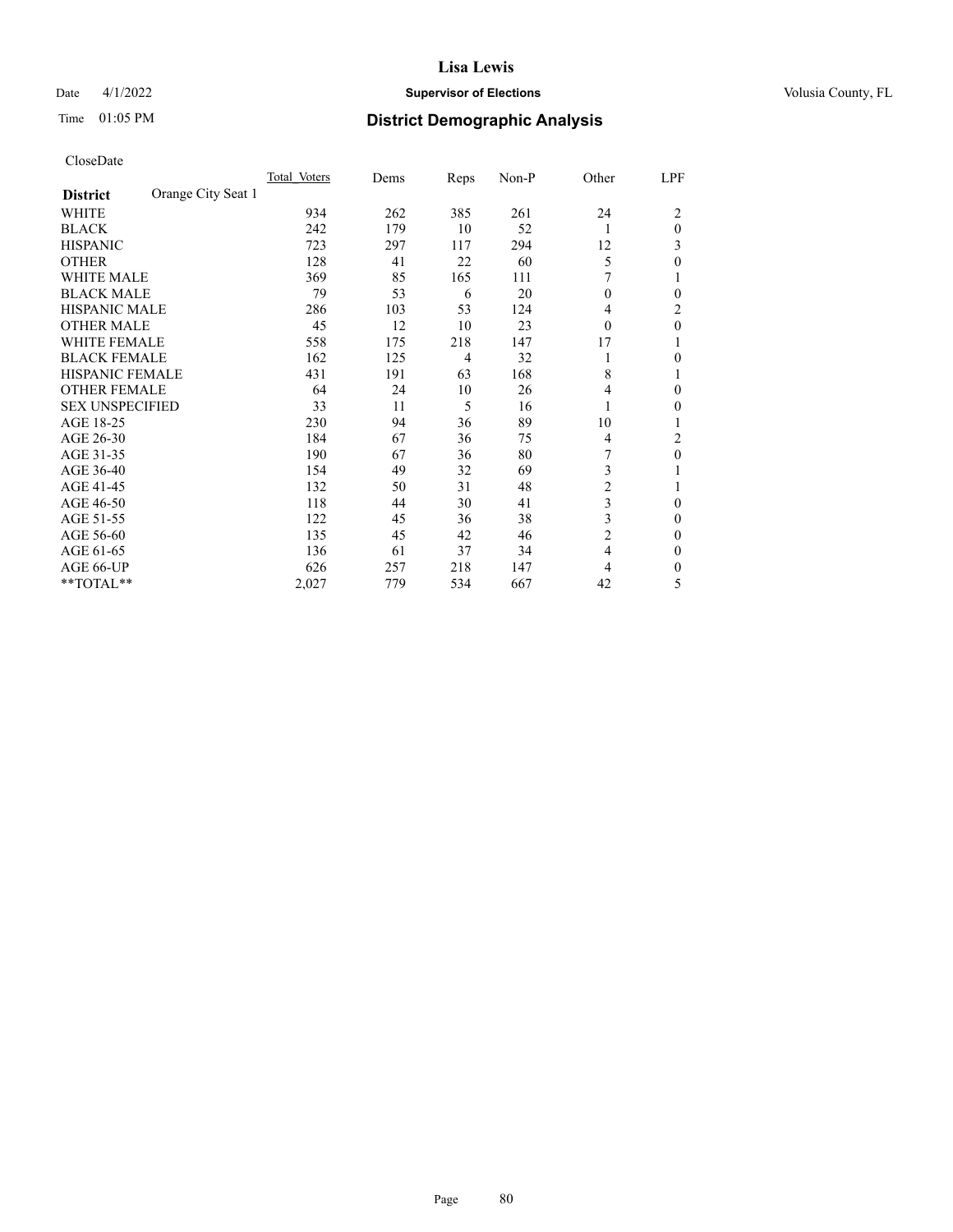# Lisa Lewis

Date 4/1/2022 **Supervisor of Elections** Volusia County, FL

Time 01:05 PM **District Demographic Analysis**

CloseDate

| | Total_Voters | Dems | Reps | Non-P | Other | LPF |
|---|---|---|---|---|---|---|
| **District** Orange City Seat 1 | | | | | | |
| WHITE | 934 | 262 | 385 | 261 | 24 | 2 |
| BLACK | 242 | 179 | 10 | 52 | 1 | 0 |
| HISPANIC | 723 | 297 | 117 | 294 | 12 | 3 |
| OTHER | 128 | 41 | 22 | 60 | 5 | 0 |
| WHITE MALE | 369 | 85 | 165 | 111 | 7 | 1 |
| BLACK MALE | 79 | 53 | 6 | 20 | 0 | 0 |
| HISPANIC MALE | 286 | 103 | 53 | 124 | 4 | 2 |
| OTHER MALE | 45 | 12 | 10 | 23 | 0 | 0 |
| WHITE FEMALE | 558 | 175 | 218 | 147 | 17 | 1 |
| BLACK FEMALE | 162 | 125 | 4 | 32 | 1 | 0 |
| HISPANIC FEMALE | 431 | 191 | 63 | 168 | 8 | 1 |
| OTHER FEMALE | 64 | 24 | 10 | 26 | 4 | 0 |
| SEX UNSPECIFIED | 33 | 11 | 5 | 16 | 1 | 0 |
| AGE 18-25 | 230 | 94 | 36 | 89 | 10 | 1 |
| AGE 26-30 | 184 | 67 | 36 | 75 | 4 | 2 |
| AGE 31-35 | 190 | 67 | 36 | 80 | 7 | 0 |
| AGE 36-40 | 154 | 49 | 32 | 69 | 3 | 1 |
| AGE 41-45 | 132 | 50 | 31 | 48 | 2 | 1 |
| AGE 46-50 | 118 | 44 | 30 | 41 | 3 | 0 |
| AGE 51-55 | 122 | 45 | 36 | 38 | 3 | 0 |
| AGE 56-60 | 135 | 45 | 42 | 46 | 2 | 0 |
| AGE 61-65 | 136 | 61 | 37 | 34 | 4 | 0 |
| AGE 66-UP | 626 | 257 | 218 | 147 | 4 | 0 |
| **TOTAL** | 2,027 | 779 | 534 | 667 | 42 | 5 |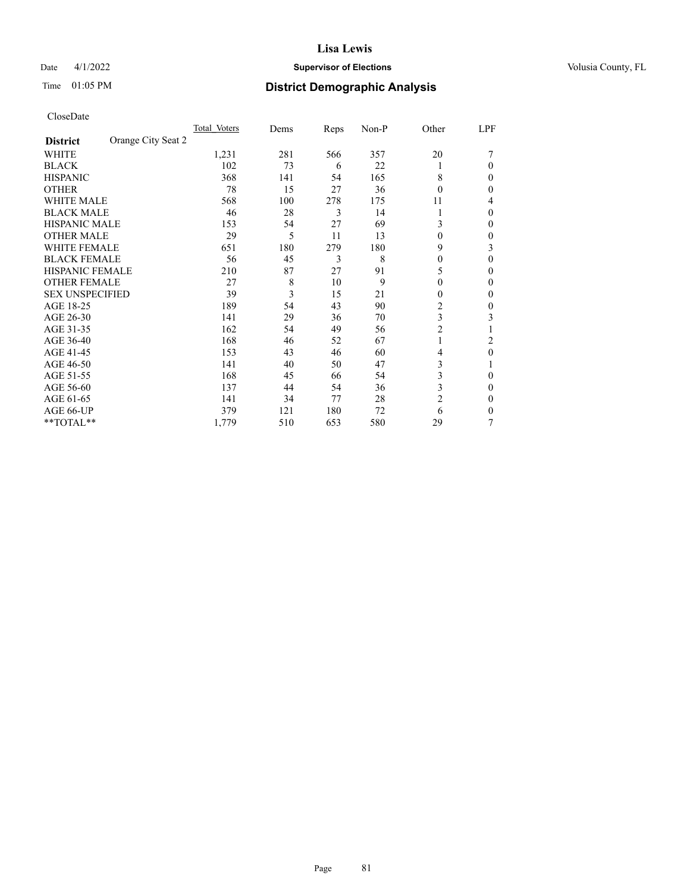# Lisa Lewis

Date 4/1/2022 **Supervisor of Elections** Volusia County, FL

Time 01:05 PM **District Demographic Analysis**

CloseDate

| **District** Orange City Seat 2 | Total Voters | Dems | Reps | Non-P | Other | LPF |
|---|---|---|---|---|---|---|
| WHITE | 1,231 | 281 | 566 | 357 | 20 | 7 |
| BLACK | 102 | 73 | 6 | 22 | 1 | 0 |
| HISPANIC | 368 | 141 | 54 | 165 | 8 | 0 |
| OTHER | 78 | 15 | 27 | 36 | 0 | 0 |
| WHITE MALE | 568 | 100 | 278 | 175 | 11 | 4 |
| BLACK MALE | 46 | 28 | 3 | 14 | 1 | 0 |
| HISPANIC MALE | 153 | 54 | 27 | 69 | 3 | 0 |
| OTHER MALE | 29 | 5 | 11 | 13 | 0 | 0 |
| WHITE FEMALE | 651 | 180 | 279 | 180 | 9 | 3 |
| BLACK FEMALE | 56 | 45 | 3 | 8 | 0 | 0 |
| HISPANIC FEMALE | 210 | 87 | 27 | 91 | 5 | 0 |
| OTHER FEMALE | 27 | 8 | 10 | 9 | 0 | 0 |
| SEX UNSPECIFIED | 39 | 3 | 15 | 21 | 0 | 0 |
| AGE 18-25 | 189 | 54 | 43 | 90 | 2 | 0 |
| AGE 26-30 | 141 | 29 | 36 | 70 | 3 | 3 |
| AGE 31-35 | 162 | 54 | 49 | 56 | 2 | 1 |
| AGE 36-40 | 168 | 46 | 52 | 67 | 1 | 2 |
| AGE 41-45 | 153 | 43 | 46 | 60 | 4 | 0 |
| AGE 46-50 | 141 | 40 | 50 | 47 | 3 | 1 |
| AGE 51-55 | 168 | 45 | 66 | 54 | 3 | 0 |
| AGE 56-60 | 137 | 44 | 54 | 36 | 3 | 0 |
| AGE 61-65 | 141 | 34 | 77 | 28 | 2 | 0 |
| AGE 66-UP | 379 | 121 | 180 | 72 | 6 | 0 |
| **TOTAL** | 1,779 | 510 | 653 | 580 | 29 | 7 |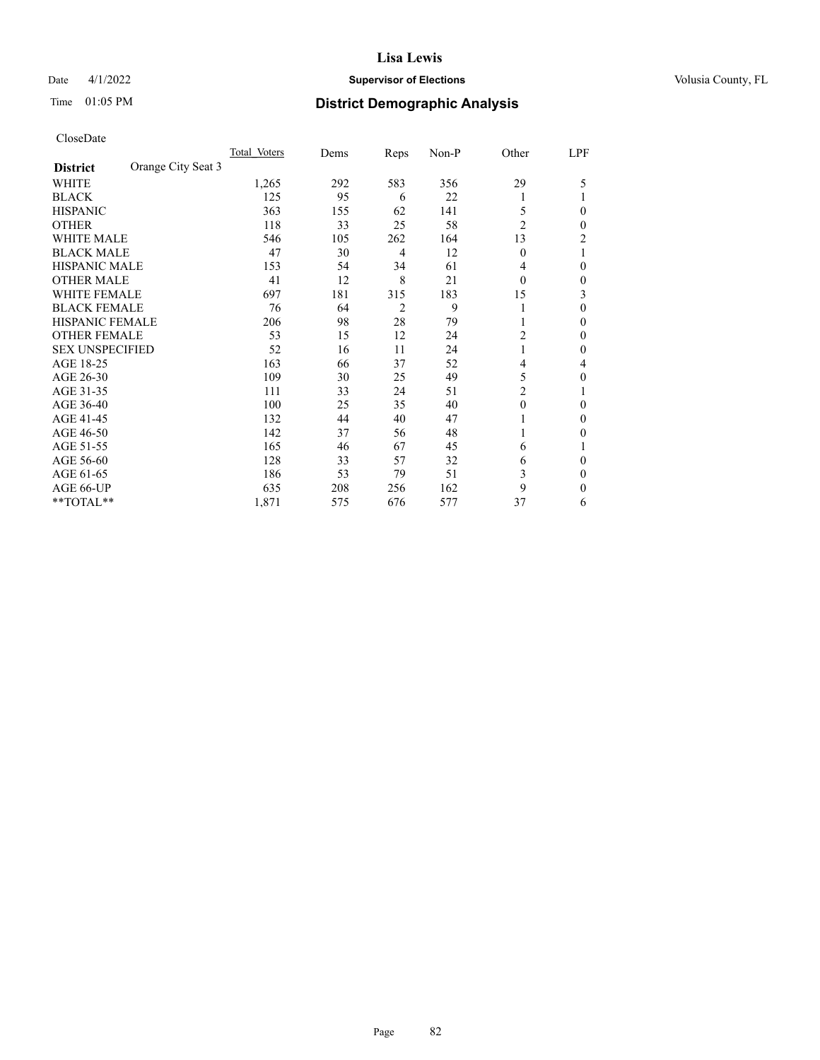CloseDate

| District | Orange City Seat 3 | Total_Voters | Dems | Reps | Non-P | Other | LPF |
|---|---|---|---|---|---|---|---|
| WHITE | | 1,265 | 292 | 583 | 356 | 29 | 5 |
| BLACK | | 125 | 95 | 6 | 22 | 1 | 1 |
| HISPANIC | | 363 | 155 | 62 | 141 | 5 | 0 |
| OTHER | | 118 | 33 | 25 | 58 | 2 | 0 |
| WHITE MALE | | 546 | 105 | 262 | 164 | 13 | 2 |
| BLACK MALE | | 47 | 30 | 4 | 12 | 0 | 1 |
| HISPANIC MALE | | 153 | 54 | 34 | 61 | 4 | 0 |
| OTHER MALE | | 41 | 12 | 8 | 21 | 0 | 0 |
| WHITE FEMALE | | 697 | 181 | 315 | 183 | 15 | 3 |
| BLACK FEMALE | | 76 | 64 | 2 | 9 | 1 | 0 |
| HISPANIC FEMALE | | 206 | 98 | 28 | 79 | 1 | 0 |
| OTHER FEMALE | | 53 | 15 | 12 | 24 | 2 | 0 |
| SEX UNSPECIFIED | | 52 | 16 | 11 | 24 | 1 | 0 |
| AGE 18-25 | | 163 | 66 | 37 | 52 | 4 | 4 |
| AGE 26-30 | | 109 | 30 | 25 | 49 | 5 | 0 |
| AGE 31-35 | | 111 | 33 | 24 | 51 | 2 | 1 |
| AGE 36-40 | | 100 | 25 | 35 | 40 | 0 | 0 |
| AGE 41-45 | | 132 | 44 | 40 | 47 | 1 | 0 |
| AGE 46-50 | | 142 | 37 | 56 | 48 | 1 | 0 |
| AGE 51-55 | | 165 | 46 | 67 | 45 | 6 | 1 |
| AGE 56-60 | | 128 | 33 | 57 | 32 | 6 | 0 |
| AGE 61-65 | | 186 | 53 | 79 | 51 | 3 | 0 |
| AGE 66-UP | | 635 | 208 | 256 | 162 | 9 | 0 |
| **TOTAL** | | 1,871 | 575 | 676 | 577 | 37 | 6 |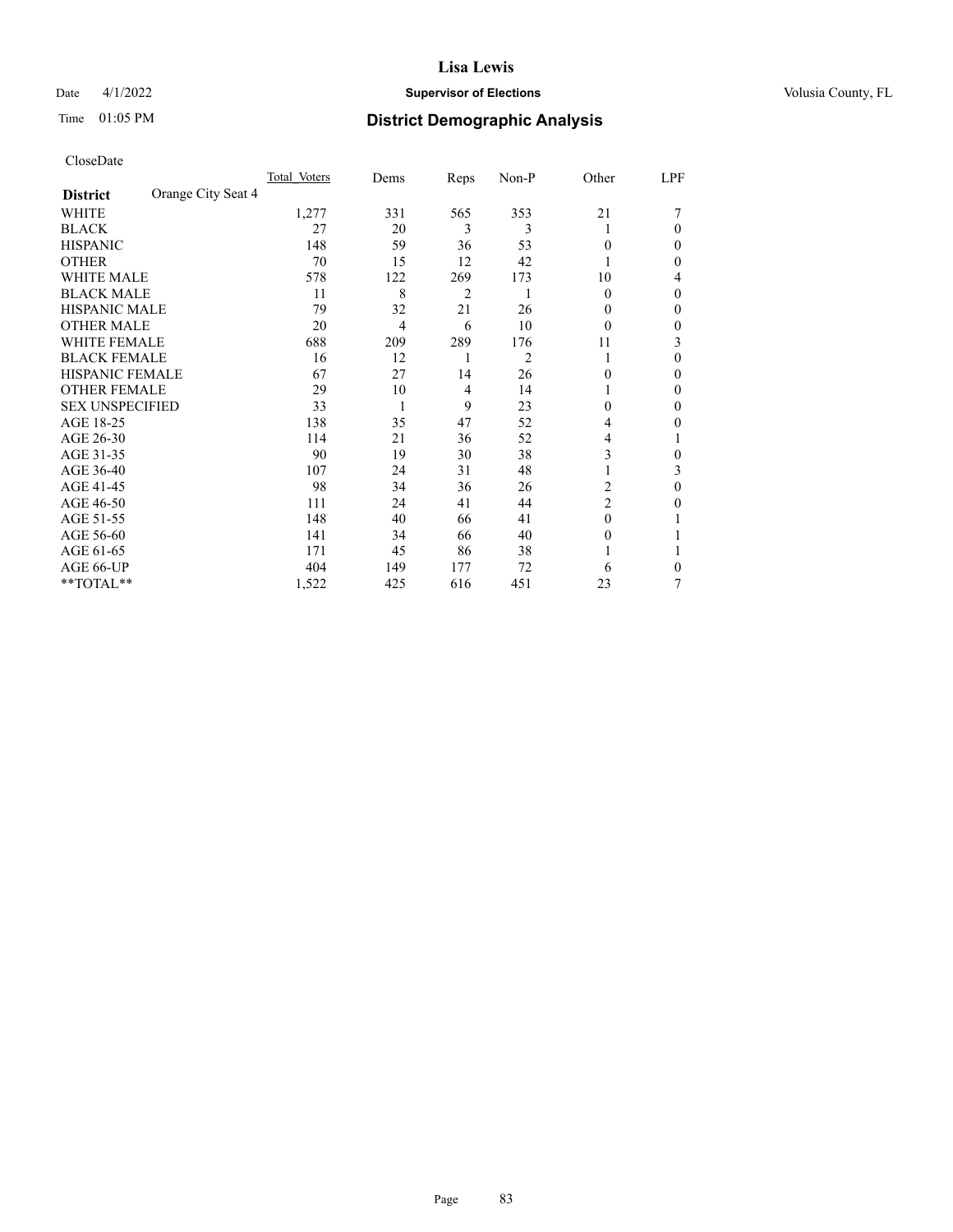# District Demographic Analysis

CloseDate

| District: Orange City Seat 4 | Total Voters | Dems | Reps | Non-P | Other | LPF |
|---|---|---|---|---|---|---|
| WHITE | 1,277 | 331 | 565 | 353 | 21 | 7 |
| BLACK | 27 | 20 | 3 | 3 | 1 | 0 |
| HISPANIC | 148 | 59 | 36 | 53 | 0 | 0 |
| OTHER | 70 | 15 | 12 | 42 | 1 | 0 |
| WHITE MALE | 578 | 122 | 269 | 173 | 10 | 4 |
| BLACK MALE | 11 | 8 | 2 | 1 | 0 | 0 |
| HISPANIC MALE | 79 | 32 | 21 | 26 | 0 | 0 |
| OTHER MALE | 20 | 4 | 6 | 10 | 0 | 0 |
| WHITE FEMALE | 688 | 209 | 289 | 176 | 11 | 3 |
| BLACK FEMALE | 16 | 12 | 1 | 2 | 1 | 0 |
| HISPANIC FEMALE | 67 | 27 | 14 | 26 | 0 | 0 |
| OTHER FEMALE | 29 | 10 | 4 | 14 | 1 | 0 |
| SEX UNSPECIFIED | 33 | 1 | 9 | 23 | 0 | 0 |
| AGE 18-25 | 138 | 35 | 47 | 52 | 4 | 0 |
| AGE 26-30 | 114 | 21 | 36 | 52 | 4 | 1 |
| AGE 31-35 | 90 | 19 | 30 | 38 | 3 | 0 |
| AGE 36-40 | 107 | 24 | 31 | 48 | 1 | 3 |
| AGE 41-45 | 98 | 34 | 36 | 26 | 2 | 0 |
| AGE 46-50 | 111 | 24 | 41 | 44 | 2 | 0 |
| AGE 51-55 | 148 | 40 | 66 | 41 | 0 | 1 |
| AGE 56-60 | 141 | 34 | 66 | 40 | 0 | 1 |
| AGE 61-65 | 171 | 45 | 86 | 38 | 1 | 1 |
| AGE 66-UP | 404 | 149 | 177 | 72 | 6 | 0 |
| **TOTAL** | 1,522 | 425 | 616 | 451 | 23 | 7 |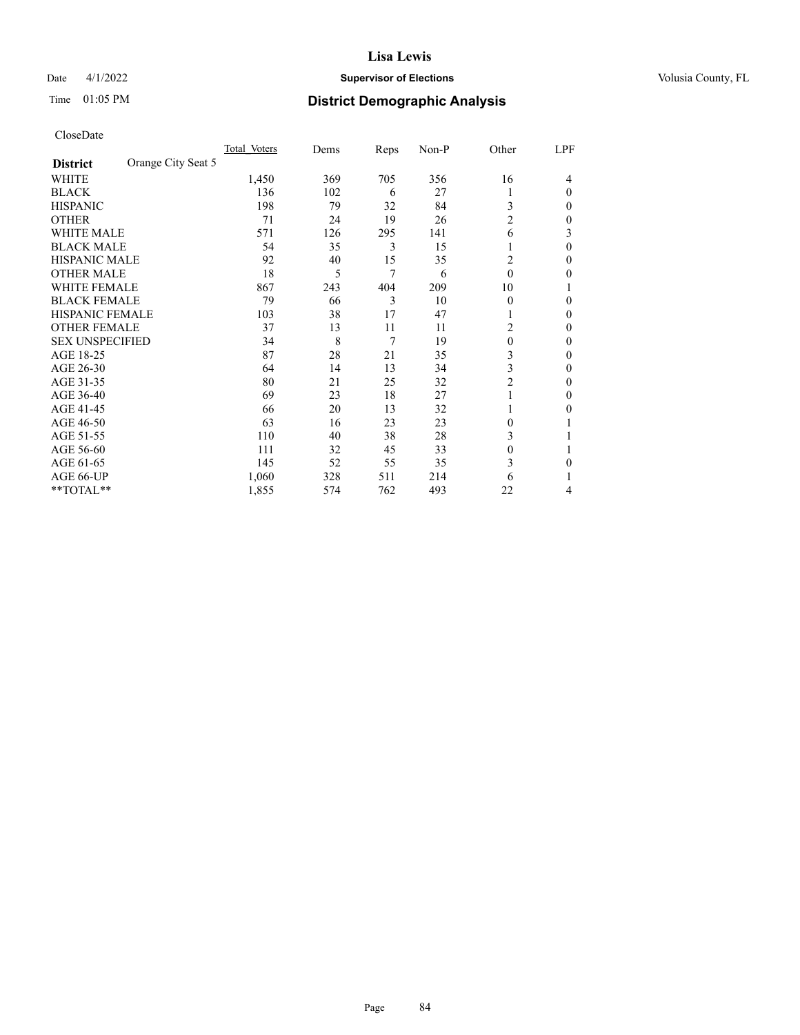# Lisa Lewis

Date 4/1/2022 **Supervisor of Elections** Volusia County, FL

Time 01:05 PM **District Demographic Analysis**

CloseDate

| **District** Orange City Seat 5 | Total Voters | Dems | Reps | Non-P | Other | LPF |
|---|---|---|---|---|---|---|
| WHITE | 1,450 | 369 | 705 | 356 | 16 | 4 |
| BLACK | 136 | 102 | 6 | 27 | 1 | 0 |
| HISPANIC | 198 | 79 | 32 | 84 | 3 | 0 |
| OTHER | 71 | 24 | 19 | 26 | 2 | 0 |
| WHITE MALE | 571 | 126 | 295 | 141 | 6 | 3 |
| BLACK MALE | 54 | 35 | 3 | 15 | 1 | 0 |
| HISPANIC MALE | 92 | 40 | 15 | 35 | 2 | 0 |
| OTHER MALE | 18 | 5 | 7 | 6 | 0 | 0 |
| WHITE FEMALE | 867 | 243 | 404 | 209 | 10 | 1 |
| BLACK FEMALE | 79 | 66 | 3 | 10 | 0 | 0 |
| HISPANIC FEMALE | 103 | 38 | 17 | 47 | 1 | 0 |
| OTHER FEMALE | 37 | 13 | 11 | 11 | 2 | 0 |
| SEX UNSPECIFIED | 34 | 8 | 7 | 19 | 0 | 0 |
| AGE 18-25 | 87 | 28 | 21 | 35 | 3 | 0 |
| AGE 26-30 | 64 | 14 | 13 | 34 | 3 | 0 |
| AGE 31-35 | 80 | 21 | 25 | 32 | 2 | 0 |
| AGE 36-40 | 69 | 23 | 18 | 27 | 1 | 0 |
| AGE 41-45 | 66 | 20 | 13 | 32 | 1 | 0 |
| AGE 46-50 | 63 | 16 | 23 | 23 | 0 | 1 |
| AGE 51-55 | 110 | 40 | 38 | 28 | 3 | 1 |
| AGE 56-60 | 111 | 32 | 45 | 33 | 0 | 1 |
| AGE 61-65 | 145 | 52 | 55 | 35 | 3 | 0 |
| AGE 66-UP | 1,060 | 328 | 511 | 214 | 6 | 1 |
| **TOTAL** | 1,855 | 574 | 762 | 493 | 22 | 4 |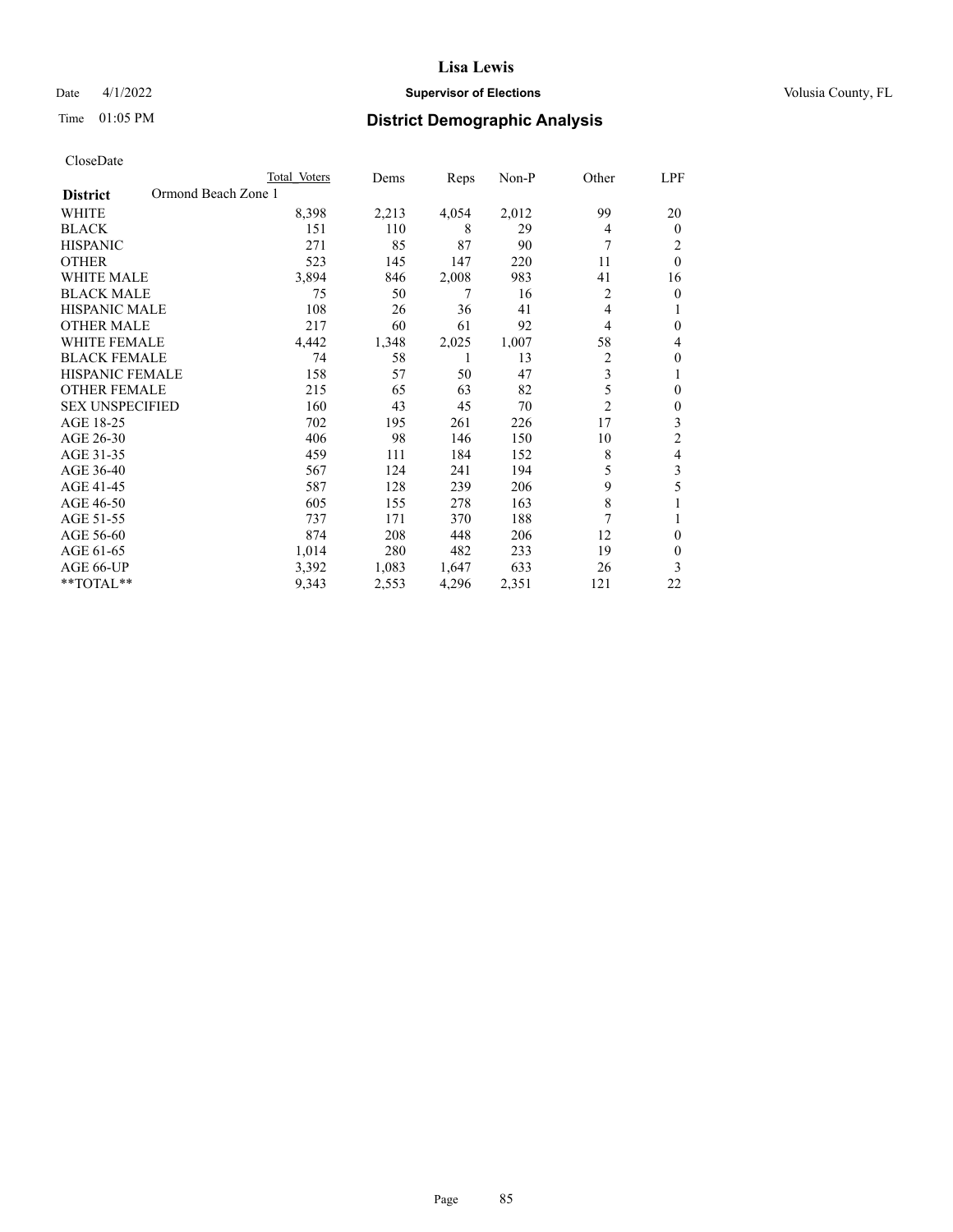# Lisa Lewis

Date 4/1/2022 **Supervisor of Elections** Volusia County, FL

Time 01:05 PM **District Demographic Analysis**

CloseDate

| | Total Voters | Dems | Reps | Non-P | Other | LPF |
|---|---|---|---|---|---|---|
| **District** Ormond Beach Zone 1 | | | | | | |
| WHITE | 8,398 | 2,213 | 4,054 | 2,012 | 99 | 20 |
| BLACK | 151 | 110 | 8 | 29 | 4 | 0 |
| HISPANIC | 271 | 85 | 87 | 90 | 7 | 2 |
| OTHER | 523 | 145 | 147 | 220 | 11 | 0 |
| WHITE MALE | 3,894 | 846 | 2,008 | 983 | 41 | 16 |
| BLACK MALE | 75 | 50 | 7 | 16 | 2 | 0 |
| HISPANIC MALE | 108 | 26 | 36 | 41 | 4 | 1 |
| OTHER MALE | 217 | 60 | 61 | 92 | 4 | 0 |
| WHITE FEMALE | 4,442 | 1,348 | 2,025 | 1,007 | 58 | 4 |
| BLACK FEMALE | 74 | 58 | 1 | 13 | 2 | 0 |
| HISPANIC FEMALE | 158 | 57 | 50 | 47 | 3 | 1 |
| OTHER FEMALE | 215 | 65 | 63 | 82 | 5 | 0 |
| SEX UNSPECIFIED | 160 | 43 | 45 | 70 | 2 | 0 |
| AGE 18-25 | 702 | 195 | 261 | 226 | 17 | 3 |
| AGE 26-30 | 406 | 98 | 146 | 150 | 10 | 2 |
| AGE 31-35 | 459 | 111 | 184 | 152 | 8 | 4 |
| AGE 36-40 | 567 | 124 | 241 | 194 | 5 | 3 |
| AGE 41-45 | 587 | 128 | 239 | 206 | 9 | 5 |
| AGE 46-50 | 605 | 155 | 278 | 163 | 8 | 1 |
| AGE 51-55 | 737 | 171 | 370 | 188 | 7 | 1 |
| AGE 56-60 | 874 | 208 | 448 | 206 | 12 | 0 |
| AGE 61-65 | 1,014 | 280 | 482 | 233 | 19 | 0 |
| AGE 66-UP | 3,392 | 1,083 | 1,647 | 633 | 26 | 3 |
| **TOTAL** | 9,343 | 2,553 | 4,296 | 2,351 | 121 | 22 |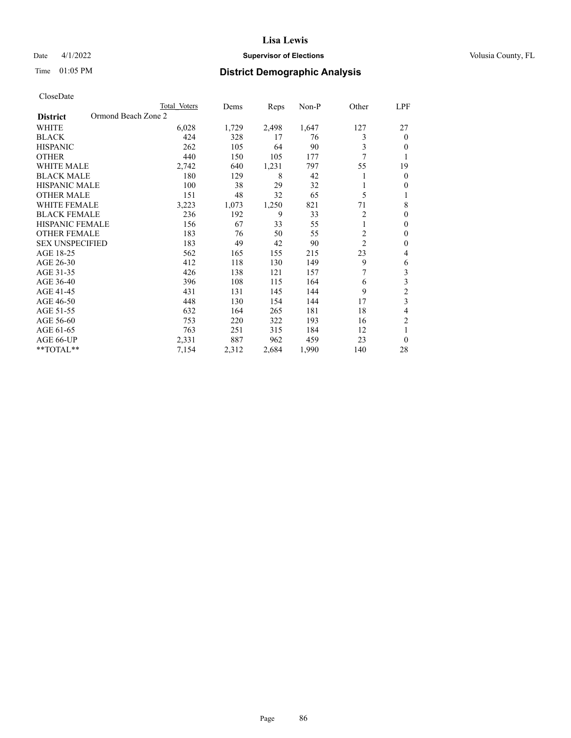CloseDate

| District | Ormond Beach Zone 2 | Total Voters | Dems | Reps | Non-P | Other | LPF |
|---|---|---|---|---|---|---|---|
| WHITE | | 6,028 | 1,729 | 2,498 | 1,647 | 127 | 27 |
| BLACK | | 424 | 328 | 17 | 76 | 3 | 0 |
| HISPANIC | | 262 | 105 | 64 | 90 | 3 | 0 |
| OTHER | | 440 | 150 | 105 | 177 | 7 | 1 |
| WHITE MALE | | 2,742 | 640 | 1,231 | 797 | 55 | 19 |
| BLACK MALE | | 180 | 129 | 8 | 42 | 1 | 0 |
| HISPANIC MALE | | 100 | 38 | 29 | 32 | 1 | 0 |
| OTHER MALE | | 151 | 48 | 32 | 65 | 5 | 1 |
| WHITE FEMALE | | 3,223 | 1,073 | 1,250 | 821 | 71 | 8 |
| BLACK FEMALE | | 236 | 192 | 9 | 33 | 2 | 0 |
| HISPANIC FEMALE | | 156 | 67 | 33 | 55 | 1 | 0 |
| OTHER FEMALE | | 183 | 76 | 50 | 55 | 2 | 0 |
| SEX UNSPECIFIED | | 183 | 49 | 42 | 90 | 2 | 0 |
| AGE 18-25 | | 562 | 165 | 155 | 215 | 23 | 4 |
| AGE 26-30 | | 412 | 118 | 130 | 149 | 9 | 6 |
| AGE 31-35 | | 426 | 138 | 121 | 157 | 7 | 3 |
| AGE 36-40 | | 396 | 108 | 115 | 164 | 6 | 3 |
| AGE 41-45 | | 431 | 131 | 145 | 144 | 9 | 2 |
| AGE 46-50 | | 448 | 130 | 154 | 144 | 17 | 3 |
| AGE 51-55 | | 632 | 164 | 265 | 181 | 18 | 4 |
| AGE 56-60 | | 753 | 220 | 322 | 193 | 16 | 2 |
| AGE 61-65 | | 763 | 251 | 315 | 184 | 12 | 1 |
| AGE 66-UP | | 2,331 | 887 | 962 | 459 | 23 | 0 |
| **TOTAL** | | 7,154 | 2,312 | 2,684 | 1,990 | 140 | 28 |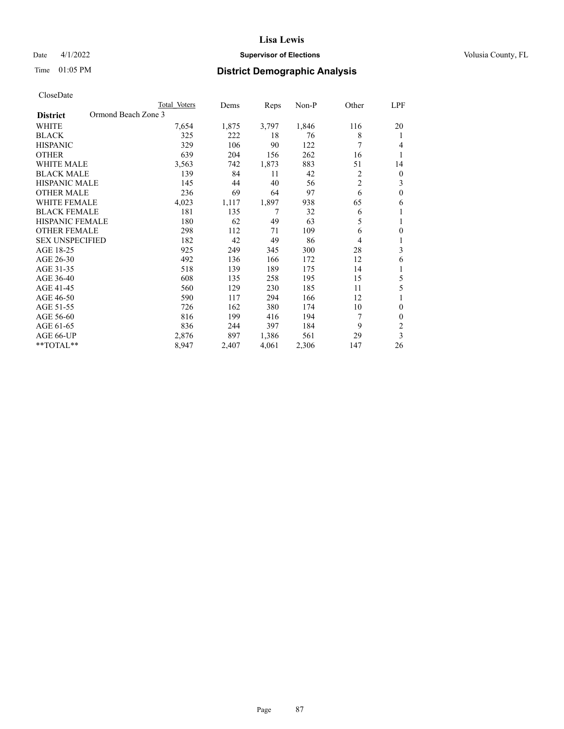# Lisa Lewis

**Supervisor of Elections**

Date 4/1/2022 Volusia County, FL

Time 01:05 PM

## District Demographic Analysis

CloseDate

| District | Ormond Beach Zone 3 Total Voters | Dems | Reps | Non-P | Other | LPF |
|---|---|---|---|---|---|---|
| WHITE | 7,654 | 1,875 | 3,797 | 1,846 | 116 | 20 |
| BLACK | 325 | 222 | 18 | 76 | 8 | 1 |
| HISPANIC | 329 | 106 | 90 | 122 | 7 | 4 |
| OTHER | 639 | 204 | 156 | 262 | 16 | 1 |
| WHITE MALE | 3,563 | 742 | 1,873 | 883 | 51 | 14 |
| BLACK MALE | 139 | 84 | 11 | 42 | 2 | 0 |
| HISPANIC MALE | 145 | 44 | 40 | 56 | 2 | 3 |
| OTHER MALE | 236 | 69 | 64 | 97 | 6 | 0 |
| WHITE FEMALE | 4,023 | 1,117 | 1,897 | 938 | 65 | 6 |
| BLACK FEMALE | 181 | 135 | 7 | 32 | 6 | 1 |
| HISPANIC FEMALE | 180 | 62 | 49 | 63 | 5 | 1 |
| OTHER FEMALE | 298 | 112 | 71 | 109 | 6 | 0 |
| SEX UNSPECIFIED | 182 | 42 | 49 | 86 | 4 | 1 |
| AGE 18-25 | 925 | 249 | 345 | 300 | 28 | 3 |
| AGE 26-30 | 492 | 136 | 166 | 172 | 12 | 6 |
| AGE 31-35 | 518 | 139 | 189 | 175 | 14 | 1 |
| AGE 36-40 | 608 | 135 | 258 | 195 | 15 | 5 |
| AGE 41-45 | 560 | 129 | 230 | 185 | 11 | 5 |
| AGE 46-50 | 590 | 117 | 294 | 166 | 12 | 1 |
| AGE 51-55 | 726 | 162 | 380 | 174 | 10 | 0 |
| AGE 56-60 | 816 | 199 | 416 | 194 | 7 | 0 |
| AGE 61-65 | 836 | 244 | 397 | 184 | 9 | 2 |
| AGE 66-UP | 2,876 | 897 | 1,386 | 561 | 29 | 3 |
| **TOTAL** | 8,947 | 2,407 | 4,061 | 2,306 | 147 | 26 |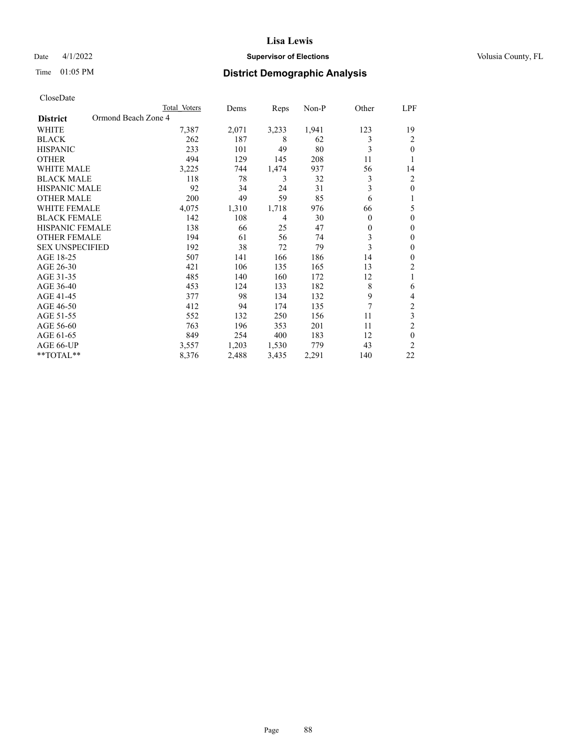# District Demographic Analysis

CloseDate

| District | Ormond Beach Zone 4 | Total Voters | Dems | Reps | Non-P | Other | LPF |
|---|---|---|---|---|---|---|---|
| WHITE | | 7,387 | 2,071 | 3,233 | 1,941 | 123 | 19 |
| BLACK | | 262 | 187 | 8 | 62 | 3 | 2 |
| HISPANIC | | 233 | 101 | 49 | 80 | 3 | 0 |
| OTHER | | 494 | 129 | 145 | 208 | 11 | 1 |
| WHITE MALE | | 3,225 | 744 | 1,474 | 937 | 56 | 14 |
| BLACK MALE | | 118 | 78 | 3 | 32 | 3 | 2 |
| HISPANIC MALE | | 92 | 34 | 24 | 31 | 3 | 0 |
| OTHER MALE | | 200 | 49 | 59 | 85 | 6 | 1 |
| WHITE FEMALE | | 4,075 | 1,310 | 1,718 | 976 | 66 | 5 |
| BLACK FEMALE | | 142 | 108 | 4 | 30 | 0 | 0 |
| HISPANIC FEMALE | | 138 | 66 | 25 | 47 | 0 | 0 |
| OTHER FEMALE | | 194 | 61 | 56 | 74 | 3 | 0 |
| SEX UNSPECIFIED | | 192 | 38 | 72 | 79 | 3 | 0 |
| AGE 18-25 | | 507 | 141 | 166 | 186 | 14 | 0 |
| AGE 26-30 | | 421 | 106 | 135 | 165 | 13 | 2 |
| AGE 31-35 | | 485 | 140 | 160 | 172 | 12 | 1 |
| AGE 36-40 | | 453 | 124 | 133 | 182 | 8 | 6 |
| AGE 41-45 | | 377 | 98 | 134 | 132 | 9 | 4 |
| AGE 46-50 | | 412 | 94 | 174 | 135 | 7 | 2 |
| AGE 51-55 | | 552 | 132 | 250 | 156 | 11 | 3 |
| AGE 56-60 | | 763 | 196 | 353 | 201 | 11 | 2 |
| AGE 61-65 | | 849 | 254 | 400 | 183 | 12 | 0 |
| AGE 66-UP | | 3,557 | 1,203 | 1,530 | 779 | 43 | 2 |
| **TOTAL** | | 8,376 | 2,488 | 3,435 | 2,291 | 140 | 22 |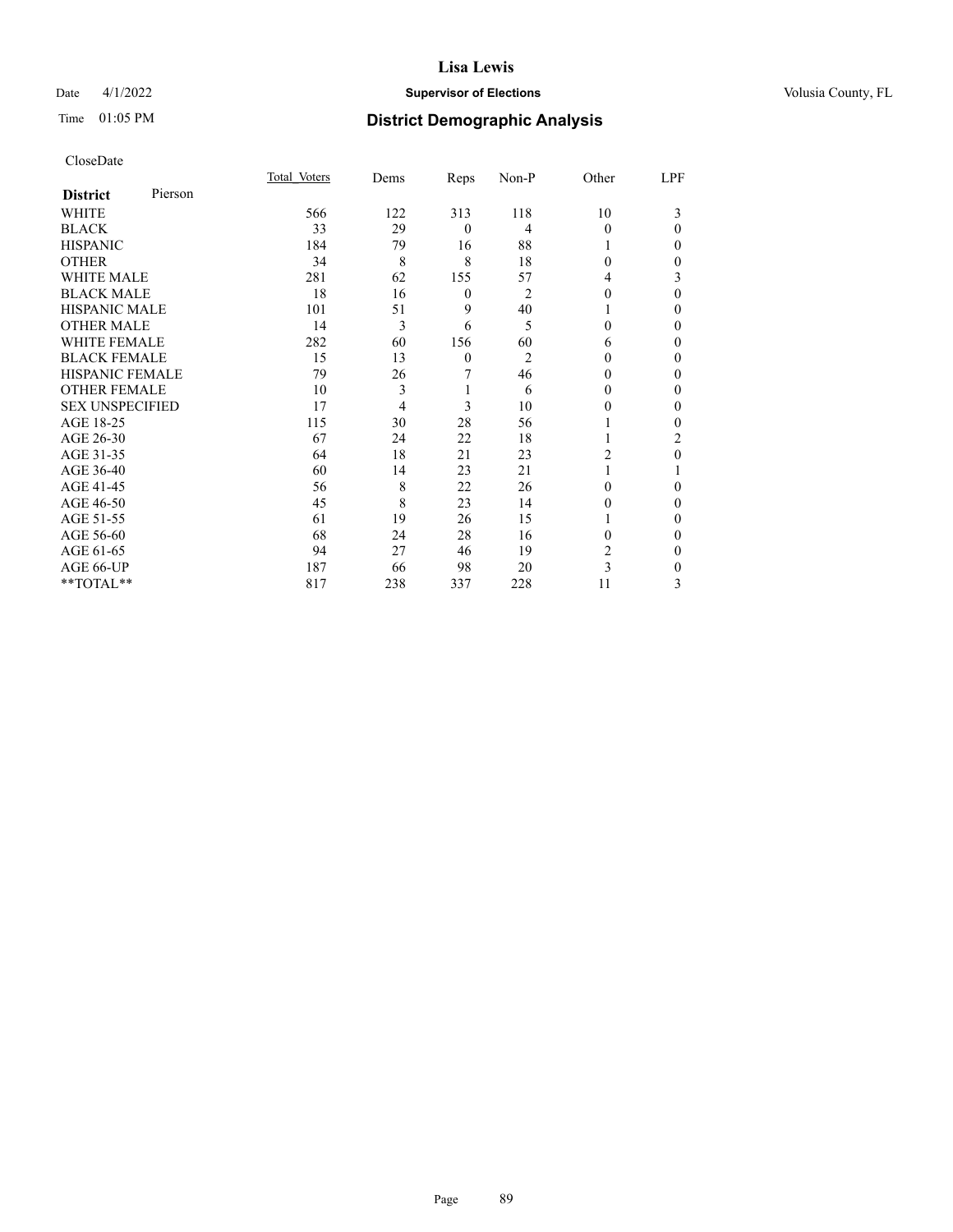# Lisa Lewis

Date 4/1/2022 **Supervisor of Elections** Volusia County, FL

Time 01:05 PM **District Demographic Analysis**

CloseDate

| **District** Pierson | Total Voters | Dems | Reps | Non-P | Other | LPF |
|---|---|---|---|---|---|---|
| WHITE | 566 | 122 | 313 | 118 | 10 | 3 |
| BLACK | 33 | 29 | 0 | 4 | 0 | 0 |
| HISPANIC | 184 | 79 | 16 | 88 | 1 | 0 |
| OTHER | 34 | 8 | 8 | 18 | 0 | 0 |
| WHITE MALE | 281 | 62 | 155 | 57 | 4 | 3 |
| BLACK MALE | 18 | 16 | 0 | 2 | 0 | 0 |
| HISPANIC MALE | 101 | 51 | 9 | 40 | 1 | 0 |
| OTHER MALE | 14 | 3 | 6 | 5 | 0 | 0 |
| WHITE FEMALE | 282 | 60 | 156 | 60 | 6 | 0 |
| BLACK FEMALE | 15 | 13 | 0 | 2 | 0 | 0 |
| HISPANIC FEMALE | 79 | 26 | 7 | 46 | 0 | 0 |
| OTHER FEMALE | 10 | 3 | 1 | 6 | 0 | 0 |
| SEX UNSPECIFIED | 17 | 4 | 3 | 10 | 0 | 0 |
| AGE 18-25 | 115 | 30 | 28 | 56 | 1 | 0 |
| AGE 26-30 | 67 | 24 | 22 | 18 | 1 | 2 |
| AGE 31-35 | 64 | 18 | 21 | 23 | 2 | 0 |
| AGE 36-40 | 60 | 14 | 23 | 21 | 1 | 1 |
| AGE 41-45 | 56 | 8 | 22 | 26 | 0 | 0 |
| AGE 46-50 | 45 | 8 | 23 | 14 | 0 | 0 |
| AGE 51-55 | 61 | 19 | 26 | 15 | 1 | 0 |
| AGE 56-60 | 68 | 24 | 28 | 16 | 0 | 0 |
| AGE 61-65 | 94 | 27 | 46 | 19 | 2 | 0 |
| AGE 66-UP | 187 | 66 | 98 | 20 | 3 | 0 |
| **TOTAL** | 817 | 238 | 337 | 228 | 11 | 3 |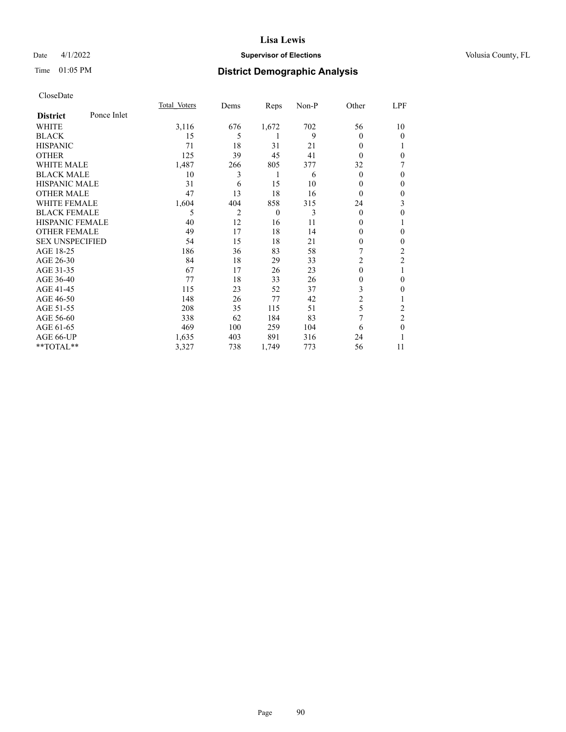# Lisa Lewis

Date 4/1/2022 **Supervisor of Elections** Volusia County, FL

Time 01:05 PM **District Demographic Analysis**

CloseDate

| **District** Ponce Inlet | Total Voters | Dems | Reps | Non-P | Other | LPF |
|---|---|---|---|---|---|---|
| WHITE | 3,116 | 676 | 1,672 | 702 | 56 | 10 |
| BLACK | 15 | 5 | 1 | 9 | 0 | 0 |
| HISPANIC | 71 | 18 | 31 | 21 | 0 | 1 |
| OTHER | 125 | 39 | 45 | 41 | 0 | 0 |
| WHITE MALE | 1,487 | 266 | 805 | 377 | 32 | 7 |
| BLACK MALE | 10 | 3 | 1 | 6 | 0 | 0 |
| HISPANIC MALE | 31 | 6 | 15 | 10 | 0 | 0 |
| OTHER MALE | 47 | 13 | 18 | 16 | 0 | 0 |
| WHITE FEMALE | 1,604 | 404 | 858 | 315 | 24 | 3 |
| BLACK FEMALE | 5 | 2 | 0 | 3 | 0 | 0 |
| HISPANIC FEMALE | 40 | 12 | 16 | 11 | 0 | 1 |
| OTHER FEMALE | 49 | 17 | 18 | 14 | 0 | 0 |
| SEX UNSPECIFIED | 54 | 15 | 18 | 21 | 0 | 0 |
| AGE 18-25 | 186 | 36 | 83 | 58 | 7 | 2 |
| AGE 26-30 | 84 | 18 | 29 | 33 | 2 | 2 |
| AGE 31-35 | 67 | 17 | 26 | 23 | 0 | 1 |
| AGE 36-40 | 77 | 18 | 33 | 26 | 0 | 0 |
| AGE 41-45 | 115 | 23 | 52 | 37 | 3 | 0 |
| AGE 46-50 | 148 | 26 | 77 | 42 | 2 | 1 |
| AGE 51-55 | 208 | 35 | 115 | 51 | 5 | 2 |
| AGE 56-60 | 338 | 62 | 184 | 83 | 7 | 2 |
| AGE 61-65 | 469 | 100 | 259 | 104 | 6 | 0 |
| AGE 66-UP | 1,635 | 403 | 891 | 316 | 24 | 1 |
| **TOTAL** | 3,327 | 738 | 1,749 | 773 | 56 | 11 |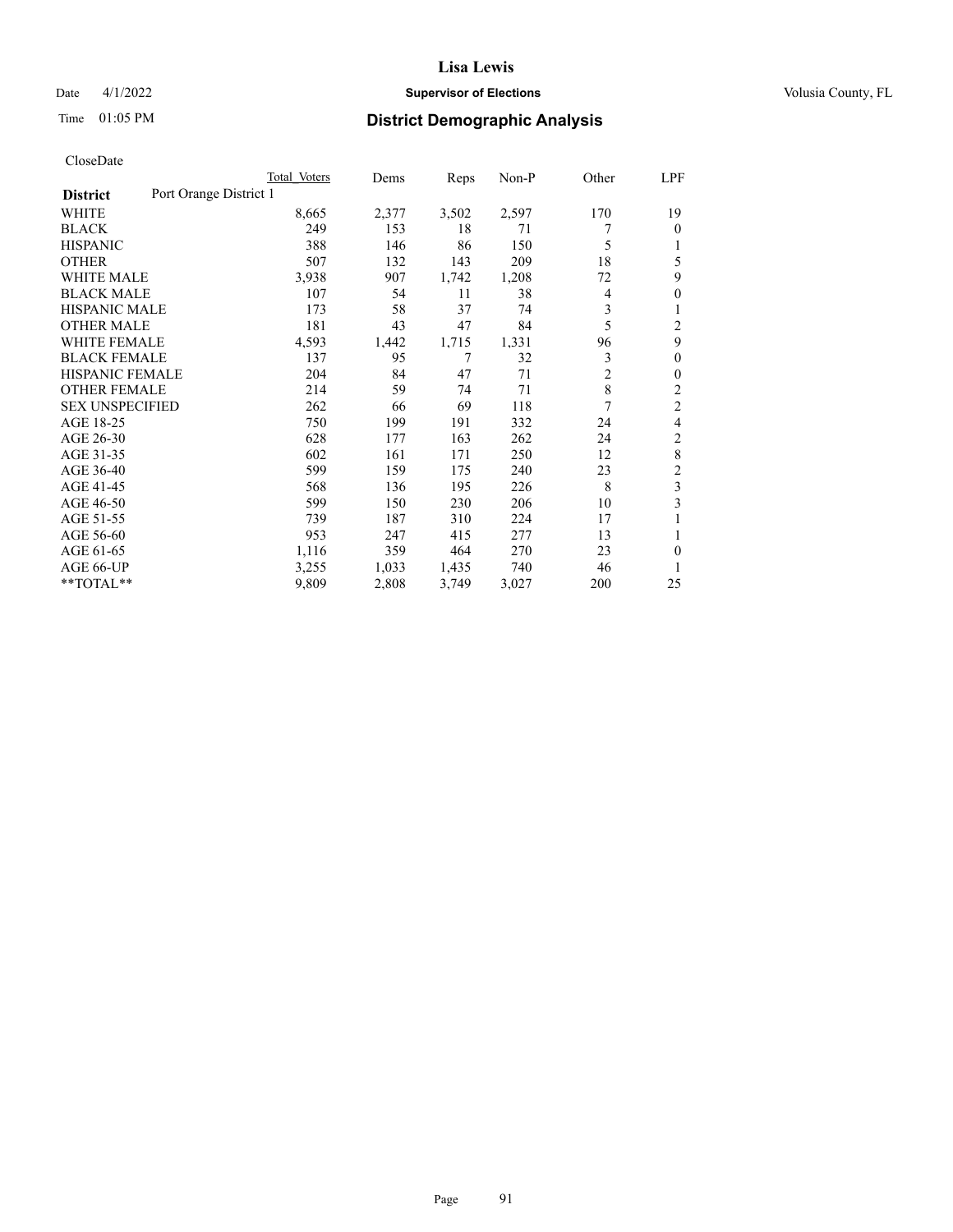# Lisa Lewis

Date 4/1/2022 **Supervisor of Elections** Volusia County, FL

Time 01:05 PM **District Demographic Analysis**

CloseDate

| **District** Port Orange District 1 | Total Voters | Dems | Reps | Non-P | Other | LPF |
|---|---|---|---|---|---|---|
| WHITE | 8,665 | 2,377 | 3,502 | 2,597 | 170 | 19 |
| BLACK | 249 | 153 | 18 | 71 | 7 | 0 |
| HISPANIC | 388 | 146 | 86 | 150 | 5 | 1 |
| OTHER | 507 | 132 | 143 | 209 | 18 | 5 |
| WHITE MALE | 3,938 | 907 | 1,742 | 1,208 | 72 | 9 |
| BLACK MALE | 107 | 54 | 11 | 38 | 4 | 0 |
| HISPANIC MALE | 173 | 58 | 37 | 74 | 3 | 1 |
| OTHER MALE | 181 | 43 | 47 | 84 | 5 | 2 |
| WHITE FEMALE | 4,593 | 1,442 | 1,715 | 1,331 | 96 | 9 |
| BLACK FEMALE | 137 | 95 | 7 | 32 | 3 | 0 |
| HISPANIC FEMALE | 204 | 84 | 47 | 71 | 2 | 0 |
| OTHER FEMALE | 214 | 59 | 74 | 71 | 8 | 2 |
| SEX UNSPECIFIED | 262 | 66 | 69 | 118 | 7 | 2 |
| AGE 18-25 | 750 | 199 | 191 | 332 | 24 | 4 |
| AGE 26-30 | 628 | 177 | 163 | 262 | 24 | 2 |
| AGE 31-35 | 602 | 161 | 171 | 250 | 12 | 8 |
| AGE 36-40 | 599 | 159 | 175 | 240 | 23 | 2 |
| AGE 41-45 | 568 | 136 | 195 | 226 | 8 | 3 |
| AGE 46-50 | 599 | 150 | 230 | 206 | 10 | 3 |
| AGE 51-55 | 739 | 187 | 310 | 224 | 17 | 1 |
| AGE 56-60 | 953 | 247 | 415 | 277 | 13 | 1 |
| AGE 61-65 | 1,116 | 359 | 464 | 270 | 23 | 0 |
| AGE 66-UP | 3,255 | 1,033 | 1,435 | 740 | 46 | 1 |
| **TOTAL** | 9,809 | 2,808 | 3,749 | 3,027 | 200 | 25 |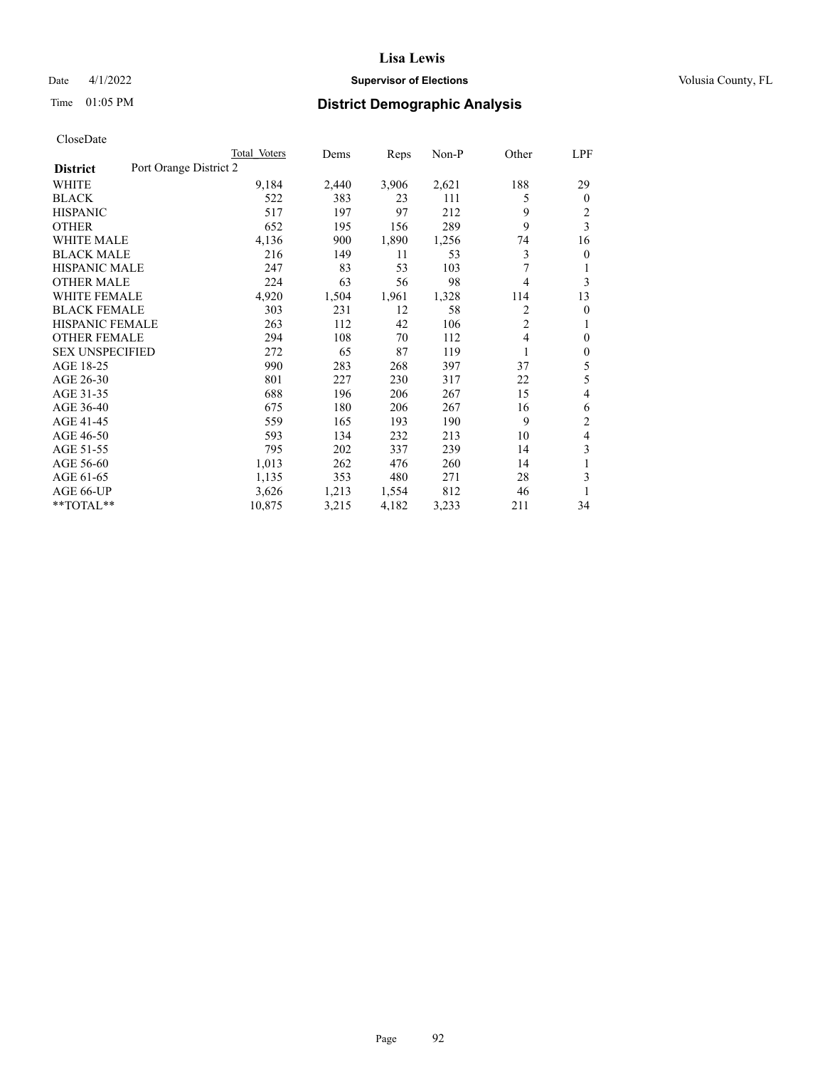# Lisa Lewis

Date 4/1/2022 **Supervisor of Elections** Volusia County, FL

Time 01:05 PM **District Demographic Analysis**

CloseDate

| District | Port Orange District 2 Total Voters | Dems | Reps | Non-P | Other | LPF |
|---|---|---|---|---|---|---|
| WHITE | 9,184 | 2,440 | 3,906 | 2,621 | 188 | 29 |
| BLACK | 522 | 383 | 23 | 111 | 5 | 0 |
| HISPANIC | 517 | 197 | 97 | 212 | 9 | 2 |
| OTHER | 652 | 195 | 156 | 289 | 9 | 3 |
| WHITE MALE | 4,136 | 900 | 1,890 | 1,256 | 74 | 16 |
| BLACK MALE | 216 | 149 | 11 | 53 | 3 | 0 |
| HISPANIC MALE | 247 | 83 | 53 | 103 | 7 | 1 |
| OTHER MALE | 224 | 63 | 56 | 98 | 4 | 3 |
| WHITE FEMALE | 4,920 | 1,504 | 1,961 | 1,328 | 114 | 13 |
| BLACK FEMALE | 303 | 231 | 12 | 58 | 2 | 0 |
| HISPANIC FEMALE | 263 | 112 | 42 | 106 | 2 | 1 |
| OTHER FEMALE | 294 | 108 | 70 | 112 | 4 | 0 |
| SEX UNSPECIFIED | 272 | 65 | 87 | 119 | 1 | 0 |
| AGE 18-25 | 990 | 283 | 268 | 397 | 37 | 5 |
| AGE 26-30 | 801 | 227 | 230 | 317 | 22 | 5 |
| AGE 31-35 | 688 | 196 | 206 | 267 | 15 | 4 |
| AGE 36-40 | 675 | 180 | 206 | 267 | 16 | 6 |
| AGE 41-45 | 559 | 165 | 193 | 190 | 9 | 2 |
| AGE 46-50 | 593 | 134 | 232 | 213 | 10 | 4 |
| AGE 51-55 | 795 | 202 | 337 | 239 | 14 | 3 |
| AGE 56-60 | 1,013 | 262 | 476 | 260 | 14 | 1 |
| AGE 61-65 | 1,135 | 353 | 480 | 271 | 28 | 3 |
| AGE 66-UP | 3,626 | 1,213 | 1,554 | 812 | 46 | 1 |
| **TOTAL** | 10,875 | 3,215 | 4,182 | 3,233 | 211 | 34 |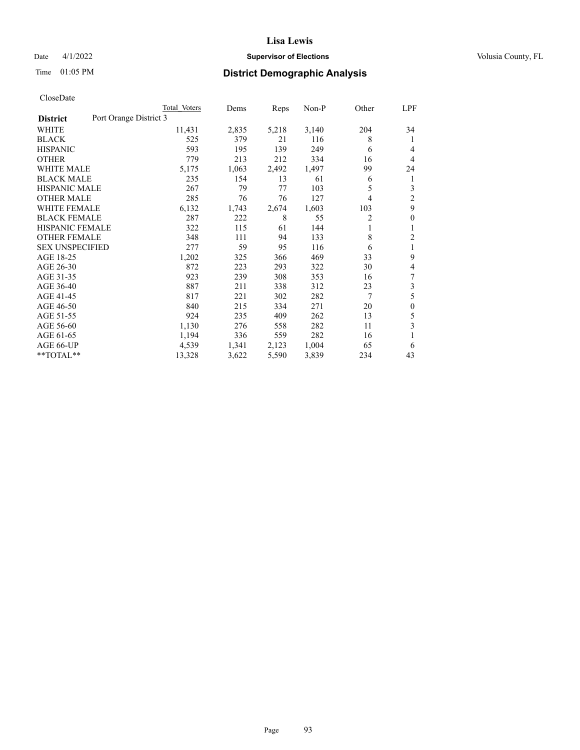# Lisa Lewis

Date 4/1/2022 **Supervisor of Elections** Volusia County, FL

Time 01:05 PM **District Demographic Analysis**

CloseDate

| District | Port Orange District 3 | Total Voters | Dems | Reps | Non-P | Other | LPF |
|---|---|---|---|---|---|---|---|
| WHITE | | 11,431 | 2,835 | 5,218 | 3,140 | 204 | 34 |
| BLACK | | 525 | 379 | 21 | 116 | 8 | 1 |
| HISPANIC | | 593 | 195 | 139 | 249 | 6 | 4 |
| OTHER | | 779 | 213 | 212 | 334 | 16 | 4 |
| WHITE MALE | | 5,175 | 1,063 | 2,492 | 1,497 | 99 | 24 |
| BLACK MALE | | 235 | 154 | 13 | 61 | 6 | 1 |
| HISPANIC MALE | | 267 | 79 | 77 | 103 | 5 | 3 |
| OTHER MALE | | 285 | 76 | 76 | 127 | 4 | 2 |
| WHITE FEMALE | | 6,132 | 1,743 | 2,674 | 1,603 | 103 | 9 |
| BLACK FEMALE | | 287 | 222 | 8 | 55 | 2 | 0 |
| HISPANIC FEMALE | | 322 | 115 | 61 | 144 | 1 | 1 |
| OTHER FEMALE | | 348 | 111 | 94 | 133 | 8 | 2 |
| SEX UNSPECIFIED | | 277 | 59 | 95 | 116 | 6 | 1 |
| AGE 18-25 | | 1,202 | 325 | 366 | 469 | 33 | 9 |
| AGE 26-30 | | 872 | 223 | 293 | 322 | 30 | 4 |
| AGE 31-35 | | 923 | 239 | 308 | 353 | 16 | 7 |
| AGE 36-40 | | 887 | 211 | 338 | 312 | 23 | 3 |
| AGE 41-45 | | 817 | 221 | 302 | 282 | 7 | 5 |
| AGE 46-50 | | 840 | 215 | 334 | 271 | 20 | 0 |
| AGE 51-55 | | 924 | 235 | 409 | 262 | 13 | 5 |
| AGE 56-60 | | 1,130 | 276 | 558 | 282 | 11 | 3 |
| AGE 61-65 | | 1,194 | 336 | 559 | 282 | 16 | 1 |
| AGE 66-UP | | 4,539 | 1,341 | 2,123 | 1,004 | 65 | 6 |
| **TOTAL** | | 13,328 | 3,622 | 5,590 | 3,839 | 234 | 43 |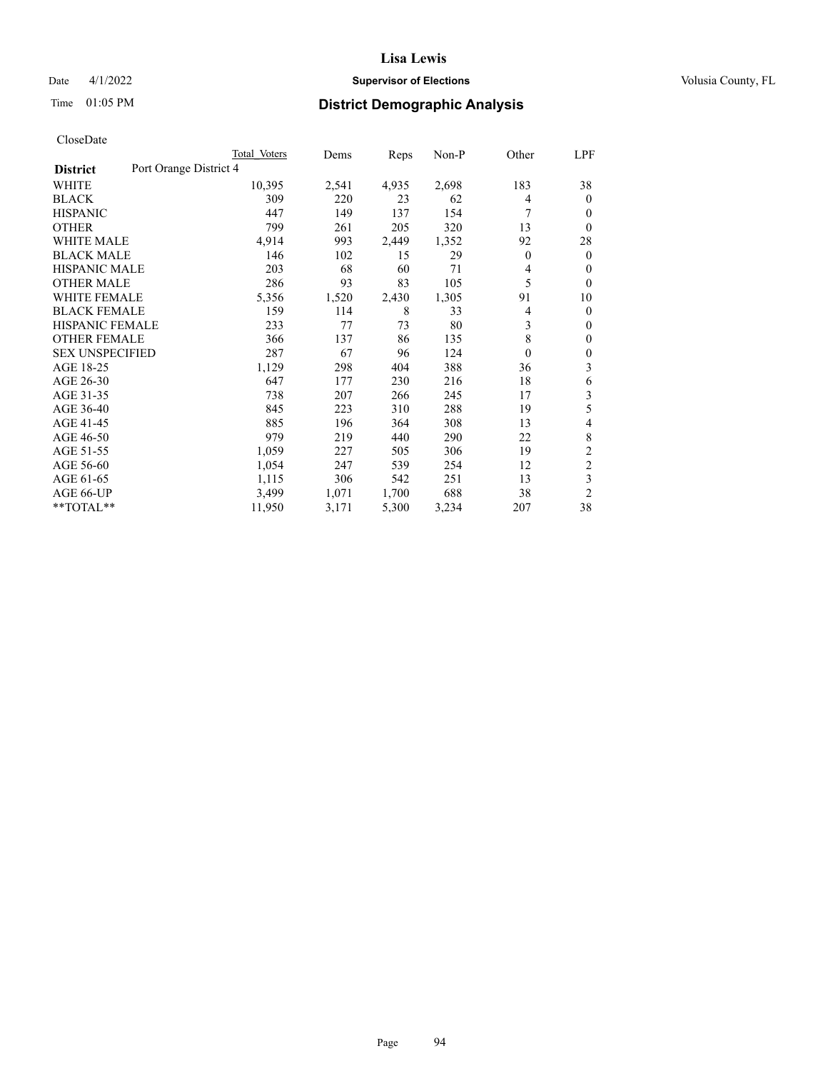CloseDate

| District | Port Orange District 4 | Total Voters | Dems | Reps | Non-P | Other | LPF |
|---|---|---|---|---|---|---|---|
| WHITE | | 10,395 | 2,541 | 4,935 | 2,698 | 183 | 38 |
| BLACK | | 309 | 220 | 23 | 62 | 4 | 0 |
| HISPANIC | | 447 | 149 | 137 | 154 | 7 | 0 |
| OTHER | | 799 | 261 | 205 | 320 | 13 | 0 |
| WHITE MALE | | 4,914 | 993 | 2,449 | 1,352 | 92 | 28 |
| BLACK MALE | | 146 | 102 | 15 | 29 | 0 | 0 |
| HISPANIC MALE | | 203 | 68 | 60 | 71 | 4 | 0 |
| OTHER MALE | | 286 | 93 | 83 | 105 | 5 | 0 |
| WHITE FEMALE | | 5,356 | 1,520 | 2,430 | 1,305 | 91 | 10 |
| BLACK FEMALE | | 159 | 114 | 8 | 33 | 4 | 0 |
| HISPANIC FEMALE | | 233 | 77 | 73 | 80 | 3 | 0 |
| OTHER FEMALE | | 366 | 137 | 86 | 135 | 8 | 0 |
| SEX UNSPECIFIED | | 287 | 67 | 96 | 124 | 0 | 0 |
| AGE 18-25 | | 1,129 | 298 | 404 | 388 | 36 | 3 |
| AGE 26-30 | | 647 | 177 | 230 | 216 | 18 | 6 |
| AGE 31-35 | | 738 | 207 | 266 | 245 | 17 | 3 |
| AGE 36-40 | | 845 | 223 | 310 | 288 | 19 | 5 |
| AGE 41-45 | | 885 | 196 | 364 | 308 | 13 | 4 |
| AGE 46-50 | | 979 | 219 | 440 | 290 | 22 | 8 |
| AGE 51-55 | | 1,059 | 227 | 505 | 306 | 19 | 2 |
| AGE 56-60 | | 1,054 | 247 | 539 | 254 | 12 | 2 |
| AGE 61-65 | | 1,115 | 306 | 542 | 251 | 13 | 3 |
| AGE 66-UP | | 3,499 | 1,071 | 1,700 | 688 | 38 | 2 |
| **TOTAL** | | 11,950 | 3,171 | 5,300 | 3,234 | 207 | 38 |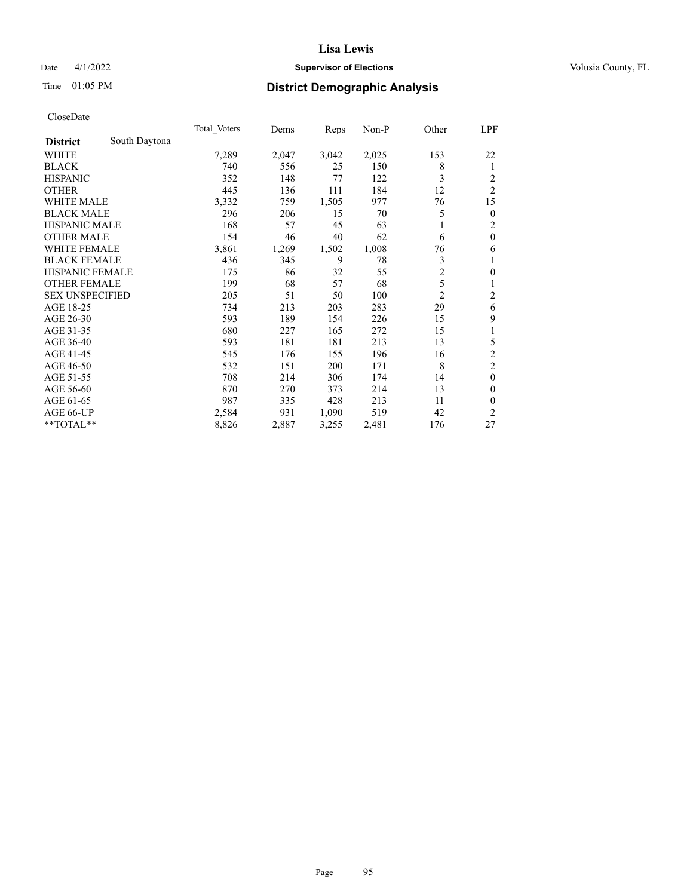# Lisa Lewis

Date 4/1/2022 **Supervisor of Elections** Volusia County, FL

Time 01:05 PM **District Demographic Analysis**

CloseDate

| | Total Voters | Dems | Reps | Non-P | Other | LPF |
|---|---|---|---|---|---|---|
| **District** South Daytona | | | | | | |
| WHITE | 7,289 | 2,047 | 3,042 | 2,025 | 153 | 22 |
| BLACK | 740 | 556 | 25 | 150 | 8 | 1 |
| HISPANIC | 352 | 148 | 77 | 122 | 3 | 2 |
| OTHER | 445 | 136 | 111 | 184 | 12 | 2 |
| WHITE MALE | 3,332 | 759 | 1,505 | 977 | 76 | 15 |
| BLACK MALE | 296 | 206 | 15 | 70 | 5 | 0 |
| HISPANIC MALE | 168 | 57 | 45 | 63 | 1 | 2 |
| OTHER MALE | 154 | 46 | 40 | 62 | 6 | 0 |
| WHITE FEMALE | 3,861 | 1,269 | 1,502 | 1,008 | 76 | 6 |
| BLACK FEMALE | 436 | 345 | 9 | 78 | 3 | 1 |
| HISPANIC FEMALE | 175 | 86 | 32 | 55 | 2 | 0 |
| OTHER FEMALE | 199 | 68 | 57 | 68 | 5 | 1 |
| SEX UNSPECIFIED | 205 | 51 | 50 | 100 | 2 | 2 |
| AGE 18-25 | 734 | 213 | 203 | 283 | 29 | 6 |
| AGE 26-30 | 593 | 189 | 154 | 226 | 15 | 9 |
| AGE 31-35 | 680 | 227 | 165 | 272 | 15 | 1 |
| AGE 36-40 | 593 | 181 | 181 | 213 | 13 | 5 |
| AGE 41-45 | 545 | 176 | 155 | 196 | 16 | 2 |
| AGE 46-50 | 532 | 151 | 200 | 171 | 8 | 2 |
| AGE 51-55 | 708 | 214 | 306 | 174 | 14 | 0 |
| AGE 56-60 | 870 | 270 | 373 | 214 | 13 | 0 |
| AGE 61-65 | 987 | 335 | 428 | 213 | 11 | 0 |
| AGE 66-UP | 2,584 | 931 | 1,090 | 519 | 42 | 2 |
| **TOTAL** | 8,826 | 2,887 | 3,255 | 2,481 | 176 | 27 |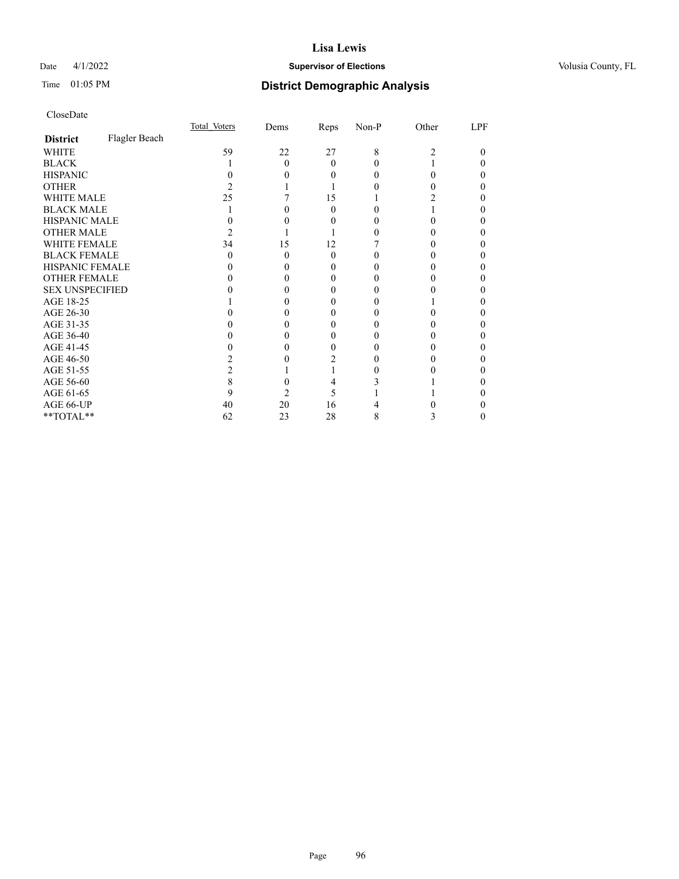# Lisa Lewis

Date 4/1/2022 **Supervisor of Elections** Volusia County, FL

Time 01:05 PM **District Demographic Analysis**

CloseDate

| **District** Flagler Beach | Total Voters | Dems | Reps | Non-P | Other | LPF |
|---|---|---|---|---|---|---|
| WHITE | 59 | 22 | 27 | 8 | 2 | 0 |
| BLACK | 1 | 0 | 0 | 0 | 1 | 0 |
| HISPANIC | 0 | 0 | 0 | 0 | 0 | 0 |
| OTHER | 2 | 1 | 1 | 0 | 0 | 0 |
| WHITE MALE | 25 | 7 | 15 | 1 | 2 | 0 |
| BLACK MALE | 1 | 0 | 0 | 0 | 1 | 0 |
| HISPANIC MALE | 0 | 0 | 0 | 0 | 0 | 0 |
| OTHER MALE | 2 | 1 | 1 | 0 | 0 | 0 |
| WHITE FEMALE | 34 | 15 | 12 | 7 | 0 | 0 |
| BLACK FEMALE | 0 | 0 | 0 | 0 | 0 | 0 |
| HISPANIC FEMALE | 0 | 0 | 0 | 0 | 0 | 0 |
| OTHER FEMALE | 0 | 0 | 0 | 0 | 0 | 0 |
| SEX UNSPECIFIED | 0 | 0 | 0 | 0 | 0 | 0 |
| AGE 18-25 | 1 | 0 | 0 | 0 | 1 | 0 |
| AGE 26-30 | 0 | 0 | 0 | 0 | 0 | 0 |
| AGE 31-35 | 0 | 0 | 0 | 0 | 0 | 0 |
| AGE 36-40 | 0 | 0 | 0 | 0 | 0 | 0 |
| AGE 41-45 | 0 | 0 | 0 | 0 | 0 | 0 |
| AGE 46-50 | 2 | 0 | 2 | 0 | 0 | 0 |
| AGE 51-55 | 2 | 1 | 1 | 0 | 0 | 0 |
| AGE 56-60 | 8 | 0 | 4 | 3 | 1 | 0 |
| AGE 61-65 | 9 | 2 | 5 | 1 | 1 | 0 |
| AGE 66-UP | 40 | 20 | 16 | 4 | 0 | 0 |
| **TOTAL** | 62 | 23 | 28 | 8 | 3 | 0 |